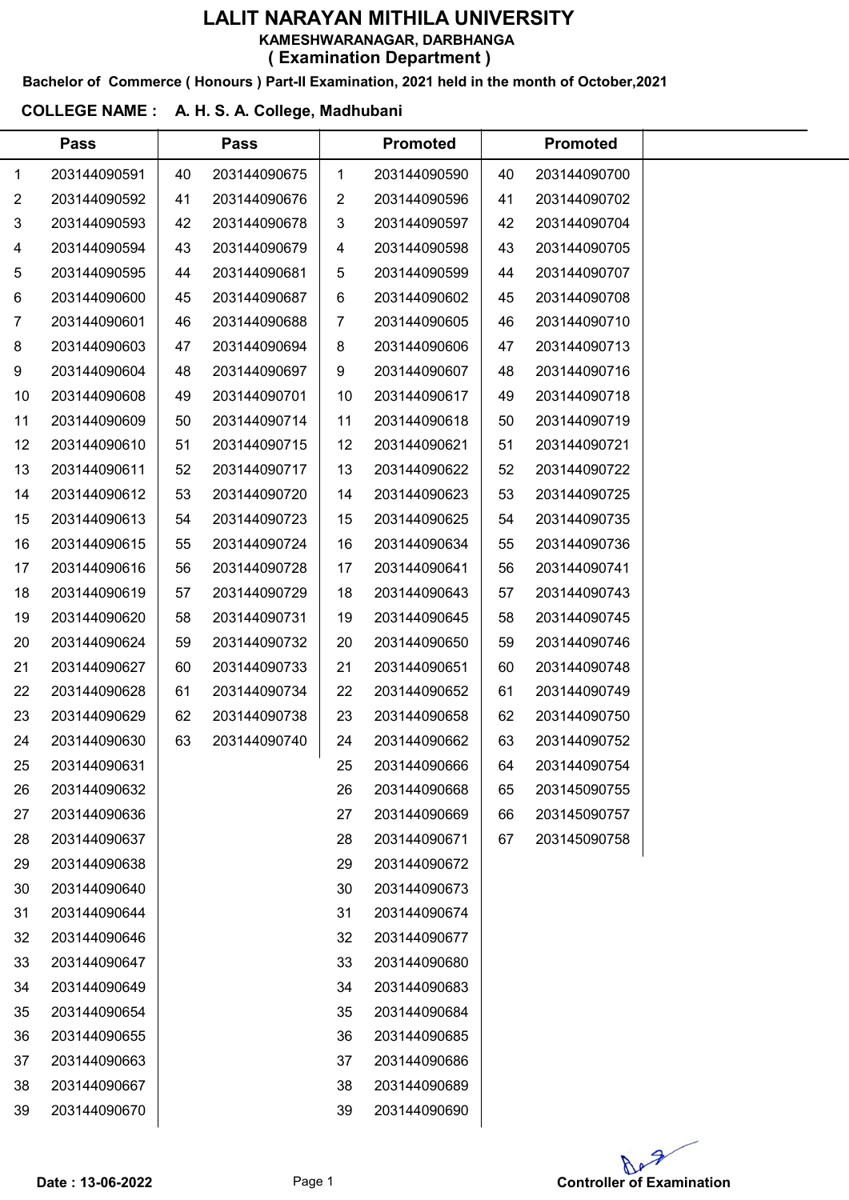# LALIT NARAYAN MITHILA UNIVERSITY

**KAMESHWARANAGAR, DARBHANGA**

**( Examination Department )**

**Bachelor of Commerce ( Honours ) Part-II Examination, 2021 held in the month of October,2021**

**COLLEGE NAME : A. H. S. A. College, Madhubani**

| Pass | | Pass | | Promoted | | Promoted | |
|---|---|---|---|---|---|---|---|
| 1 | 203144090591 | 40 | 203144090675 | 1 | 203144090590 | 40 | 203144090700 |
| 2 | 203144090592 | 41 | 203144090676 | 2 | 203144090596 | 41 | 203144090702 |
| 3 | 203144090593 | 42 | 203144090678 | 3 | 203144090597 | 42 | 203144090704 |
| 4 | 203144090594 | 43 | 203144090679 | 4 | 203144090598 | 43 | 203144090705 |
| 5 | 203144090595 | 44 | 203144090681 | 5 | 203144090599 | 44 | 203144090707 |
| 6 | 203144090600 | 45 | 203144090687 | 6 | 203144090602 | 45 | 203144090708 |
| 7 | 203144090601 | 46 | 203144090688 | 7 | 203144090605 | 46 | 203144090710 |
| 8 | 203144090603 | 47 | 203144090694 | 8 | 203144090606 | 47 | 203144090713 |
| 9 | 203144090604 | 48 | 203144090697 | 9 | 203144090607 | 48 | 203144090716 |
| 10 | 203144090608 | 49 | 203144090701 | 10 | 203144090617 | 49 | 203144090718 |
| 11 | 203144090609 | 50 | 203144090714 | 11 | 203144090618 | 50 | 203144090719 |
| 12 | 203144090610 | 51 | 203144090715 | 12 | 203144090621 | 51 | 203144090721 |
| 13 | 203144090611 | 52 | 203144090717 | 13 | 203144090622 | 52 | 203144090722 |
| 14 | 203144090612 | 53 | 203144090720 | 14 | 203144090623 | 53 | 203144090725 |
| 15 | 203144090613 | 54 | 203144090723 | 15 | 203144090625 | 54 | 203144090735 |
| 16 | 203144090615 | 55 | 203144090724 | 16 | 203144090634 | 55 | 203144090736 |
| 17 | 203144090616 | 56 | 203144090728 | 17 | 203144090641 | 56 | 203144090741 |
| 18 | 203144090619 | 57 | 203144090729 | 18 | 203144090643 | 57 | 203144090743 |
| 19 | 203144090620 | 58 | 203144090731 | 19 | 203144090645 | 58 | 203144090745 |
| 20 | 203144090624 | 59 | 203144090732 | 20 | 203144090650 | 59 | 203144090746 |
| 21 | 203144090627 | 60 | 203144090733 | 21 | 203144090651 | 60 | 203144090748 |
| 22 | 203144090628 | 61 | 203144090734 | 22 | 203144090652 | 61 | 203144090749 |
| 23 | 203144090629 | 62 | 203144090738 | 23 | 203144090658 | 62 | 203144090750 |
| 24 | 203144090630 | 63 | 203144090740 | 24 | 203144090662 | 63 | 203144090752 |
| 25 | 203144090631 | | | 25 | 203144090666 | 64 | 203144090754 |
| 26 | 203144090632 | | | 26 | 203144090668 | 65 | 203145090755 |
| 27 | 203144090636 | | | 27 | 203144090669 | 66 | 203145090757 |
| 28 | 203144090637 | | | 28 | 203144090671 | 67 | 203145090758 |
| 29 | 203144090638 | | | 29 | 203144090672 | | |
| 30 | 203144090640 | | | 30 | 203144090673 | | |
| 31 | 203144090644 | | | 31 | 203144090674 | | |
| 32 | 203144090646 | | | 32 | 203144090677 | | |
| 33 | 203144090647 | | | 33 | 203144090680 | | |
| 34 | 203144090649 | | | 34 | 203144090683 | | |
| 35 | 203144090654 | | | 35 | 203144090684 | | |
| 36 | 203144090655 | | | 36 | 203144090685 | | |
| 37 | 203144090663 | | | 37 | 203144090686 | | |
| 38 | 203144090667 | | | 38 | 203144090689 | | |
| 39 | 203144090670 | | | 39 | 203144090690 | | |

**Date : 13-06-2022**

**Controller of Examination**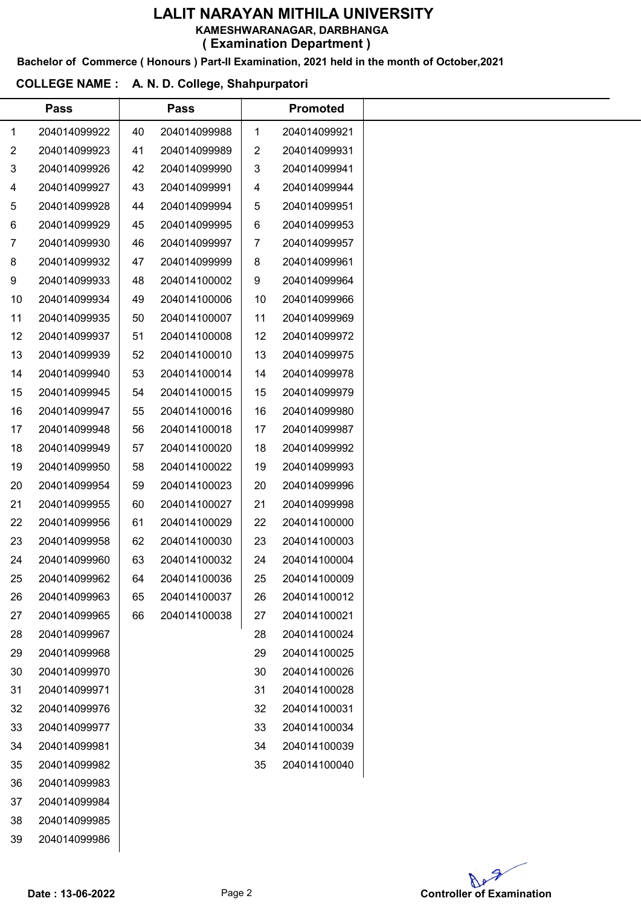# LALIT NARAYAN MITHILA UNIVERSITY

**KAMESHWARANAGAR, DARBHANGA**

**( Examination Department )**

**Bachelor of Commerce ( Honours ) Part-II Examination, 2021 held in the month of October,2021**

**COLLEGE NAME : A. N. D. College, Shahpurpatori**

| Pass | | Pass | | Promoted | |
|---|---|---|---|---|---|
| 1 | 204014099922 | 40 | 204014099988 | 1 | 204014099921 |
| 2 | 204014099923 | 41 | 204014099989 | 2 | 204014099931 |
| 3 | 204014099926 | 42 | 204014099990 | 3 | 204014099941 |
| 4 | 204014099927 | 43 | 204014099991 | 4 | 204014099944 |
| 5 | 204014099928 | 44 | 204014099994 | 5 | 204014099951 |
| 6 | 204014099929 | 45 | 204014099995 | 6 | 204014099953 |
| 7 | 204014099930 | 46 | 204014099997 | 7 | 204014099957 |
| 8 | 204014099932 | 47 | 204014099999 | 8 | 204014099961 |
| 9 | 204014099933 | 48 | 204014100002 | 9 | 204014099964 |
| 10 | 204014099934 | 49 | 204014100006 | 10 | 204014099966 |
| 11 | 204014099935 | 50 | 204014100007 | 11 | 204014099969 |
| 12 | 204014099937 | 51 | 204014100008 | 12 | 204014099972 |
| 13 | 204014099939 | 52 | 204014100010 | 13 | 204014099975 |
| 14 | 204014099940 | 53 | 204014100014 | 14 | 204014099978 |
| 15 | 204014099945 | 54 | 204014100015 | 15 | 204014099979 |
| 16 | 204014099947 | 55 | 204014100016 | 16 | 204014099980 |
| 17 | 204014099948 | 56 | 204014100018 | 17 | 204014099987 |
| 18 | 204014099949 | 57 | 204014100020 | 18 | 204014099992 |
| 19 | 204014099950 | 58 | 204014100022 | 19 | 204014099993 |
| 20 | 204014099954 | 59 | 204014100023 | 20 | 204014099996 |
| 21 | 204014099955 | 60 | 204014100027 | 21 | 204014099998 |
| 22 | 204014099956 | 61 | 204014100029 | 22 | 204014100000 |
| 23 | 204014099958 | 62 | 204014100030 | 23 | 204014100003 |
| 24 | 204014099960 | 63 | 204014100032 | 24 | 204014100004 |
| 25 | 204014099962 | 64 | 204014100036 | 25 | 204014100009 |
| 26 | 204014099963 | 65 | 204014100037 | 26 | 204014100012 |
| 27 | 204014099965 | 66 | 204014100038 | 27 | 204014100021 |
| 28 | 204014099967 | | | 28 | 204014100024 |
| 29 | 204014099968 | | | 29 | 204014100025 |
| 30 | 204014099970 | | | 30 | 204014100026 |
| 31 | 204014099971 | | | 31 | 204014100028 |
| 32 | 204014099976 | | | 32 | 204014100031 |
| 33 | 204014099977 | | | 33 | 204014100034 |
| 34 | 204014099981 | | | 34 | 204014100039 |
| 35 | 204014099982 | | | 35 | 204014100040 |
| 36 | 204014099983 | | | | |
| 37 | 204014099984 | | | | |
| 38 | 204014099985 | | | | |
| 39 | 204014099986 | | | | |

**Date : 13-06-2022**

**Controller of Examination**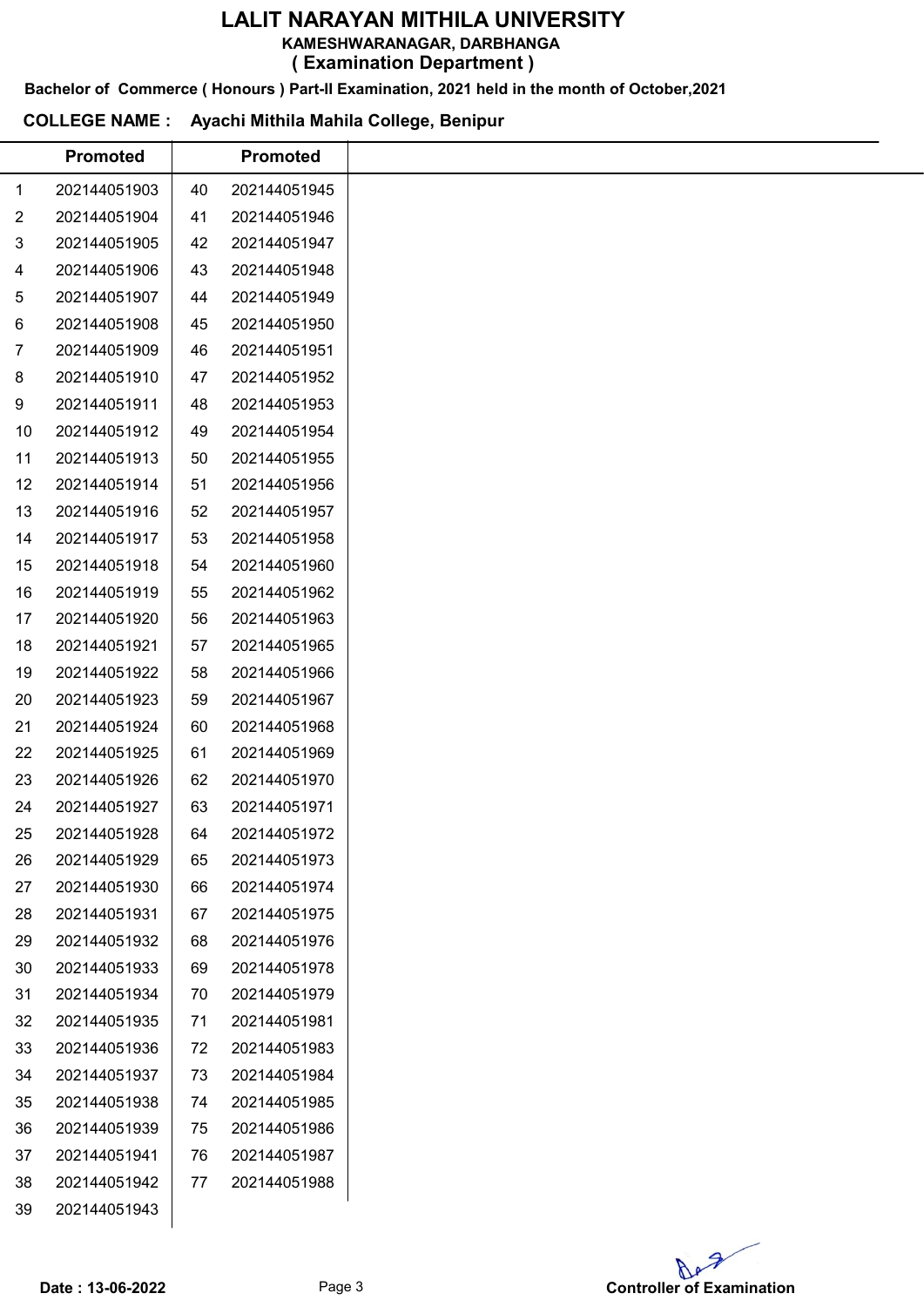# LALIT NARAYAN MITHILA UNIVERSITY

**KAMESHWARANAGAR, DARBHANGA**

**( Examination Department )**

**Bachelor of Commerce ( Honours ) Part-II Examination, 2021 held in the month of October,2021**

**COLLEGE NAME : Ayachi Mithila Mahila College, Benipur**

| | Promoted | | Promoted |
|---|---|---|---|
| 1 | 202144051903 | 40 | 202144051945 |
| 2 | 202144051904 | 41 | 202144051946 |
| 3 | 202144051905 | 42 | 202144051947 |
| 4 | 202144051906 | 43 | 202144051948 |
| 5 | 202144051907 | 44 | 202144051949 |
| 6 | 202144051908 | 45 | 202144051950 |
| 7 | 202144051909 | 46 | 202144051951 |
| 8 | 202144051910 | 47 | 202144051952 |
| 9 | 202144051911 | 48 | 202144051953 |
| 10 | 202144051912 | 49 | 202144051954 |
| 11 | 202144051913 | 50 | 202144051955 |
| 12 | 202144051914 | 51 | 202144051956 |
| 13 | 202144051916 | 52 | 202144051957 |
| 14 | 202144051917 | 53 | 202144051958 |
| 15 | 202144051918 | 54 | 202144051960 |
| 16 | 202144051919 | 55 | 202144051962 |
| 17 | 202144051920 | 56 | 202144051963 |
| 18 | 202144051921 | 57 | 202144051965 |
| 19 | 202144051922 | 58 | 202144051966 |
| 20 | 202144051923 | 59 | 202144051967 |
| 21 | 202144051924 | 60 | 202144051968 |
| 22 | 202144051925 | 61 | 202144051969 |
| 23 | 202144051926 | 62 | 202144051970 |
| 24 | 202144051927 | 63 | 202144051971 |
| 25 | 202144051928 | 64 | 202144051972 |
| 26 | 202144051929 | 65 | 202144051973 |
| 27 | 202144051930 | 66 | 202144051974 |
| 28 | 202144051931 | 67 | 202144051975 |
| 29 | 202144051932 | 68 | 202144051976 |
| 30 | 202144051933 | 69 | 202144051978 |
| 31 | 202144051934 | 70 | 202144051979 |
| 32 | 202144051935 | 71 | 202144051981 |
| 33 | 202144051936 | 72 | 202144051983 |
| 34 | 202144051937 | 73 | 202144051984 |
| 35 | 202144051938 | 74 | 202144051985 |
| 36 | 202144051939 | 75 | 202144051986 |
| 37 | 202144051941 | 76 | 202144051987 |
| 38 | 202144051942 | 77 | 202144051988 |
| 39 | 202144051943 | | |

**Date : 13-06-2022**

**Controller of Examination**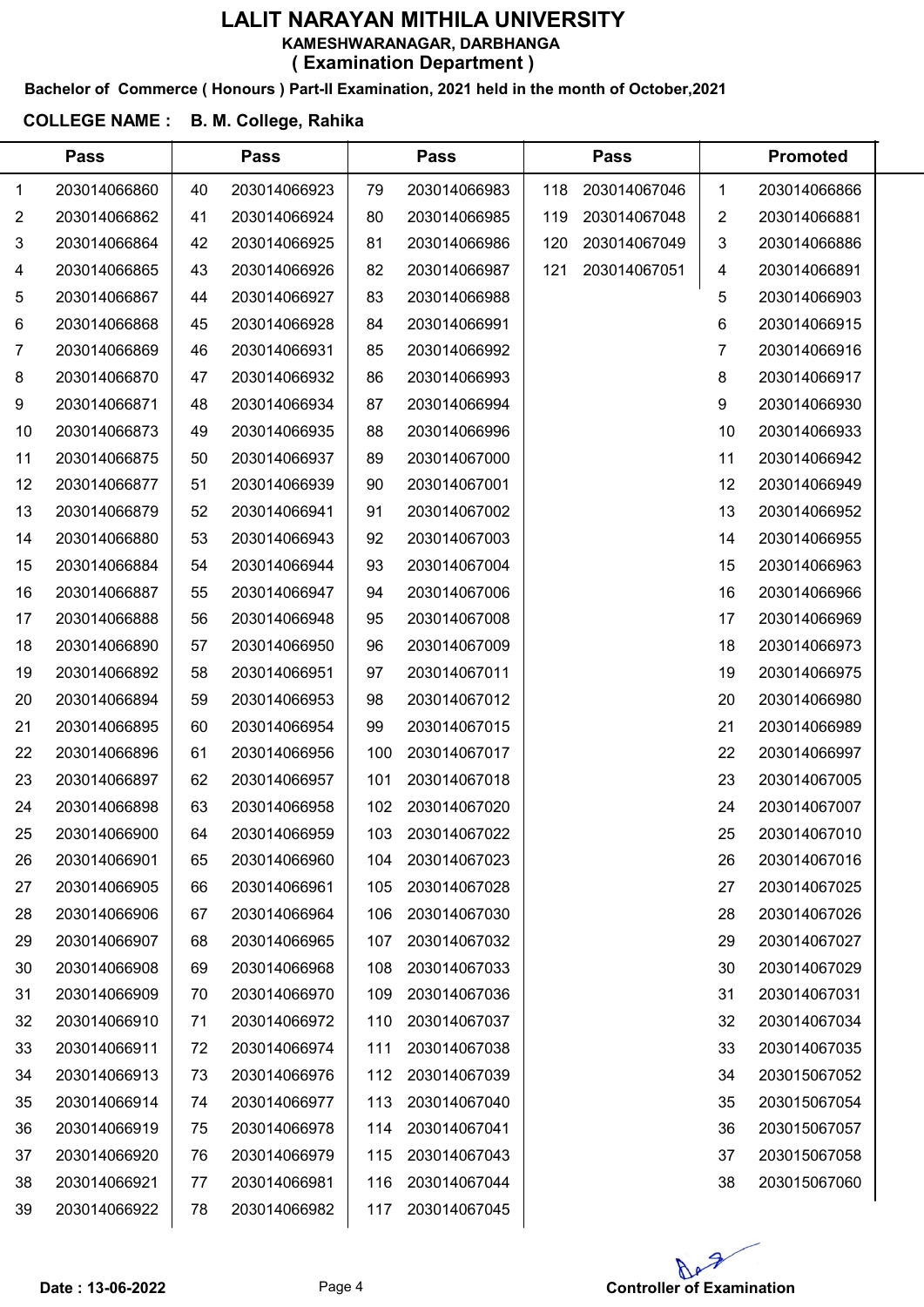# LALIT NARAYAN MITHILA UNIVERSITY

**KAMESHWARANAGAR, DARBHANGA**

**( Examination Department )**

**Bachelor of Commerce ( Honours ) Part-II Examination, 2021 held in the month of October,2021**

**COLLEGE NAME : B. M. College, Rahika**

| Pass | | Pass | | Pass | | Pass | | Promoted | |
|---|---|---|---|---|---|---|---|---|---|
| 1 | 203014066860 | 40 | 203014066923 | 79 | 203014066983 | 118 | 203014067046 | 1 | 203014066866 |
| 2 | 203014066862 | 41 | 203014066924 | 80 | 203014066985 | 119 | 203014067048 | 2 | 203014066881 |
| 3 | 203014066864 | 42 | 203014066925 | 81 | 203014066986 | 120 | 203014067049 | 3 | 203014066886 |
| 4 | 203014066865 | 43 | 203014066926 | 82 | 203014066987 | 121 | 203014067051 | 4 | 203014066891 |
| 5 | 203014066867 | 44 | 203014066927 | 83 | 203014066988 | | | 5 | 203014066903 |
| 6 | 203014066868 | 45 | 203014066928 | 84 | 203014066991 | | | 6 | 203014066915 |
| 7 | 203014066869 | 46 | 203014066931 | 85 | 203014066992 | | | 7 | 203014066916 |
| 8 | 203014066870 | 47 | 203014066932 | 86 | 203014066993 | | | 8 | 203014066917 |
| 9 | 203014066871 | 48 | 203014066934 | 87 | 203014066994 | | | 9 | 203014066930 |
| 10 | 203014066873 | 49 | 203014066935 | 88 | 203014066996 | | | 10 | 203014066933 |
| 11 | 203014066875 | 50 | 203014066937 | 89 | 203014067000 | | | 11 | 203014066942 |
| 12 | 203014066877 | 51 | 203014066939 | 90 | 203014067001 | | | 12 | 203014066949 |
| 13 | 203014066879 | 52 | 203014066941 | 91 | 203014067002 | | | 13 | 203014066952 |
| 14 | 203014066880 | 53 | 203014066943 | 92 | 203014067003 | | | 14 | 203014066955 |
| 15 | 203014066884 | 54 | 203014066944 | 93 | 203014067004 | | | 15 | 203014066963 |
| 16 | 203014066887 | 55 | 203014066947 | 94 | 203014067006 | | | 16 | 203014066966 |
| 17 | 203014066888 | 56 | 203014066948 | 95 | 203014067008 | | | 17 | 203014066969 |
| 18 | 203014066890 | 57 | 203014066950 | 96 | 203014067009 | | | 18 | 203014066973 |
| 19 | 203014066892 | 58 | 203014066951 | 97 | 203014067011 | | | 19 | 203014066975 |
| 20 | 203014066894 | 59 | 203014066953 | 98 | 203014067012 | | | 20 | 203014066980 |
| 21 | 203014066895 | 60 | 203014066954 | 99 | 203014067015 | | | 21 | 203014066989 |
| 22 | 203014066896 | 61 | 203014066956 | 100 | 203014067017 | | | 22 | 203014066997 |
| 23 | 203014066897 | 62 | 203014066957 | 101 | 203014067018 | | | 23 | 203014067005 |
| 24 | 203014066898 | 63 | 203014066958 | 102 | 203014067020 | | | 24 | 203014067007 |
| 25 | 203014066900 | 64 | 203014066959 | 103 | 203014067022 | | | 25 | 203014067010 |
| 26 | 203014066901 | 65 | 203014066960 | 104 | 203014067023 | | | 26 | 203014067016 |
| 27 | 203014066905 | 66 | 203014066961 | 105 | 203014067028 | | | 27 | 203014067025 |
| 28 | 203014066906 | 67 | 203014066964 | 106 | 203014067030 | | | 28 | 203014067026 |
| 29 | 203014066907 | 68 | 203014066965 | 107 | 203014067032 | | | 29 | 203014067027 |
| 30 | 203014066908 | 69 | 203014066968 | 108 | 203014067033 | | | 30 | 203014067029 |
| 31 | 203014066909 | 70 | 203014066970 | 109 | 203014067036 | | | 31 | 203014067031 |
| 32 | 203014066910 | 71 | 203014066972 | 110 | 203014067037 | | | 32 | 203014067034 |
| 33 | 203014066911 | 72 | 203014066974 | 111 | 203014067038 | | | 33 | 203014067035 |
| 34 | 203014066913 | 73 | 203014066976 | 112 | 203014067039 | | | 34 | 203015067052 |
| 35 | 203014066914 | 74 | 203014066977 | 113 | 203014067040 | | | 35 | 203015067054 |
| 36 | 203014066919 | 75 | 203014066978 | 114 | 203014067041 | | | 36 | 203015067057 |
| 37 | 203014066920 | 76 | 203014066979 | 115 | 203014067043 | | | 37 | 203015067058 |
| 38 | 203014066921 | 77 | 203014066981 | 116 | 203014067044 | | | 38 | 203015067060 |
| 39 | 203014066922 | 78 | 203014066982 | 117 | 203014067045 | | | | |

**Date : 13-06-2022**

**Controller of Examination**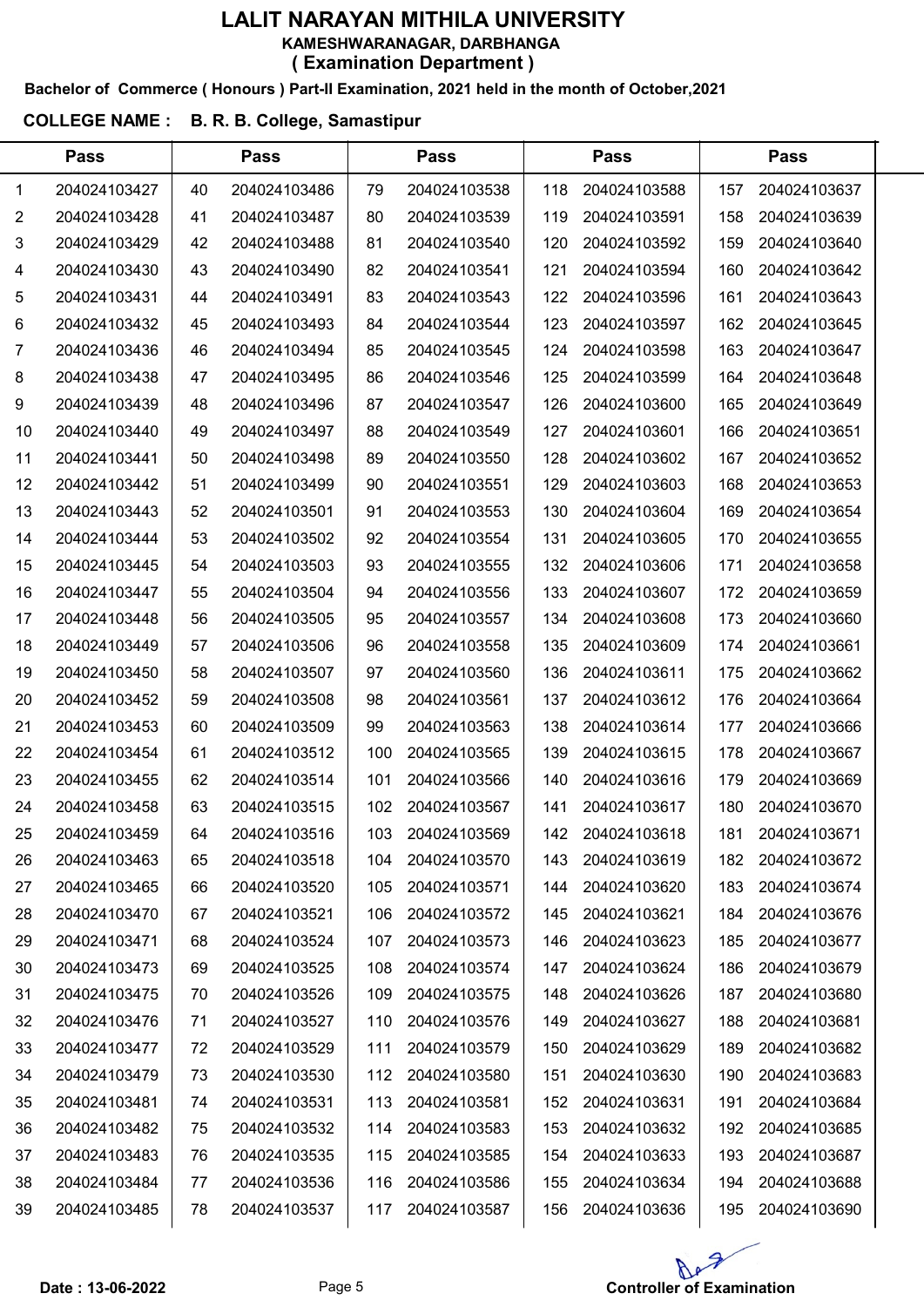# LALIT NARAYAN MITHILA UNIVERSITY

**KAMESHWARANAGAR, DARBHANGA**

**( Examination Department )**

**Bachelor of Commerce ( Honours ) Part-II Examination, 2021 held in the month of October,2021**

**COLLEGE NAME : B. R. B. College, Samastipur**

| Pass | | Pass | | Pass | | Pass | | Pass | |
|---|---|---|---|---|---|---|---|---|---|
| 1 | 204024103427 | 40 | 204024103486 | 79 | 204024103538 | 118 | 204024103588 | 157 | 204024103637 |
| 2 | 204024103428 | 41 | 204024103487 | 80 | 204024103539 | 119 | 204024103591 | 158 | 204024103639 |
| 3 | 204024103429 | 42 | 204024103488 | 81 | 204024103540 | 120 | 204024103592 | 159 | 204024103640 |
| 4 | 204024103430 | 43 | 204024103490 | 82 | 204024103541 | 121 | 204024103594 | 160 | 204024103642 |
| 5 | 204024103431 | 44 | 204024103491 | 83 | 204024103543 | 122 | 204024103596 | 161 | 204024103643 |
| 6 | 204024103432 | 45 | 204024103493 | 84 | 204024103544 | 123 | 204024103597 | 162 | 204024103645 |
| 7 | 204024103436 | 46 | 204024103494 | 85 | 204024103545 | 124 | 204024103598 | 163 | 204024103647 |
| 8 | 204024103438 | 47 | 204024103495 | 86 | 204024103546 | 125 | 204024103599 | 164 | 204024103648 |
| 9 | 204024103439 | 48 | 204024103496 | 87 | 204024103547 | 126 | 204024103600 | 165 | 204024103649 |
| 10 | 204024103440 | 49 | 204024103497 | 88 | 204024103549 | 127 | 204024103601 | 166 | 204024103651 |
| 11 | 204024103441 | 50 | 204024103498 | 89 | 204024103550 | 128 | 204024103602 | 167 | 204024103652 |
| 12 | 204024103442 | 51 | 204024103499 | 90 | 204024103551 | 129 | 204024103603 | 168 | 204024103653 |
| 13 | 204024103443 | 52 | 204024103501 | 91 | 204024103553 | 130 | 204024103604 | 169 | 204024103654 |
| 14 | 204024103444 | 53 | 204024103502 | 92 | 204024103554 | 131 | 204024103605 | 170 | 204024103655 |
| 15 | 204024103445 | 54 | 204024103503 | 93 | 204024103555 | 132 | 204024103606 | 171 | 204024103658 |
| 16 | 204024103447 | 55 | 204024103504 | 94 | 204024103556 | 133 | 204024103607 | 172 | 204024103659 |
| 17 | 204024103448 | 56 | 204024103505 | 95 | 204024103557 | 134 | 204024103608 | 173 | 204024103660 |
| 18 | 204024103449 | 57 | 204024103506 | 96 | 204024103558 | 135 | 204024103609 | 174 | 204024103661 |
| 19 | 204024103450 | 58 | 204024103507 | 97 | 204024103560 | 136 | 204024103611 | 175 | 204024103662 |
| 20 | 204024103452 | 59 | 204024103508 | 98 | 204024103561 | 137 | 204024103612 | 176 | 204024103664 |
| 21 | 204024103453 | 60 | 204024103509 | 99 | 204024103563 | 138 | 204024103614 | 177 | 204024103666 |
| 22 | 204024103454 | 61 | 204024103512 | 100 | 204024103565 | 139 | 204024103615 | 178 | 204024103667 |
| 23 | 204024103455 | 62 | 204024103514 | 101 | 204024103566 | 140 | 204024103616 | 179 | 204024103669 |
| 24 | 204024103458 | 63 | 204024103515 | 102 | 204024103567 | 141 | 204024103617 | 180 | 204024103670 |
| 25 | 204024103459 | 64 | 204024103516 | 103 | 204024103569 | 142 | 204024103618 | 181 | 204024103671 |
| 26 | 204024103463 | 65 | 204024103518 | 104 | 204024103570 | 143 | 204024103619 | 182 | 204024103672 |
| 27 | 204024103465 | 66 | 204024103520 | 105 | 204024103571 | 144 | 204024103620 | 183 | 204024103674 |
| 28 | 204024103470 | 67 | 204024103521 | 106 | 204024103572 | 145 | 204024103621 | 184 | 204024103676 |
| 29 | 204024103471 | 68 | 204024103524 | 107 | 204024103573 | 146 | 204024103623 | 185 | 204024103677 |
| 30 | 204024103473 | 69 | 204024103525 | 108 | 204024103574 | 147 | 204024103624 | 186 | 204024103679 |
| 31 | 204024103475 | 70 | 204024103526 | 109 | 204024103575 | 148 | 204024103626 | 187 | 204024103680 |
| 32 | 204024103476 | 71 | 204024103527 | 110 | 204024103576 | 149 | 204024103627 | 188 | 204024103681 |
| 33 | 204024103477 | 72 | 204024103529 | 111 | 204024103579 | 150 | 204024103629 | 189 | 204024103682 |
| 34 | 204024103479 | 73 | 204024103530 | 112 | 204024103580 | 151 | 204024103630 | 190 | 204024103683 |
| 35 | 204024103481 | 74 | 204024103531 | 113 | 204024103581 | 152 | 204024103631 | 191 | 204024103684 |
| 36 | 204024103482 | 75 | 204024103532 | 114 | 204024103583 | 153 | 204024103632 | 192 | 204024103685 |
| 37 | 204024103483 | 76 | 204024103535 | 115 | 204024103585 | 154 | 204024103633 | 193 | 204024103687 |
| 38 | 204024103484 | 77 | 204024103536 | 116 | 204024103586 | 155 | 204024103634 | 194 | 204024103688 |
| 39 | 204024103485 | 78 | 204024103537 | 117 | 204024103587 | 156 | 204024103636 | 195 | 204024103690 |

**Date : 13-06-2022**

**Controller of Examination**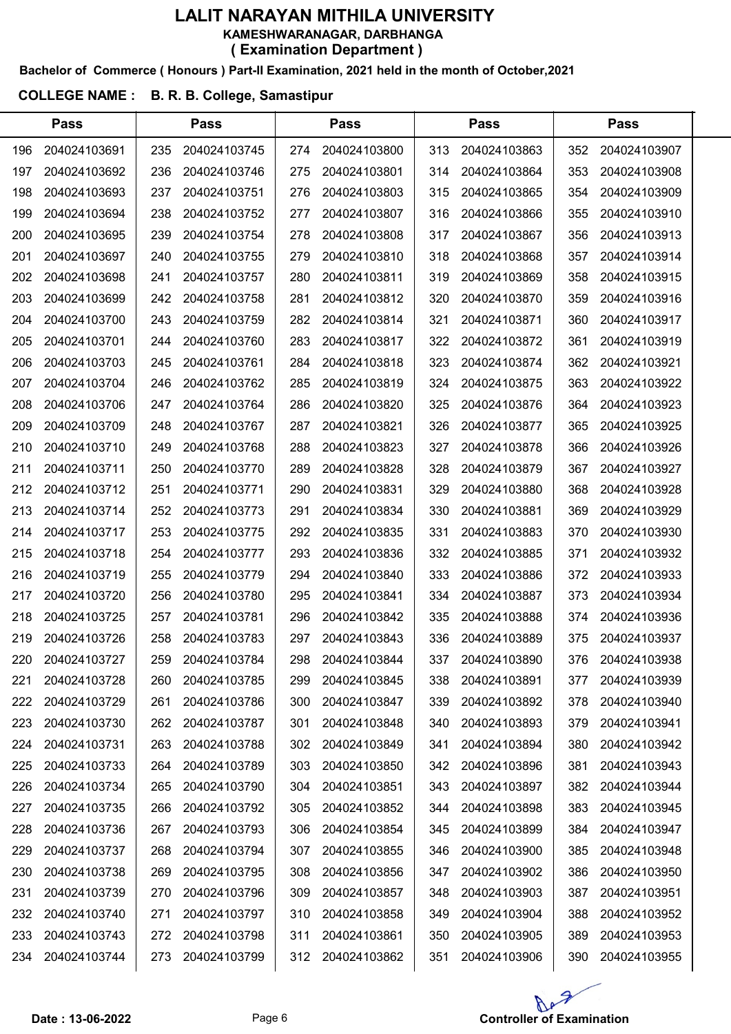# LALIT NARAYAN MITHILA UNIVERSITY

**KAMESHWARANAGAR, DARBHANGA**

**( Examination Department )**

**Bachelor of Commerce ( Honours ) Part-II Examination, 2021 held in the month of October,2021**

**COLLEGE NAME : B. R. B. College, Samastipur**

| Pass | | Pass | | Pass | | Pass | | Pass | |
|---|---|---|---|---|---|---|---|---|---|
| 196 | 204024103691 | 235 | 204024103745 | 274 | 204024103800 | 313 | 204024103863 | 352 | 204024103907 |
| 197 | 204024103692 | 236 | 204024103746 | 275 | 204024103801 | 314 | 204024103864 | 353 | 204024103908 |
| 198 | 204024103693 | 237 | 204024103751 | 276 | 204024103803 | 315 | 204024103865 | 354 | 204024103909 |
| 199 | 204024103694 | 238 | 204024103752 | 277 | 204024103807 | 316 | 204024103866 | 355 | 204024103910 |
| 200 | 204024103695 | 239 | 204024103754 | 278 | 204024103808 | 317 | 204024103867 | 356 | 204024103913 |
| 201 | 204024103697 | 240 | 204024103755 | 279 | 204024103810 | 318 | 204024103868 | 357 | 204024103914 |
| 202 | 204024103698 | 241 | 204024103757 | 280 | 204024103811 | 319 | 204024103869 | 358 | 204024103915 |
| 203 | 204024103699 | 242 | 204024103758 | 281 | 204024103812 | 320 | 204024103870 | 359 | 204024103916 |
| 204 | 204024103700 | 243 | 204024103759 | 282 | 204024103814 | 321 | 204024103871 | 360 | 204024103917 |
| 205 | 204024103701 | 244 | 204024103760 | 283 | 204024103817 | 322 | 204024103872 | 361 | 204024103919 |
| 206 | 204024103703 | 245 | 204024103761 | 284 | 204024103818 | 323 | 204024103874 | 362 | 204024103921 |
| 207 | 204024103704 | 246 | 204024103762 | 285 | 204024103819 | 324 | 204024103875 | 363 | 204024103922 |
| 208 | 204024103706 | 247 | 204024103764 | 286 | 204024103820 | 325 | 204024103876 | 364 | 204024103923 |
| 209 | 204024103709 | 248 | 204024103767 | 287 | 204024103821 | 326 | 204024103877 | 365 | 204024103925 |
| 210 | 204024103710 | 249 | 204024103768 | 288 | 204024103823 | 327 | 204024103878 | 366 | 204024103926 |
| 211 | 204024103711 | 250 | 204024103770 | 289 | 204024103828 | 328 | 204024103879 | 367 | 204024103927 |
| 212 | 204024103712 | 251 | 204024103771 | 290 | 204024103831 | 329 | 204024103880 | 368 | 204024103928 |
| 213 | 204024103714 | 252 | 204024103773 | 291 | 204024103834 | 330 | 204024103881 | 369 | 204024103929 |
| 214 | 204024103717 | 253 | 204024103775 | 292 | 204024103835 | 331 | 204024103883 | 370 | 204024103930 |
| 215 | 204024103718 | 254 | 204024103777 | 293 | 204024103836 | 332 | 204024103885 | 371 | 204024103932 |
| 216 | 204024103719 | 255 | 204024103779 | 294 | 204024103840 | 333 | 204024103886 | 372 | 204024103933 |
| 217 | 204024103720 | 256 | 204024103780 | 295 | 204024103841 | 334 | 204024103887 | 373 | 204024103934 |
| 218 | 204024103725 | 257 | 204024103781 | 296 | 204024103842 | 335 | 204024103888 | 374 | 204024103936 |
| 219 | 204024103726 | 258 | 204024103783 | 297 | 204024103843 | 336 | 204024103889 | 375 | 204024103937 |
| 220 | 204024103727 | 259 | 204024103784 | 298 | 204024103844 | 337 | 204024103890 | 376 | 204024103938 |
| 221 | 204024103728 | 260 | 204024103785 | 299 | 204024103845 | 338 | 204024103891 | 377 | 204024103939 |
| 222 | 204024103729 | 261 | 204024103786 | 300 | 204024103847 | 339 | 204024103892 | 378 | 204024103940 |
| 223 | 204024103730 | 262 | 204024103787 | 301 | 204024103848 | 340 | 204024103893 | 379 | 204024103941 |
| 224 | 204024103731 | 263 | 204024103788 | 302 | 204024103849 | 341 | 204024103894 | 380 | 204024103942 |
| 225 | 204024103733 | 264 | 204024103789 | 303 | 204024103850 | 342 | 204024103896 | 381 | 204024103943 |
| 226 | 204024103734 | 265 | 204024103790 | 304 | 204024103851 | 343 | 204024103897 | 382 | 204024103944 |
| 227 | 204024103735 | 266 | 204024103792 | 305 | 204024103852 | 344 | 204024103898 | 383 | 204024103945 |
| 228 | 204024103736 | 267 | 204024103793 | 306 | 204024103854 | 345 | 204024103899 | 384 | 204024103947 |
| 229 | 204024103737 | 268 | 204024103794 | 307 | 204024103855 | 346 | 204024103900 | 385 | 204024103948 |
| 230 | 204024103738 | 269 | 204024103795 | 308 | 204024103856 | 347 | 204024103902 | 386 | 204024103950 |
| 231 | 204024103739 | 270 | 204024103796 | 309 | 204024103857 | 348 | 204024103903 | 387 | 204024103951 |
| 232 | 204024103740 | 271 | 204024103797 | 310 | 204024103858 | 349 | 204024103904 | 388 | 204024103952 |
| 233 | 204024103743 | 272 | 204024103798 | 311 | 204024103861 | 350 | 204024103905 | 389 | 204024103953 |
| 234 | 204024103744 | 273 | 204024103799 | 312 | 204024103862 | 351 | 204024103906 | 390 | 204024103955 |

**Date : 13-06-2022**

**Controller of Examination**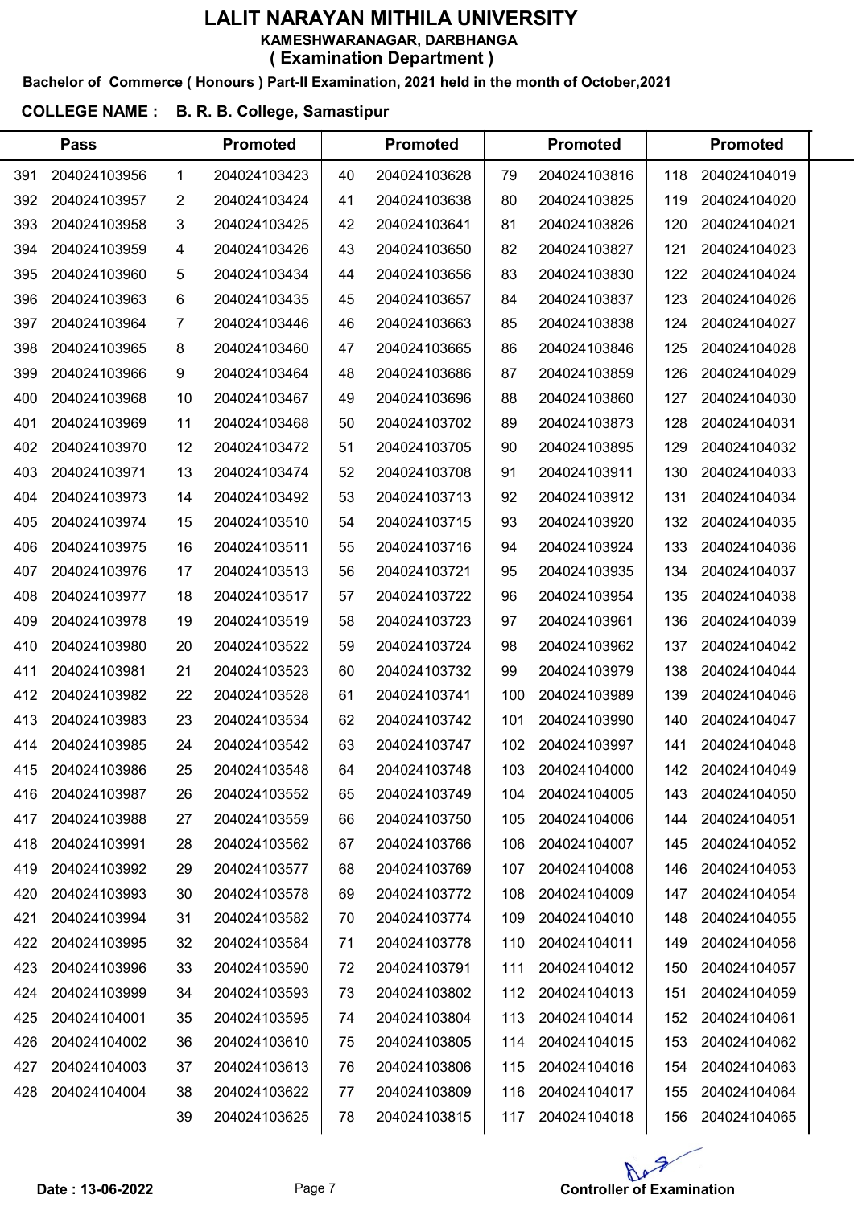# LALIT NARAYAN MITHILA UNIVERSITY

**KAMESHWARANAGAR, DARBHANGA**

**( Examination Department )**

**Bachelor of Commerce ( Honours ) Part-II Examination, 2021 held in the month of October,2021**

**COLLEGE NAME : B. R. B. College, Samastipur**

| Pass | | Promoted | | Promoted | | Promoted | | Promoted | |
|---|---|---|---|---|---|---|---|---|---|
| 391 | 204024103956 | 1 | 204024103423 | 40 | 204024103628 | 79 | 204024103816 | 118 | 204024104019 |
| 392 | 204024103957 | 2 | 204024103424 | 41 | 204024103638 | 80 | 204024103825 | 119 | 204024104020 |
| 393 | 204024103958 | 3 | 204024103425 | 42 | 204024103641 | 81 | 204024103826 | 120 | 204024104021 |
| 394 | 204024103959 | 4 | 204024103426 | 43 | 204024103650 | 82 | 204024103827 | 121 | 204024104023 |
| 395 | 204024103960 | 5 | 204024103434 | 44 | 204024103656 | 83 | 204024103830 | 122 | 204024104024 |
| 396 | 204024103963 | 6 | 204024103435 | 45 | 204024103657 | 84 | 204024103837 | 123 | 204024104026 |
| 397 | 204024103964 | 7 | 204024103446 | 46 | 204024103663 | 85 | 204024103838 | 124 | 204024104027 |
| 398 | 204024103965 | 8 | 204024103460 | 47 | 204024103665 | 86 | 204024103846 | 125 | 204024104028 |
| 399 | 204024103966 | 9 | 204024103464 | 48 | 204024103686 | 87 | 204024103859 | 126 | 204024104029 |
| 400 | 204024103968 | 10 | 204024103467 | 49 | 204024103696 | 88 | 204024103860 | 127 | 204024104030 |
| 401 | 204024103969 | 11 | 204024103468 | 50 | 204024103702 | 89 | 204024103873 | 128 | 204024104031 |
| 402 | 204024103970 | 12 | 204024103472 | 51 | 204024103705 | 90 | 204024103895 | 129 | 204024104032 |
| 403 | 204024103971 | 13 | 204024103474 | 52 | 204024103708 | 91 | 204024103911 | 130 | 204024104033 |
| 404 | 204024103973 | 14 | 204024103492 | 53 | 204024103713 | 92 | 204024103912 | 131 | 204024104034 |
| 405 | 204024103974 | 15 | 204024103510 | 54 | 204024103715 | 93 | 204024103920 | 132 | 204024104035 |
| 406 | 204024103975 | 16 | 204024103511 | 55 | 204024103716 | 94 | 204024103924 | 133 | 204024104036 |
| 407 | 204024103976 | 17 | 204024103513 | 56 | 204024103721 | 95 | 204024103935 | 134 | 204024104037 |
| 408 | 204024103977 | 18 | 204024103517 | 57 | 204024103722 | 96 | 204024103954 | 135 | 204024104038 |
| 409 | 204024103978 | 19 | 204024103519 | 58 | 204024103723 | 97 | 204024103961 | 136 | 204024104039 |
| 410 | 204024103980 | 20 | 204024103522 | 59 | 204024103724 | 98 | 204024103962 | 137 | 204024104042 |
| 411 | 204024103981 | 21 | 204024103523 | 60 | 204024103732 | 99 | 204024103979 | 138 | 204024104044 |
| 412 | 204024103982 | 22 | 204024103528 | 61 | 204024103741 | 100 | 204024103989 | 139 | 204024104046 |
| 413 | 204024103983 | 23 | 204024103534 | 62 | 204024103742 | 101 | 204024103990 | 140 | 204024104047 |
| 414 | 204024103985 | 24 | 204024103542 | 63 | 204024103747 | 102 | 204024103997 | 141 | 204024104048 |
| 415 | 204024103986 | 25 | 204024103548 | 64 | 204024103748 | 103 | 204024104000 | 142 | 204024104049 |
| 416 | 204024103987 | 26 | 204024103552 | 65 | 204024103749 | 104 | 204024104005 | 143 | 204024104050 |
| 417 | 204024103988 | 27 | 204024103559 | 66 | 204024103750 | 105 | 204024104006 | 144 | 204024104051 |
| 418 | 204024103991 | 28 | 204024103562 | 67 | 204024103766 | 106 | 204024104007 | 145 | 204024104052 |
| 419 | 204024103992 | 29 | 204024103577 | 68 | 204024103769 | 107 | 204024104008 | 146 | 204024104053 |
| 420 | 204024103993 | 30 | 204024103578 | 69 | 204024103772 | 108 | 204024104009 | 147 | 204024104054 |
| 421 | 204024103994 | 31 | 204024103582 | 70 | 204024103774 | 109 | 204024104010 | 148 | 204024104055 |
| 422 | 204024103995 | 32 | 204024103584 | 71 | 204024103778 | 110 | 204024104011 | 149 | 204024104056 |
| 423 | 204024103996 | 33 | 204024103590 | 72 | 204024103791 | 111 | 204024104012 | 150 | 204024104057 |
| 424 | 204024103999 | 34 | 204024103593 | 73 | 204024103802 | 112 | 204024104013 | 151 | 204024104059 |
| 425 | 204024104001 | 35 | 204024103595 | 74 | 204024103804 | 113 | 204024104014 | 152 | 204024104061 |
| 426 | 204024104002 | 36 | 204024103610 | 75 | 204024103805 | 114 | 204024104015 | 153 | 204024104062 |
| 427 | 204024104003 | 37 | 204024103613 | 76 | 204024103806 | 115 | 204024104016 | 154 | 204024104063 |
| 428 | 204024104004 | 38 | 204024103622 | 77 | 204024103809 | 116 | 204024104017 | 155 | 204024104064 |
| | | 39 | 204024103625 | 78 | 204024103815 | 117 | 204024104018 | 156 | 204024104065 |

**Date : 13-06-2022**

**Controller of Examination**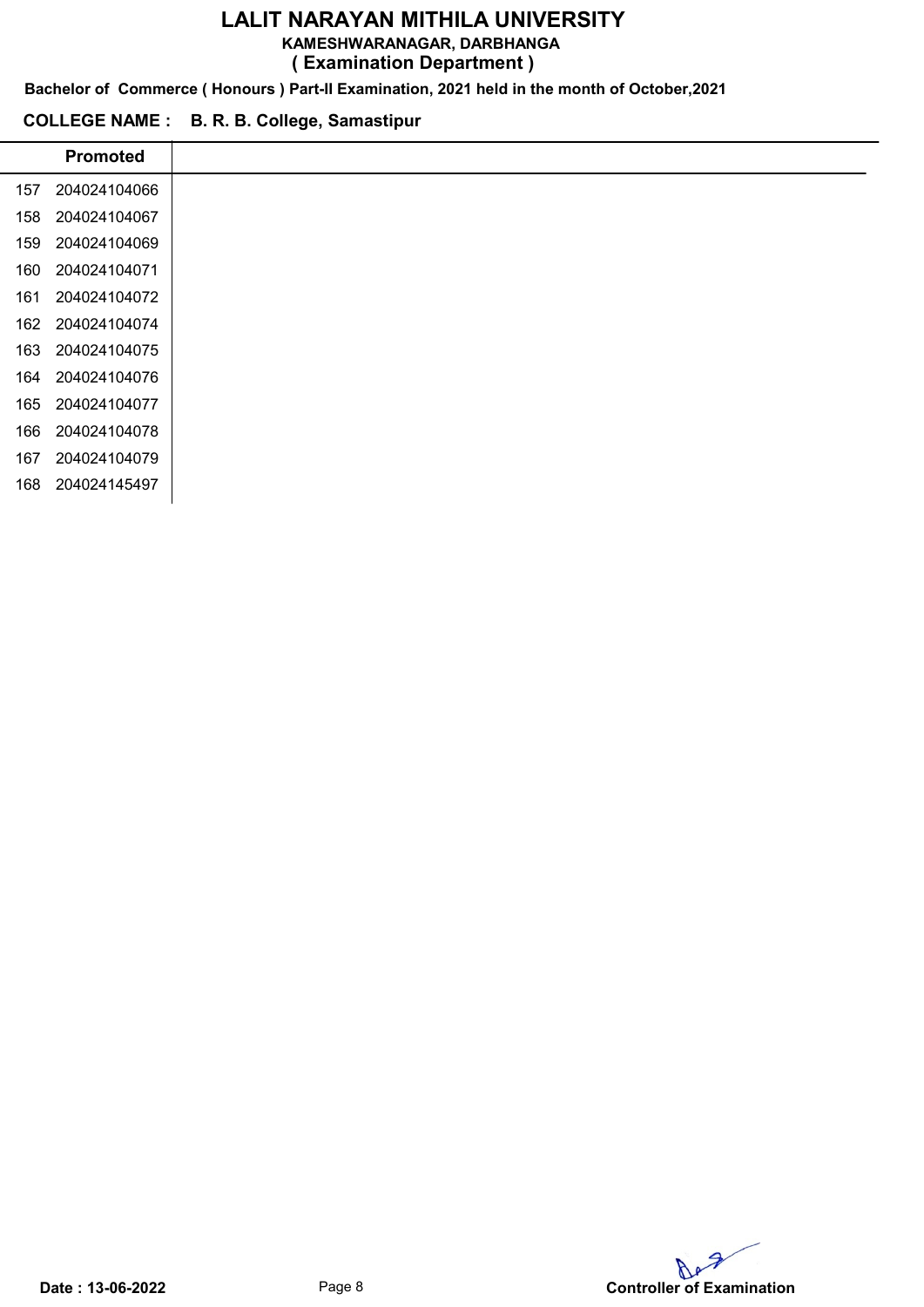# LALIT NARAYAN MITHILA UNIVERSITY

**KAMESHWARANAGAR, DARBHANGA**

**( Examination Department )**

**Bachelor of Commerce ( Honours ) Part-II Examination, 2021 held in the month of October,2021**

**COLLEGE NAME : B. R. B. College, Samastipur**

| | Promoted |
|---|---|
| 157 | 204024104066 |
| 158 | 204024104067 |
| 159 | 204024104069 |
| 160 | 204024104071 |
| 161 | 204024104072 |
| 162 | 204024104074 |
| 163 | 204024104075 |
| 164 | 204024104076 |
| 165 | 204024104077 |
| 166 | 204024104078 |
| 167 | 204024104079 |
| 168 | 204024145497 |

**Date : 13-06-2022**

**Controller of Examination**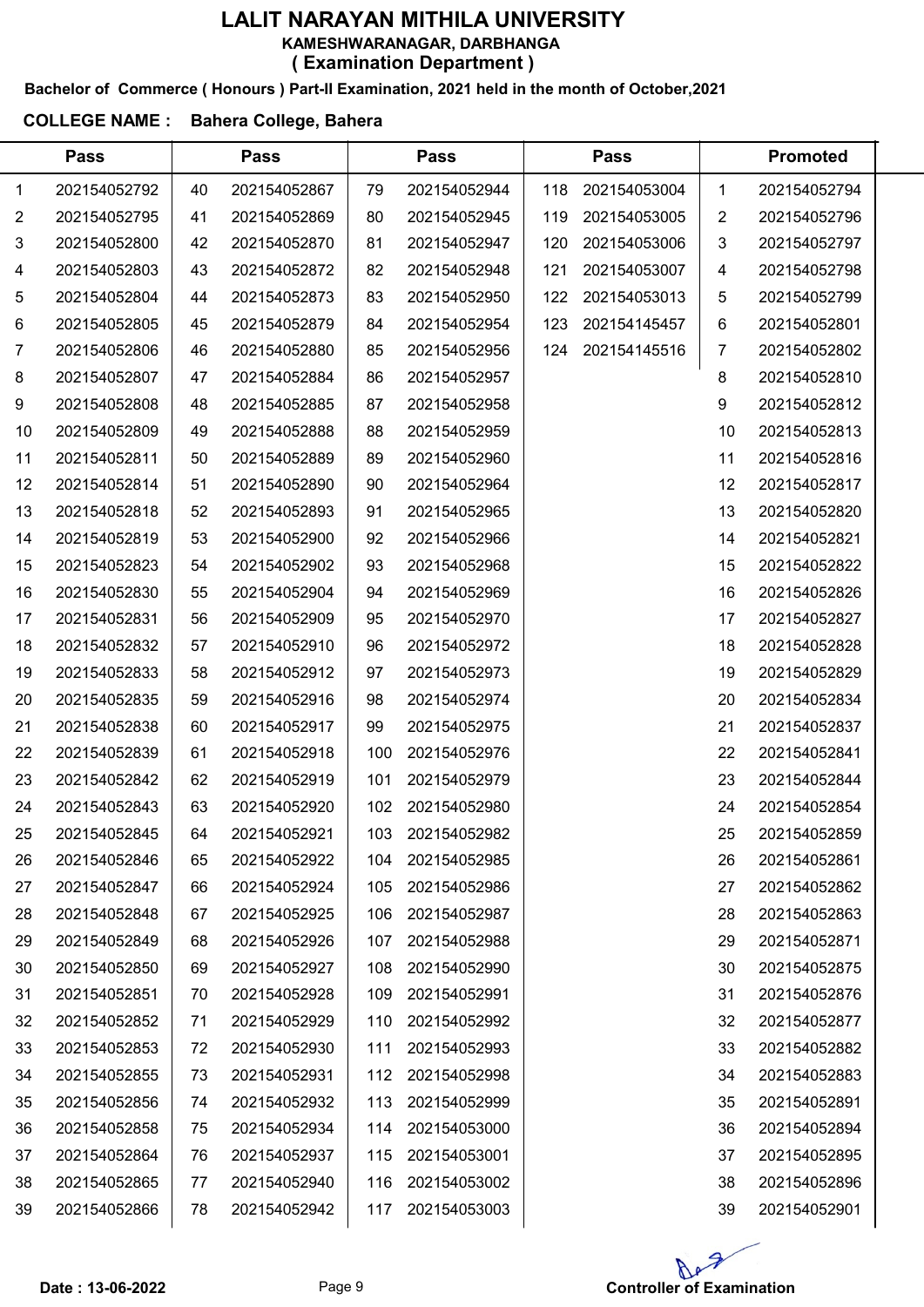# LALIT NARAYAN MITHILA UNIVERSITY

**KAMESHWARANAGAR, DARBHANGA**

**( Examination Department )**

**Bachelor of Commerce ( Honours ) Part-II Examination, 2021 held in the month of October,2021**

**COLLEGE NAME : Bahera College, Bahera**

| Pass | | Pass | | Pass | | Pass | | Promoted | |
|---|---|---|---|---|---|---|---|---|---|
| 1 | 202154052792 | 40 | 202154052867 | 79 | 202154052944 | 118 | 202154053004 | 1 | 202154052794 |
| 2 | 202154052795 | 41 | 202154052869 | 80 | 202154052945 | 119 | 202154053005 | 2 | 202154052796 |
| 3 | 202154052800 | 42 | 202154052870 | 81 | 202154052947 | 120 | 202154053006 | 3 | 202154052797 |
| 4 | 202154052803 | 43 | 202154052872 | 82 | 202154052948 | 121 | 202154053007 | 4 | 202154052798 |
| 5 | 202154052804 | 44 | 202154052873 | 83 | 202154052950 | 122 | 202154053013 | 5 | 202154052799 |
| 6 | 202154052805 | 45 | 202154052879 | 84 | 202154052954 | 123 | 202154145457 | 6 | 202154052801 |
| 7 | 202154052806 | 46 | 202154052880 | 85 | 202154052956 | 124 | 202154145516 | 7 | 202154052802 |
| 8 | 202154052807 | 47 | 202154052884 | 86 | 202154052957 | | | 8 | 202154052810 |
| 9 | 202154052808 | 48 | 202154052885 | 87 | 202154052958 | | | 9 | 202154052812 |
| 10 | 202154052809 | 49 | 202154052888 | 88 | 202154052959 | | | 10 | 202154052813 |
| 11 | 202154052811 | 50 | 202154052889 | 89 | 202154052960 | | | 11 | 202154052816 |
| 12 | 202154052814 | 51 | 202154052890 | 90 | 202154052964 | | | 12 | 202154052817 |
| 13 | 202154052818 | 52 | 202154052893 | 91 | 202154052965 | | | 13 | 202154052820 |
| 14 | 202154052819 | 53 | 202154052900 | 92 | 202154052966 | | | 14 | 202154052821 |
| 15 | 202154052823 | 54 | 202154052902 | 93 | 202154052968 | | | 15 | 202154052822 |
| 16 | 202154052830 | 55 | 202154052904 | 94 | 202154052969 | | | 16 | 202154052826 |
| 17 | 202154052831 | 56 | 202154052909 | 95 | 202154052970 | | | 17 | 202154052827 |
| 18 | 202154052832 | 57 | 202154052910 | 96 | 202154052972 | | | 18 | 202154052828 |
| 19 | 202154052833 | 58 | 202154052912 | 97 | 202154052973 | | | 19 | 202154052829 |
| 20 | 202154052835 | 59 | 202154052916 | 98 | 202154052974 | | | 20 | 202154052834 |
| 21 | 202154052838 | 60 | 202154052917 | 99 | 202154052975 | | | 21 | 202154052837 |
| 22 | 202154052839 | 61 | 202154052918 | 100 | 202154052976 | | | 22 | 202154052841 |
| 23 | 202154052842 | 62 | 202154052919 | 101 | 202154052979 | | | 23 | 202154052844 |
| 24 | 202154052843 | 63 | 202154052920 | 102 | 202154052980 | | | 24 | 202154052854 |
| 25 | 202154052845 | 64 | 202154052921 | 103 | 202154052982 | | | 25 | 202154052859 |
| 26 | 202154052846 | 65 | 202154052922 | 104 | 202154052985 | | | 26 | 202154052861 |
| 27 | 202154052847 | 66 | 202154052924 | 105 | 202154052986 | | | 27 | 202154052862 |
| 28 | 202154052848 | 67 | 202154052925 | 106 | 202154052987 | | | 28 | 202154052863 |
| 29 | 202154052849 | 68 | 202154052926 | 107 | 202154052988 | | | 29 | 202154052871 |
| 30 | 202154052850 | 69 | 202154052927 | 108 | 202154052990 | | | 30 | 202154052875 |
| 31 | 202154052851 | 70 | 202154052928 | 109 | 202154052991 | | | 31 | 202154052876 |
| 32 | 202154052852 | 71 | 202154052929 | 110 | 202154052992 | | | 32 | 202154052877 |
| 33 | 202154052853 | 72 | 202154052930 | 111 | 202154052993 | | | 33 | 202154052882 |
| 34 | 202154052855 | 73 | 202154052931 | 112 | 202154052998 | | | 34 | 202154052883 |
| 35 | 202154052856 | 74 | 202154052932 | 113 | 202154052999 | | | 35 | 202154052891 |
| 36 | 202154052858 | 75 | 202154052934 | 114 | 202154053000 | | | 36 | 202154052894 |
| 37 | 202154052864 | 76 | 202154052937 | 115 | 202154053001 | | | 37 | 202154052895 |
| 38 | 202154052865 | 77 | 202154052940 | 116 | 202154053002 | | | 38 | 202154052896 |
| 39 | 202154052866 | 78 | 202154052942 | 117 | 202154053003 | | | 39 | 202154052901 |

**Date : 13-06-2022**

**Controller of Examination**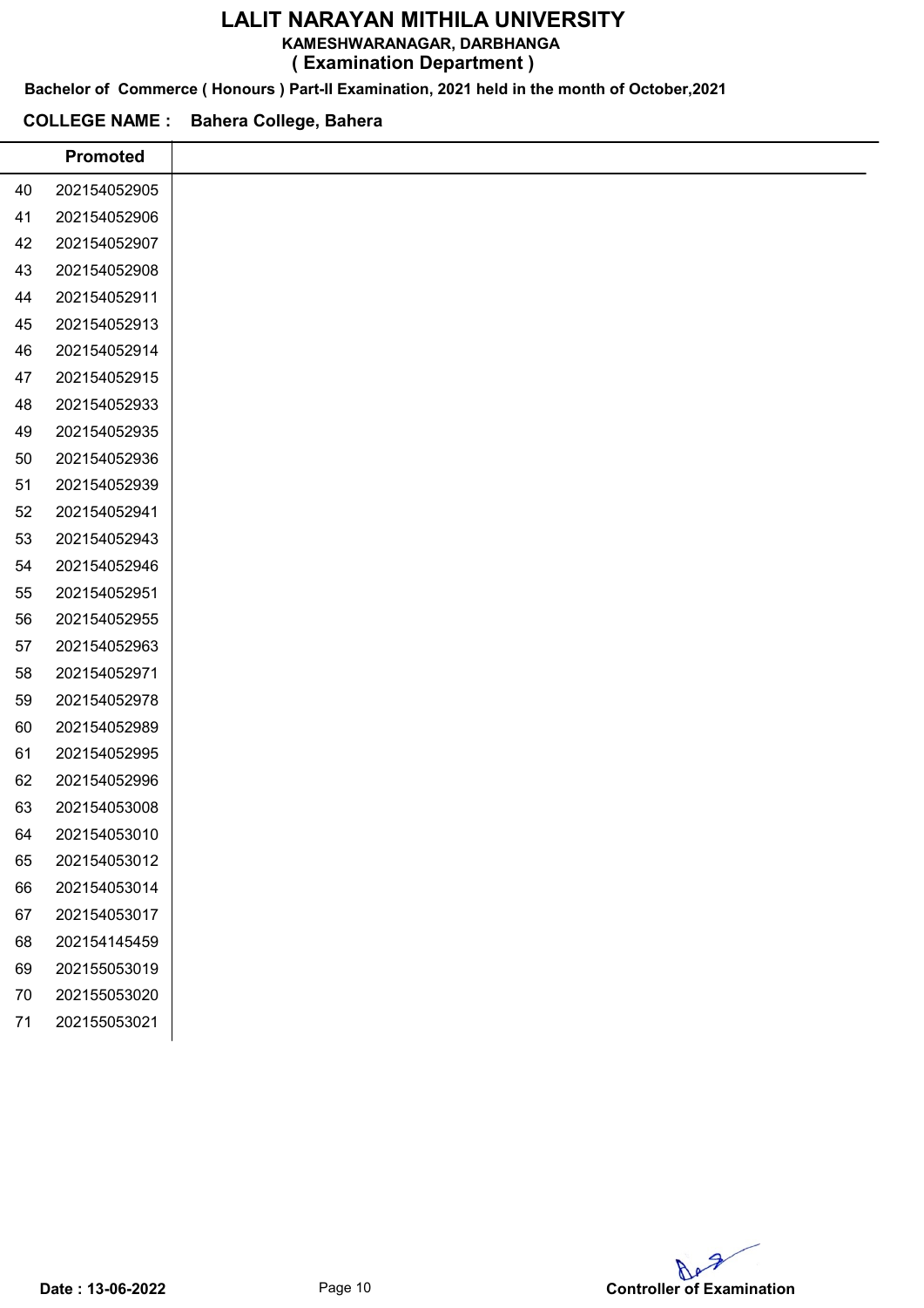# LALIT NARAYAN MITHILA UNIVERSITY

**KAMESHWARANAGAR, DARBHANGA**

**( Examination Department )**

**Bachelor of Commerce ( Honours ) Part-II Examination, 2021 held in the month of October,2021**

**COLLEGE NAME : Bahera College, Bahera**

| | Promoted |
|---|---|
| 40 | 202154052905 |
| 41 | 202154052906 |
| 42 | 202154052907 |
| 43 | 202154052908 |
| 44 | 202154052911 |
| 45 | 202154052913 |
| 46 | 202154052914 |
| 47 | 202154052915 |
| 48 | 202154052933 |
| 49 | 202154052935 |
| 50 | 202154052936 |
| 51 | 202154052939 |
| 52 | 202154052941 |
| 53 | 202154052943 |
| 54 | 202154052946 |
| 55 | 202154052951 |
| 56 | 202154052955 |
| 57 | 202154052963 |
| 58 | 202154052971 |
| 59 | 202154052978 |
| 60 | 202154052989 |
| 61 | 202154052995 |
| 62 | 202154052996 |
| 63 | 202154053008 |
| 64 | 202154053010 |
| 65 | 202154053012 |
| 66 | 202154053014 |
| 67 | 202154053017 |
| 68 | 202154145459 |
| 69 | 202155053019 |
| 70 | 202155053020 |
| 71 | 202155053021 |

**Date : 13-06-2022**

**Controller of Examination**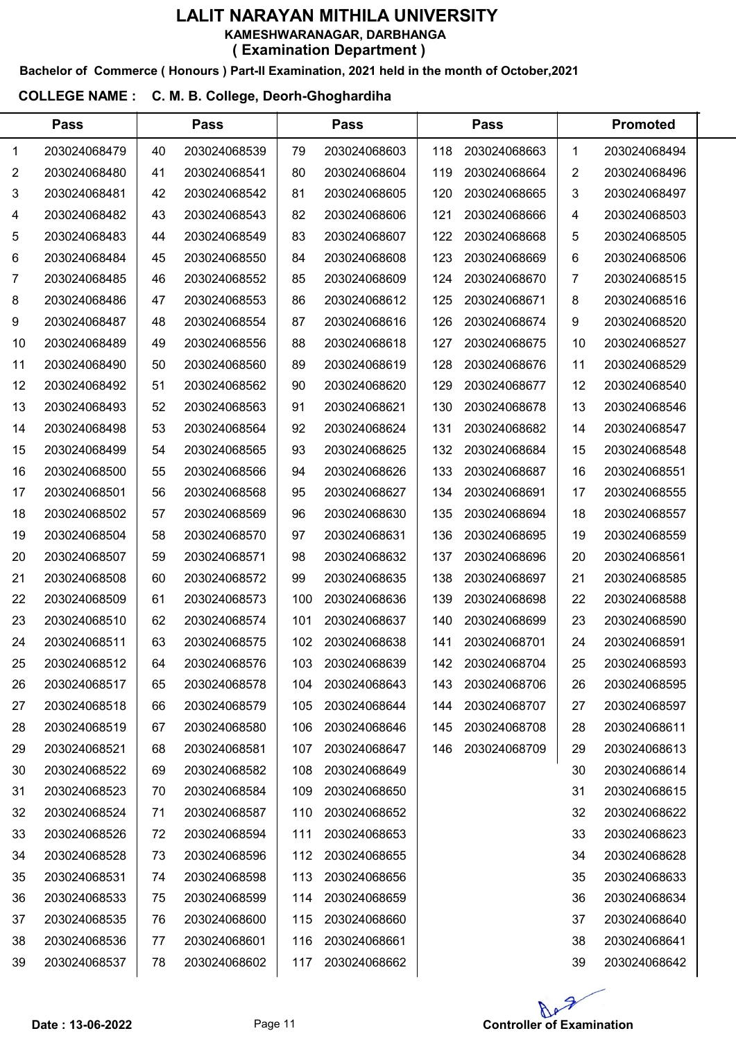# LALIT NARAYAN MITHILA UNIVERSITY

**KAMESHWARANAGAR, DARBHANGA**

**( Examination Department )**

**Bachelor of Commerce ( Honours ) Part-II Examination, 2021 held in the month of October,2021**

**COLLEGE NAME : C. M. B. College, Deorh-Ghoghardiha**

| Pass | | Pass | | Pass | | Pass | | Promoted | |
|---|---|---|---|---|---|---|---|---|---|
| 1 | 203024068479 | 40 | 203024068539 | 79 | 203024068603 | 118 | 203024068663 | 1 | 203024068494 |
| 2 | 203024068480 | 41 | 203024068541 | 80 | 203024068604 | 119 | 203024068664 | 2 | 203024068496 |
| 3 | 203024068481 | 42 | 203024068542 | 81 | 203024068605 | 120 | 203024068665 | 3 | 203024068497 |
| 4 | 203024068482 | 43 | 203024068543 | 82 | 203024068606 | 121 | 203024068666 | 4 | 203024068503 |
| 5 | 203024068483 | 44 | 203024068549 | 83 | 203024068607 | 122 | 203024068668 | 5 | 203024068505 |
| 6 | 203024068484 | 45 | 203024068550 | 84 | 203024068608 | 123 | 203024068669 | 6 | 203024068506 |
| 7 | 203024068485 | 46 | 203024068552 | 85 | 203024068609 | 124 | 203024068670 | 7 | 203024068515 |
| 8 | 203024068486 | 47 | 203024068553 | 86 | 203024068612 | 125 | 203024068671 | 8 | 203024068516 |
| 9 | 203024068487 | 48 | 203024068554 | 87 | 203024068616 | 126 | 203024068674 | 9 | 203024068520 |
| 10 | 203024068489 | 49 | 203024068556 | 88 | 203024068618 | 127 | 203024068675 | 10 | 203024068527 |
| 11 | 203024068490 | 50 | 203024068560 | 89 | 203024068619 | 128 | 203024068676 | 11 | 203024068529 |
| 12 | 203024068492 | 51 | 203024068562 | 90 | 203024068620 | 129 | 203024068677 | 12 | 203024068540 |
| 13 | 203024068493 | 52 | 203024068563 | 91 | 203024068621 | 130 | 203024068678 | 13 | 203024068546 |
| 14 | 203024068498 | 53 | 203024068564 | 92 | 203024068624 | 131 | 203024068682 | 14 | 203024068547 |
| 15 | 203024068499 | 54 | 203024068565 | 93 | 203024068625 | 132 | 203024068684 | 15 | 203024068548 |
| 16 | 203024068500 | 55 | 203024068566 | 94 | 203024068626 | 133 | 203024068687 | 16 | 203024068551 |
| 17 | 203024068501 | 56 | 203024068568 | 95 | 203024068627 | 134 | 203024068691 | 17 | 203024068555 |
| 18 | 203024068502 | 57 | 203024068569 | 96 | 203024068630 | 135 | 203024068694 | 18 | 203024068557 |
| 19 | 203024068504 | 58 | 203024068570 | 97 | 203024068631 | 136 | 203024068695 | 19 | 203024068559 |
| 20 | 203024068507 | 59 | 203024068571 | 98 | 203024068632 | 137 | 203024068696 | 20 | 203024068561 |
| 21 | 203024068508 | 60 | 203024068572 | 99 | 203024068635 | 138 | 203024068697 | 21 | 203024068585 |
| 22 | 203024068509 | 61 | 203024068573 | 100 | 203024068636 | 139 | 203024068698 | 22 | 203024068588 |
| 23 | 203024068510 | 62 | 203024068574 | 101 | 203024068637 | 140 | 203024068699 | 23 | 203024068590 |
| 24 | 203024068511 | 63 | 203024068575 | 102 | 203024068638 | 141 | 203024068701 | 24 | 203024068591 |
| 25 | 203024068512 | 64 | 203024068576 | 103 | 203024068639 | 142 | 203024068704 | 25 | 203024068593 |
| 26 | 203024068517 | 65 | 203024068578 | 104 | 203024068643 | 143 | 203024068706 | 26 | 203024068595 |
| 27 | 203024068518 | 66 | 203024068579 | 105 | 203024068644 | 144 | 203024068707 | 27 | 203024068597 |
| 28 | 203024068519 | 67 | 203024068580 | 106 | 203024068646 | 145 | 203024068708 | 28 | 203024068611 |
| 29 | 203024068521 | 68 | 203024068581 | 107 | 203024068647 | 146 | 203024068709 | 29 | 203024068613 |
| 30 | 203024068522 | 69 | 203024068582 | 108 | 203024068649 | | | 30 | 203024068614 |
| 31 | 203024068523 | 70 | 203024068584 | 109 | 203024068650 | | | 31 | 203024068615 |
| 32 | 203024068524 | 71 | 203024068587 | 110 | 203024068652 | | | 32 | 203024068622 |
| 33 | 203024068526 | 72 | 203024068594 | 111 | 203024068653 | | | 33 | 203024068623 |
| 34 | 203024068528 | 73 | 203024068596 | 112 | 203024068655 | | | 34 | 203024068628 |
| 35 | 203024068531 | 74 | 203024068598 | 113 | 203024068656 | | | 35 | 203024068633 |
| 36 | 203024068533 | 75 | 203024068599 | 114 | 203024068659 | | | 36 | 203024068634 |
| 37 | 203024068535 | 76 | 203024068600 | 115 | 203024068660 | | | 37 | 203024068640 |
| 38 | 203024068536 | 77 | 203024068601 | 116 | 203024068661 | | | 38 | 203024068641 |
| 39 | 203024068537 | 78 | 203024068602 | 117 | 203024068662 | | | 39 | 203024068642 |

**Date : 13-06-2022**

**Controller of Examination**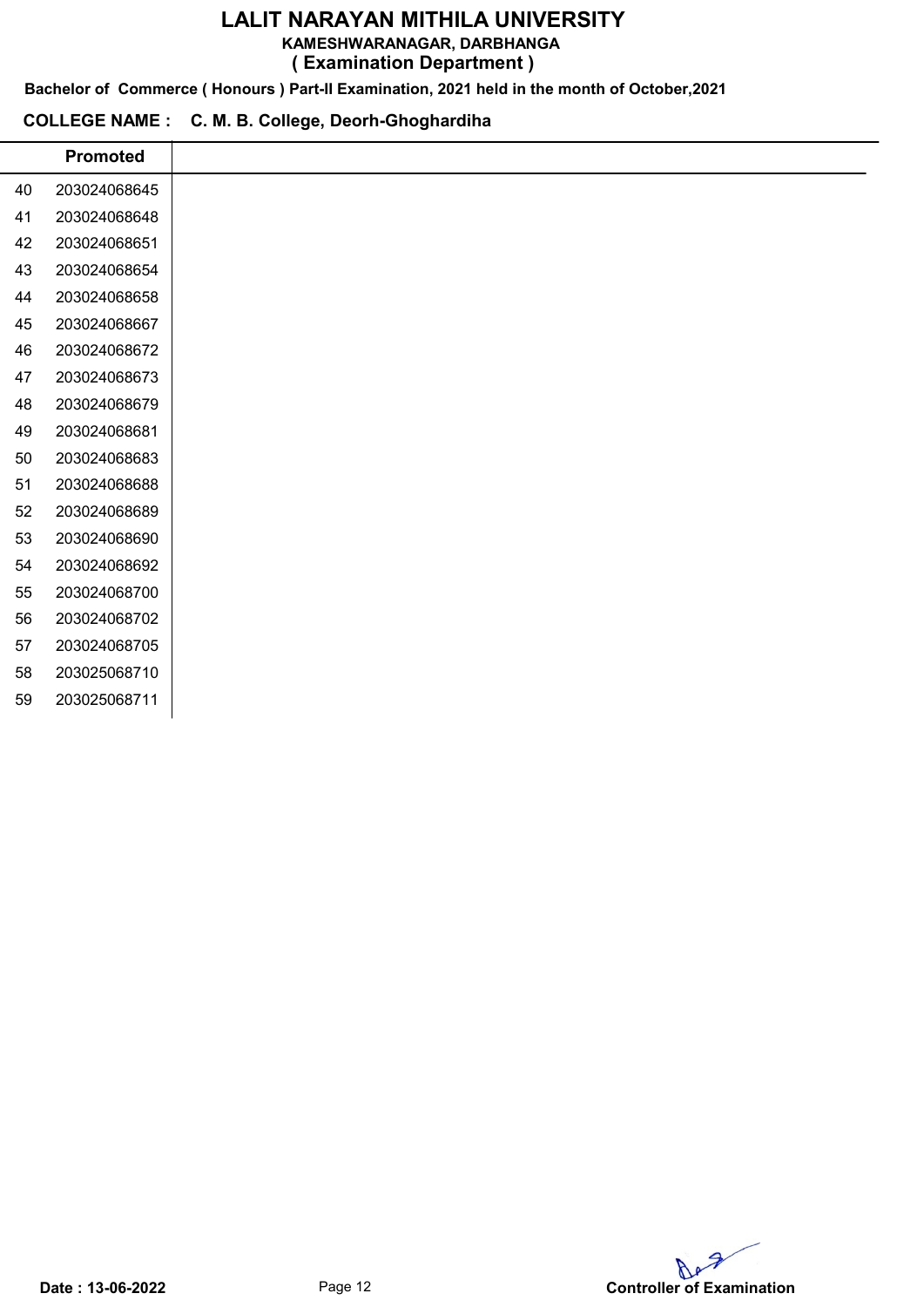# LALIT NARAYAN MITHILA UNIVERSITY

**KAMESHWARANAGAR, DARBHANGA**

**( Examination Department )**

**Bachelor of Commerce ( Honours ) Part-II Examination, 2021 held in the month of October,2021**

**COLLEGE NAME : C. M. B. College, Deorh-Ghoghardiha**

| | Promoted |
|---|---|
| 40 | 203024068645 |
| 41 | 203024068648 |
| 42 | 203024068651 |
| 43 | 203024068654 |
| 44 | 203024068658 |
| 45 | 203024068667 |
| 46 | 203024068672 |
| 47 | 203024068673 |
| 48 | 203024068679 |
| 49 | 203024068681 |
| 50 | 203024068683 |
| 51 | 203024068688 |
| 52 | 203024068689 |
| 53 | 203024068690 |
| 54 | 203024068692 |
| 55 | 203024068700 |
| 56 | 203024068702 |
| 57 | 203024068705 |
| 58 | 203025068710 |
| 59 | 203025068711 |

**Date : 13-06-2022**

**Controller of Examination**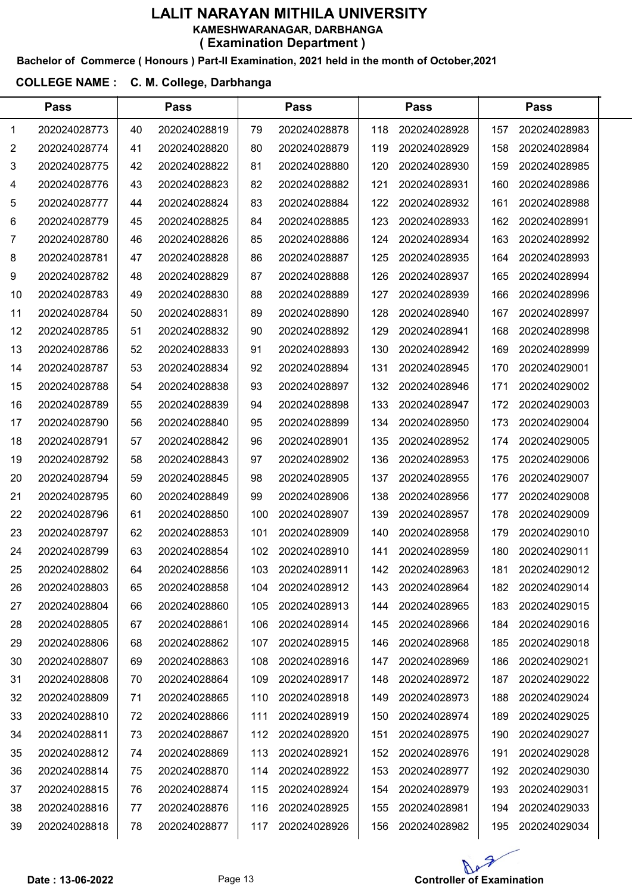# LALIT NARAYAN MITHILA UNIVERSITY

**KAMESHWARANAGAR, DARBHANGA**

**( Examination Department )**

**Bachelor of Commerce ( Honours ) Part-II Examination, 2021 held in the month of October,2021**

**COLLEGE NAME : C. M. College, Darbhanga**

| Pass | | Pass | | Pass | | Pass | | Pass | |
|---|---|---|---|---|---|---|---|---|---|
| 1 | 202024028773 | 40 | 202024028819 | 79 | 202024028878 | 118 | 202024028928 | 157 | 202024028983 |
| 2 | 202024028774 | 41 | 202024028820 | 80 | 202024028879 | 119 | 202024028929 | 158 | 202024028984 |
| 3 | 202024028775 | 42 | 202024028822 | 81 | 202024028880 | 120 | 202024028930 | 159 | 202024028985 |
| 4 | 202024028776 | 43 | 202024028823 | 82 | 202024028882 | 121 | 202024028931 | 160 | 202024028986 |
| 5 | 202024028777 | 44 | 202024028824 | 83 | 202024028884 | 122 | 202024028932 | 161 | 202024028988 |
| 6 | 202024028779 | 45 | 202024028825 | 84 | 202024028885 | 123 | 202024028933 | 162 | 202024028991 |
| 7 | 202024028780 | 46 | 202024028826 | 85 | 202024028886 | 124 | 202024028934 | 163 | 202024028992 |
| 8 | 202024028781 | 47 | 202024028828 | 86 | 202024028887 | 125 | 202024028935 | 164 | 202024028993 |
| 9 | 202024028782 | 48 | 202024028829 | 87 | 202024028888 | 126 | 202024028937 | 165 | 202024028994 |
| 10 | 202024028783 | 49 | 202024028830 | 88 | 202024028889 | 127 | 202024028939 | 166 | 202024028996 |
| 11 | 202024028784 | 50 | 202024028831 | 89 | 202024028890 | 128 | 202024028940 | 167 | 202024028997 |
| 12 | 202024028785 | 51 | 202024028832 | 90 | 202024028892 | 129 | 202024028941 | 168 | 202024028998 |
| 13 | 202024028786 | 52 | 202024028833 | 91 | 202024028893 | 130 | 202024028942 | 169 | 202024028999 |
| 14 | 202024028787 | 53 | 202024028834 | 92 | 202024028894 | 131 | 202024028945 | 170 | 202024029001 |
| 15 | 202024028788 | 54 | 202024028838 | 93 | 202024028897 | 132 | 202024028946 | 171 | 202024029002 |
| 16 | 202024028789 | 55 | 202024028839 | 94 | 202024028898 | 133 | 202024028947 | 172 | 202024029003 |
| 17 | 202024028790 | 56 | 202024028840 | 95 | 202024028899 | 134 | 202024028950 | 173 | 202024029004 |
| 18 | 202024028791 | 57 | 202024028842 | 96 | 202024028901 | 135 | 202024028952 | 174 | 202024029005 |
| 19 | 202024028792 | 58 | 202024028843 | 97 | 202024028902 | 136 | 202024028953 | 175 | 202024029006 |
| 20 | 202024028794 | 59 | 202024028845 | 98 | 202024028905 | 137 | 202024028955 | 176 | 202024029007 |
| 21 | 202024028795 | 60 | 202024028849 | 99 | 202024028906 | 138 | 202024028956 | 177 | 202024029008 |
| 22 | 202024028796 | 61 | 202024028850 | 100 | 202024028907 | 139 | 202024028957 | 178 | 202024029009 |
| 23 | 202024028797 | 62 | 202024028853 | 101 | 202024028909 | 140 | 202024028958 | 179 | 202024029010 |
| 24 | 202024028799 | 63 | 202024028854 | 102 | 202024028910 | 141 | 202024028959 | 180 | 202024029011 |
| 25 | 202024028802 | 64 | 202024028856 | 103 | 202024028911 | 142 | 202024028963 | 181 | 202024029012 |
| 26 | 202024028803 | 65 | 202024028858 | 104 | 202024028912 | 143 | 202024028964 | 182 | 202024029014 |
| 27 | 202024028804 | 66 | 202024028860 | 105 | 202024028913 | 144 | 202024028965 | 183 | 202024029015 |
| 28 | 202024028805 | 67 | 202024028861 | 106 | 202024028914 | 145 | 202024028966 | 184 | 202024029016 |
| 29 | 202024028806 | 68 | 202024028862 | 107 | 202024028915 | 146 | 202024028968 | 185 | 202024029018 |
| 30 | 202024028807 | 69 | 202024028863 | 108 | 202024028916 | 147 | 202024028969 | 186 | 202024029021 |
| 31 | 202024028808 | 70 | 202024028864 | 109 | 202024028917 | 148 | 202024028972 | 187 | 202024029022 |
| 32 | 202024028809 | 71 | 202024028865 | 110 | 202024028918 | 149 | 202024028973 | 188 | 202024029024 |
| 33 | 202024028810 | 72 | 202024028866 | 111 | 202024028919 | 150 | 202024028974 | 189 | 202024029025 |
| 34 | 202024028811 | 73 | 202024028867 | 112 | 202024028920 | 151 | 202024028975 | 190 | 202024029027 |
| 35 | 202024028812 | 74 | 202024028869 | 113 | 202024028921 | 152 | 202024028976 | 191 | 202024029028 |
| 36 | 202024028814 | 75 | 202024028870 | 114 | 202024028922 | 153 | 202024028977 | 192 | 202024029030 |
| 37 | 202024028815 | 76 | 202024028874 | 115 | 202024028924 | 154 | 202024028979 | 193 | 202024029031 |
| 38 | 202024028816 | 77 | 202024028876 | 116 | 202024028925 | 155 | 202024028981 | 194 | 202024029033 |
| 39 | 202024028818 | 78 | 202024028877 | 117 | 202024028926 | 156 | 202024028982 | 195 | 202024029034 |

**Date : 13-06-2022**

**Controller of Examination**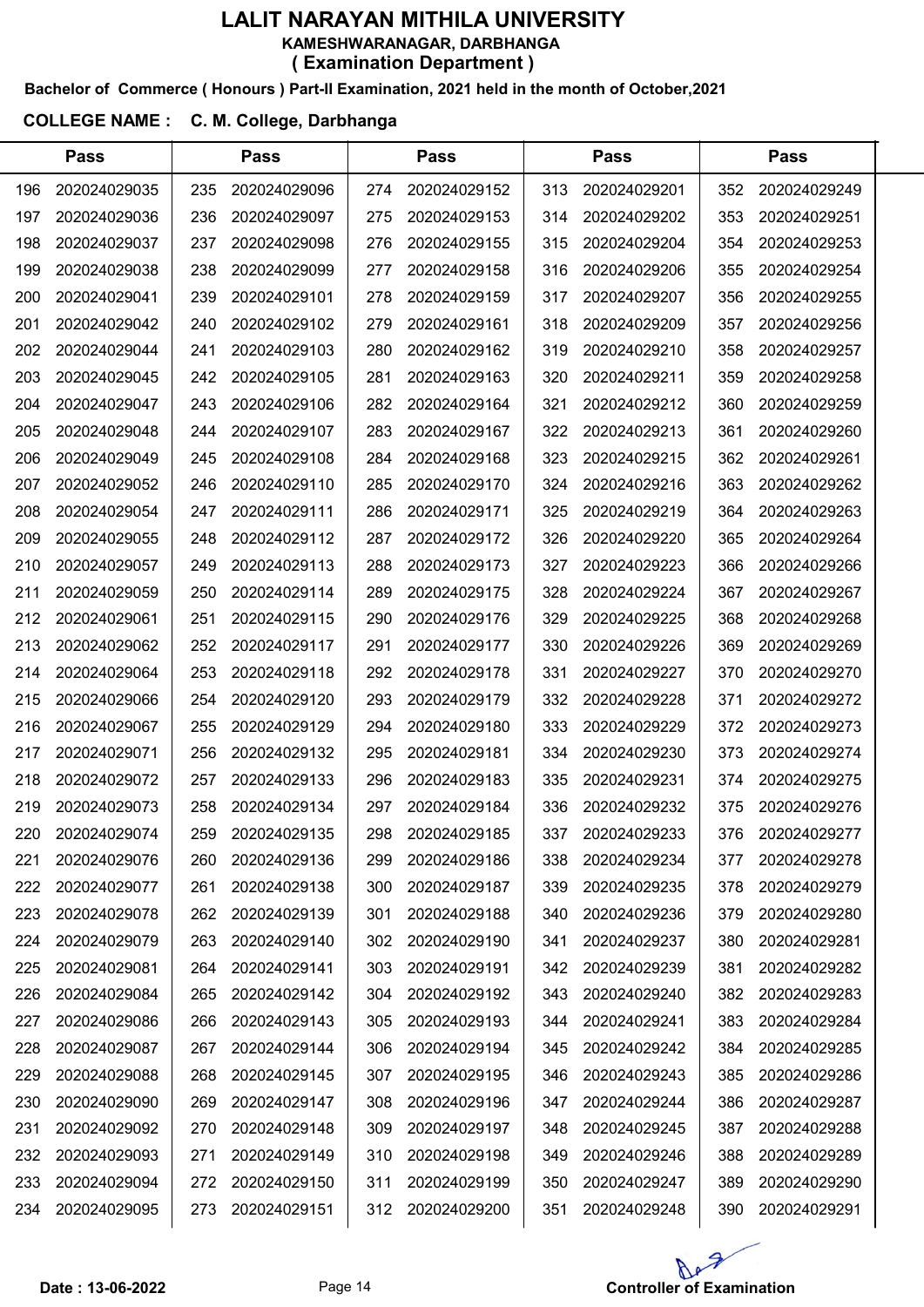# LALIT NARAYAN MITHILA UNIVERSITY

**KAMESHWARANAGAR, DARBHANGA**

**( Examination Department )**

**Bachelor of Commerce ( Honours ) Part-II Examination, 2021 held in the month of October,2021**

**COLLEGE NAME : C. M. College, Darbhanga**

| Pass | | Pass | | Pass | | Pass | | Pass | |
|---|---|---|---|---|---|---|---|---|---|
| 196 | 202024029035 | 235 | 202024029096 | 274 | 202024029152 | 313 | 202024029201 | 352 | 202024029249 |
| 197 | 202024029036 | 236 | 202024029097 | 275 | 202024029153 | 314 | 202024029202 | 353 | 202024029251 |
| 198 | 202024029037 | 237 | 202024029098 | 276 | 202024029155 | 315 | 202024029204 | 354 | 202024029253 |
| 199 | 202024029038 | 238 | 202024029099 | 277 | 202024029158 | 316 | 202024029206 | 355 | 202024029254 |
| 200 | 202024029041 | 239 | 202024029101 | 278 | 202024029159 | 317 | 202024029207 | 356 | 202024029255 |
| 201 | 202024029042 | 240 | 202024029102 | 279 | 202024029161 | 318 | 202024029209 | 357 | 202024029256 |
| 202 | 202024029044 | 241 | 202024029103 | 280 | 202024029162 | 319 | 202024029210 | 358 | 202024029257 |
| 203 | 202024029045 | 242 | 202024029105 | 281 | 202024029163 | 320 | 202024029211 | 359 | 202024029258 |
| 204 | 202024029047 | 243 | 202024029106 | 282 | 202024029164 | 321 | 202024029212 | 360 | 202024029259 |
| 205 | 202024029048 | 244 | 202024029107 | 283 | 202024029167 | 322 | 202024029213 | 361 | 202024029260 |
| 206 | 202024029049 | 245 | 202024029108 | 284 | 202024029168 | 323 | 202024029215 | 362 | 202024029261 |
| 207 | 202024029052 | 246 | 202024029110 | 285 | 202024029170 | 324 | 202024029216 | 363 | 202024029262 |
| 208 | 202024029054 | 247 | 202024029111 | 286 | 202024029171 | 325 | 202024029219 | 364 | 202024029263 |
| 209 | 202024029055 | 248 | 202024029112 | 287 | 202024029172 | 326 | 202024029220 | 365 | 202024029264 |
| 210 | 202024029057 | 249 | 202024029113 | 288 | 202024029173 | 327 | 202024029223 | 366 | 202024029266 |
| 211 | 202024029059 | 250 | 202024029114 | 289 | 202024029175 | 328 | 202024029224 | 367 | 202024029267 |
| 212 | 202024029061 | 251 | 202024029115 | 290 | 202024029176 | 329 | 202024029225 | 368 | 202024029268 |
| 213 | 202024029062 | 252 | 202024029117 | 291 | 202024029177 | 330 | 202024029226 | 369 | 202024029269 |
| 214 | 202024029064 | 253 | 202024029118 | 292 | 202024029178 | 331 | 202024029227 | 370 | 202024029270 |
| 215 | 202024029066 | 254 | 202024029120 | 293 | 202024029179 | 332 | 202024029228 | 371 | 202024029272 |
| 216 | 202024029067 | 255 | 202024029129 | 294 | 202024029180 | 333 | 202024029229 | 372 | 202024029273 |
| 217 | 202024029071 | 256 | 202024029132 | 295 | 202024029181 | 334 | 202024029230 | 373 | 202024029274 |
| 218 | 202024029072 | 257 | 202024029133 | 296 | 202024029183 | 335 | 202024029231 | 374 | 202024029275 |
| 219 | 202024029073 | 258 | 202024029134 | 297 | 202024029184 | 336 | 202024029232 | 375 | 202024029276 |
| 220 | 202024029074 | 259 | 202024029135 | 298 | 202024029185 | 337 | 202024029233 | 376 | 202024029277 |
| 221 | 202024029076 | 260 | 202024029136 | 299 | 202024029186 | 338 | 202024029234 | 377 | 202024029278 |
| 222 | 202024029077 | 261 | 202024029138 | 300 | 202024029187 | 339 | 202024029235 | 378 | 202024029279 |
| 223 | 202024029078 | 262 | 202024029139 | 301 | 202024029188 | 340 | 202024029236 | 379 | 202024029280 |
| 224 | 202024029079 | 263 | 202024029140 | 302 | 202024029190 | 341 | 202024029237 | 380 | 202024029281 |
| 225 | 202024029081 | 264 | 202024029141 | 303 | 202024029191 | 342 | 202024029239 | 381 | 202024029282 |
| 226 | 202024029084 | 265 | 202024029142 | 304 | 202024029192 | 343 | 202024029240 | 382 | 202024029283 |
| 227 | 202024029086 | 266 | 202024029143 | 305 | 202024029193 | 344 | 202024029241 | 383 | 202024029284 |
| 228 | 202024029087 | 267 | 202024029144 | 306 | 202024029194 | 345 | 202024029242 | 384 | 202024029285 |
| 229 | 202024029088 | 268 | 202024029145 | 307 | 202024029195 | 346 | 202024029243 | 385 | 202024029286 |
| 230 | 202024029090 | 269 | 202024029147 | 308 | 202024029196 | 347 | 202024029244 | 386 | 202024029287 |
| 231 | 202024029092 | 270 | 202024029148 | 309 | 202024029197 | 348 | 202024029245 | 387 | 202024029288 |
| 232 | 202024029093 | 271 | 202024029149 | 310 | 202024029198 | 349 | 202024029246 | 388 | 202024029289 |
| 233 | 202024029094 | 272 | 202024029150 | 311 | 202024029199 | 350 | 202024029247 | 389 | 202024029290 |
| 234 | 202024029095 | 273 | 202024029151 | 312 | 202024029200 | 351 | 202024029248 | 390 | 202024029291 |

**Date : 13-06-2022**

**Controller of Examination**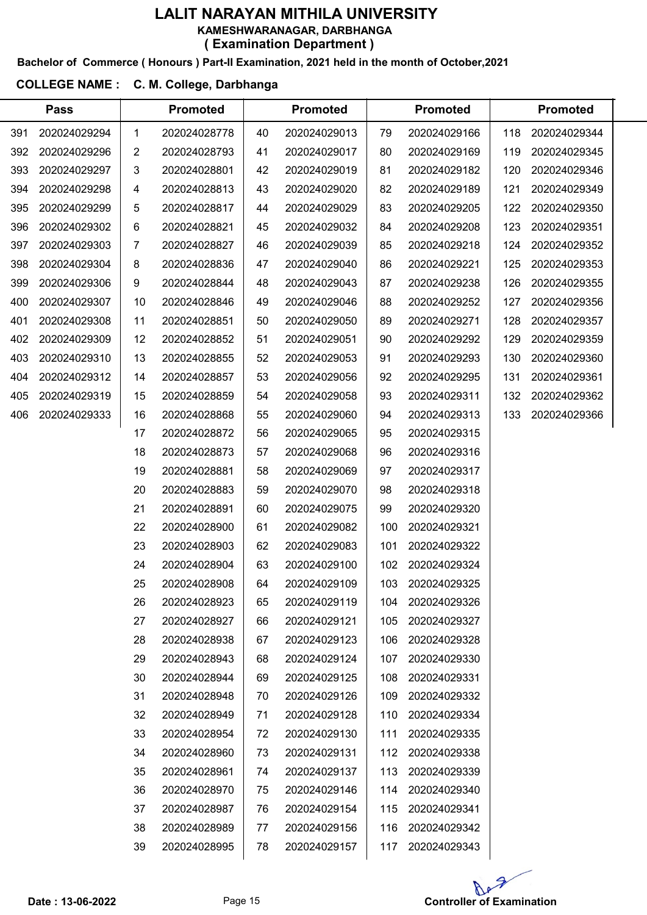# LALIT NARAYAN MITHILA UNIVERSITY

**KAMESHWARANAGAR, DARBHANGA**

**( Examination Department )**

**Bachelor of Commerce ( Honours ) Part-II Examination, 2021 held in the month of October,2021**

**COLLEGE NAME : C. M. College, Darbhanga**

| Pass | | Promoted | | Promoted | | Promoted | | Promoted | |
|---|---|---|---|---|---|---|---|---|---|
| 391 | 202024029294 | 1 | 202024028778 | 40 | 202024029013 | 79 | 202024029166 | 118 | 202024029344 |
| 392 | 202024029296 | 2 | 202024028793 | 41 | 202024029017 | 80 | 202024029169 | 119 | 202024029345 |
| 393 | 202024029297 | 3 | 202024028801 | 42 | 202024029019 | 81 | 202024029182 | 120 | 202024029346 |
| 394 | 202024029298 | 4 | 202024028813 | 43 | 202024029020 | 82 | 202024029189 | 121 | 202024029349 |
| 395 | 202024029299 | 5 | 202024028817 | 44 | 202024029029 | 83 | 202024029205 | 122 | 202024029350 |
| 396 | 202024029302 | 6 | 202024028821 | 45 | 202024029032 | 84 | 202024029208 | 123 | 202024029351 |
| 397 | 202024029303 | 7 | 202024028827 | 46 | 202024029039 | 85 | 202024029218 | 124 | 202024029352 |
| 398 | 202024029304 | 8 | 202024028836 | 47 | 202024029040 | 86 | 202024029221 | 125 | 202024029353 |
| 399 | 202024029306 | 9 | 202024028844 | 48 | 202024029043 | 87 | 202024029238 | 126 | 202024029355 |
| 400 | 202024029307 | 10 | 202024028846 | 49 | 202024029046 | 88 | 202024029252 | 127 | 202024029356 |
| 401 | 202024029308 | 11 | 202024028851 | 50 | 202024029050 | 89 | 202024029271 | 128 | 202024029357 |
| 402 | 202024029309 | 12 | 202024028852 | 51 | 202024029051 | 90 | 202024029292 | 129 | 202024029359 |
| 403 | 202024029310 | 13 | 202024028855 | 52 | 202024029053 | 91 | 202024029293 | 130 | 202024029360 |
| 404 | 202024029312 | 14 | 202024028857 | 53 | 202024029056 | 92 | 202024029295 | 131 | 202024029361 |
| 405 | 202024029319 | 15 | 202024028859 | 54 | 202024029058 | 93 | 202024029311 | 132 | 202024029362 |
| 406 | 202024029333 | 16 | 202024028868 | 55 | 202024029060 | 94 | 202024029313 | 133 | 202024029366 |
| | | 17 | 202024028872 | 56 | 202024029065 | 95 | 202024029315 | | |
| | | 18 | 202024028873 | 57 | 202024029068 | 96 | 202024029316 | | |
| | | 19 | 202024028881 | 58 | 202024029069 | 97 | 202024029317 | | |
| | | 20 | 202024028883 | 59 | 202024029070 | 98 | 202024029318 | | |
| | | 21 | 202024028891 | 60 | 202024029075 | 99 | 202024029320 | | |
| | | 22 | 202024028900 | 61 | 202024029082 | 100 | 202024029321 | | |
| | | 23 | 202024028903 | 62 | 202024029083 | 101 | 202024029322 | | |
| | | 24 | 202024028904 | 63 | 202024029100 | 102 | 202024029324 | | |
| | | 25 | 202024028908 | 64 | 202024029109 | 103 | 202024029325 | | |
| | | 26 | 202024028923 | 65 | 202024029119 | 104 | 202024029326 | | |
| | | 27 | 202024028927 | 66 | 202024029121 | 105 | 202024029327 | | |
| | | 28 | 202024028938 | 67 | 202024029123 | 106 | 202024029328 | | |
| | | 29 | 202024028943 | 68 | 202024029124 | 107 | 202024029330 | | |
| | | 30 | 202024028944 | 69 | 202024029125 | 108 | 202024029331 | | |
| | | 31 | 202024028948 | 70 | 202024029126 | 109 | 202024029332 | | |
| | | 32 | 202024028949 | 71 | 202024029128 | 110 | 202024029334 | | |
| | | 33 | 202024028954 | 72 | 202024029130 | 111 | 202024029335 | | |
| | | 34 | 202024028960 | 73 | 202024029131 | 112 | 202024029338 | | |
| | | 35 | 202024028961 | 74 | 202024029137 | 113 | 202024029339 | | |
| | | 36 | 202024028970 | 75 | 202024029146 | 114 | 202024029340 | | |
| | | 37 | 202024028987 | 76 | 202024029154 | 115 | 202024029341 | | |
| | | 38 | 202024028989 | 77 | 202024029156 | 116 | 202024029342 | | |
| | | 39 | 202024028995 | 78 | 202024029157 | 117 | 202024029343 | | |

**Date : 13-06-2022**

**Controller of Examination**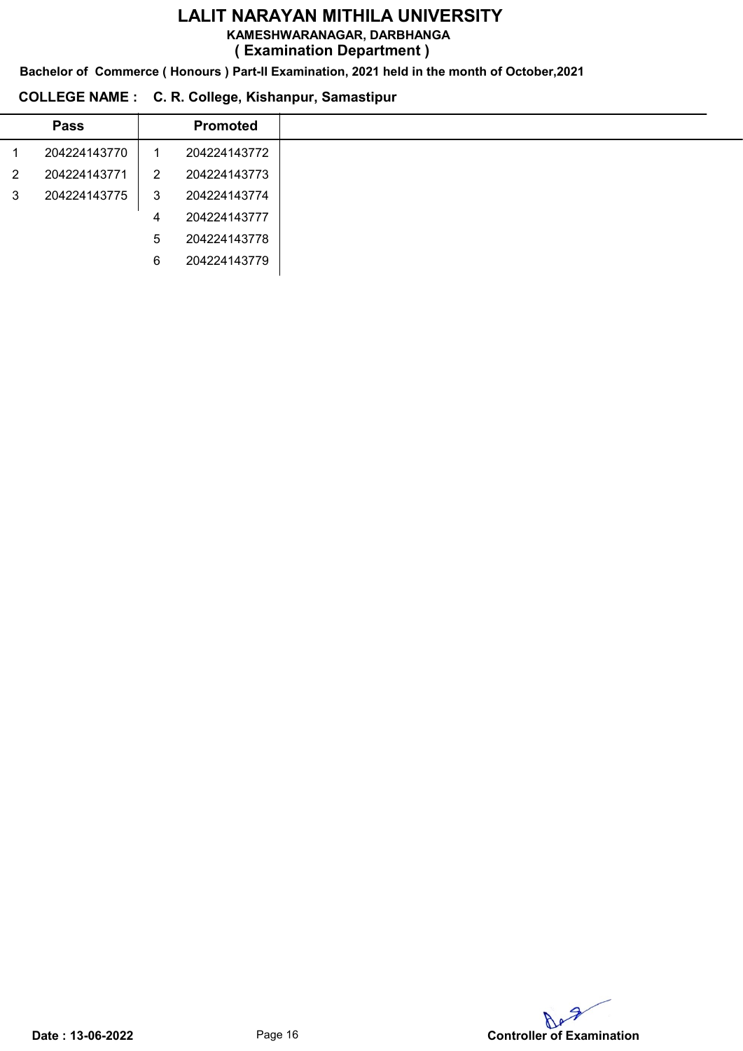# LALIT NARAYAN MITHILA UNIVERSITY

**KAMESHWARANAGAR, DARBHANGA**

**( Examination Department )**

**Bachelor of Commerce ( Honours ) Part-II Examination, 2021 held in the month of October,2021**

**COLLEGE NAME : C. R. College, Kishanpur, Samastipur**

| | Pass | | Promoted |
|---|---|---|---|
| 1 | 204224143770 | 1 | 204224143772 |
| 2 | 204224143771 | 2 | 204224143773 |
| 3 | 204224143775 | 3 | 204224143774 |
| | | 4 | 204224143777 |
| | | 5 | 204224143778 |
| | | 6 | 204224143779 |

**Date : 13-06-2022**

**Controller of Examination**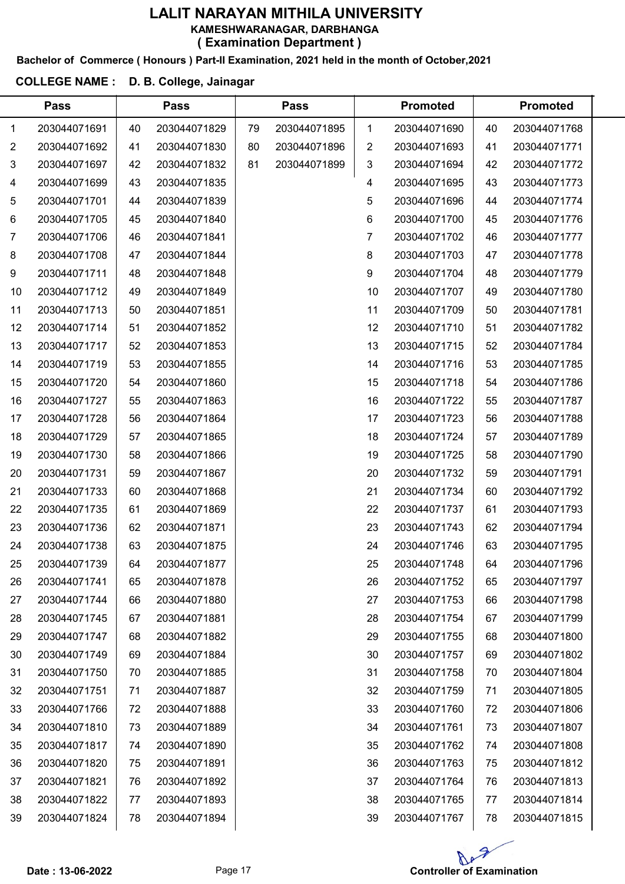# LALIT NARAYAN MITHILA UNIVERSITY

**KAMESHWARANAGAR, DARBHANGA**

**( Examination Department )**

**Bachelor of Commerce ( Honours ) Part-II Examination, 2021 held in the month of October,2021**

**COLLEGE NAME : D. B. College, Jainagar**

| Pass | | Pass | | Pass | | Promoted | | Promoted | |
|---|---|---|---|---|---|---|---|---|---|
| 1 | 203044071691 | 40 | 203044071829 | 79 | 203044071895 | 1 | 203044071690 | 40 | 203044071768 |
| 2 | 203044071692 | 41 | 203044071830 | 80 | 203044071896 | 2 | 203044071693 | 41 | 203044071771 |
| 3 | 203044071697 | 42 | 203044071832 | 81 | 203044071899 | 3 | 203044071694 | 42 | 203044071772 |
| 4 | 203044071699 | 43 | 203044071835 | | | 4 | 203044071695 | 43 | 203044071773 |
| 5 | 203044071701 | 44 | 203044071839 | | | 5 | 203044071696 | 44 | 203044071774 |
| 6 | 203044071705 | 45 | 203044071840 | | | 6 | 203044071700 | 45 | 203044071776 |
| 7 | 203044071706 | 46 | 203044071841 | | | 7 | 203044071702 | 46 | 203044071777 |
| 8 | 203044071708 | 47 | 203044071844 | | | 8 | 203044071703 | 47 | 203044071778 |
| 9 | 203044071711 | 48 | 203044071848 | | | 9 | 203044071704 | 48 | 203044071779 |
| 10 | 203044071712 | 49 | 203044071849 | | | 10 | 203044071707 | 49 | 203044071780 |
| 11 | 203044071713 | 50 | 203044071851 | | | 11 | 203044071709 | 50 | 203044071781 |
| 12 | 203044071714 | 51 | 203044071852 | | | 12 | 203044071710 | 51 | 203044071782 |
| 13 | 203044071717 | 52 | 203044071853 | | | 13 | 203044071715 | 52 | 203044071784 |
| 14 | 203044071719 | 53 | 203044071855 | | | 14 | 203044071716 | 53 | 203044071785 |
| 15 | 203044071720 | 54 | 203044071860 | | | 15 | 203044071718 | 54 | 203044071786 |
| 16 | 203044071727 | 55 | 203044071863 | | | 16 | 203044071722 | 55 | 203044071787 |
| 17 | 203044071728 | 56 | 203044071864 | | | 17 | 203044071723 | 56 | 203044071788 |
| 18 | 203044071729 | 57 | 203044071865 | | | 18 | 203044071724 | 57 | 203044071789 |
| 19 | 203044071730 | 58 | 203044071866 | | | 19 | 203044071725 | 58 | 203044071790 |
| 20 | 203044071731 | 59 | 203044071867 | | | 20 | 203044071732 | 59 | 203044071791 |
| 21 | 203044071733 | 60 | 203044071868 | | | 21 | 203044071734 | 60 | 203044071792 |
| 22 | 203044071735 | 61 | 203044071869 | | | 22 | 203044071737 | 61 | 203044071793 |
| 23 | 203044071736 | 62 | 203044071871 | | | 23 | 203044071743 | 62 | 203044071794 |
| 24 | 203044071738 | 63 | 203044071875 | | | 24 | 203044071746 | 63 | 203044071795 |
| 25 | 203044071739 | 64 | 203044071877 | | | 25 | 203044071748 | 64 | 203044071796 |
| 26 | 203044071741 | 65 | 203044071878 | | | 26 | 203044071752 | 65 | 203044071797 |
| 27 | 203044071744 | 66 | 203044071880 | | | 27 | 203044071753 | 66 | 203044071798 |
| 28 | 203044071745 | 67 | 203044071881 | | | 28 | 203044071754 | 67 | 203044071799 |
| 29 | 203044071747 | 68 | 203044071882 | | | 29 | 203044071755 | 68 | 203044071800 |
| 30 | 203044071749 | 69 | 203044071884 | | | 30 | 203044071757 | 69 | 203044071802 |
| 31 | 203044071750 | 70 | 203044071885 | | | 31 | 203044071758 | 70 | 203044071804 |
| 32 | 203044071751 | 71 | 203044071887 | | | 32 | 203044071759 | 71 | 203044071805 |
| 33 | 203044071766 | 72 | 203044071888 | | | 33 | 203044071760 | 72 | 203044071806 |
| 34 | 203044071810 | 73 | 203044071889 | | | 34 | 203044071761 | 73 | 203044071807 |
| 35 | 203044071817 | 74 | 203044071890 | | | 35 | 203044071762 | 74 | 203044071808 |
| 36 | 203044071820 | 75 | 203044071891 | | | 36 | 203044071763 | 75 | 203044071812 |
| 37 | 203044071821 | 76 | 203044071892 | | | 37 | 203044071764 | 76 | 203044071813 |
| 38 | 203044071822 | 77 | 203044071893 | | | 38 | 203044071765 | 77 | 203044071814 |
| 39 | 203044071824 | 78 | 203044071894 | | | 39 | 203044071767 | 78 | 203044071815 |

**Date : 13-06-2022**

**Controller of Examination**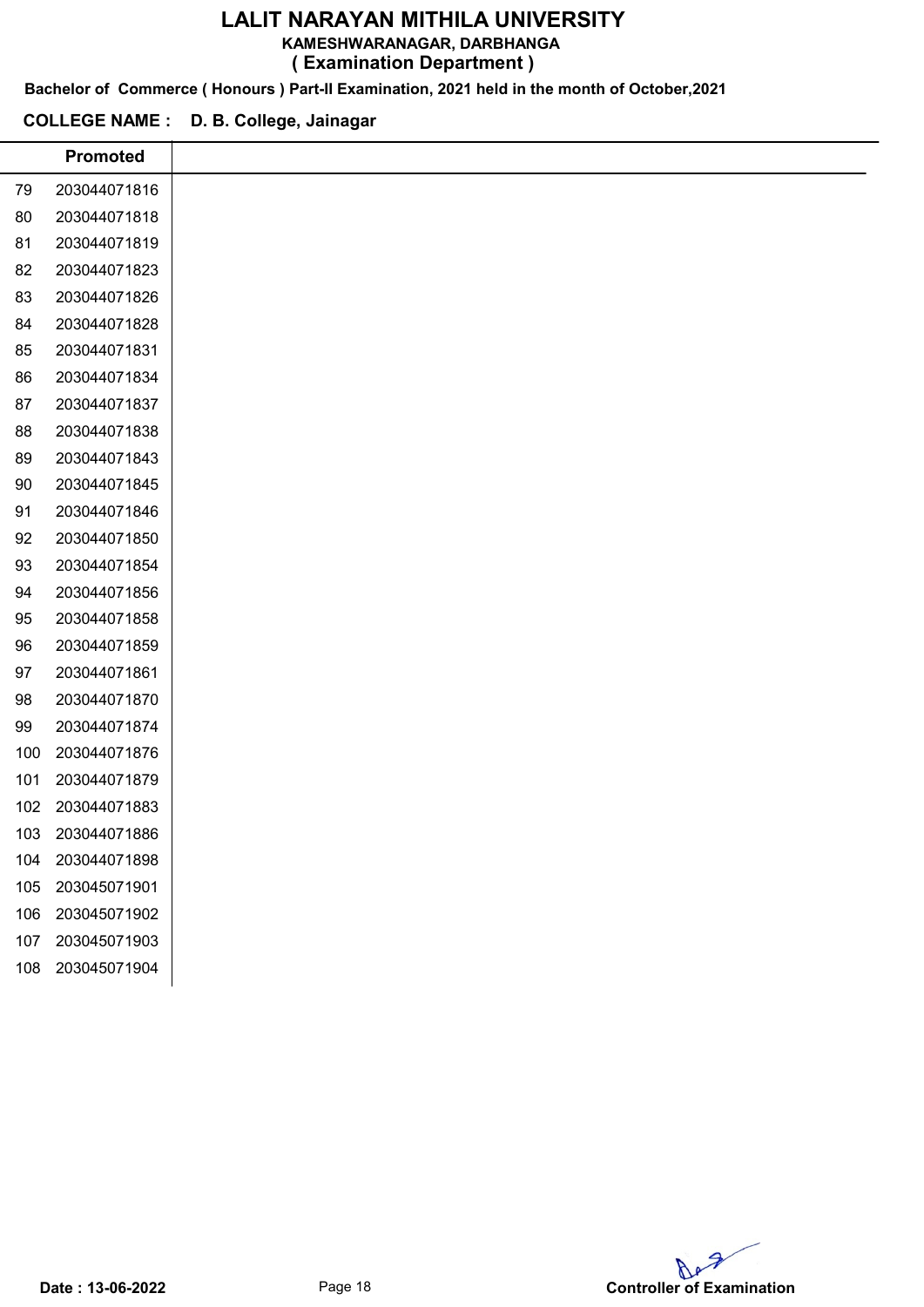# LALIT NARAYAN MITHILA UNIVERSITY

**KAMESHWARANAGAR, DARBHANGA**

**( Examination Department )**

**Bachelor of Commerce ( Honours ) Part-II Examination, 2021 held in the month of October,2021**

**COLLEGE NAME : D. B. College, Jainagar**

| | Promoted |
|---|---|
| 79 | 203044071816 |
| 80 | 203044071818 |
| 81 | 203044071819 |
| 82 | 203044071823 |
| 83 | 203044071826 |
| 84 | 203044071828 |
| 85 | 203044071831 |
| 86 | 203044071834 |
| 87 | 203044071837 |
| 88 | 203044071838 |
| 89 | 203044071843 |
| 90 | 203044071845 |
| 91 | 203044071846 |
| 92 | 203044071850 |
| 93 | 203044071854 |
| 94 | 203044071856 |
| 95 | 203044071858 |
| 96 | 203044071859 |
| 97 | 203044071861 |
| 98 | 203044071870 |
| 99 | 203044071874 |
| 100 | 203044071876 |
| 101 | 203044071879 |
| 102 | 203044071883 |
| 103 | 203044071886 |
| 104 | 203044071898 |
| 105 | 203045071901 |
| 106 | 203045071902 |
| 107 | 203045071903 |
| 108 | 203045071904 |

**Date : 13-06-2022**

**Controller of Examination**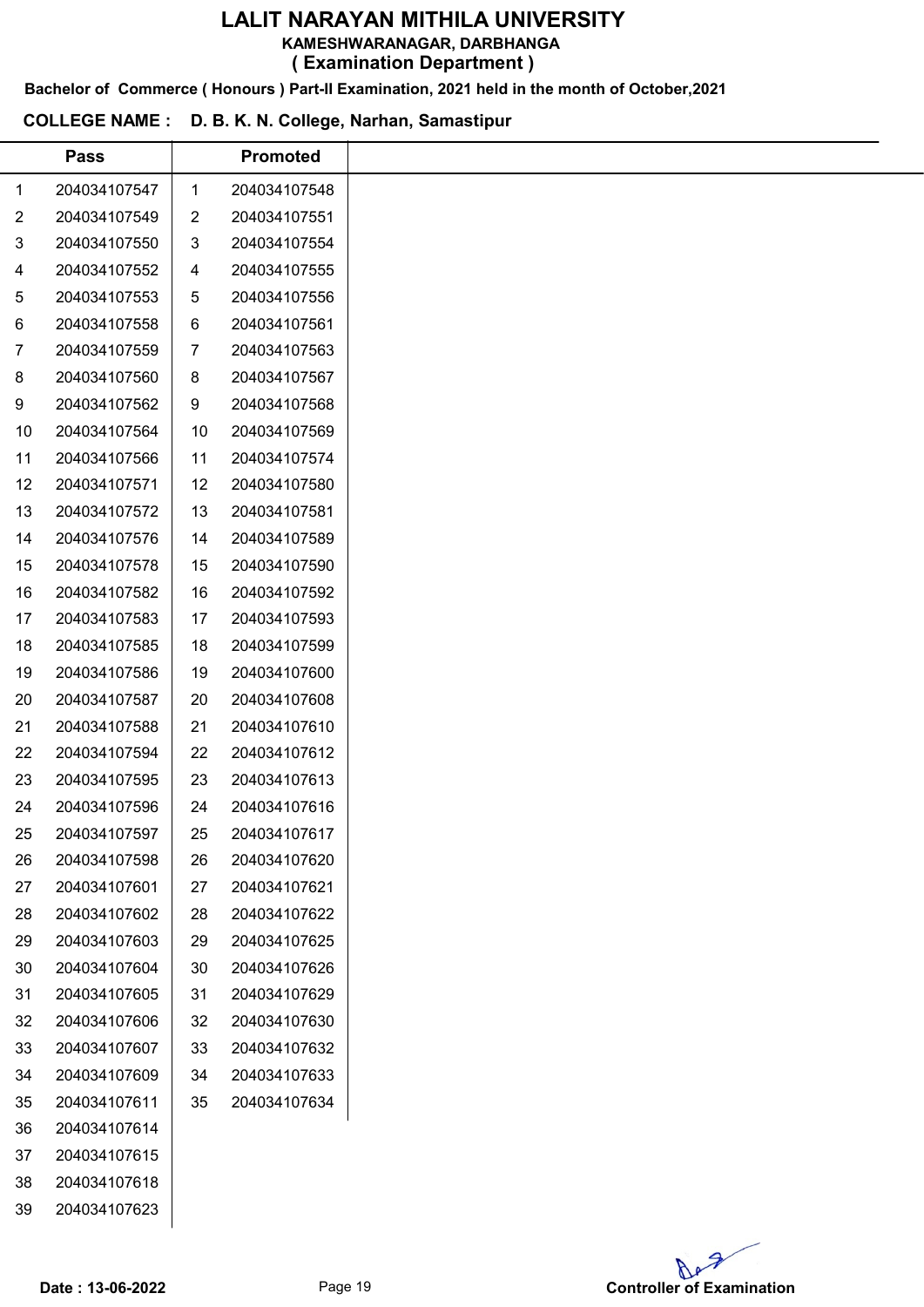# LALIT NARAYAN MITHILA UNIVERSITY

**KAMESHWARANAGAR, DARBHANGA**

**( Examination Department )**

**Bachelor of Commerce ( Honours ) Part-II Examination, 2021 held in the month of October,2021**

**COLLEGE NAME : D. B. K. N. College, Narhan, Samastipur**

| | Pass | | Promoted |
|---|---|---|---|
| 1 | 204034107547 | 1 | 204034107548 |
| 2 | 204034107549 | 2 | 204034107551 |
| 3 | 204034107550 | 3 | 204034107554 |
| 4 | 204034107552 | 4 | 204034107555 |
| 5 | 204034107553 | 5 | 204034107556 |
| 6 | 204034107558 | 6 | 204034107561 |
| 7 | 204034107559 | 7 | 204034107563 |
| 8 | 204034107560 | 8 | 204034107567 |
| 9 | 204034107562 | 9 | 204034107568 |
| 10 | 204034107564 | 10 | 204034107569 |
| 11 | 204034107566 | 11 | 204034107574 |
| 12 | 204034107571 | 12 | 204034107580 |
| 13 | 204034107572 | 13 | 204034107581 |
| 14 | 204034107576 | 14 | 204034107589 |
| 15 | 204034107578 | 15 | 204034107590 |
| 16 | 204034107582 | 16 | 204034107592 |
| 17 | 204034107583 | 17 | 204034107593 |
| 18 | 204034107585 | 18 | 204034107599 |
| 19 | 204034107586 | 19 | 204034107600 |
| 20 | 204034107587 | 20 | 204034107608 |
| 21 | 204034107588 | 21 | 204034107610 |
| 22 | 204034107594 | 22 | 204034107612 |
| 23 | 204034107595 | 23 | 204034107613 |
| 24 | 204034107596 | 24 | 204034107616 |
| 25 | 204034107597 | 25 | 204034107617 |
| 26 | 204034107598 | 26 | 204034107620 |
| 27 | 204034107601 | 27 | 204034107621 |
| 28 | 204034107602 | 28 | 204034107622 |
| 29 | 204034107603 | 29 | 204034107625 |
| 30 | 204034107604 | 30 | 204034107626 |
| 31 | 204034107605 | 31 | 204034107629 |
| 32 | 204034107606 | 32 | 204034107630 |
| 33 | 204034107607 | 33 | 204034107632 |
| 34 | 204034107609 | 34 | 204034107633 |
| 35 | 204034107611 | 35 | 204034107634 |
| 36 | 204034107614 | | |
| 37 | 204034107615 | | |
| 38 | 204034107618 | | |
| 39 | 204034107623 | | |

**Date : 13-06-2022**

**Controller of Examination**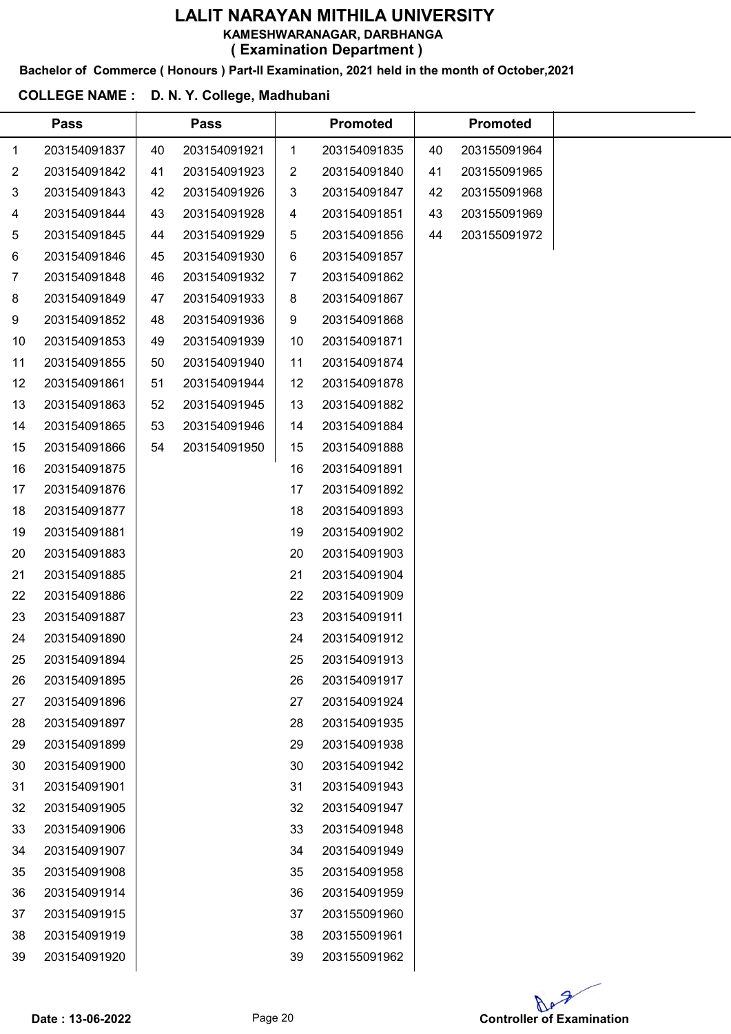# LALIT NARAYAN MITHILA UNIVERSITY

**KAMESHWARANAGAR, DARBHANGA**

**( Examination Department )**

**Bachelor of Commerce ( Honours ) Part-II Examination, 2021 held in the month of October,2021**

**COLLEGE NAME : D. N. Y. College, Madhubani**

| Pass | | Pass | | Promoted | | Promoted | |
|---|---|---|---|---|---|---|---|
| 1 | 203154091837 | 40 | 203154091921 | 1 | 203154091835 | 40 | 203155091964 |
| 2 | 203154091842 | 41 | 203154091923 | 2 | 203154091840 | 41 | 203155091965 |
| 3 | 203154091843 | 42 | 203154091926 | 3 | 203154091847 | 42 | 203155091968 |
| 4 | 203154091844 | 43 | 203154091928 | 4 | 203154091851 | 43 | 203155091969 |
| 5 | 203154091845 | 44 | 203154091929 | 5 | 203154091856 | 44 | 203155091972 |
| 6 | 203154091846 | 45 | 203154091930 | 6 | 203154091857 | | |
| 7 | 203154091848 | 46 | 203154091932 | 7 | 203154091862 | | |
| 8 | 203154091849 | 47 | 203154091933 | 8 | 203154091867 | | |
| 9 | 203154091852 | 48 | 203154091936 | 9 | 203154091868 | | |
| 10 | 203154091853 | 49 | 203154091939 | 10 | 203154091871 | | |
| 11 | 203154091855 | 50 | 203154091940 | 11 | 203154091874 | | |
| 12 | 203154091861 | 51 | 203154091944 | 12 | 203154091878 | | |
| 13 | 203154091863 | 52 | 203154091945 | 13 | 203154091882 | | |
| 14 | 203154091865 | 53 | 203154091946 | 14 | 203154091884 | | |
| 15 | 203154091866 | 54 | 203154091950 | 15 | 203154091888 | | |
| 16 | 203154091875 | | | 16 | 203154091891 | | |
| 17 | 203154091876 | | | 17 | 203154091892 | | |
| 18 | 203154091877 | | | 18 | 203154091893 | | |
| 19 | 203154091881 | | | 19 | 203154091902 | | |
| 20 | 203154091883 | | | 20 | 203154091903 | | |
| 21 | 203154091885 | | | 21 | 203154091904 | | |
| 22 | 203154091886 | | | 22 | 203154091909 | | |
| 23 | 203154091887 | | | 23 | 203154091911 | | |
| 24 | 203154091890 | | | 24 | 203154091912 | | |
| 25 | 203154091894 | | | 25 | 203154091913 | | |
| 26 | 203154091895 | | | 26 | 203154091917 | | |
| 27 | 203154091896 | | | 27 | 203154091924 | | |
| 28 | 203154091897 | | | 28 | 203154091935 | | |
| 29 | 203154091899 | | | 29 | 203154091938 | | |
| 30 | 203154091900 | | | 30 | 203154091942 | | |
| 31 | 203154091901 | | | 31 | 203154091943 | | |
| 32 | 203154091905 | | | 32 | 203154091947 | | |
| 33 | 203154091906 | | | 33 | 203154091948 | | |
| 34 | 203154091907 | | | 34 | 203154091949 | | |
| 35 | 203154091908 | | | 35 | 203154091958 | | |
| 36 | 203154091914 | | | 36 | 203154091959 | | |
| 37 | 203154091915 | | | 37 | 203155091960 | | |
| 38 | 203154091919 | | | 38 | 203155091961 | | |
| 39 | 203154091920 | | | 39 | 203155091962 | | |

**Date : 13-06-2022**

**Controller of Examination**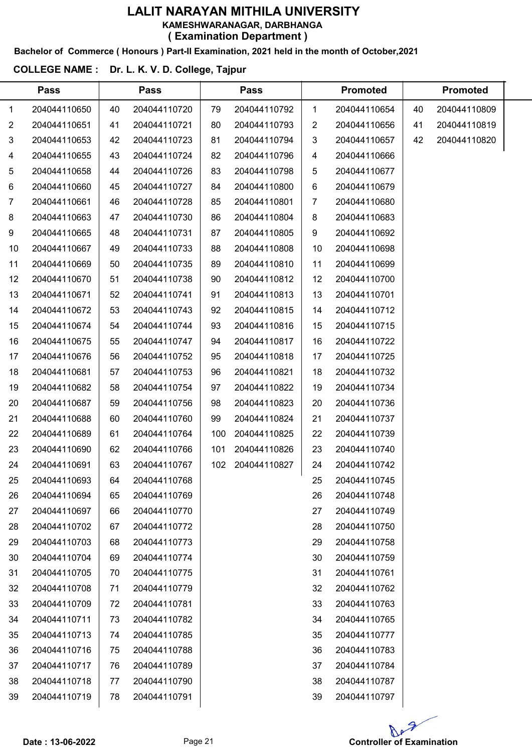# LALIT NARAYAN MITHILA UNIVERSITY

**KAMESHWARANAGAR, DARBHANGA**

**( Examination Department )**

**Bachelor of Commerce ( Honours ) Part-II Examination, 2021 held in the month of October,2021**

**COLLEGE NAME : Dr. L. K. V. D. College, Tajpur**

| Pass | | Pass | | Pass | | Promoted | | Promoted | |
|---|---|---|---|---|---|---|---|---|---|
| 1 | 204044110650 | 40 | 204044110720 | 79 | 204044110792 | 1 | 204044110654 | 40 | 204044110809 |
| 2 | 204044110651 | 41 | 204044110721 | 80 | 204044110793 | 2 | 204044110656 | 41 | 204044110819 |
| 3 | 204044110653 | 42 | 204044110723 | 81 | 204044110794 | 3 | 204044110657 | 42 | 204044110820 |
| 4 | 204044110655 | 43 | 204044110724 | 82 | 204044110796 | 4 | 204044110666 | | |
| 5 | 204044110658 | 44 | 204044110726 | 83 | 204044110798 | 5 | 204044110677 | | |
| 6 | 204044110660 | 45 | 204044110727 | 84 | 204044110800 | 6 | 204044110679 | | |
| 7 | 204044110661 | 46 | 204044110728 | 85 | 204044110801 | 7 | 204044110680 | | |
| 8 | 204044110663 | 47 | 204044110730 | 86 | 204044110804 | 8 | 204044110683 | | |
| 9 | 204044110665 | 48 | 204044110731 | 87 | 204044110805 | 9 | 204044110692 | | |
| 10 | 204044110667 | 49 | 204044110733 | 88 | 204044110808 | 10 | 204044110698 | | |
| 11 | 204044110669 | 50 | 204044110735 | 89 | 204044110810 | 11 | 204044110699 | | |
| 12 | 204044110670 | 51 | 204044110738 | 90 | 204044110812 | 12 | 204044110700 | | |
| 13 | 204044110671 | 52 | 204044110741 | 91 | 204044110813 | 13 | 204044110701 | | |
| 14 | 204044110672 | 53 | 204044110743 | 92 | 204044110815 | 14 | 204044110712 | | |
| 15 | 204044110674 | 54 | 204044110744 | 93 | 204044110816 | 15 | 204044110715 | | |
| 16 | 204044110675 | 55 | 204044110747 | 94 | 204044110817 | 16 | 204044110722 | | |
| 17 | 204044110676 | 56 | 204044110752 | 95 | 204044110818 | 17 | 204044110725 | | |
| 18 | 204044110681 | 57 | 204044110753 | 96 | 204044110821 | 18 | 204044110732 | | |
| 19 | 204044110682 | 58 | 204044110754 | 97 | 204044110822 | 19 | 204044110734 | | |
| 20 | 204044110687 | 59 | 204044110756 | 98 | 204044110823 | 20 | 204044110736 | | |
| 21 | 204044110688 | 60 | 204044110760 | 99 | 204044110824 | 21 | 204044110737 | | |
| 22 | 204044110689 | 61 | 204044110764 | 100 | 204044110825 | 22 | 204044110739 | | |
| 23 | 204044110690 | 62 | 204044110766 | 101 | 204044110826 | 23 | 204044110740 | | |
| 24 | 204044110691 | 63 | 204044110767 | 102 | 204044110827 | 24 | 204044110742 | | |
| 25 | 204044110693 | 64 | 204044110768 | | | 25 | 204044110745 | | |
| 26 | 204044110694 | 65 | 204044110769 | | | 26 | 204044110748 | | |
| 27 | 204044110697 | 66 | 204044110770 | | | 27 | 204044110749 | | |
| 28 | 204044110702 | 67 | 204044110772 | | | 28 | 204044110750 | | |
| 29 | 204044110703 | 68 | 204044110773 | | | 29 | 204044110758 | | |
| 30 | 204044110704 | 69 | 204044110774 | | | 30 | 204044110759 | | |
| 31 | 204044110705 | 70 | 204044110775 | | | 31 | 204044110761 | | |
| 32 | 204044110708 | 71 | 204044110779 | | | 32 | 204044110762 | | |
| 33 | 204044110709 | 72 | 204044110781 | | | 33 | 204044110763 | | |
| 34 | 204044110711 | 73 | 204044110782 | | | 34 | 204044110765 | | |
| 35 | 204044110713 | 74 | 204044110785 | | | 35 | 204044110777 | | |
| 36 | 204044110716 | 75 | 204044110788 | | | 36 | 204044110783 | | |
| 37 | 204044110717 | 76 | 204044110789 | | | 37 | 204044110784 | | |
| 38 | 204044110718 | 77 | 204044110790 | | | 38 | 204044110787 | | |
| 39 | 204044110719 | 78 | 204044110791 | | | 39 | 204044110797 | | |

**Date : 13-06-2022**

**Controller of Examination**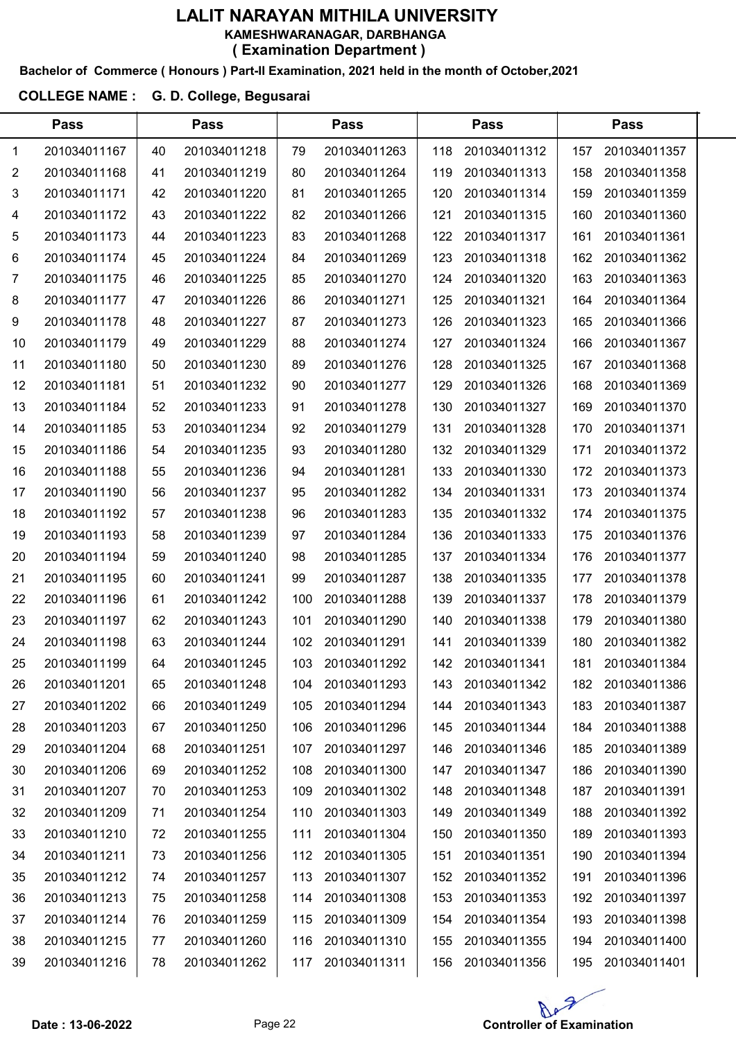# LALIT NARAYAN MITHILA UNIVERSITY

**KAMESHWARANAGAR, DARBHANGA**

**( Examination Department )**

**Bachelor of Commerce ( Honours ) Part-II Examination, 2021 held in the month of October,2021**

**COLLEGE NAME : G. D. College, Begusarai**

| Pass | | Pass | | Pass | | Pass | | Pass | |
|---|---|---|---|---|---|---|---|---|---|
| 1 | 201034011167 | 40 | 201034011218 | 79 | 201034011263 | 118 | 201034011312 | 157 | 201034011357 |
| 2 | 201034011168 | 41 | 201034011219 | 80 | 201034011264 | 119 | 201034011313 | 158 | 201034011358 |
| 3 | 201034011171 | 42 | 201034011220 | 81 | 201034011265 | 120 | 201034011314 | 159 | 201034011359 |
| 4 | 201034011172 | 43 | 201034011222 | 82 | 201034011266 | 121 | 201034011315 | 160 | 201034011360 |
| 5 | 201034011173 | 44 | 201034011223 | 83 | 201034011268 | 122 | 201034011317 | 161 | 201034011361 |
| 6 | 201034011174 | 45 | 201034011224 | 84 | 201034011269 | 123 | 201034011318 | 162 | 201034011362 |
| 7 | 201034011175 | 46 | 201034011225 | 85 | 201034011270 | 124 | 201034011320 | 163 | 201034011363 |
| 8 | 201034011177 | 47 | 201034011226 | 86 | 201034011271 | 125 | 201034011321 | 164 | 201034011364 |
| 9 | 201034011178 | 48 | 201034011227 | 87 | 201034011273 | 126 | 201034011323 | 165 | 201034011366 |
| 10 | 201034011179 | 49 | 201034011229 | 88 | 201034011274 | 127 | 201034011324 | 166 | 201034011367 |
| 11 | 201034011180 | 50 | 201034011230 | 89 | 201034011276 | 128 | 201034011325 | 167 | 201034011368 |
| 12 | 201034011181 | 51 | 201034011232 | 90 | 201034011277 | 129 | 201034011326 | 168 | 201034011369 |
| 13 | 201034011184 | 52 | 201034011233 | 91 | 201034011278 | 130 | 201034011327 | 169 | 201034011370 |
| 14 | 201034011185 | 53 | 201034011234 | 92 | 201034011279 | 131 | 201034011328 | 170 | 201034011371 |
| 15 | 201034011186 | 54 | 201034011235 | 93 | 201034011280 | 132 | 201034011329 | 171 | 201034011372 |
| 16 | 201034011188 | 55 | 201034011236 | 94 | 201034011281 | 133 | 201034011330 | 172 | 201034011373 |
| 17 | 201034011190 | 56 | 201034011237 | 95 | 201034011282 | 134 | 201034011331 | 173 | 201034011374 |
| 18 | 201034011192 | 57 | 201034011238 | 96 | 201034011283 | 135 | 201034011332 | 174 | 201034011375 |
| 19 | 201034011193 | 58 | 201034011239 | 97 | 201034011284 | 136 | 201034011333 | 175 | 201034011376 |
| 20 | 201034011194 | 59 | 201034011240 | 98 | 201034011285 | 137 | 201034011334 | 176 | 201034011377 |
| 21 | 201034011195 | 60 | 201034011241 | 99 | 201034011287 | 138 | 201034011335 | 177 | 201034011378 |
| 22 | 201034011196 | 61 | 201034011242 | 100 | 201034011288 | 139 | 201034011337 | 178 | 201034011379 |
| 23 | 201034011197 | 62 | 201034011243 | 101 | 201034011290 | 140 | 201034011338 | 179 | 201034011380 |
| 24 | 201034011198 | 63 | 201034011244 | 102 | 201034011291 | 141 | 201034011339 | 180 | 201034011382 |
| 25 | 201034011199 | 64 | 201034011245 | 103 | 201034011292 | 142 | 201034011341 | 181 | 201034011384 |
| 26 | 201034011201 | 65 | 201034011248 | 104 | 201034011293 | 143 | 201034011342 | 182 | 201034011386 |
| 27 | 201034011202 | 66 | 201034011249 | 105 | 201034011294 | 144 | 201034011343 | 183 | 201034011387 |
| 28 | 201034011203 | 67 | 201034011250 | 106 | 201034011296 | 145 | 201034011344 | 184 | 201034011388 |
| 29 | 201034011204 | 68 | 201034011251 | 107 | 201034011297 | 146 | 201034011346 | 185 | 201034011389 |
| 30 | 201034011206 | 69 | 201034011252 | 108 | 201034011300 | 147 | 201034011347 | 186 | 201034011390 |
| 31 | 201034011207 | 70 | 201034011253 | 109 | 201034011302 | 148 | 201034011348 | 187 | 201034011391 |
| 32 | 201034011209 | 71 | 201034011254 | 110 | 201034011303 | 149 | 201034011349 | 188 | 201034011392 |
| 33 | 201034011210 | 72 | 201034011255 | 111 | 201034011304 | 150 | 201034011350 | 189 | 201034011393 |
| 34 | 201034011211 | 73 | 201034011256 | 112 | 201034011305 | 151 | 201034011351 | 190 | 201034011394 |
| 35 | 201034011212 | 74 | 201034011257 | 113 | 201034011307 | 152 | 201034011352 | 191 | 201034011396 |
| 36 | 201034011213 | 75 | 201034011258 | 114 | 201034011308 | 153 | 201034011353 | 192 | 201034011397 |
| 37 | 201034011214 | 76 | 201034011259 | 115 | 201034011309 | 154 | 201034011354 | 193 | 201034011398 |
| 38 | 201034011215 | 77 | 201034011260 | 116 | 201034011310 | 155 | 201034011355 | 194 | 201034011400 |
| 39 | 201034011216 | 78 | 201034011262 | 117 | 201034011311 | 156 | 201034011356 | 195 | 201034011401 |

**Date : 13-06-2022**

**Controller of Examination**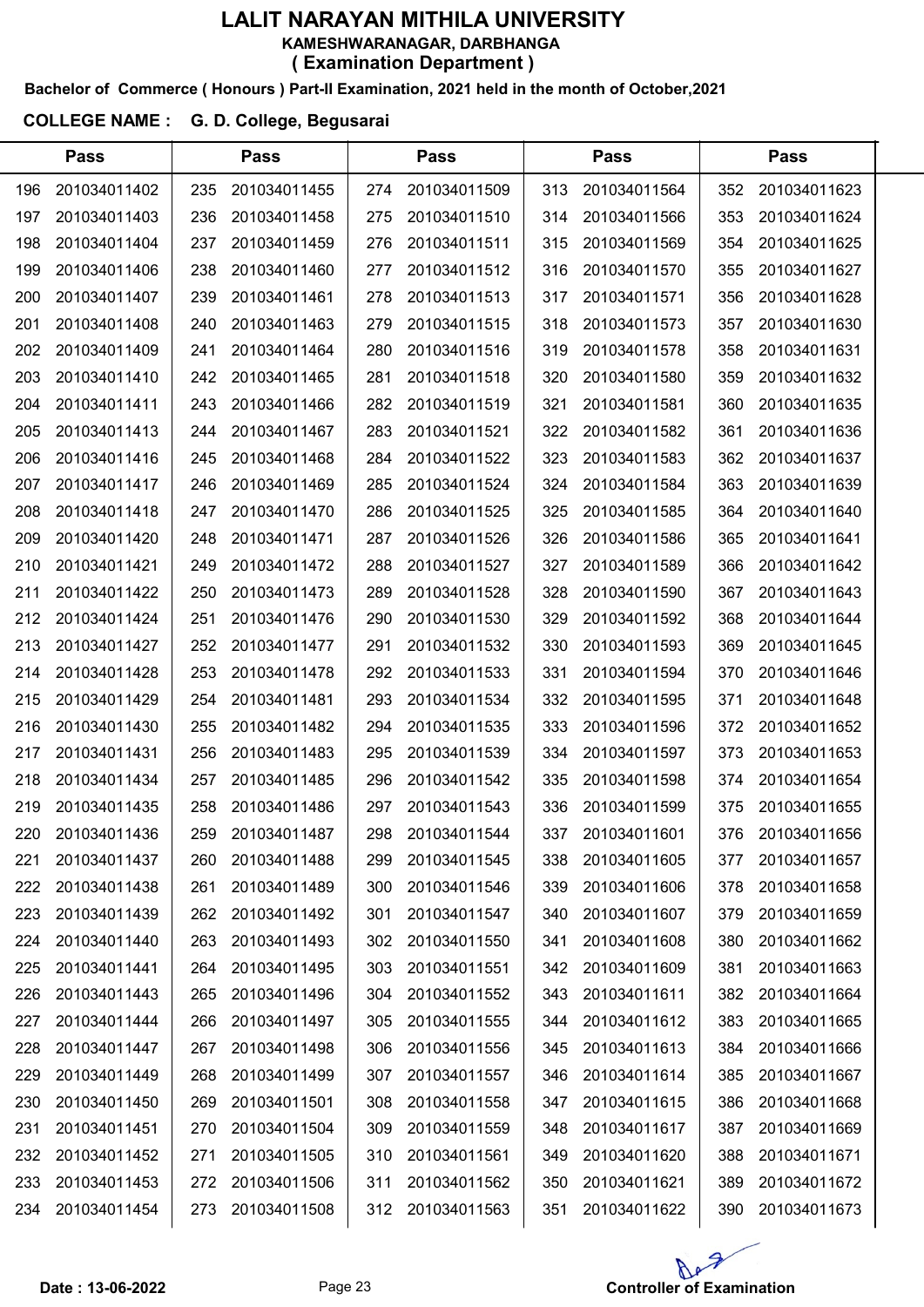# LALIT NARAYAN MITHILA UNIVERSITY

**KAMESHWARANAGAR, DARBHANGA**

**( Examination Department )**

**Bachelor of Commerce ( Honours ) Part-II Examination, 2021 held in the month of October,2021**

**COLLEGE NAME : G. D. College, Begusarai**

| Pass | | Pass | | Pass | | Pass | | Pass | |
|---|---|---|---|---|---|---|---|---|---|
| 196 | 201034011402 | 235 | 201034011455 | 274 | 201034011509 | 313 | 201034011564 | 352 | 201034011623 |
| 197 | 201034011403 | 236 | 201034011458 | 275 | 201034011510 | 314 | 201034011566 | 353 | 201034011624 |
| 198 | 201034011404 | 237 | 201034011459 | 276 | 201034011511 | 315 | 201034011569 | 354 | 201034011625 |
| 199 | 201034011406 | 238 | 201034011460 | 277 | 201034011512 | 316 | 201034011570 | 355 | 201034011627 |
| 200 | 201034011407 | 239 | 201034011461 | 278 | 201034011513 | 317 | 201034011571 | 356 | 201034011628 |
| 201 | 201034011408 | 240 | 201034011463 | 279 | 201034011515 | 318 | 201034011573 | 357 | 201034011630 |
| 202 | 201034011409 | 241 | 201034011464 | 280 | 201034011516 | 319 | 201034011578 | 358 | 201034011631 |
| 203 | 201034011410 | 242 | 201034011465 | 281 | 201034011518 | 320 | 201034011580 | 359 | 201034011632 |
| 204 | 201034011411 | 243 | 201034011466 | 282 | 201034011519 | 321 | 201034011581 | 360 | 201034011635 |
| 205 | 201034011413 | 244 | 201034011467 | 283 | 201034011521 | 322 | 201034011582 | 361 | 201034011636 |
| 206 | 201034011416 | 245 | 201034011468 | 284 | 201034011522 | 323 | 201034011583 | 362 | 201034011637 |
| 207 | 201034011417 | 246 | 201034011469 | 285 | 201034011524 | 324 | 201034011584 | 363 | 201034011639 |
| 208 | 201034011418 | 247 | 201034011470 | 286 | 201034011525 | 325 | 201034011585 | 364 | 201034011640 |
| 209 | 201034011420 | 248 | 201034011471 | 287 | 201034011526 | 326 | 201034011586 | 365 | 201034011641 |
| 210 | 201034011421 | 249 | 201034011472 | 288 | 201034011527 | 327 | 201034011589 | 366 | 201034011642 |
| 211 | 201034011422 | 250 | 201034011473 | 289 | 201034011528 | 328 | 201034011590 | 367 | 201034011643 |
| 212 | 201034011424 | 251 | 201034011476 | 290 | 201034011530 | 329 | 201034011592 | 368 | 201034011644 |
| 213 | 201034011427 | 252 | 201034011477 | 291 | 201034011532 | 330 | 201034011593 | 369 | 201034011645 |
| 214 | 201034011428 | 253 | 201034011478 | 292 | 201034011533 | 331 | 201034011594 | 370 | 201034011646 |
| 215 | 201034011429 | 254 | 201034011481 | 293 | 201034011534 | 332 | 201034011595 | 371 | 201034011648 |
| 216 | 201034011430 | 255 | 201034011482 | 294 | 201034011535 | 333 | 201034011596 | 372 | 201034011652 |
| 217 | 201034011431 | 256 | 201034011483 | 295 | 201034011539 | 334 | 201034011597 | 373 | 201034011653 |
| 218 | 201034011434 | 257 | 201034011485 | 296 | 201034011542 | 335 | 201034011598 | 374 | 201034011654 |
| 219 | 201034011435 | 258 | 201034011486 | 297 | 201034011543 | 336 | 201034011599 | 375 | 201034011655 |
| 220 | 201034011436 | 259 | 201034011487 | 298 | 201034011544 | 337 | 201034011601 | 376 | 201034011656 |
| 221 | 201034011437 | 260 | 201034011488 | 299 | 201034011545 | 338 | 201034011605 | 377 | 201034011657 |
| 222 | 201034011438 | 261 | 201034011489 | 300 | 201034011546 | 339 | 201034011606 | 378 | 201034011658 |
| 223 | 201034011439 | 262 | 201034011492 | 301 | 201034011547 | 340 | 201034011607 | 379 | 201034011659 |
| 224 | 201034011440 | 263 | 201034011493 | 302 | 201034011550 | 341 | 201034011608 | 380 | 201034011662 |
| 225 | 201034011441 | 264 | 201034011495 | 303 | 201034011551 | 342 | 201034011609 | 381 | 201034011663 |
| 226 | 201034011443 | 265 | 201034011496 | 304 | 201034011552 | 343 | 201034011611 | 382 | 201034011664 |
| 227 | 201034011444 | 266 | 201034011497 | 305 | 201034011555 | 344 | 201034011612 | 383 | 201034011665 |
| 228 | 201034011447 | 267 | 201034011498 | 306 | 201034011556 | 345 | 201034011613 | 384 | 201034011666 |
| 229 | 201034011449 | 268 | 201034011499 | 307 | 201034011557 | 346 | 201034011614 | 385 | 201034011667 |
| 230 | 201034011450 | 269 | 201034011501 | 308 | 201034011558 | 347 | 201034011615 | 386 | 201034011668 |
| 231 | 201034011451 | 270 | 201034011504 | 309 | 201034011559 | 348 | 201034011617 | 387 | 201034011669 |
| 232 | 201034011452 | 271 | 201034011505 | 310 | 201034011561 | 349 | 201034011620 | 388 | 201034011671 |
| 233 | 201034011453 | 272 | 201034011506 | 311 | 201034011562 | 350 | 201034011621 | 389 | 201034011672 |
| 234 | 201034011454 | 273 | 201034011508 | 312 | 201034011563 | 351 | 201034011622 | 390 | 201034011673 |

**Date : 13-06-2022**

**Controller of Examination**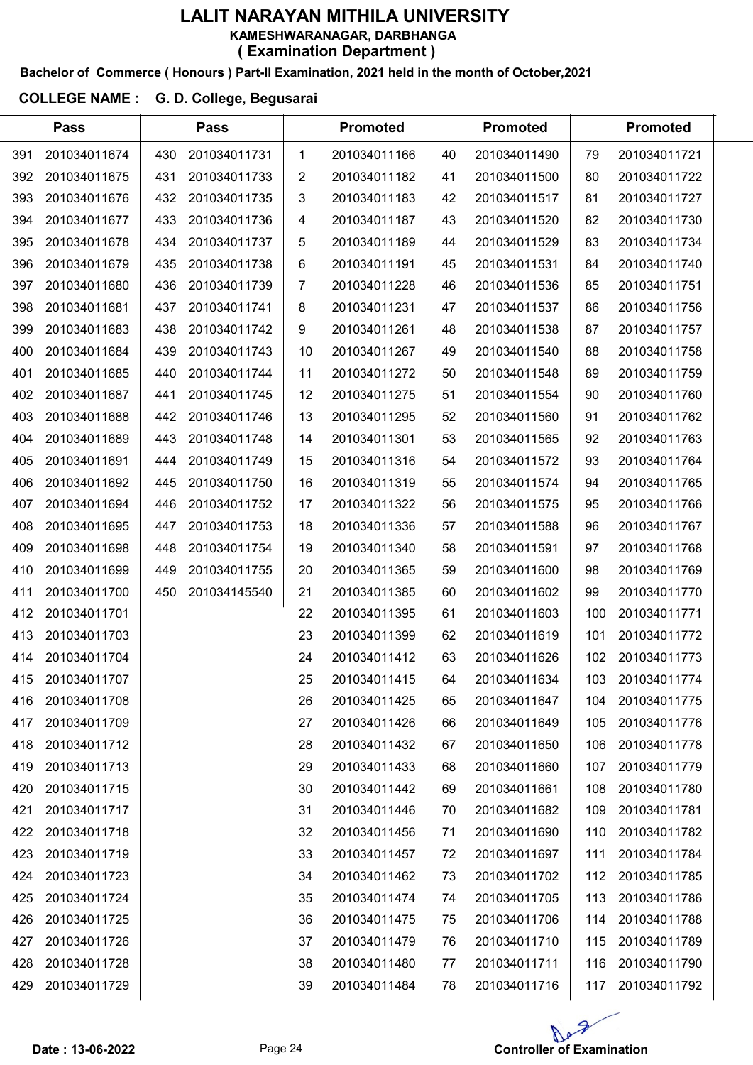# LALIT NARAYAN MITHILA UNIVERSITY

**KAMESHWARANAGAR, DARBHANGA**

**( Examination Department )**

**Bachelor of Commerce ( Honours ) Part-II Examination, 2021 held in the month of October,2021**

**COLLEGE NAME : G. D. College, Begusarai**

| Pass | | Pass | | Promoted | | Promoted | | Promoted | |
|---|---|---|---|---|---|---|---|---|---|
| 391 | 201034011674 | 430 | 201034011731 | 1 | 201034011166 | 40 | 201034011490 | 79 | 201034011721 |
| 392 | 201034011675 | 431 | 201034011733 | 2 | 201034011182 | 41 | 201034011500 | 80 | 201034011722 |
| 393 | 201034011676 | 432 | 201034011735 | 3 | 201034011183 | 42 | 201034011517 | 81 | 201034011727 |
| 394 | 201034011677 | 433 | 201034011736 | 4 | 201034011187 | 43 | 201034011520 | 82 | 201034011730 |
| 395 | 201034011678 | 434 | 201034011737 | 5 | 201034011189 | 44 | 201034011529 | 83 | 201034011734 |
| 396 | 201034011679 | 435 | 201034011738 | 6 | 201034011191 | 45 | 201034011531 | 84 | 201034011740 |
| 397 | 201034011680 | 436 | 201034011739 | 7 | 201034011228 | 46 | 201034011536 | 85 | 201034011751 |
| 398 | 201034011681 | 437 | 201034011741 | 8 | 201034011231 | 47 | 201034011537 | 86 | 201034011756 |
| 399 | 201034011683 | 438 | 201034011742 | 9 | 201034011261 | 48 | 201034011538 | 87 | 201034011757 |
| 400 | 201034011684 | 439 | 201034011743 | 10 | 201034011267 | 49 | 201034011540 | 88 | 201034011758 |
| 401 | 201034011685 | 440 | 201034011744 | 11 | 201034011272 | 50 | 201034011548 | 89 | 201034011759 |
| 402 | 201034011687 | 441 | 201034011745 | 12 | 201034011275 | 51 | 201034011554 | 90 | 201034011760 |
| 403 | 201034011688 | 442 | 201034011746 | 13 | 201034011295 | 52 | 201034011560 | 91 | 201034011762 |
| 404 | 201034011689 | 443 | 201034011748 | 14 | 201034011301 | 53 | 201034011565 | 92 | 201034011763 |
| 405 | 201034011691 | 444 | 201034011749 | 15 | 201034011316 | 54 | 201034011572 | 93 | 201034011764 |
| 406 | 201034011692 | 445 | 201034011750 | 16 | 201034011319 | 55 | 201034011574 | 94 | 201034011765 |
| 407 | 201034011694 | 446 | 201034011752 | 17 | 201034011322 | 56 | 201034011575 | 95 | 201034011766 |
| 408 | 201034011695 | 447 | 201034011753 | 18 | 201034011336 | 57 | 201034011588 | 96 | 201034011767 |
| 409 | 201034011698 | 448 | 201034011754 | 19 | 201034011340 | 58 | 201034011591 | 97 | 201034011768 |
| 410 | 201034011699 | 449 | 201034011755 | 20 | 201034011365 | 59 | 201034011600 | 98 | 201034011769 |
| 411 | 201034011700 | 450 | 201034145540 | 21 | 201034011385 | 60 | 201034011602 | 99 | 201034011770 |
| 412 | 201034011701 | | | 22 | 201034011395 | 61 | 201034011603 | 100 | 201034011771 |
| 413 | 201034011703 | | | 23 | 201034011399 | 62 | 201034011619 | 101 | 201034011772 |
| 414 | 201034011704 | | | 24 | 201034011412 | 63 | 201034011626 | 102 | 201034011773 |
| 415 | 201034011707 | | | 25 | 201034011415 | 64 | 201034011634 | 103 | 201034011774 |
| 416 | 201034011708 | | | 26 | 201034011425 | 65 | 201034011647 | 104 | 201034011775 |
| 417 | 201034011709 | | | 27 | 201034011426 | 66 | 201034011649 | 105 | 201034011776 |
| 418 | 201034011712 | | | 28 | 201034011432 | 67 | 201034011650 | 106 | 201034011778 |
| 419 | 201034011713 | | | 29 | 201034011433 | 68 | 201034011660 | 107 | 201034011779 |
| 420 | 201034011715 | | | 30 | 201034011442 | 69 | 201034011661 | 108 | 201034011780 |
| 421 | 201034011717 | | | 31 | 201034011446 | 70 | 201034011682 | 109 | 201034011781 |
| 422 | 201034011718 | | | 32 | 201034011456 | 71 | 201034011690 | 110 | 201034011782 |
| 423 | 201034011719 | | | 33 | 201034011457 | 72 | 201034011697 | 111 | 201034011784 |
| 424 | 201034011723 | | | 34 | 201034011462 | 73 | 201034011702 | 112 | 201034011785 |
| 425 | 201034011724 | | | 35 | 201034011474 | 74 | 201034011705 | 113 | 201034011786 |
| 426 | 201034011725 | | | 36 | 201034011475 | 75 | 201034011706 | 114 | 201034011788 |
| 427 | 201034011726 | | | 37 | 201034011479 | 76 | 201034011710 | 115 | 201034011789 |
| 428 | 201034011728 | | | 38 | 201034011480 | 77 | 201034011711 | 116 | 201034011790 |
| 429 | 201034011729 | | | 39 | 201034011484 | 78 | 201034011716 | 117 | 201034011792 |

**Date : 13-06-2022**

**Controller of Examination**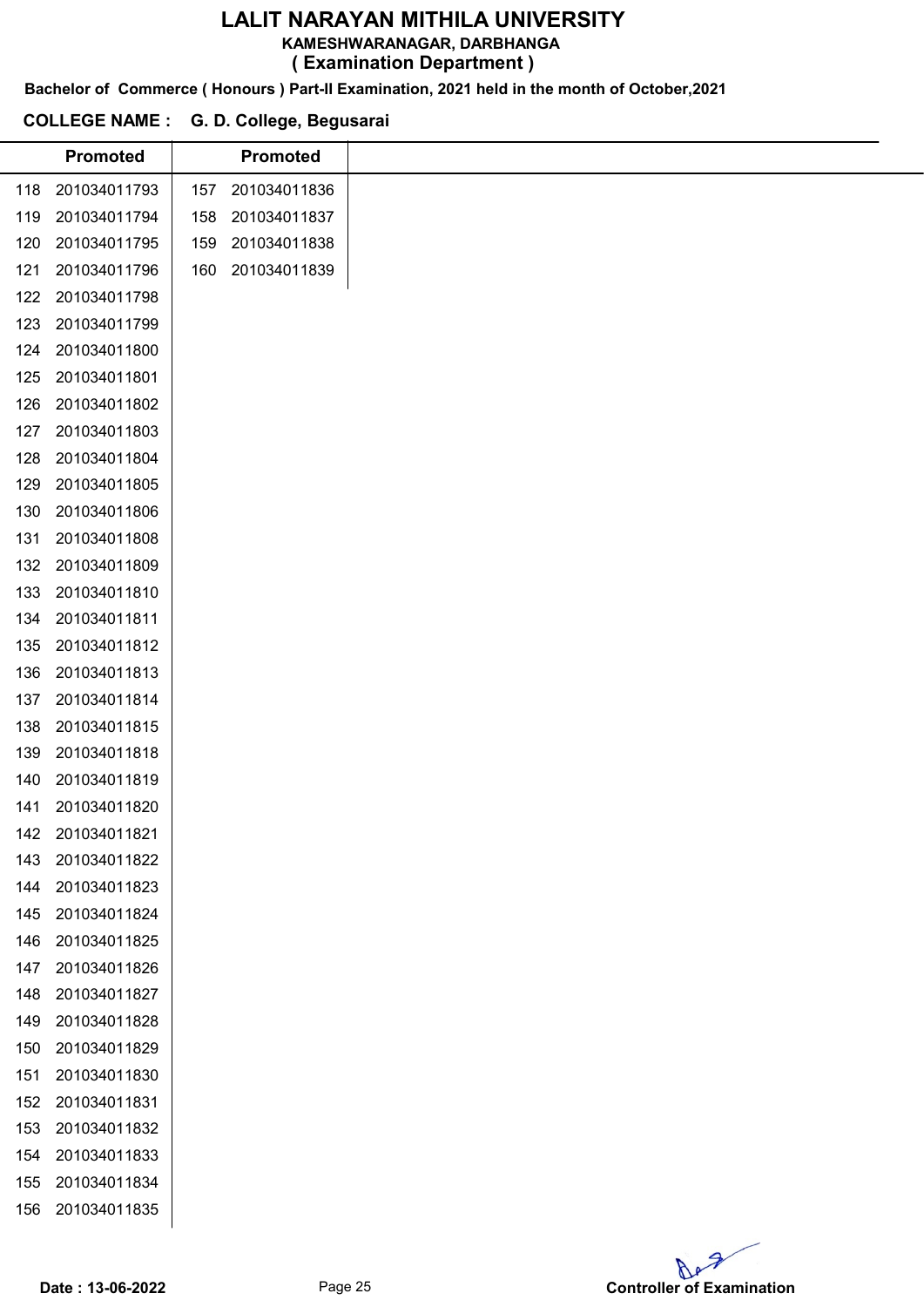# LALIT NARAYAN MITHILA UNIVERSITY

**KAMESHWARANAGAR, DARBHANGA**

**( Examination Department )**

**Bachelor of Commerce ( Honours ) Part-II Examination, 2021 held in the month of October,2021**

**COLLEGE NAME : G. D. College, Begusarai**

| Promoted | | Promoted | |
|---|---|---|---|
| 118 | 201034011793 | 157 | 201034011836 |
| 119 | 201034011794 | 158 | 201034011837 |
| 120 | 201034011795 | 159 | 201034011838 |
| 121 | 201034011796 | 160 | 201034011839 |
| 122 | 201034011798 | | |
| 123 | 201034011799 | | |
| 124 | 201034011800 | | |
| 125 | 201034011801 | | |
| 126 | 201034011802 | | |
| 127 | 201034011803 | | |
| 128 | 201034011804 | | |
| 129 | 201034011805 | | |
| 130 | 201034011806 | | |
| 131 | 201034011808 | | |
| 132 | 201034011809 | | |
| 133 | 201034011810 | | |
| 134 | 201034011811 | | |
| 135 | 201034011812 | | |
| 136 | 201034011813 | | |
| 137 | 201034011814 | | |
| 138 | 201034011815 | | |
| 139 | 201034011818 | | |
| 140 | 201034011819 | | |
| 141 | 201034011820 | | |
| 142 | 201034011821 | | |
| 143 | 201034011822 | | |
| 144 | 201034011823 | | |
| 145 | 201034011824 | | |
| 146 | 201034011825 | | |
| 147 | 201034011826 | | |
| 148 | 201034011827 | | |
| 149 | 201034011828 | | |
| 150 | 201034011829 | | |
| 151 | 201034011830 | | |
| 152 | 201034011831 | | |
| 153 | 201034011832 | | |
| 154 | 201034011833 | | |
| 155 | 201034011834 | | |
| 156 | 201034011835 | | |

**Date : 13-06-2022**

**Controller of Examination**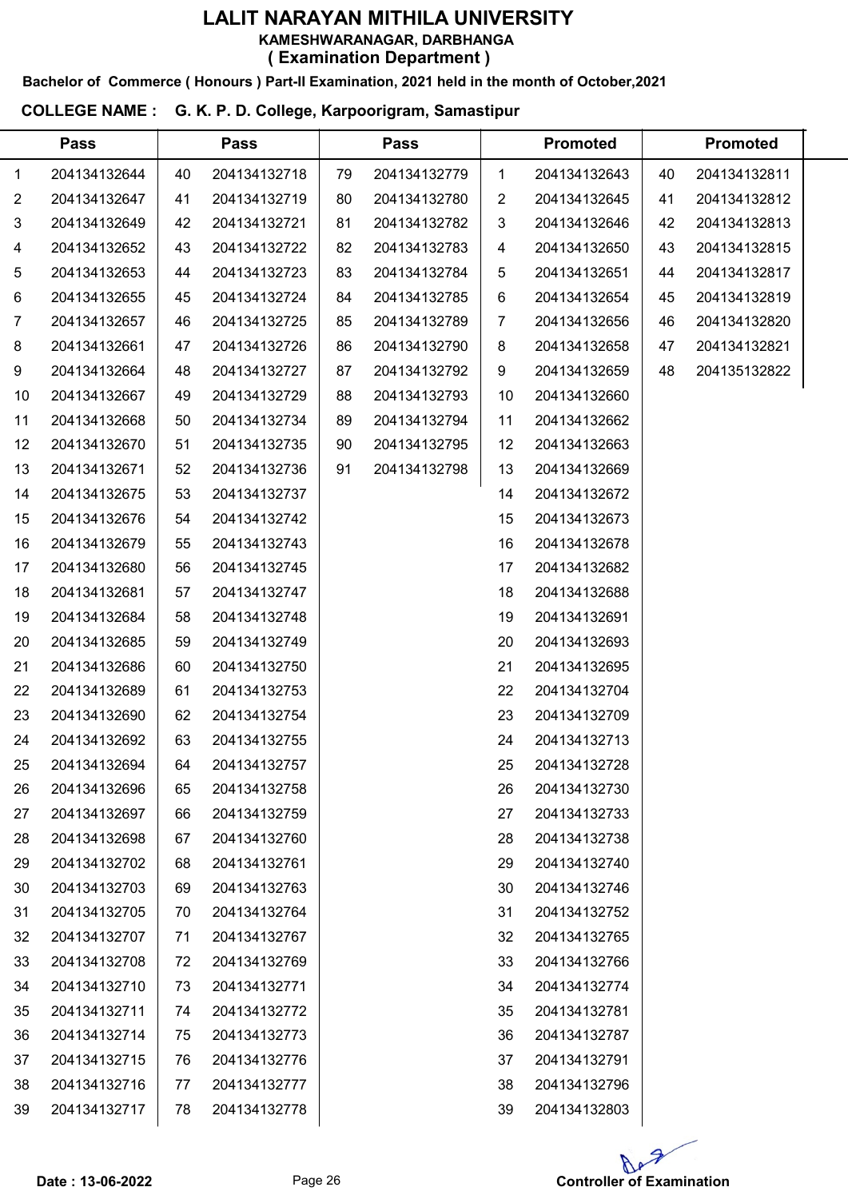# LALIT NARAYAN MITHILA UNIVERSITY

**KAMESHWARANAGAR, DARBHANGA**

**( Examination Department )**

**Bachelor of Commerce ( Honours ) Part-II Examination, 2021 held in the month of October,2021**

**COLLEGE NAME : G. K. P. D. College, Karpoorigram, Samastipur**

| Pass | | Pass | | Pass | | Promoted | | Promoted | |
|---|---|---|---|---|---|---|---|---|---|
| 1 | 204134132644 | 40 | 204134132718 | 79 | 204134132779 | 1 | 204134132643 | 40 | 204134132811 |
| 2 | 204134132647 | 41 | 204134132719 | 80 | 204134132780 | 2 | 204134132645 | 41 | 204134132812 |
| 3 | 204134132649 | 42 | 204134132721 | 81 | 204134132782 | 3 | 204134132646 | 42 | 204134132813 |
| 4 | 204134132652 | 43 | 204134132722 | 82 | 204134132783 | 4 | 204134132650 | 43 | 204134132815 |
| 5 | 204134132653 | 44 | 204134132723 | 83 | 204134132784 | 5 | 204134132651 | 44 | 204134132817 |
| 6 | 204134132655 | 45 | 204134132724 | 84 | 204134132785 | 6 | 204134132654 | 45 | 204134132819 |
| 7 | 204134132657 | 46 | 204134132725 | 85 | 204134132789 | 7 | 204134132656 | 46 | 204134132820 |
| 8 | 204134132661 | 47 | 204134132726 | 86 | 204134132790 | 8 | 204134132658 | 47 | 204134132821 |
| 9 | 204134132664 | 48 | 204134132727 | 87 | 204134132792 | 9 | 204134132659 | 48 | 204135132822 |
| 10 | 204134132667 | 49 | 204134132729 | 88 | 204134132793 | 10 | 204134132660 | | |
| 11 | 204134132668 | 50 | 204134132734 | 89 | 204134132794 | 11 | 204134132662 | | |
| 12 | 204134132670 | 51 | 204134132735 | 90 | 204134132795 | 12 | 204134132663 | | |
| 13 | 204134132671 | 52 | 204134132736 | 91 | 204134132798 | 13 | 204134132669 | | |
| 14 | 204134132675 | 53 | 204134132737 | | | 14 | 204134132672 | | |
| 15 | 204134132676 | 54 | 204134132742 | | | 15 | 204134132673 | | |
| 16 | 204134132679 | 55 | 204134132743 | | | 16 | 204134132678 | | |
| 17 | 204134132680 | 56 | 204134132745 | | | 17 | 204134132682 | | |
| 18 | 204134132681 | 57 | 204134132747 | | | 18 | 204134132688 | | |
| 19 | 204134132684 | 58 | 204134132748 | | | 19 | 204134132691 | | |
| 20 | 204134132685 | 59 | 204134132749 | | | 20 | 204134132693 | | |
| 21 | 204134132686 | 60 | 204134132750 | | | 21 | 204134132695 | | |
| 22 | 204134132689 | 61 | 204134132753 | | | 22 | 204134132704 | | |
| 23 | 204134132690 | 62 | 204134132754 | | | 23 | 204134132709 | | |
| 24 | 204134132692 | 63 | 204134132755 | | | 24 | 204134132713 | | |
| 25 | 204134132694 | 64 | 204134132757 | | | 25 | 204134132728 | | |
| 26 | 204134132696 | 65 | 204134132758 | | | 26 | 204134132730 | | |
| 27 | 204134132697 | 66 | 204134132759 | | | 27 | 204134132733 | | |
| 28 | 204134132698 | 67 | 204134132760 | | | 28 | 204134132738 | | |
| 29 | 204134132702 | 68 | 204134132761 | | | 29 | 204134132740 | | |
| 30 | 204134132703 | 69 | 204134132763 | | | 30 | 204134132746 | | |
| 31 | 204134132705 | 70 | 204134132764 | | | 31 | 204134132752 | | |
| 32 | 204134132707 | 71 | 204134132767 | | | 32 | 204134132765 | | |
| 33 | 204134132708 | 72 | 204134132769 | | | 33 | 204134132766 | | |
| 34 | 204134132710 | 73 | 204134132771 | | | 34 | 204134132774 | | |
| 35 | 204134132711 | 74 | 204134132772 | | | 35 | 204134132781 | | |
| 36 | 204134132714 | 75 | 204134132773 | | | 36 | 204134132787 | | |
| 37 | 204134132715 | 76 | 204134132776 | | | 37 | 204134132791 | | |
| 38 | 204134132716 | 77 | 204134132777 | | | 38 | 204134132796 | | |
| 39 | 204134132717 | 78 | 204134132778 | | | 39 | 204134132803 | | |

**Date : 13-06-2022**

**Controller of Examination**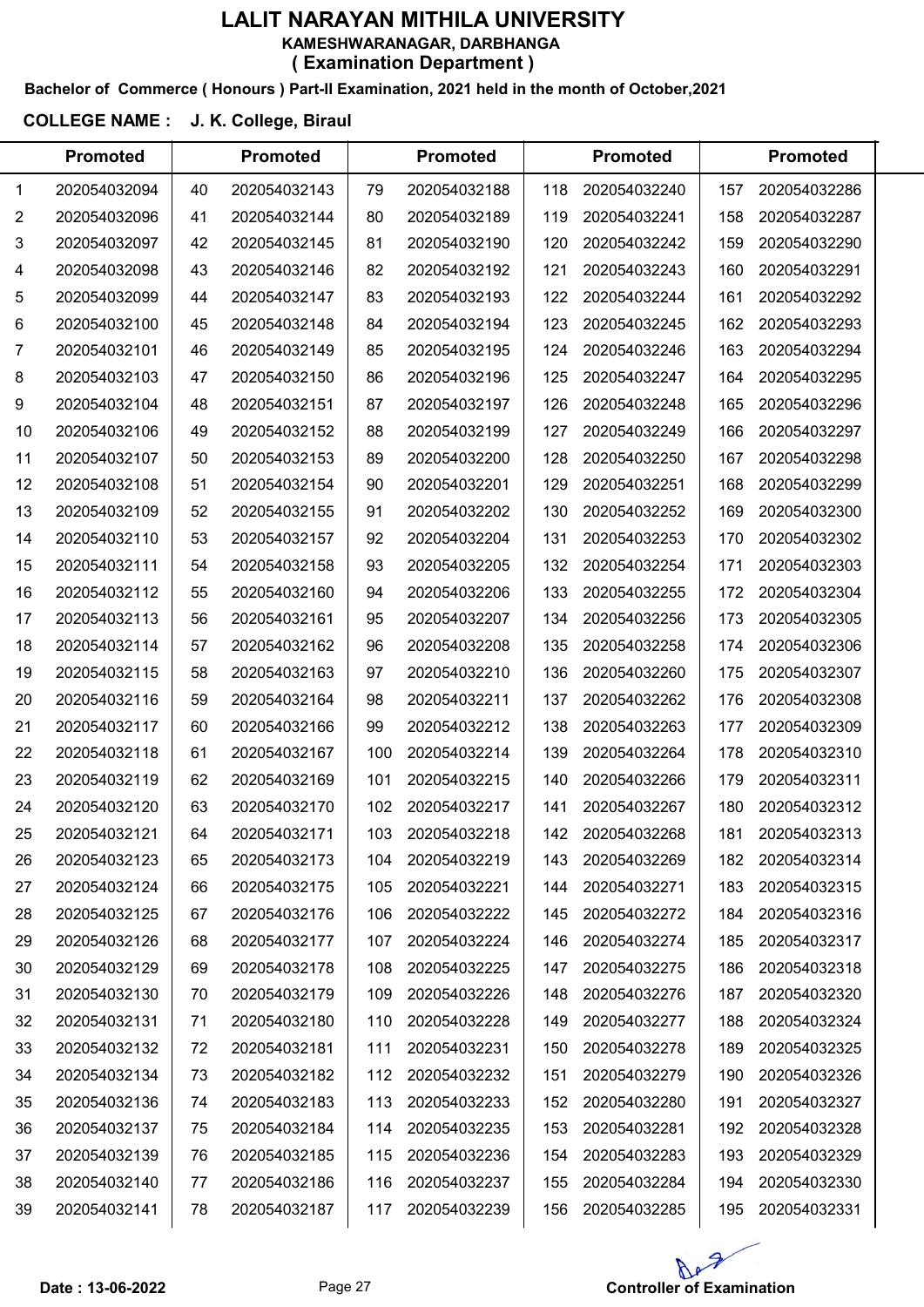# LALIT NARAYAN MITHILA UNIVERSITY

**KAMESHWARANAGAR, DARBHANGA**

**( Examination Department )**

**Bachelor of Commerce ( Honours ) Part-II Examination, 2021 held in the month of October,2021**

**COLLEGE NAME : J. K. College, Biraul**

| | Promoted | | Promoted | | Promoted | | Promoted | | Promoted |
|---|---|---|---|---|---|---|---|---|---|
| 1 | 202054032094 | 40 | 202054032143 | 79 | 202054032188 | 118 | 202054032240 | 157 | 202054032286 |
| 2 | 202054032096 | 41 | 202054032144 | 80 | 202054032189 | 119 | 202054032241 | 158 | 202054032287 |
| 3 | 202054032097 | 42 | 202054032145 | 81 | 202054032190 | 120 | 202054032242 | 159 | 202054032290 |
| 4 | 202054032098 | 43 | 202054032146 | 82 | 202054032192 | 121 | 202054032243 | 160 | 202054032291 |
| 5 | 202054032099 | 44 | 202054032147 | 83 | 202054032193 | 122 | 202054032244 | 161 | 202054032292 |
| 6 | 202054032100 | 45 | 202054032148 | 84 | 202054032194 | 123 | 202054032245 | 162 | 202054032293 |
| 7 | 202054032101 | 46 | 202054032149 | 85 | 202054032195 | 124 | 202054032246 | 163 | 202054032294 |
| 8 | 202054032103 | 47 | 202054032150 | 86 | 202054032196 | 125 | 202054032247 | 164 | 202054032295 |
| 9 | 202054032104 | 48 | 202054032151 | 87 | 202054032197 | 126 | 202054032248 | 165 | 202054032296 |
| 10 | 202054032106 | 49 | 202054032152 | 88 | 202054032199 | 127 | 202054032249 | 166 | 202054032297 |
| 11 | 202054032107 | 50 | 202054032153 | 89 | 202054032200 | 128 | 202054032250 | 167 | 202054032298 |
| 12 | 202054032108 | 51 | 202054032154 | 90 | 202054032201 | 129 | 202054032251 | 168 | 202054032299 |
| 13 | 202054032109 | 52 | 202054032155 | 91 | 202054032202 | 130 | 202054032252 | 169 | 202054032300 |
| 14 | 202054032110 | 53 | 202054032157 | 92 | 202054032204 | 131 | 202054032253 | 170 | 202054032302 |
| 15 | 202054032111 | 54 | 202054032158 | 93 | 202054032205 | 132 | 202054032254 | 171 | 202054032303 |
| 16 | 202054032112 | 55 | 202054032160 | 94 | 202054032206 | 133 | 202054032255 | 172 | 202054032304 |
| 17 | 202054032113 | 56 | 202054032161 | 95 | 202054032207 | 134 | 202054032256 | 173 | 202054032305 |
| 18 | 202054032114 | 57 | 202054032162 | 96 | 202054032208 | 135 | 202054032258 | 174 | 202054032306 |
| 19 | 202054032115 | 58 | 202054032163 | 97 | 202054032210 | 136 | 202054032260 | 175 | 202054032307 |
| 20 | 202054032116 | 59 | 202054032164 | 98 | 202054032211 | 137 | 202054032262 | 176 | 202054032308 |
| 21 | 202054032117 | 60 | 202054032166 | 99 | 202054032212 | 138 | 202054032263 | 177 | 202054032309 |
| 22 | 202054032118 | 61 | 202054032167 | 100 | 202054032214 | 139 | 202054032264 | 178 | 202054032310 |
| 23 | 202054032119 | 62 | 202054032169 | 101 | 202054032215 | 140 | 202054032266 | 179 | 202054032311 |
| 24 | 202054032120 | 63 | 202054032170 | 102 | 202054032217 | 141 | 202054032267 | 180 | 202054032312 |
| 25 | 202054032121 | 64 | 202054032171 | 103 | 202054032218 | 142 | 202054032268 | 181 | 202054032313 |
| 26 | 202054032123 | 65 | 202054032173 | 104 | 202054032219 | 143 | 202054032269 | 182 | 202054032314 |
| 27 | 202054032124 | 66 | 202054032175 | 105 | 202054032221 | 144 | 202054032271 | 183 | 202054032315 |
| 28 | 202054032125 | 67 | 202054032176 | 106 | 202054032222 | 145 | 202054032272 | 184 | 202054032316 |
| 29 | 202054032126 | 68 | 202054032177 | 107 | 202054032224 | 146 | 202054032274 | 185 | 202054032317 |
| 30 | 202054032129 | 69 | 202054032178 | 108 | 202054032225 | 147 | 202054032275 | 186 | 202054032318 |
| 31 | 202054032130 | 70 | 202054032179 | 109 | 202054032226 | 148 | 202054032276 | 187 | 202054032320 |
| 32 | 202054032131 | 71 | 202054032180 | 110 | 202054032228 | 149 | 202054032277 | 188 | 202054032324 |
| 33 | 202054032132 | 72 | 202054032181 | 111 | 202054032231 | 150 | 202054032278 | 189 | 202054032325 |
| 34 | 202054032134 | 73 | 202054032182 | 112 | 202054032232 | 151 | 202054032279 | 190 | 202054032326 |
| 35 | 202054032136 | 74 | 202054032183 | 113 | 202054032233 | 152 | 202054032280 | 191 | 202054032327 |
| 36 | 202054032137 | 75 | 202054032184 | 114 | 202054032235 | 153 | 202054032281 | 192 | 202054032328 |
| 37 | 202054032139 | 76 | 202054032185 | 115 | 202054032236 | 154 | 202054032283 | 193 | 202054032329 |
| 38 | 202054032140 | 77 | 202054032186 | 116 | 202054032237 | 155 | 202054032284 | 194 | 202054032330 |
| 39 | 202054032141 | 78 | 202054032187 | 117 | 202054032239 | 156 | 202054032285 | 195 | 202054032331 |

**Date : 13-06-2022**

**Controller of Examination**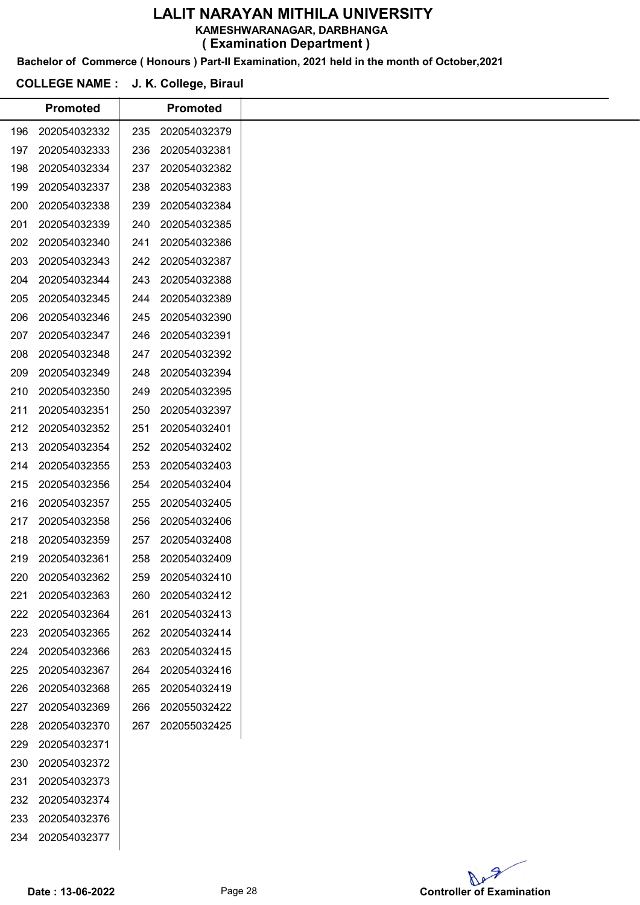# LALIT NARAYAN MITHILA UNIVERSITY

**KAMESHWARANAGAR, DARBHANGA**

**( Examination Department )**

**Bachelor of Commerce ( Honours ) Part-II Examination, 2021 held in the month of October,2021**

**COLLEGE NAME : J. K. College, Biraul**

| | Promoted | | Promoted |
|---|---|---|---|
| 196 | 202054032332 | 235 | 202054032379 |
| 197 | 202054032333 | 236 | 202054032381 |
| 198 | 202054032334 | 237 | 202054032382 |
| 199 | 202054032337 | 238 | 202054032383 |
| 200 | 202054032338 | 239 | 202054032384 |
| 201 | 202054032339 | 240 | 202054032385 |
| 202 | 202054032340 | 241 | 202054032386 |
| 203 | 202054032343 | 242 | 202054032387 |
| 204 | 202054032344 | 243 | 202054032388 |
| 205 | 202054032345 | 244 | 202054032389 |
| 206 | 202054032346 | 245 | 202054032390 |
| 207 | 202054032347 | 246 | 202054032391 |
| 208 | 202054032348 | 247 | 202054032392 |
| 209 | 202054032349 | 248 | 202054032394 |
| 210 | 202054032350 | 249 | 202054032395 |
| 211 | 202054032351 | 250 | 202054032397 |
| 212 | 202054032352 | 251 | 202054032401 |
| 213 | 202054032354 | 252 | 202054032402 |
| 214 | 202054032355 | 253 | 202054032403 |
| 215 | 202054032356 | 254 | 202054032404 |
| 216 | 202054032357 | 255 | 202054032405 |
| 217 | 202054032358 | 256 | 202054032406 |
| 218 | 202054032359 | 257 | 202054032408 |
| 219 | 202054032361 | 258 | 202054032409 |
| 220 | 202054032362 | 259 | 202054032410 |
| 221 | 202054032363 | 260 | 202054032412 |
| 222 | 202054032364 | 261 | 202054032413 |
| 223 | 202054032365 | 262 | 202054032414 |
| 224 | 202054032366 | 263 | 202054032415 |
| 225 | 202054032367 | 264 | 202054032416 |
| 226 | 202054032368 | 265 | 202054032419 |
| 227 | 202054032369 | 266 | 202055032422 |
| 228 | 202054032370 | 267 | 202055032425 |
| 229 | 202054032371 | | |
| 230 | 202054032372 | | |
| 231 | 202054032373 | | |
| 232 | 202054032374 | | |
| 233 | 202054032376 | | |
| 234 | 202054032377 | | |

**Date : 13-06-2022**

**Controller of Examination**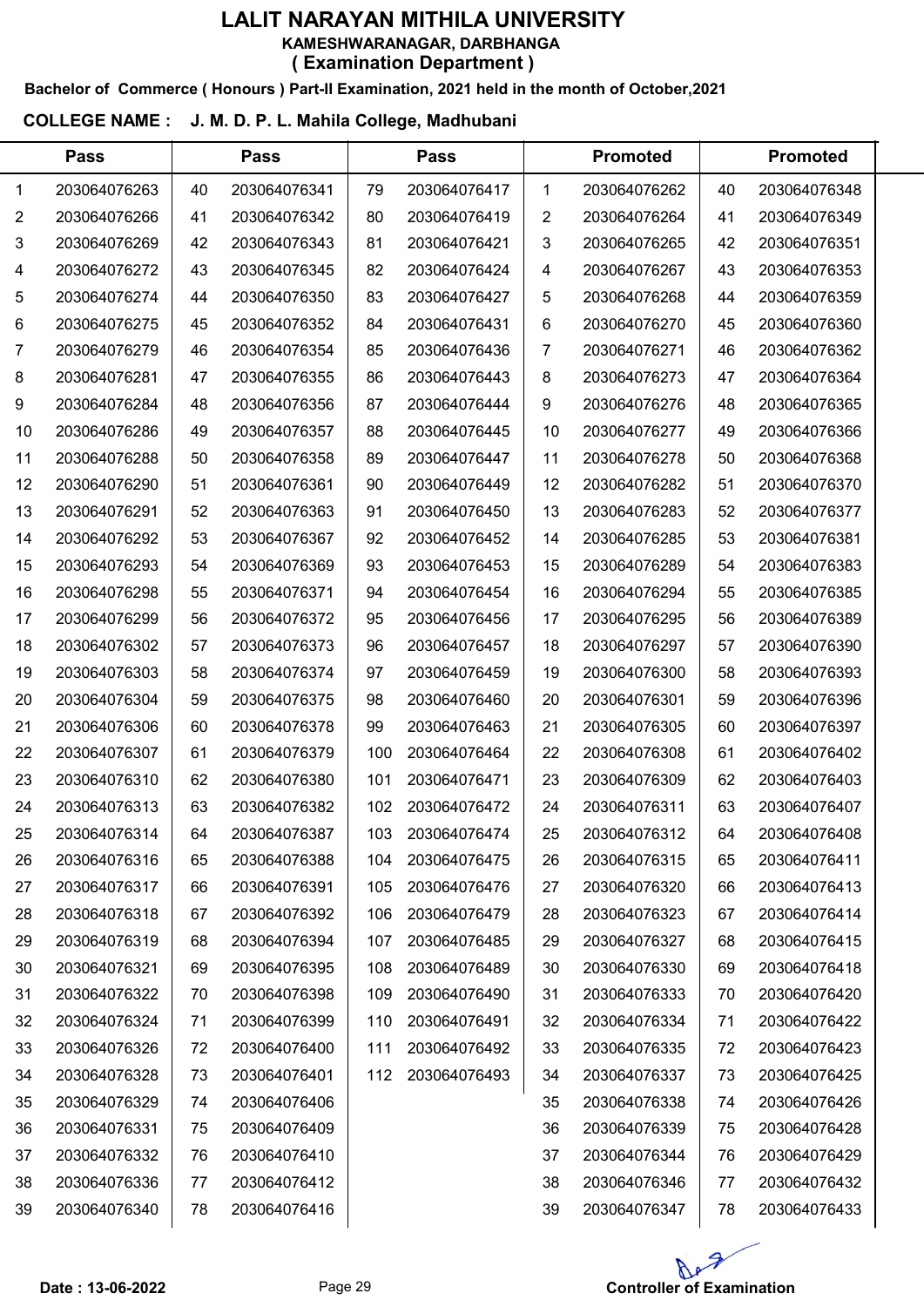# LALIT NARAYAN MITHILA UNIVERSITY

**KAMESHWARANAGAR, DARBHANGA**

**( Examination Department )**

**Bachelor of Commerce ( Honours ) Part-II Examination, 2021 held in the month of October,2021**

**COLLEGE NAME : J. M. D. P. L. Mahila College, Madhubani**

| Pass | | Pass | | Pass | | Promoted | | Promoted | |
|---|---|---|---|---|---|---|---|---|---|
| 1 | 203064076263 | 40 | 203064076341 | 79 | 203064076417 | 1 | 203064076262 | 40 | 203064076348 |
| 2 | 203064076266 | 41 | 203064076342 | 80 | 203064076419 | 2 | 203064076264 | 41 | 203064076349 |
| 3 | 203064076269 | 42 | 203064076343 | 81 | 203064076421 | 3 | 203064076265 | 42 | 203064076351 |
| 4 | 203064076272 | 43 | 203064076345 | 82 | 203064076424 | 4 | 203064076267 | 43 | 203064076353 |
| 5 | 203064076274 | 44 | 203064076350 | 83 | 203064076427 | 5 | 203064076268 | 44 | 203064076359 |
| 6 | 203064076275 | 45 | 203064076352 | 84 | 203064076431 | 6 | 203064076270 | 45 | 203064076360 |
| 7 | 203064076279 | 46 | 203064076354 | 85 | 203064076436 | 7 | 203064076271 | 46 | 203064076362 |
| 8 | 203064076281 | 47 | 203064076355 | 86 | 203064076443 | 8 | 203064076273 | 47 | 203064076364 |
| 9 | 203064076284 | 48 | 203064076356 | 87 | 203064076444 | 9 | 203064076276 | 48 | 203064076365 |
| 10 | 203064076286 | 49 | 203064076357 | 88 | 203064076445 | 10 | 203064076277 | 49 | 203064076366 |
| 11 | 203064076288 | 50 | 203064076358 | 89 | 203064076447 | 11 | 203064076278 | 50 | 203064076368 |
| 12 | 203064076290 | 51 | 203064076361 | 90 | 203064076449 | 12 | 203064076282 | 51 | 203064076370 |
| 13 | 203064076291 | 52 | 203064076363 | 91 | 203064076450 | 13 | 203064076283 | 52 | 203064076377 |
| 14 | 203064076292 | 53 | 203064076367 | 92 | 203064076452 | 14 | 203064076285 | 53 | 203064076381 |
| 15 | 203064076293 | 54 | 203064076369 | 93 | 203064076453 | 15 | 203064076289 | 54 | 203064076383 |
| 16 | 203064076298 | 55 | 203064076371 | 94 | 203064076454 | 16 | 203064076294 | 55 | 203064076385 |
| 17 | 203064076299 | 56 | 203064076372 | 95 | 203064076456 | 17 | 203064076295 | 56 | 203064076389 |
| 18 | 203064076302 | 57 | 203064076373 | 96 | 203064076457 | 18 | 203064076297 | 57 | 203064076390 |
| 19 | 203064076303 | 58 | 203064076374 | 97 | 203064076459 | 19 | 203064076300 | 58 | 203064076393 |
| 20 | 203064076304 | 59 | 203064076375 | 98 | 203064076460 | 20 | 203064076301 | 59 | 203064076396 |
| 21 | 203064076306 | 60 | 203064076378 | 99 | 203064076463 | 21 | 203064076305 | 60 | 203064076397 |
| 22 | 203064076307 | 61 | 203064076379 | 100 | 203064076464 | 22 | 203064076308 | 61 | 203064076402 |
| 23 | 203064076310 | 62 | 203064076380 | 101 | 203064076471 | 23 | 203064076309 | 62 | 203064076403 |
| 24 | 203064076313 | 63 | 203064076382 | 102 | 203064076472 | 24 | 203064076311 | 63 | 203064076407 |
| 25 | 203064076314 | 64 | 203064076387 | 103 | 203064076474 | 25 | 203064076312 | 64 | 203064076408 |
| 26 | 203064076316 | 65 | 203064076388 | 104 | 203064076475 | 26 | 203064076315 | 65 | 203064076411 |
| 27 | 203064076317 | 66 | 203064076391 | 105 | 203064076476 | 27 | 203064076320 | 66 | 203064076413 |
| 28 | 203064076318 | 67 | 203064076392 | 106 | 203064076479 | 28 | 203064076323 | 67 | 203064076414 |
| 29 | 203064076319 | 68 | 203064076394 | 107 | 203064076485 | 29 | 203064076327 | 68 | 203064076415 |
| 30 | 203064076321 | 69 | 203064076395 | 108 | 203064076489 | 30 | 203064076330 | 69 | 203064076418 |
| 31 | 203064076322 | 70 | 203064076398 | 109 | 203064076490 | 31 | 203064076333 | 70 | 203064076420 |
| 32 | 203064076324 | 71 | 203064076399 | 110 | 203064076491 | 32 | 203064076334 | 71 | 203064076422 |
| 33 | 203064076326 | 72 | 203064076400 | 111 | 203064076492 | 33 | 203064076335 | 72 | 203064076423 |
| 34 | 203064076328 | 73 | 203064076401 | 112 | 203064076493 | 34 | 203064076337 | 73 | 203064076425 |
| 35 | 203064076329 | 74 | 203064076406 | | | 35 | 203064076338 | 74 | 203064076426 |
| 36 | 203064076331 | 75 | 203064076409 | | | 36 | 203064076339 | 75 | 203064076428 |
| 37 | 203064076332 | 76 | 203064076410 | | | 37 | 203064076344 | 76 | 203064076429 |
| 38 | 203064076336 | 77 | 203064076412 | | | 38 | 203064076346 | 77 | 203064076432 |
| 39 | 203064076340 | 78 | 203064076416 | | | 39 | 203064076347 | 78 | 203064076433 |

**Date : 13-06-2022**

**Controller of Examination**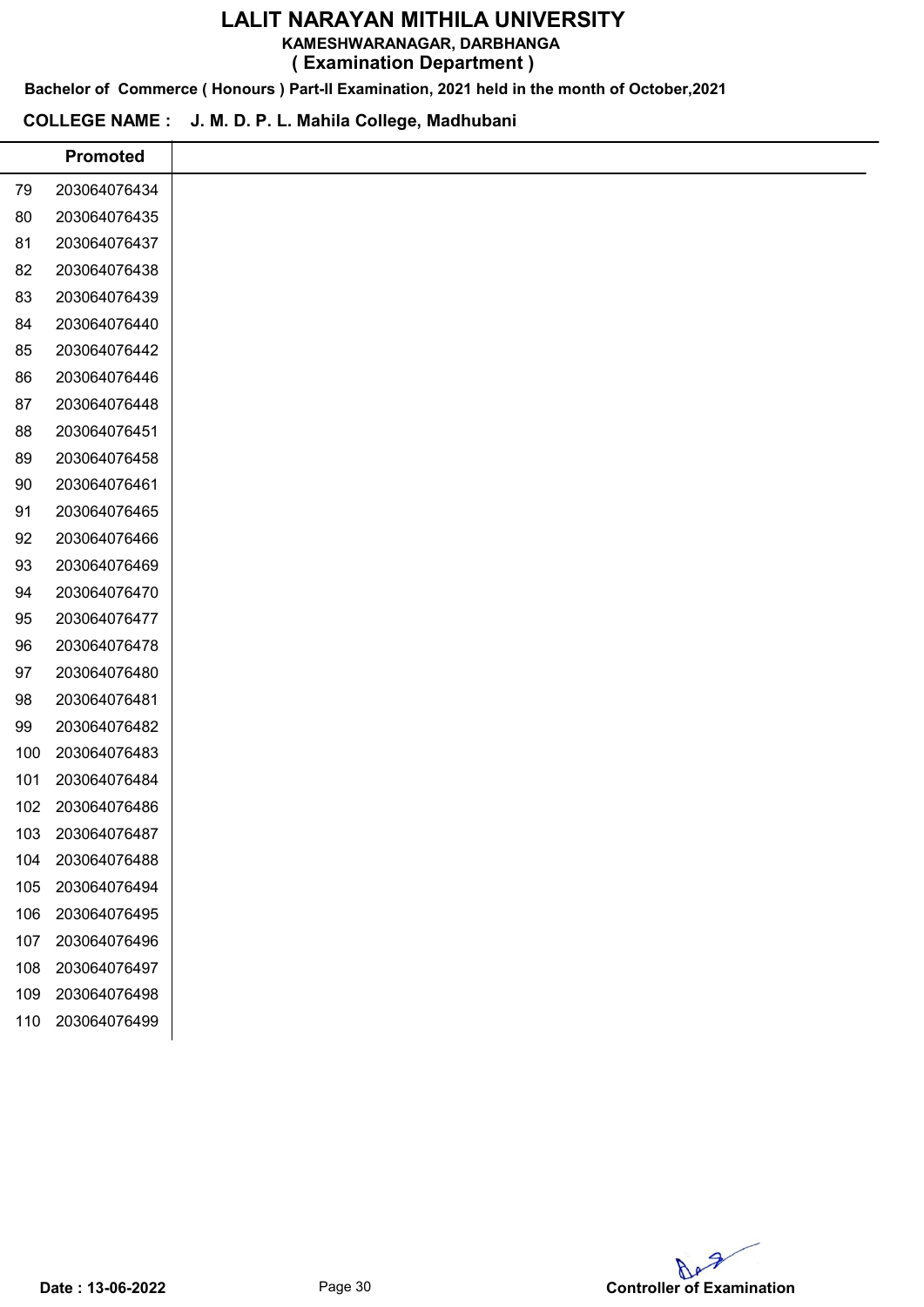# LALIT NARAYAN MITHILA UNIVERSITY

**KAMESHWARANAGAR, DARBHANGA**

**( Examination Department )**

**Bachelor of Commerce ( Honours ) Part-II Examination, 2021 held in the month of October,2021**

**COLLEGE NAME : J. M. D. P. L. Mahila College, Madhubani**

| | Promoted | |
|---|---|---|
| 79 | 203064076434 | |
| 80 | 203064076435 | |
| 81 | 203064076437 | |
| 82 | 203064076438 | |
| 83 | 203064076439 | |
| 84 | 203064076440 | |
| 85 | 203064076442 | |
| 86 | 203064076446 | |
| 87 | 203064076448 | |
| 88 | 203064076451 | |
| 89 | 203064076458 | |
| 90 | 203064076461 | |
| 91 | 203064076465 | |
| 92 | 203064076466 | |
| 93 | 203064076469 | |
| 94 | 203064076470 | |
| 95 | 203064076477 | |
| 96 | 203064076478 | |
| 97 | 203064076480 | |
| 98 | 203064076481 | |
| 99 | 203064076482 | |
| 100 | 203064076483 | |
| 101 | 203064076484 | |
| 102 | 203064076486 | |
| 103 | 203064076487 | |
| 104 | 203064076488 | |
| 105 | 203064076494 | |
| 106 | 203064076495 | |
| 107 | 203064076496 | |
| 108 | 203064076497 | |
| 109 | 203064076498 | |
| 110 | 203064076499 | |

**Date : 13-06-2022**

**Controller of Examination**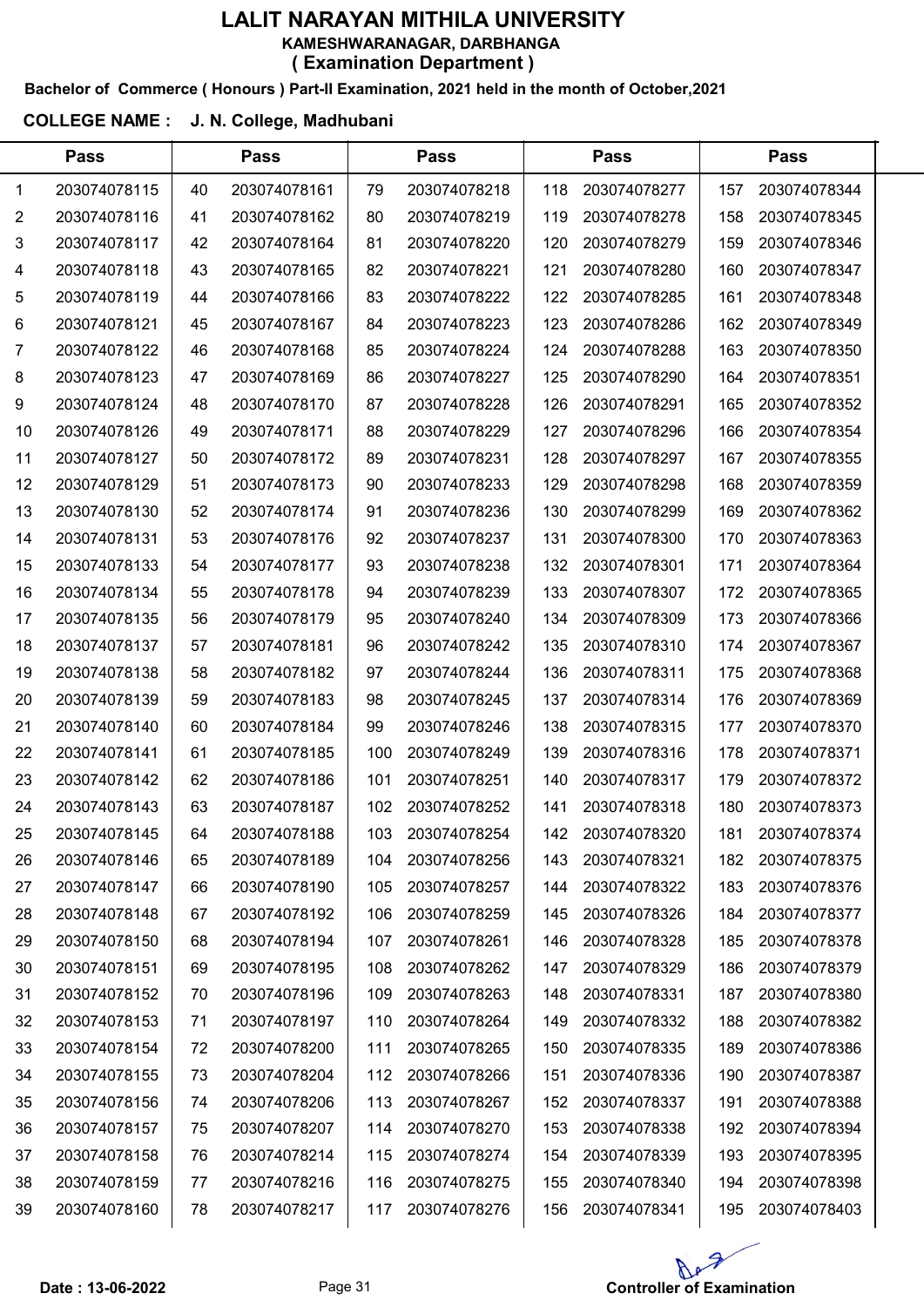# LALIT NARAYAN MITHILA UNIVERSITY

**KAMESHWARANAGAR, DARBHANGA**

**( Examination Department )**

**Bachelor of Commerce ( Honours ) Part-II Examination, 2021 held in the month of October,2021**

**COLLEGE NAME : J. N. College, Madhubani**

| Pass | | Pass | | Pass | | Pass | | Pass | |
|---|---|---|---|---|---|---|---|---|---|
| 1 | 203074078115 | 40 | 203074078161 | 79 | 203074078218 | 118 | 203074078277 | 157 | 203074078344 |
| 2 | 203074078116 | 41 | 203074078162 | 80 | 203074078219 | 119 | 203074078278 | 158 | 203074078345 |
| 3 | 203074078117 | 42 | 203074078164 | 81 | 203074078220 | 120 | 203074078279 | 159 | 203074078346 |
| 4 | 203074078118 | 43 | 203074078165 | 82 | 203074078221 | 121 | 203074078280 | 160 | 203074078347 |
| 5 | 203074078119 | 44 | 203074078166 | 83 | 203074078222 | 122 | 203074078285 | 161 | 203074078348 |
| 6 | 203074078121 | 45 | 203074078167 | 84 | 203074078223 | 123 | 203074078286 | 162 | 203074078349 |
| 7 | 203074078122 | 46 | 203074078168 | 85 | 203074078224 | 124 | 203074078288 | 163 | 203074078350 |
| 8 | 203074078123 | 47 | 203074078169 | 86 | 203074078227 | 125 | 203074078290 | 164 | 203074078351 |
| 9 | 203074078124 | 48 | 203074078170 | 87 | 203074078228 | 126 | 203074078291 | 165 | 203074078352 |
| 10 | 203074078126 | 49 | 203074078171 | 88 | 203074078229 | 127 | 203074078296 | 166 | 203074078354 |
| 11 | 203074078127 | 50 | 203074078172 | 89 | 203074078231 | 128 | 203074078297 | 167 | 203074078355 |
| 12 | 203074078129 | 51 | 203074078173 | 90 | 203074078233 | 129 | 203074078298 | 168 | 203074078359 |
| 13 | 203074078130 | 52 | 203074078174 | 91 | 203074078236 | 130 | 203074078299 | 169 | 203074078362 |
| 14 | 203074078131 | 53 | 203074078176 | 92 | 203074078237 | 131 | 203074078300 | 170 | 203074078363 |
| 15 | 203074078133 | 54 | 203074078177 | 93 | 203074078238 | 132 | 203074078301 | 171 | 203074078364 |
| 16 | 203074078134 | 55 | 203074078178 | 94 | 203074078239 | 133 | 203074078307 | 172 | 203074078365 |
| 17 | 203074078135 | 56 | 203074078179 | 95 | 203074078240 | 134 | 203074078309 | 173 | 203074078366 |
| 18 | 203074078137 | 57 | 203074078181 | 96 | 203074078242 | 135 | 203074078310 | 174 | 203074078367 |
| 19 | 203074078138 | 58 | 203074078182 | 97 | 203074078244 | 136 | 203074078311 | 175 | 203074078368 |
| 20 | 203074078139 | 59 | 203074078183 | 98 | 203074078245 | 137 | 203074078314 | 176 | 203074078369 |
| 21 | 203074078140 | 60 | 203074078184 | 99 | 203074078246 | 138 | 203074078315 | 177 | 203074078370 |
| 22 | 203074078141 | 61 | 203074078185 | 100 | 203074078249 | 139 | 203074078316 | 178 | 203074078371 |
| 23 | 203074078142 | 62 | 203074078186 | 101 | 203074078251 | 140 | 203074078317 | 179 | 203074078372 |
| 24 | 203074078143 | 63 | 203074078187 | 102 | 203074078252 | 141 | 203074078318 | 180 | 203074078373 |
| 25 | 203074078145 | 64 | 203074078188 | 103 | 203074078254 | 142 | 203074078320 | 181 | 203074078374 |
| 26 | 203074078146 | 65 | 203074078189 | 104 | 203074078256 | 143 | 203074078321 | 182 | 203074078375 |
| 27 | 203074078147 | 66 | 203074078190 | 105 | 203074078257 | 144 | 203074078322 | 183 | 203074078376 |
| 28 | 203074078148 | 67 | 203074078192 | 106 | 203074078259 | 145 | 203074078326 | 184 | 203074078377 |
| 29 | 203074078150 | 68 | 203074078194 | 107 | 203074078261 | 146 | 203074078328 | 185 | 203074078378 |
| 30 | 203074078151 | 69 | 203074078195 | 108 | 203074078262 | 147 | 203074078329 | 186 | 203074078379 |
| 31 | 203074078152 | 70 | 203074078196 | 109 | 203074078263 | 148 | 203074078331 | 187 | 203074078380 |
| 32 | 203074078153 | 71 | 203074078197 | 110 | 203074078264 | 149 | 203074078332 | 188 | 203074078382 |
| 33 | 203074078154 | 72 | 203074078200 | 111 | 203074078265 | 150 | 203074078335 | 189 | 203074078386 |
| 34 | 203074078155 | 73 | 203074078204 | 112 | 203074078266 | 151 | 203074078336 | 190 | 203074078387 |
| 35 | 203074078156 | 74 | 203074078206 | 113 | 203074078267 | 152 | 203074078337 | 191 | 203074078388 |
| 36 | 203074078157 | 75 | 203074078207 | 114 | 203074078270 | 153 | 203074078338 | 192 | 203074078394 |
| 37 | 203074078158 | 76 | 203074078214 | 115 | 203074078274 | 154 | 203074078339 | 193 | 203074078395 |
| 38 | 203074078159 | 77 | 203074078216 | 116 | 203074078275 | 155 | 203074078340 | 194 | 203074078398 |
| 39 | 203074078160 | 78 | 203074078217 | 117 | 203074078276 | 156 | 203074078341 | 195 | 203074078403 |

**Date : 13-06-2022**

**Controller of Examination**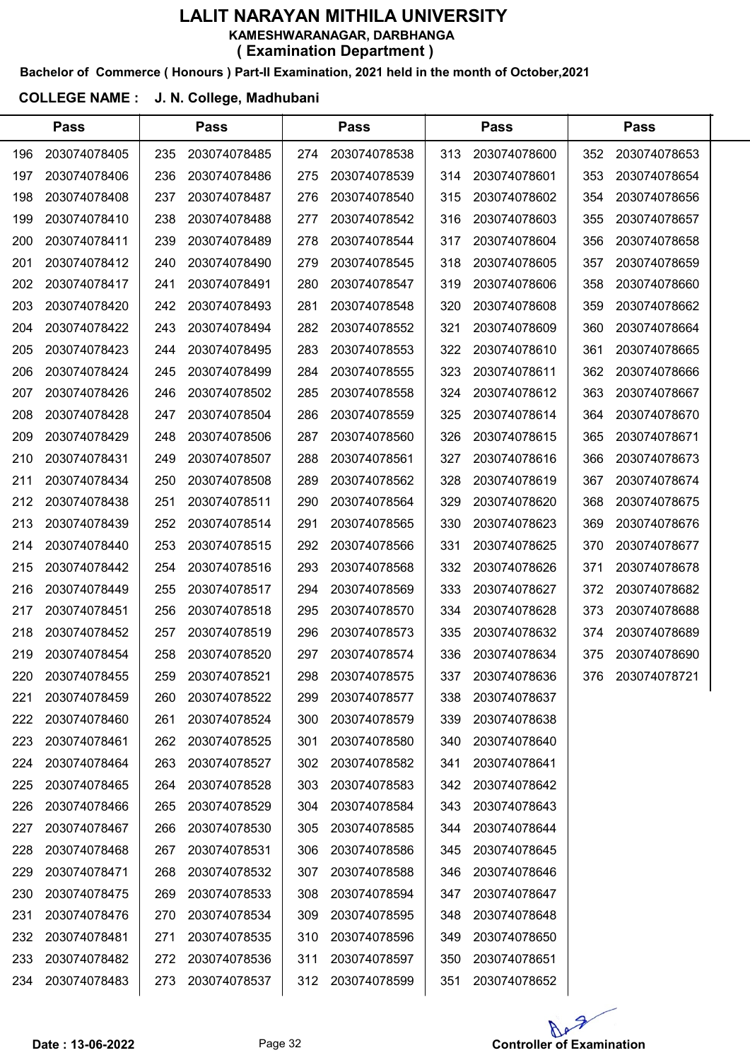# LALIT NARAYAN MITHILA UNIVERSITY

**KAMESHWARANAGAR, DARBHANGA**

**( Examination Department )**

**Bachelor of Commerce ( Honours ) Part-II Examination, 2021 held in the month of October,2021**

**COLLEGE NAME : J. N. College, Madhubani**

| Pass | | Pass | | Pass | | Pass | | Pass | |
|---|---|---|---|---|---|---|---|---|---|
| 196 | 203074078405 | 235 | 203074078485 | 274 | 203074078538 | 313 | 203074078600 | 352 | 203074078653 |
| 197 | 203074078406 | 236 | 203074078486 | 275 | 203074078539 | 314 | 203074078601 | 353 | 203074078654 |
| 198 | 203074078408 | 237 | 203074078487 | 276 | 203074078540 | 315 | 203074078602 | 354 | 203074078656 |
| 199 | 203074078410 | 238 | 203074078488 | 277 | 203074078542 | 316 | 203074078603 | 355 | 203074078657 |
| 200 | 203074078411 | 239 | 203074078489 | 278 | 203074078544 | 317 | 203074078604 | 356 | 203074078658 |
| 201 | 203074078412 | 240 | 203074078490 | 279 | 203074078545 | 318 | 203074078605 | 357 | 203074078659 |
| 202 | 203074078417 | 241 | 203074078491 | 280 | 203074078547 | 319 | 203074078606 | 358 | 203074078660 |
| 203 | 203074078420 | 242 | 203074078493 | 281 | 203074078548 | 320 | 203074078608 | 359 | 203074078662 |
| 204 | 203074078422 | 243 | 203074078494 | 282 | 203074078552 | 321 | 203074078609 | 360 | 203074078664 |
| 205 | 203074078423 | 244 | 203074078495 | 283 | 203074078553 | 322 | 203074078610 | 361 | 203074078665 |
| 206 | 203074078424 | 245 | 203074078499 | 284 | 203074078555 | 323 | 203074078611 | 362 | 203074078666 |
| 207 | 203074078426 | 246 | 203074078502 | 285 | 203074078558 | 324 | 203074078612 | 363 | 203074078667 |
| 208 | 203074078428 | 247 | 203074078504 | 286 | 203074078559 | 325 | 203074078614 | 364 | 203074078670 |
| 209 | 203074078429 | 248 | 203074078506 | 287 | 203074078560 | 326 | 203074078615 | 365 | 203074078671 |
| 210 | 203074078431 | 249 | 203074078507 | 288 | 203074078561 | 327 | 203074078616 | 366 | 203074078673 |
| 211 | 203074078434 | 250 | 203074078508 | 289 | 203074078562 | 328 | 203074078619 | 367 | 203074078674 |
| 212 | 203074078438 | 251 | 203074078511 | 290 | 203074078564 | 329 | 203074078620 | 368 | 203074078675 |
| 213 | 203074078439 | 252 | 203074078514 | 291 | 203074078565 | 330 | 203074078623 | 369 | 203074078676 |
| 214 | 203074078440 | 253 | 203074078515 | 292 | 203074078566 | 331 | 203074078625 | 370 | 203074078677 |
| 215 | 203074078442 | 254 | 203074078516 | 293 | 203074078568 | 332 | 203074078626 | 371 | 203074078678 |
| 216 | 203074078449 | 255 | 203074078517 | 294 | 203074078569 | 333 | 203074078627 | 372 | 203074078682 |
| 217 | 203074078451 | 256 | 203074078518 | 295 | 203074078570 | 334 | 203074078628 | 373 | 203074078688 |
| 218 | 203074078452 | 257 | 203074078519 | 296 | 203074078573 | 335 | 203074078632 | 374 | 203074078689 |
| 219 | 203074078454 | 258 | 203074078520 | 297 | 203074078574 | 336 | 203074078634 | 375 | 203074078690 |
| 220 | 203074078455 | 259 | 203074078521 | 298 | 203074078575 | 337 | 203074078636 | 376 | 203074078721 |
| 221 | 203074078459 | 260 | 203074078522 | 299 | 203074078577 | 338 | 203074078637 | | |
| 222 | 203074078460 | 261 | 203074078524 | 300 | 203074078579 | 339 | 203074078638 | | |
| 223 | 203074078461 | 262 | 203074078525 | 301 | 203074078580 | 340 | 203074078640 | | |
| 224 | 203074078464 | 263 | 203074078527 | 302 | 203074078582 | 341 | 203074078641 | | |
| 225 | 203074078465 | 264 | 203074078528 | 303 | 203074078583 | 342 | 203074078642 | | |
| 226 | 203074078466 | 265 | 203074078529 | 304 | 203074078584 | 343 | 203074078643 | | |
| 227 | 203074078467 | 266 | 203074078530 | 305 | 203074078585 | 344 | 203074078644 | | |
| 228 | 203074078468 | 267 | 203074078531 | 306 | 203074078586 | 345 | 203074078645 | | |
| 229 | 203074078471 | 268 | 203074078532 | 307 | 203074078588 | 346 | 203074078646 | | |
| 230 | 203074078475 | 269 | 203074078533 | 308 | 203074078594 | 347 | 203074078647 | | |
| 231 | 203074078476 | 270 | 203074078534 | 309 | 203074078595 | 348 | 203074078648 | | |
| 232 | 203074078481 | 271 | 203074078535 | 310 | 203074078596 | 349 | 203074078650 | | |
| 233 | 203074078482 | 272 | 203074078536 | 311 | 203074078597 | 350 | 203074078651 | | |
| 234 | 203074078483 | 273 | 203074078537 | 312 | 203074078599 | 351 | 203074078652 | | |

**Date : 13-06-2022**

**Controller of Examination**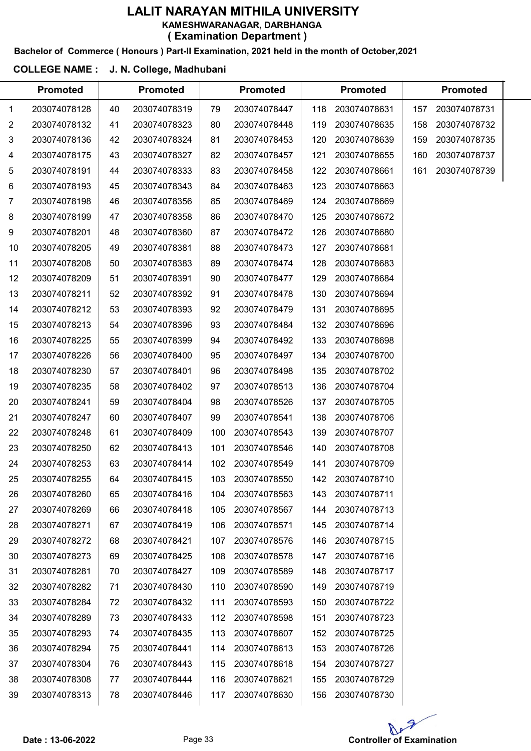# LALIT NARAYAN MITHILA UNIVERSITY

**KAMESHWARANAGAR, DARBHANGA**

**( Examination Department )**

**Bachelor of Commerce ( Honours ) Part-II Examination, 2021 held in the month of October,2021**

**COLLEGE NAME : J. N. College, Madhubani**

| | Promoted | | Promoted | | Promoted | | Promoted | | Promoted |
|---|---|---|---|---|---|---|---|---|---|
| 1 | 203074078128 | 40 | 203074078319 | 79 | 203074078447 | 118 | 203074078631 | 157 | 203074078731 |
| 2 | 203074078132 | 41 | 203074078323 | 80 | 203074078448 | 119 | 203074078635 | 158 | 203074078732 |
| 3 | 203074078136 | 42 | 203074078324 | 81 | 203074078453 | 120 | 203074078639 | 159 | 203074078735 |
| 4 | 203074078175 | 43 | 203074078327 | 82 | 203074078457 | 121 | 203074078655 | 160 | 203074078737 |
| 5 | 203074078191 | 44 | 203074078333 | 83 | 203074078458 | 122 | 203074078661 | 161 | 203074078739 |
| 6 | 203074078193 | 45 | 203074078343 | 84 | 203074078463 | 123 | 203074078663 | | |
| 7 | 203074078198 | 46 | 203074078356 | 85 | 203074078469 | 124 | 203074078669 | | |
| 8 | 203074078199 | 47 | 203074078358 | 86 | 203074078470 | 125 | 203074078672 | | |
| 9 | 203074078201 | 48 | 203074078360 | 87 | 203074078472 | 126 | 203074078680 | | |
| 10 | 203074078205 | 49 | 203074078381 | 88 | 203074078473 | 127 | 203074078681 | | |
| 11 | 203074078208 | 50 | 203074078383 | 89 | 203074078474 | 128 | 203074078683 | | |
| 12 | 203074078209 | 51 | 203074078391 | 90 | 203074078477 | 129 | 203074078684 | | |
| 13 | 203074078211 | 52 | 203074078392 | 91 | 203074078478 | 130 | 203074078694 | | |
| 14 | 203074078212 | 53 | 203074078393 | 92 | 203074078479 | 131 | 203074078695 | | |
| 15 | 203074078213 | 54 | 203074078396 | 93 | 203074078484 | 132 | 203074078696 | | |
| 16 | 203074078225 | 55 | 203074078399 | 94 | 203074078492 | 133 | 203074078698 | | |
| 17 | 203074078226 | 56 | 203074078400 | 95 | 203074078497 | 134 | 203074078700 | | |
| 18 | 203074078230 | 57 | 203074078401 | 96 | 203074078498 | 135 | 203074078702 | | |
| 19 | 203074078235 | 58 | 203074078402 | 97 | 203074078513 | 136 | 203074078704 | | |
| 20 | 203074078241 | 59 | 203074078404 | 98 | 203074078526 | 137 | 203074078705 | | |
| 21 | 203074078247 | 60 | 203074078407 | 99 | 203074078541 | 138 | 203074078706 | | |
| 22 | 203074078248 | 61 | 203074078409 | 100 | 203074078543 | 139 | 203074078707 | | |
| 23 | 203074078250 | 62 | 203074078413 | 101 | 203074078546 | 140 | 203074078708 | | |
| 24 | 203074078253 | 63 | 203074078414 | 102 | 203074078549 | 141 | 203074078709 | | |
| 25 | 203074078255 | 64 | 203074078415 | 103 | 203074078550 | 142 | 203074078710 | | |
| 26 | 203074078260 | 65 | 203074078416 | 104 | 203074078563 | 143 | 203074078711 | | |
| 27 | 203074078269 | 66 | 203074078418 | 105 | 203074078567 | 144 | 203074078713 | | |
| 28 | 203074078271 | 67 | 203074078419 | 106 | 203074078571 | 145 | 203074078714 | | |
| 29 | 203074078272 | 68 | 203074078421 | 107 | 203074078576 | 146 | 203074078715 | | |
| 30 | 203074078273 | 69 | 203074078425 | 108 | 203074078578 | 147 | 203074078716 | | |
| 31 | 203074078281 | 70 | 203074078427 | 109 | 203074078589 | 148 | 203074078717 | | |
| 32 | 203074078282 | 71 | 203074078430 | 110 | 203074078590 | 149 | 203074078719 | | |
| 33 | 203074078284 | 72 | 203074078432 | 111 | 203074078593 | 150 | 203074078722 | | |
| 34 | 203074078289 | 73 | 203074078433 | 112 | 203074078598 | 151 | 203074078723 | | |
| 35 | 203074078293 | 74 | 203074078435 | 113 | 203074078607 | 152 | 203074078725 | | |
| 36 | 203074078294 | 75 | 203074078441 | 114 | 203074078613 | 153 | 203074078726 | | |
| 37 | 203074078304 | 76 | 203074078443 | 115 | 203074078618 | 154 | 203074078727 | | |
| 38 | 203074078308 | 77 | 203074078444 | 116 | 203074078621 | 155 | 203074078729 | | |
| 39 | 203074078313 | 78 | 203074078446 | 117 | 203074078630 | 156 | 203074078730 | | |

**Date : 13-06-2022**

**Controller of Examination**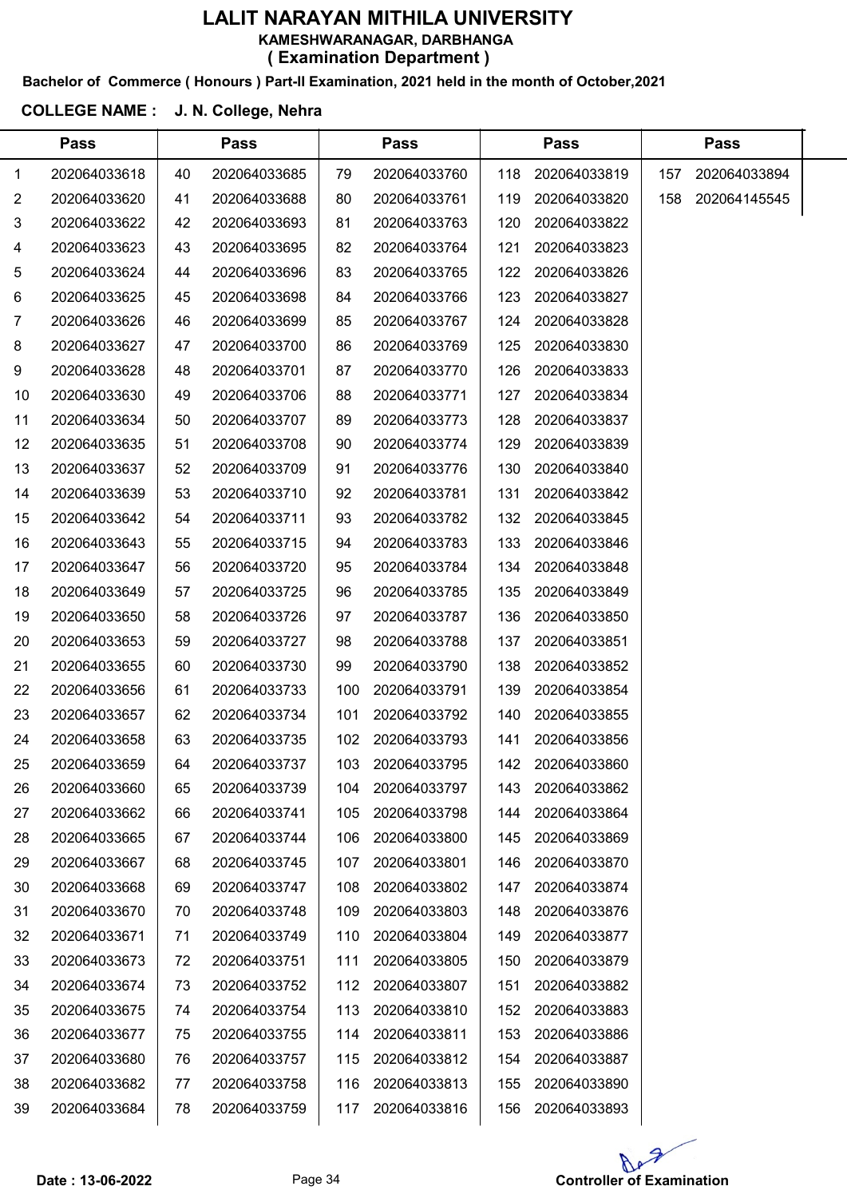# LALIT NARAYAN MITHILA UNIVERSITY

**KAMESHWARANAGAR, DARBHANGA**

**( Examination Department )**

**Bachelor of Commerce ( Honours ) Part-II Examination, 2021 held in the month of October,2021**

**COLLEGE NAME : J. N. College, Nehra**

| Pass | | Pass | | Pass | | Pass | | Pass | |
|---|---|---|---|---|---|---|---|---|---|
| 1 | 202064033618 | 40 | 202064033685 | 79 | 202064033760 | 118 | 202064033819 | 157 | 202064033894 |
| 2 | 202064033620 | 41 | 202064033688 | 80 | 202064033761 | 119 | 202064033820 | 158 | 202064145545 |
| 3 | 202064033622 | 42 | 202064033693 | 81 | 202064033763 | 120 | 202064033822 | | |
| 4 | 202064033623 | 43 | 202064033695 | 82 | 202064033764 | 121 | 202064033823 | | |
| 5 | 202064033624 | 44 | 202064033696 | 83 | 202064033765 | 122 | 202064033826 | | |
| 6 | 202064033625 | 45 | 202064033698 | 84 | 202064033766 | 123 | 202064033827 | | |
| 7 | 202064033626 | 46 | 202064033699 | 85 | 202064033767 | 124 | 202064033828 | | |
| 8 | 202064033627 | 47 | 202064033700 | 86 | 202064033769 | 125 | 202064033830 | | |
| 9 | 202064033628 | 48 | 202064033701 | 87 | 202064033770 | 126 | 202064033833 | | |
| 10 | 202064033630 | 49 | 202064033706 | 88 | 202064033771 | 127 | 202064033834 | | |
| 11 | 202064033634 | 50 | 202064033707 | 89 | 202064033773 | 128 | 202064033837 | | |
| 12 | 202064033635 | 51 | 202064033708 | 90 | 202064033774 | 129 | 202064033839 | | |
| 13 | 202064033637 | 52 | 202064033709 | 91 | 202064033776 | 130 | 202064033840 | | |
| 14 | 202064033639 | 53 | 202064033710 | 92 | 202064033781 | 131 | 202064033842 | | |
| 15 | 202064033642 | 54 | 202064033711 | 93 | 202064033782 | 132 | 202064033845 | | |
| 16 | 202064033643 | 55 | 202064033715 | 94 | 202064033783 | 133 | 202064033846 | | |
| 17 | 202064033647 | 56 | 202064033720 | 95 | 202064033784 | 134 | 202064033848 | | |
| 18 | 202064033649 | 57 | 202064033725 | 96 | 202064033785 | 135 | 202064033849 | | |
| 19 | 202064033650 | 58 | 202064033726 | 97 | 202064033787 | 136 | 202064033850 | | |
| 20 | 202064033653 | 59 | 202064033727 | 98 | 202064033788 | 137 | 202064033851 | | |
| 21 | 202064033655 | 60 | 202064033730 | 99 | 202064033790 | 138 | 202064033852 | | |
| 22 | 202064033656 | 61 | 202064033733 | 100 | 202064033791 | 139 | 202064033854 | | |
| 23 | 202064033657 | 62 | 202064033734 | 101 | 202064033792 | 140 | 202064033855 | | |
| 24 | 202064033658 | 63 | 202064033735 | 102 | 202064033793 | 141 | 202064033856 | | |
| 25 | 202064033659 | 64 | 202064033737 | 103 | 202064033795 | 142 | 202064033860 | | |
| 26 | 202064033660 | 65 | 202064033739 | 104 | 202064033797 | 143 | 202064033862 | | |
| 27 | 202064033662 | 66 | 202064033741 | 105 | 202064033798 | 144 | 202064033864 | | |
| 28 | 202064033665 | 67 | 202064033744 | 106 | 202064033800 | 145 | 202064033869 | | |
| 29 | 202064033667 | 68 | 202064033745 | 107 | 202064033801 | 146 | 202064033870 | | |
| 30 | 202064033668 | 69 | 202064033747 | 108 | 202064033802 | 147 | 202064033874 | | |
| 31 | 202064033670 | 70 | 202064033748 | 109 | 202064033803 | 148 | 202064033876 | | |
| 32 | 202064033671 | 71 | 202064033749 | 110 | 202064033804 | 149 | 202064033877 | | |
| 33 | 202064033673 | 72 | 202064033751 | 111 | 202064033805 | 150 | 202064033879 | | |
| 34 | 202064033674 | 73 | 202064033752 | 112 | 202064033807 | 151 | 202064033882 | | |
| 35 | 202064033675 | 74 | 202064033754 | 113 | 202064033810 | 152 | 202064033883 | | |
| 36 | 202064033677 | 75 | 202064033755 | 114 | 202064033811 | 153 | 202064033886 | | |
| 37 | 202064033680 | 76 | 202064033757 | 115 | 202064033812 | 154 | 202064033887 | | |
| 38 | 202064033682 | 77 | 202064033758 | 116 | 202064033813 | 155 | 202064033890 | | |
| 39 | 202064033684 | 78 | 202064033759 | 117 | 202064033816 | 156 | 202064033893 | | |

**Date : 13-06-2022**

**Controller of Examination**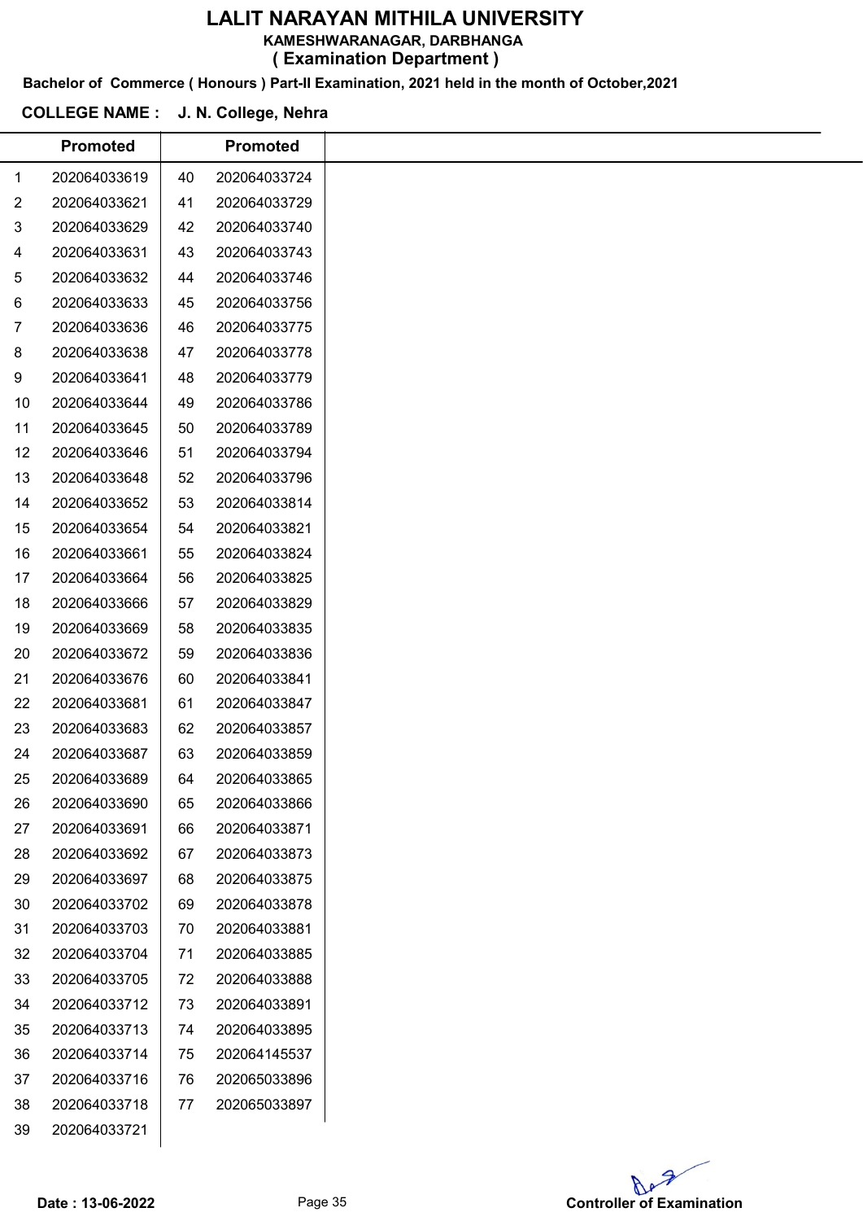# LALIT NARAYAN MITHILA UNIVERSITY

**KAMESHWARANAGAR, DARBHANGA**

**( Examination Department )**

**Bachelor of Commerce ( Honours ) Part-II Examination, 2021 held in the month of October,2021**

**COLLEGE NAME : J. N. College, Nehra**

| | Promoted | | Promoted |
|---|---|---|---|
| 1 | 202064033619 | 40 | 202064033724 |
| 2 | 202064033621 | 41 | 202064033729 |
| 3 | 202064033629 | 42 | 202064033740 |
| 4 | 202064033631 | 43 | 202064033743 |
| 5 | 202064033632 | 44 | 202064033746 |
| 6 | 202064033633 | 45 | 202064033756 |
| 7 | 202064033636 | 46 | 202064033775 |
| 8 | 202064033638 | 47 | 202064033778 |
| 9 | 202064033641 | 48 | 202064033779 |
| 10 | 202064033644 | 49 | 202064033786 |
| 11 | 202064033645 | 50 | 202064033789 |
| 12 | 202064033646 | 51 | 202064033794 |
| 13 | 202064033648 | 52 | 202064033796 |
| 14 | 202064033652 | 53 | 202064033814 |
| 15 | 202064033654 | 54 | 202064033821 |
| 16 | 202064033661 | 55 | 202064033824 |
| 17 | 202064033664 | 56 | 202064033825 |
| 18 | 202064033666 | 57 | 202064033829 |
| 19 | 202064033669 | 58 | 202064033835 |
| 20 | 202064033672 | 59 | 202064033836 |
| 21 | 202064033676 | 60 | 202064033841 |
| 22 | 202064033681 | 61 | 202064033847 |
| 23 | 202064033683 | 62 | 202064033857 |
| 24 | 202064033687 | 63 | 202064033859 |
| 25 | 202064033689 | 64 | 202064033865 |
| 26 | 202064033690 | 65 | 202064033866 |
| 27 | 202064033691 | 66 | 202064033871 |
| 28 | 202064033692 | 67 | 202064033873 |
| 29 | 202064033697 | 68 | 202064033875 |
| 30 | 202064033702 | 69 | 202064033878 |
| 31 | 202064033703 | 70 | 202064033881 |
| 32 | 202064033704 | 71 | 202064033885 |
| 33 | 202064033705 | 72 | 202064033888 |
| 34 | 202064033712 | 73 | 202064033891 |
| 35 | 202064033713 | 74 | 202064033895 |
| 36 | 202064033714 | 75 | 202064145537 |
| 37 | 202064033716 | 76 | 202065033896 |
| 38 | 202064033718 | 77 | 202065033897 |
| 39 | 202064033721 | | |

**Date : 13-06-2022**

**Controller of Examination**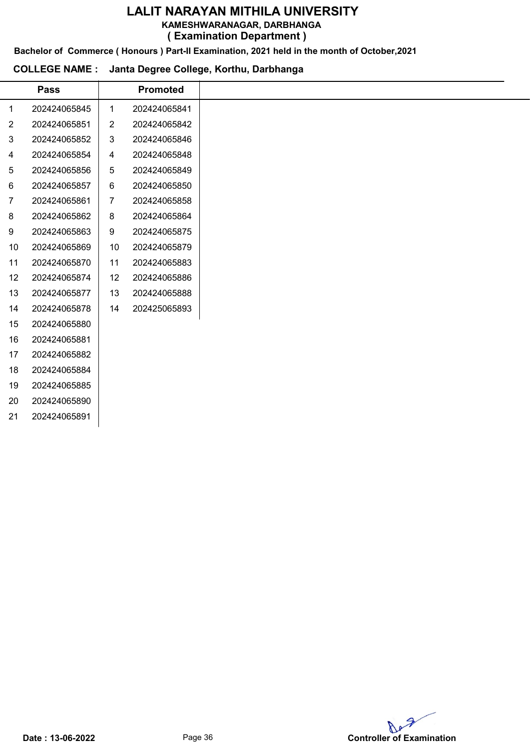# LALIT NARAYAN MITHILA UNIVERSITY

**KAMESHWARANAGAR, DARBHANGA**

**( Examination Department )**

**Bachelor of Commerce ( Honours ) Part-II Examination, 2021 held in the month of October,2021**

**COLLEGE NAME : Janta Degree College, Korthu, Darbhanga**

| | Pass | | Promoted |
|---|---|---|---|
| 1 | 202424065845 | 1 | 202424065841 |
| 2 | 202424065851 | 2 | 202424065842 |
| 3 | 202424065852 | 3 | 202424065846 |
| 4 | 202424065854 | 4 | 202424065848 |
| 5 | 202424065856 | 5 | 202424065849 |
| 6 | 202424065857 | 6 | 202424065850 |
| 7 | 202424065861 | 7 | 202424065858 |
| 8 | 202424065862 | 8 | 202424065864 |
| 9 | 202424065863 | 9 | 202424065875 |
| 10 | 202424065869 | 10 | 202424065879 |
| 11 | 202424065870 | 11 | 202424065883 |
| 12 | 202424065874 | 12 | 202424065886 |
| 13 | 202424065877 | 13 | 202424065888 |
| 14 | 202424065878 | 14 | 202425065893 |
| 15 | 202424065880 | | |
| 16 | 202424065881 | | |
| 17 | 202424065882 | | |
| 18 | 202424065884 | | |
| 19 | 202424065885 | | |
| 20 | 202424065890 | | |
| 21 | 202424065891 | | |

**Date : 13-06-2022**

**Controller of Examination**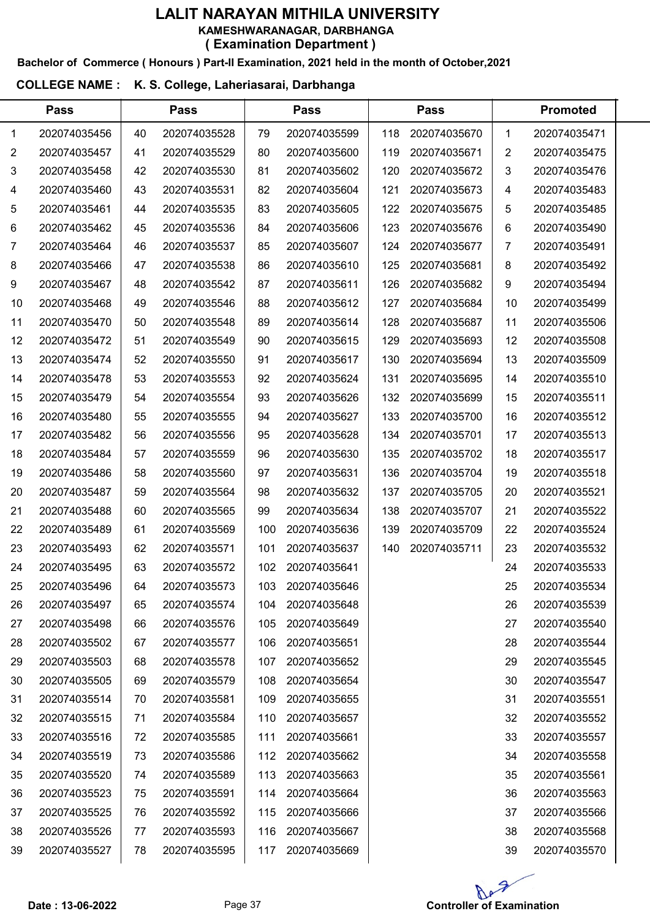# LALIT NARAYAN MITHILA UNIVERSITY

**KAMESHWARANAGAR, DARBHANGA**

**( Examination Department )**

**Bachelor of Commerce ( Honours ) Part-II Examination, 2021 held in the month of October,2021**

**COLLEGE NAME : K. S. College, Laheriasarai, Darbhanga**

| Pass | | Pass | | Pass | | Pass | | Promoted | |
|---|---|---|---|---|---|---|---|---|---|
| 1 | 202074035456 | 40 | 202074035528 | 79 | 202074035599 | 118 | 202074035670 | 1 | 202074035471 |
| 2 | 202074035457 | 41 | 202074035529 | 80 | 202074035600 | 119 | 202074035671 | 2 | 202074035475 |
| 3 | 202074035458 | 42 | 202074035530 | 81 | 202074035602 | 120 | 202074035672 | 3 | 202074035476 |
| 4 | 202074035460 | 43 | 202074035531 | 82 | 202074035604 | 121 | 202074035673 | 4 | 202074035483 |
| 5 | 202074035461 | 44 | 202074035535 | 83 | 202074035605 | 122 | 202074035675 | 5 | 202074035485 |
| 6 | 202074035462 | 45 | 202074035536 | 84 | 202074035606 | 123 | 202074035676 | 6 | 202074035490 |
| 7 | 202074035464 | 46 | 202074035537 | 85 | 202074035607 | 124 | 202074035677 | 7 | 202074035491 |
| 8 | 202074035466 | 47 | 202074035538 | 86 | 202074035610 | 125 | 202074035681 | 8 | 202074035492 |
| 9 | 202074035467 | 48 | 202074035542 | 87 | 202074035611 | 126 | 202074035682 | 9 | 202074035494 |
| 10 | 202074035468 | 49 | 202074035546 | 88 | 202074035612 | 127 | 202074035684 | 10 | 202074035499 |
| 11 | 202074035470 | 50 | 202074035548 | 89 | 202074035614 | 128 | 202074035687 | 11 | 202074035506 |
| 12 | 202074035472 | 51 | 202074035549 | 90 | 202074035615 | 129 | 202074035693 | 12 | 202074035508 |
| 13 | 202074035474 | 52 | 202074035550 | 91 | 202074035617 | 130 | 202074035694 | 13 | 202074035509 |
| 14 | 202074035478 | 53 | 202074035553 | 92 | 202074035624 | 131 | 202074035695 | 14 | 202074035510 |
| 15 | 202074035479 | 54 | 202074035554 | 93 | 202074035626 | 132 | 202074035699 | 15 | 202074035511 |
| 16 | 202074035480 | 55 | 202074035555 | 94 | 202074035627 | 133 | 202074035700 | 16 | 202074035512 |
| 17 | 202074035482 | 56 | 202074035556 | 95 | 202074035628 | 134 | 202074035701 | 17 | 202074035513 |
| 18 | 202074035484 | 57 | 202074035559 | 96 | 202074035630 | 135 | 202074035702 | 18 | 202074035517 |
| 19 | 202074035486 | 58 | 202074035560 | 97 | 202074035631 | 136 | 202074035704 | 19 | 202074035518 |
| 20 | 202074035487 | 59 | 202074035564 | 98 | 202074035632 | 137 | 202074035705 | 20 | 202074035521 |
| 21 | 202074035488 | 60 | 202074035565 | 99 | 202074035634 | 138 | 202074035707 | 21 | 202074035522 |
| 22 | 202074035489 | 61 | 202074035569 | 100 | 202074035636 | 139 | 202074035709 | 22 | 202074035524 |
| 23 | 202074035493 | 62 | 202074035571 | 101 | 202074035637 | 140 | 202074035711 | 23 | 202074035532 |
| 24 | 202074035495 | 63 | 202074035572 | 102 | 202074035641 | | | 24 | 202074035533 |
| 25 | 202074035496 | 64 | 202074035573 | 103 | 202074035646 | | | 25 | 202074035534 |
| 26 | 202074035497 | 65 | 202074035574 | 104 | 202074035648 | | | 26 | 202074035539 |
| 27 | 202074035498 | 66 | 202074035576 | 105 | 202074035649 | | | 27 | 202074035540 |
| 28 | 202074035502 | 67 | 202074035577 | 106 | 202074035651 | | | 28 | 202074035544 |
| 29 | 202074035503 | 68 | 202074035578 | 107 | 202074035652 | | | 29 | 202074035545 |
| 30 | 202074035505 | 69 | 202074035579 | 108 | 202074035654 | | | 30 | 202074035547 |
| 31 | 202074035514 | 70 | 202074035581 | 109 | 202074035655 | | | 31 | 202074035551 |
| 32 | 202074035515 | 71 | 202074035584 | 110 | 202074035657 | | | 32 | 202074035552 |
| 33 | 202074035516 | 72 | 202074035585 | 111 | 202074035661 | | | 33 | 202074035557 |
| 34 | 202074035519 | 73 | 202074035586 | 112 | 202074035662 | | | 34 | 202074035558 |
| 35 | 202074035520 | 74 | 202074035589 | 113 | 202074035663 | | | 35 | 202074035561 |
| 36 | 202074035523 | 75 | 202074035591 | 114 | 202074035664 | | | 36 | 202074035563 |
| 37 | 202074035525 | 76 | 202074035592 | 115 | 202074035666 | | | 37 | 202074035566 |
| 38 | 202074035526 | 77 | 202074035593 | 116 | 202074035667 | | | 38 | 202074035568 |
| 39 | 202074035527 | 78 | 202074035595 | 117 | 202074035669 | | | 39 | 202074035570 |

**Date : 13-06-2022**

**Controller of Examination**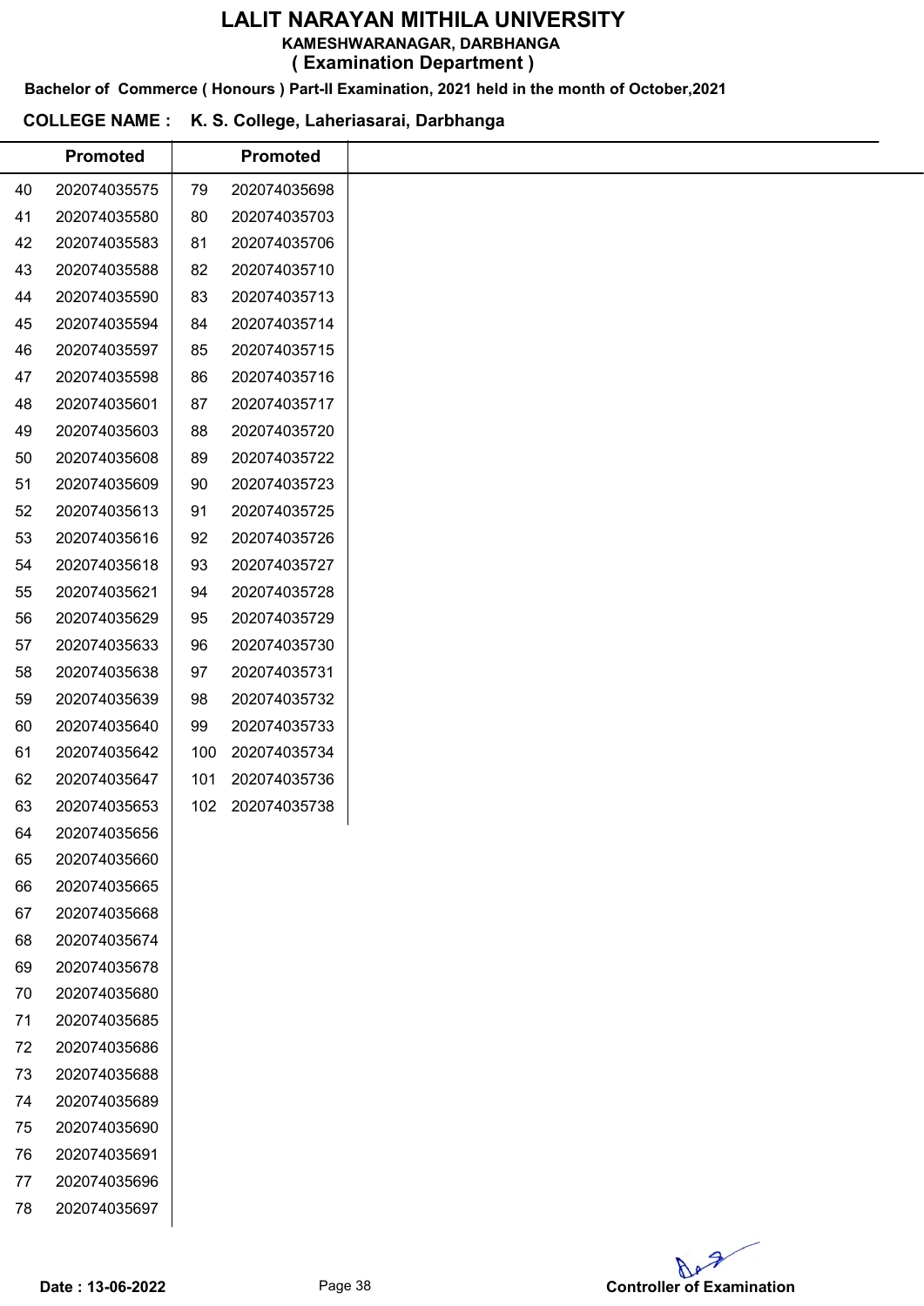# LALIT NARAYAN MITHILA UNIVERSITY

**KAMESHWARANAGAR, DARBHANGA**

**( Examination Department )**

**Bachelor of Commerce ( Honours ) Part-II Examination, 2021 held in the month of October,2021**

**COLLEGE NAME : K. S. College, Laheriasarai, Darbhanga**

| | Promoted | | Promoted |
|---|---|---|---|
| 40 | 202074035575 | 79 | 202074035698 |
| 41 | 202074035580 | 80 | 202074035703 |
| 42 | 202074035583 | 81 | 202074035706 |
| 43 | 202074035588 | 82 | 202074035710 |
| 44 | 202074035590 | 83 | 202074035713 |
| 45 | 202074035594 | 84 | 202074035714 |
| 46 | 202074035597 | 85 | 202074035715 |
| 47 | 202074035598 | 86 | 202074035716 |
| 48 | 202074035601 | 87 | 202074035717 |
| 49 | 202074035603 | 88 | 202074035720 |
| 50 | 202074035608 | 89 | 202074035722 |
| 51 | 202074035609 | 90 | 202074035723 |
| 52 | 202074035613 | 91 | 202074035725 |
| 53 | 202074035616 | 92 | 202074035726 |
| 54 | 202074035618 | 93 | 202074035727 |
| 55 | 202074035621 | 94 | 202074035728 |
| 56 | 202074035629 | 95 | 202074035729 |
| 57 | 202074035633 | 96 | 202074035730 |
| 58 | 202074035638 | 97 | 202074035731 |
| 59 | 202074035639 | 98 | 202074035732 |
| 60 | 202074035640 | 99 | 202074035733 |
| 61 | 202074035642 | 100 | 202074035734 |
| 62 | 202074035647 | 101 | 202074035736 |
| 63 | 202074035653 | 102 | 202074035738 |
| 64 | 202074035656 | | |
| 65 | 202074035660 | | |
| 66 | 202074035665 | | |
| 67 | 202074035668 | | |
| 68 | 202074035674 | | |
| 69 | 202074035678 | | |
| 70 | 202074035680 | | |
| 71 | 202074035685 | | |
| 72 | 202074035686 | | |
| 73 | 202074035688 | | |
| 74 | 202074035689 | | |
| 75 | 202074035690 | | |
| 76 | 202074035691 | | |
| 77 | 202074035696 | | |
| 78 | 202074035697 | | |

**Date : 13-06-2022**

**Controller of Examination**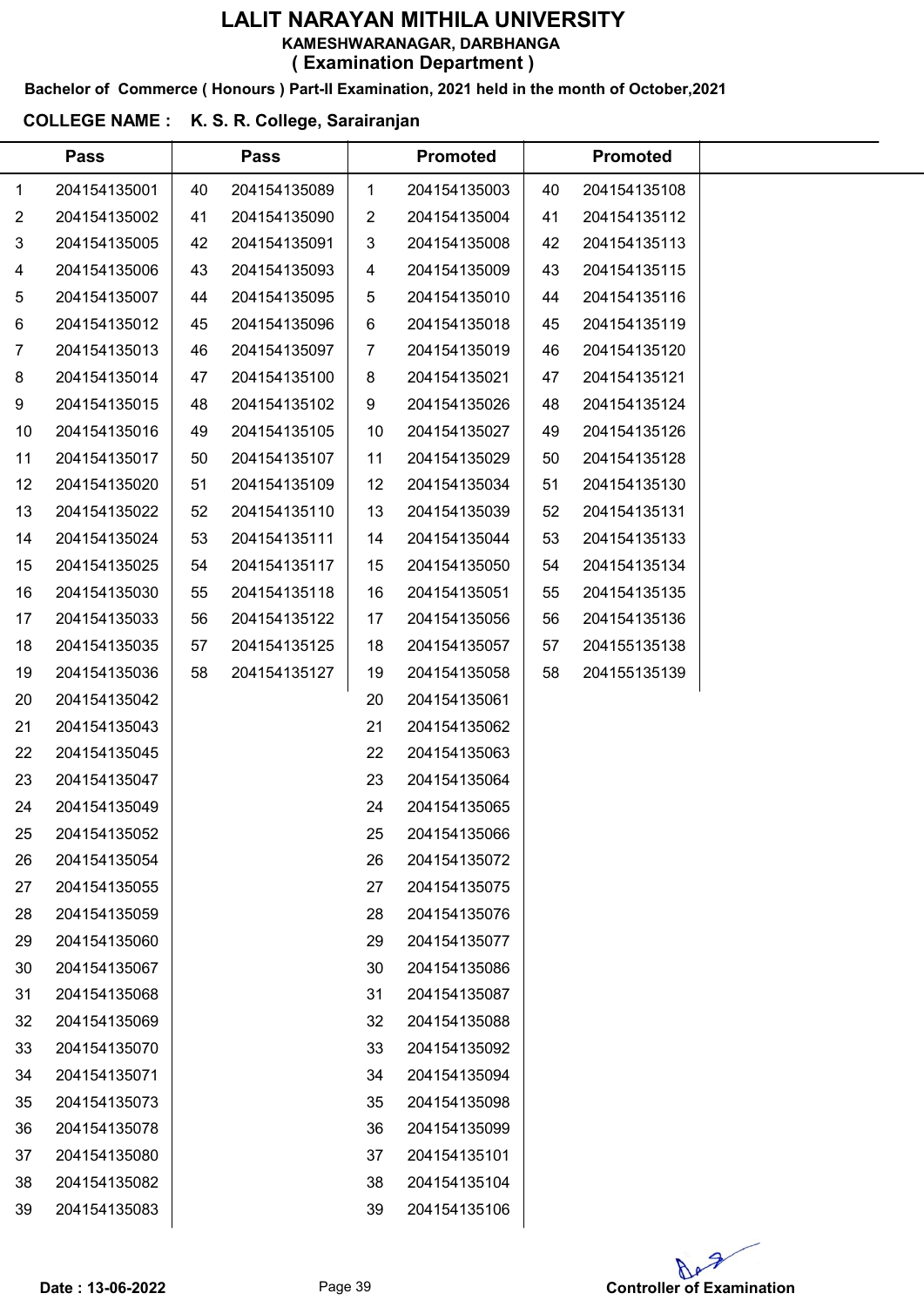# LALIT NARAYAN MITHILA UNIVERSITY

**KAMESHWARANAGAR, DARBHANGA**

**( Examination Department )**

**Bachelor of Commerce ( Honours ) Part-II Examination, 2021 held in the month of October,2021**

**COLLEGE NAME : K. S. R. College, Sarairanjan**

| Pass | | Pass | | Promoted | | Promoted | |
|---|---|---|---|---|---|---|---|
| 1 | 204154135001 | 40 | 204154135089 | 1 | 204154135003 | 40 | 204154135108 |
| 2 | 204154135002 | 41 | 204154135090 | 2 | 204154135004 | 41 | 204154135112 |
| 3 | 204154135005 | 42 | 204154135091 | 3 | 204154135008 | 42 | 204154135113 |
| 4 | 204154135006 | 43 | 204154135093 | 4 | 204154135009 | 43 | 204154135115 |
| 5 | 204154135007 | 44 | 204154135095 | 5 | 204154135010 | 44 | 204154135116 |
| 6 | 204154135012 | 45 | 204154135096 | 6 | 204154135018 | 45 | 204154135119 |
| 7 | 204154135013 | 46 | 204154135097 | 7 | 204154135019 | 46 | 204154135120 |
| 8 | 204154135014 | 47 | 204154135100 | 8 | 204154135021 | 47 | 204154135121 |
| 9 | 204154135015 | 48 | 204154135102 | 9 | 204154135026 | 48 | 204154135124 |
| 10 | 204154135016 | 49 | 204154135105 | 10 | 204154135027 | 49 | 204154135126 |
| 11 | 204154135017 | 50 | 204154135107 | 11 | 204154135029 | 50 | 204154135128 |
| 12 | 204154135020 | 51 | 204154135109 | 12 | 204154135034 | 51 | 204154135130 |
| 13 | 204154135022 | 52 | 204154135110 | 13 | 204154135039 | 52 | 204154135131 |
| 14 | 204154135024 | 53 | 204154135111 | 14 | 204154135044 | 53 | 204154135133 |
| 15 | 204154135025 | 54 | 204154135117 | 15 | 204154135050 | 54 | 204154135134 |
| 16 | 204154135030 | 55 | 204154135118 | 16 | 204154135051 | 55 | 204154135135 |
| 17 | 204154135033 | 56 | 204154135122 | 17 | 204154135056 | 56 | 204154135136 |
| 18 | 204154135035 | 57 | 204154135125 | 18 | 204154135057 | 57 | 204155135138 |
| 19 | 204154135036 | 58 | 204154135127 | 19 | 204154135058 | 58 | 204155135139 |
| 20 | 204154135042 | | | 20 | 204154135061 | | |
| 21 | 204154135043 | | | 21 | 204154135062 | | |
| 22 | 204154135045 | | | 22 | 204154135063 | | |
| 23 | 204154135047 | | | 23 | 204154135064 | | |
| 24 | 204154135049 | | | 24 | 204154135065 | | |
| 25 | 204154135052 | | | 25 | 204154135066 | | |
| 26 | 204154135054 | | | 26 | 204154135072 | | |
| 27 | 204154135055 | | | 27 | 204154135075 | | |
| 28 | 204154135059 | | | 28 | 204154135076 | | |
| 29 | 204154135060 | | | 29 | 204154135077 | | |
| 30 | 204154135067 | | | 30 | 204154135086 | | |
| 31 | 204154135068 | | | 31 | 204154135087 | | |
| 32 | 204154135069 | | | 32 | 204154135088 | | |
| 33 | 204154135070 | | | 33 | 204154135092 | | |
| 34 | 204154135071 | | | 34 | 204154135094 | | |
| 35 | 204154135073 | | | 35 | 204154135098 | | |
| 36 | 204154135078 | | | 36 | 204154135099 | | |
| 37 | 204154135080 | | | 37 | 204154135101 | | |
| 38 | 204154135082 | | | 38 | 204154135104 | | |
| 39 | 204154135083 | | | 39 | 204154135106 | | |

**Date : 13-06-2022**

**Controller of Examination**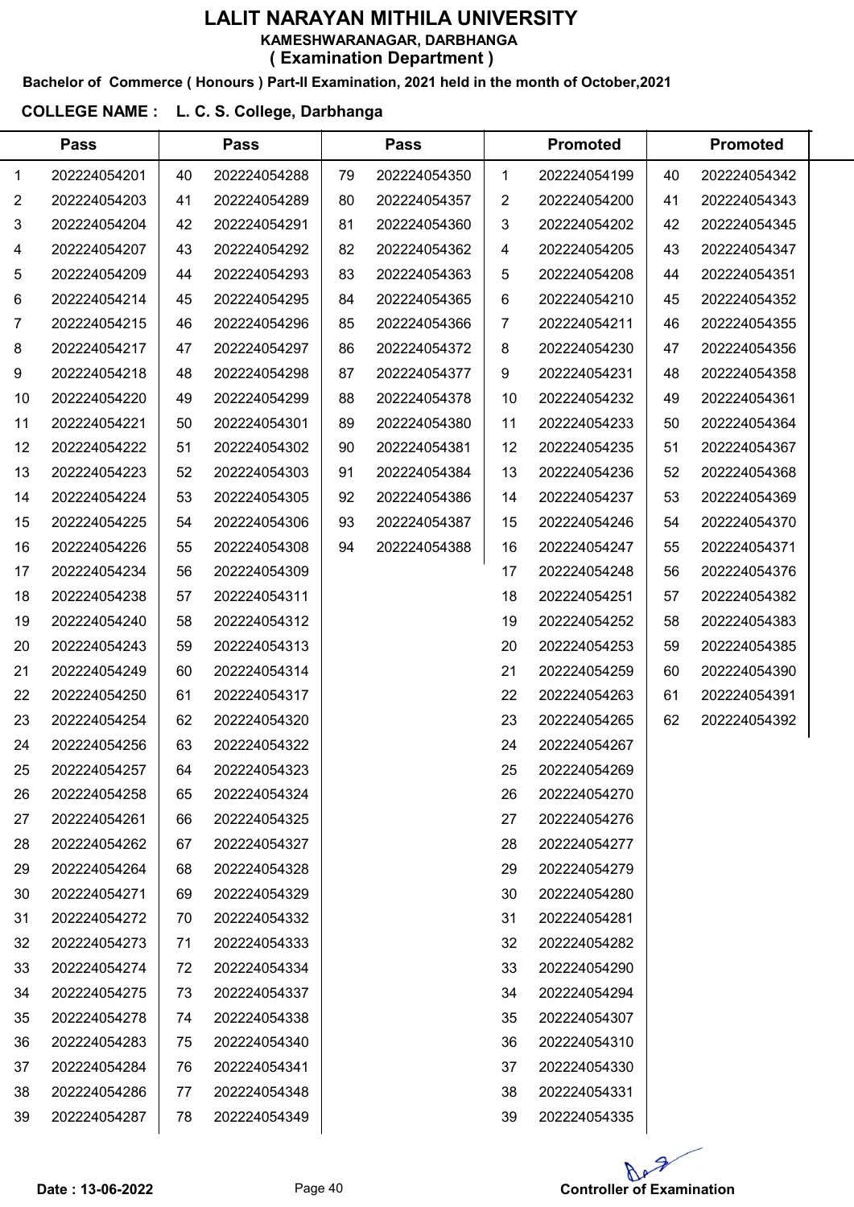# LALIT NARAYAN MITHILA UNIVERSITY

### KAMESHWARANAGAR, DARBHANGA

### ( Examination Department )

**Bachelor of Commerce ( Honours ) Part-II Examination, 2021 held in the month of October,2021**

**COLLEGE NAME : L. C. S. College, Darbhanga**

| Pass | | Pass | | Pass | | Promoted | | Promoted | |
|---|---|---|---|---|---|---|---|---|---|
| 1 | 202224054201 | 40 | 202224054288 | 79 | 202224054350 | 1 | 202224054199 | 40 | 202224054342 |
| 2 | 202224054203 | 41 | 202224054289 | 80 | 202224054357 | 2 | 202224054200 | 41 | 202224054343 |
| 3 | 202224054204 | 42 | 202224054291 | 81 | 202224054360 | 3 | 202224054202 | 42 | 202224054345 |
| 4 | 202224054207 | 43 | 202224054292 | 82 | 202224054362 | 4 | 202224054205 | 43 | 202224054347 |
| 5 | 202224054209 | 44 | 202224054293 | 83 | 202224054363 | 5 | 202224054208 | 44 | 202224054351 |
| 6 | 202224054214 | 45 | 202224054295 | 84 | 202224054365 | 6 | 202224054210 | 45 | 202224054352 |
| 7 | 202224054215 | 46 | 202224054296 | 85 | 202224054366 | 7 | 202224054211 | 46 | 202224054355 |
| 8 | 202224054217 | 47 | 202224054297 | 86 | 202224054372 | 8 | 202224054230 | 47 | 202224054356 |
| 9 | 202224054218 | 48 | 202224054298 | 87 | 202224054377 | 9 | 202224054231 | 48 | 202224054358 |
| 10 | 202224054220 | 49 | 202224054299 | 88 | 202224054378 | 10 | 202224054232 | 49 | 202224054361 |
| 11 | 202224054221 | 50 | 202224054301 | 89 | 202224054380 | 11 | 202224054233 | 50 | 202224054364 |
| 12 | 202224054222 | 51 | 202224054302 | 90 | 202224054381 | 12 | 202224054235 | 51 | 202224054367 |
| 13 | 202224054223 | 52 | 202224054303 | 91 | 202224054384 | 13 | 202224054236 | 52 | 202224054368 |
| 14 | 202224054224 | 53 | 202224054305 | 92 | 202224054386 | 14 | 202224054237 | 53 | 202224054369 |
| 15 | 202224054225 | 54 | 202224054306 | 93 | 202224054387 | 15 | 202224054246 | 54 | 202224054370 |
| 16 | 202224054226 | 55 | 202224054308 | 94 | 202224054388 | 16 | 202224054247 | 55 | 202224054371 |
| 17 | 202224054234 | 56 | 202224054309 | | | 17 | 202224054248 | 56 | 202224054376 |
| 18 | 202224054238 | 57 | 202224054311 | | | 18 | 202224054251 | 57 | 202224054382 |
| 19 | 202224054240 | 58 | 202224054312 | | | 19 | 202224054252 | 58 | 202224054383 |
| 20 | 202224054243 | 59 | 202224054313 | | | 20 | 202224054253 | 59 | 202224054385 |
| 21 | 202224054249 | 60 | 202224054314 | | | 21 | 202224054259 | 60 | 202224054390 |
| 22 | 202224054250 | 61 | 202224054317 | | | 22 | 202224054263 | 61 | 202224054391 |
| 23 | 202224054254 | 62 | 202224054320 | | | 23 | 202224054265 | 62 | 202224054392 |
| 24 | 202224054256 | 63 | 202224054322 | | | 24 | 202224054267 | | |
| 25 | 202224054257 | 64 | 202224054323 | | | 25 | 202224054269 | | |
| 26 | 202224054258 | 65 | 202224054324 | | | 26 | 202224054270 | | |
| 27 | 202224054261 | 66 | 202224054325 | | | 27 | 202224054276 | | |
| 28 | 202224054262 | 67 | 202224054327 | | | 28 | 202224054277 | | |
| 29 | 202224054264 | 68 | 202224054328 | | | 29 | 202224054279 | | |
| 30 | 202224054271 | 69 | 202224054329 | | | 30 | 202224054280 | | |
| 31 | 202224054272 | 70 | 202224054332 | | | 31 | 202224054281 | | |
| 32 | 202224054273 | 71 | 202224054333 | | | 32 | 202224054282 | | |
| 33 | 202224054274 | 72 | 202224054334 | | | 33 | 202224054290 | | |
| 34 | 202224054275 | 73 | 202224054337 | | | 34 | 202224054294 | | |
| 35 | 202224054278 | 74 | 202224054338 | | | 35 | 202224054307 | | |
| 36 | 202224054283 | 75 | 202224054340 | | | 36 | 202224054310 | | |
| 37 | 202224054284 | 76 | 202224054341 | | | 37 | 202224054330 | | |
| 38 | 202224054286 | 77 | 202224054348 | | | 38 | 202224054331 | | |
| 39 | 202224054287 | 78 | 202224054349 | | | 39 | 202224054335 | | |

**Date : 13-06-2022**

**Controller of Examination**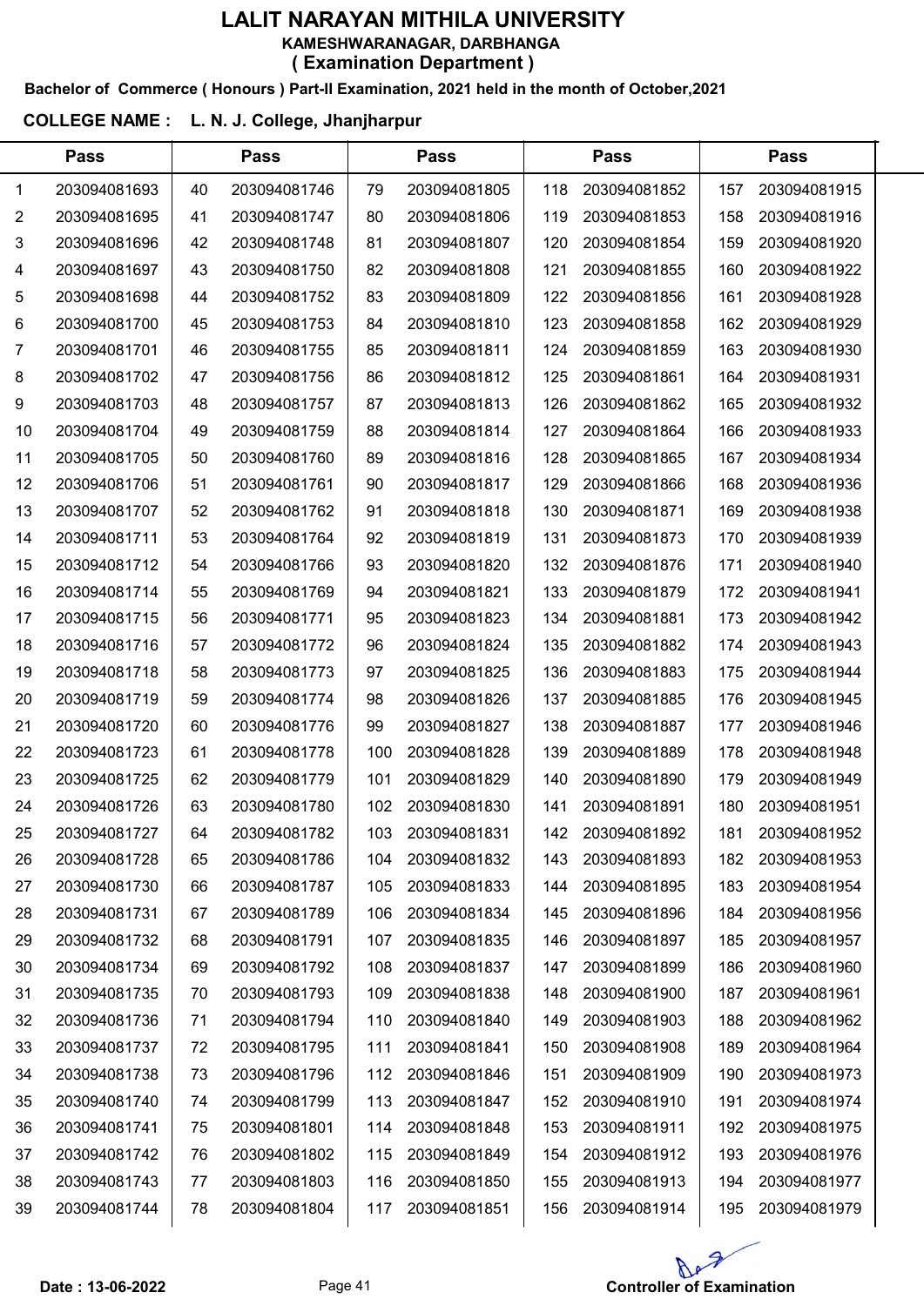# LALIT NARAYAN MITHILA UNIVERSITY

**KAMESHWARANAGAR, DARBHANGA**

**( Examination Department )**

**Bachelor of Commerce ( Honours ) Part-II Examination, 2021 held in the month of October,2021**

**COLLEGE NAME : L. N. J. College, Jhanjharpur**

| Pass | | Pass | | Pass | | Pass | | Pass | |
|---|---|---|---|---|---|---|---|---|---|
| 1 | 203094081693 | 40 | 203094081746 | 79 | 203094081805 | 118 | 203094081852 | 157 | 203094081915 |
| 2 | 203094081695 | 41 | 203094081747 | 80 | 203094081806 | 119 | 203094081853 | 158 | 203094081916 |
| 3 | 203094081696 | 42 | 203094081748 | 81 | 203094081807 | 120 | 203094081854 | 159 | 203094081920 |
| 4 | 203094081697 | 43 | 203094081750 | 82 | 203094081808 | 121 | 203094081855 | 160 | 203094081922 |
| 5 | 203094081698 | 44 | 203094081752 | 83 | 203094081809 | 122 | 203094081856 | 161 | 203094081928 |
| 6 | 203094081700 | 45 | 203094081753 | 84 | 203094081810 | 123 | 203094081858 | 162 | 203094081929 |
| 7 | 203094081701 | 46 | 203094081755 | 85 | 203094081811 | 124 | 203094081859 | 163 | 203094081930 |
| 8 | 203094081702 | 47 | 203094081756 | 86 | 203094081812 | 125 | 203094081861 | 164 | 203094081931 |
| 9 | 203094081703 | 48 | 203094081757 | 87 | 203094081813 | 126 | 203094081862 | 165 | 203094081932 |
| 10 | 203094081704 | 49 | 203094081759 | 88 | 203094081814 | 127 | 203094081864 | 166 | 203094081933 |
| 11 | 203094081705 | 50 | 203094081760 | 89 | 203094081816 | 128 | 203094081865 | 167 | 203094081934 |
| 12 | 203094081706 | 51 | 203094081761 | 90 | 203094081817 | 129 | 203094081866 | 168 | 203094081936 |
| 13 | 203094081707 | 52 | 203094081762 | 91 | 203094081818 | 130 | 203094081871 | 169 | 203094081938 |
| 14 | 203094081711 | 53 | 203094081764 | 92 | 203094081819 | 131 | 203094081873 | 170 | 203094081939 |
| 15 | 203094081712 | 54 | 203094081766 | 93 | 203094081820 | 132 | 203094081876 | 171 | 203094081940 |
| 16 | 203094081714 | 55 | 203094081769 | 94 | 203094081821 | 133 | 203094081879 | 172 | 203094081941 |
| 17 | 203094081715 | 56 | 203094081771 | 95 | 203094081823 | 134 | 203094081881 | 173 | 203094081942 |
| 18 | 203094081716 | 57 | 203094081772 | 96 | 203094081824 | 135 | 203094081882 | 174 | 203094081943 |
| 19 | 203094081718 | 58 | 203094081773 | 97 | 203094081825 | 136 | 203094081883 | 175 | 203094081944 |
| 20 | 203094081719 | 59 | 203094081774 | 98 | 203094081826 | 137 | 203094081885 | 176 | 203094081945 |
| 21 | 203094081720 | 60 | 203094081776 | 99 | 203094081827 | 138 | 203094081887 | 177 | 203094081946 |
| 22 | 203094081723 | 61 | 203094081778 | 100 | 203094081828 | 139 | 203094081889 | 178 | 203094081948 |
| 23 | 203094081725 | 62 | 203094081779 | 101 | 203094081829 | 140 | 203094081890 | 179 | 203094081949 |
| 24 | 203094081726 | 63 | 203094081780 | 102 | 203094081830 | 141 | 203094081891 | 180 | 203094081951 |
| 25 | 203094081727 | 64 | 203094081782 | 103 | 203094081831 | 142 | 203094081892 | 181 | 203094081952 |
| 26 | 203094081728 | 65 | 203094081786 | 104 | 203094081832 | 143 | 203094081893 | 182 | 203094081953 |
| 27 | 203094081730 | 66 | 203094081787 | 105 | 203094081833 | 144 | 203094081895 | 183 | 203094081954 |
| 28 | 203094081731 | 67 | 203094081789 | 106 | 203094081834 | 145 | 203094081896 | 184 | 203094081956 |
| 29 | 203094081732 | 68 | 203094081791 | 107 | 203094081835 | 146 | 203094081897 | 185 | 203094081957 |
| 30 | 203094081734 | 69 | 203094081792 | 108 | 203094081837 | 147 | 203094081899 | 186 | 203094081960 |
| 31 | 203094081735 | 70 | 203094081793 | 109 | 203094081838 | 148 | 203094081900 | 187 | 203094081961 |
| 32 | 203094081736 | 71 | 203094081794 | 110 | 203094081840 | 149 | 203094081903 | 188 | 203094081962 |
| 33 | 203094081737 | 72 | 203094081795 | 111 | 203094081841 | 150 | 203094081908 | 189 | 203094081964 |
| 34 | 203094081738 | 73 | 203094081796 | 112 | 203094081846 | 151 | 203094081909 | 190 | 203094081973 |
| 35 | 203094081740 | 74 | 203094081799 | 113 | 203094081847 | 152 | 203094081910 | 191 | 203094081974 |
| 36 | 203094081741 | 75 | 203094081801 | 114 | 203094081848 | 153 | 203094081911 | 192 | 203094081975 |
| 37 | 203094081742 | 76 | 203094081802 | 115 | 203094081849 | 154 | 203094081912 | 193 | 203094081976 |
| 38 | 203094081743 | 77 | 203094081803 | 116 | 203094081850 | 155 | 203094081913 | 194 | 203094081977 |
| 39 | 203094081744 | 78 | 203094081804 | 117 | 203094081851 | 156 | 203094081914 | 195 | 203094081979 |

**Date : 13-06-2022**

**Controller of Examination**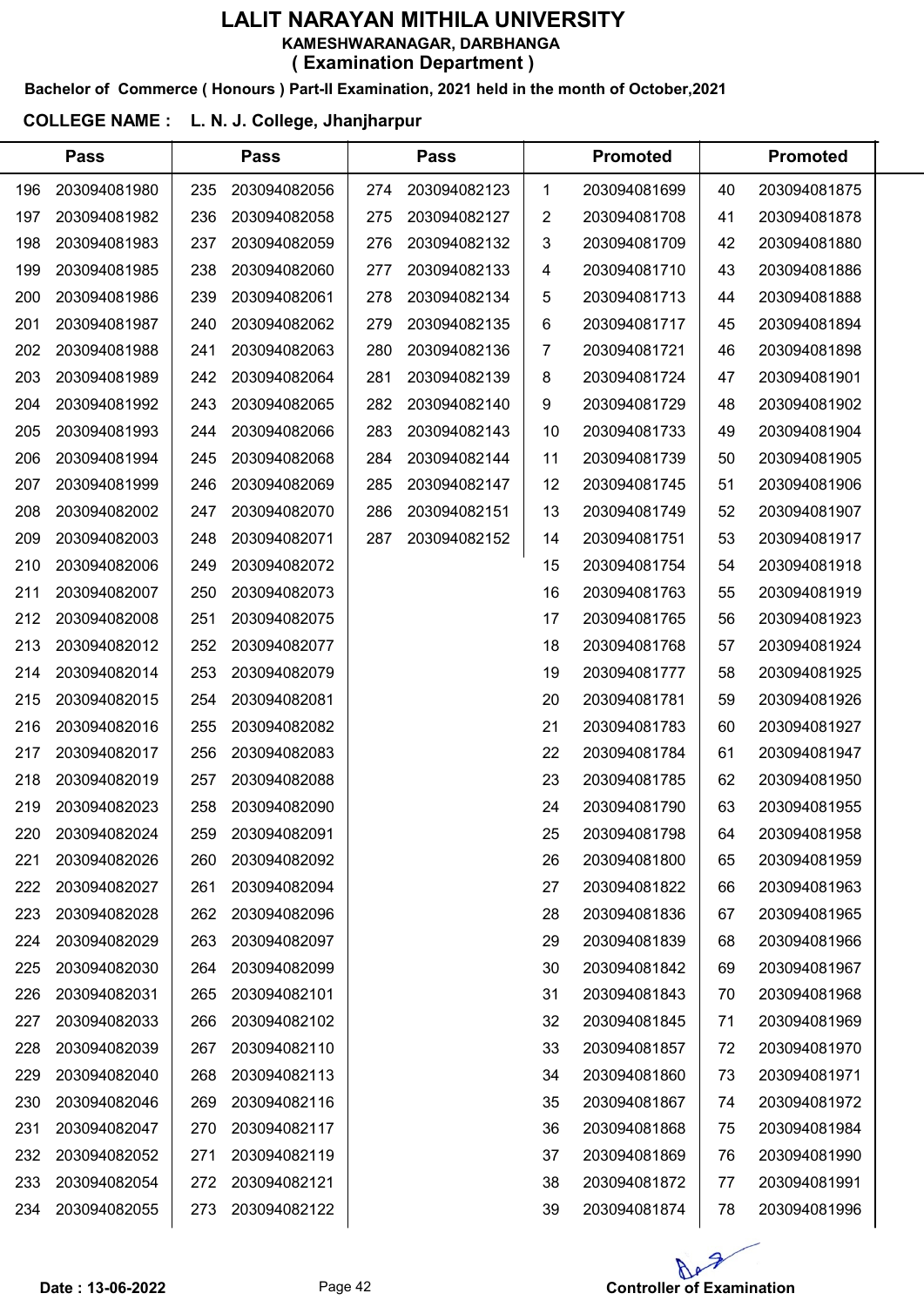# LALIT NARAYAN MITHILA UNIVERSITY

## KAMESHWARANAGAR, DARBHANGA

### ( Examination Department )

**Bachelor of Commerce ( Honours ) Part-II Examination, 2021 held in the month of October,2021**

**COLLEGE NAME : L. N. J. College, Jhanjharpur**

| Pass | | Pass | | Pass | | Promoted | | Promoted | |
|---|---|---|---|---|---|---|---|---|---|
| 196 | 203094081980 | 235 | 203094082056 | 274 | 203094082123 | 1 | 203094081699 | 40 | 203094081875 |
| 197 | 203094081982 | 236 | 203094082058 | 275 | 203094082127 | 2 | 203094081708 | 41 | 203094081878 |
| 198 | 203094081983 | 237 | 203094082059 | 276 | 203094082132 | 3 | 203094081709 | 42 | 203094081880 |
| 199 | 203094081985 | 238 | 203094082060 | 277 | 203094082133 | 4 | 203094081710 | 43 | 203094081886 |
| 200 | 203094081986 | 239 | 203094082061 | 278 | 203094082134 | 5 | 203094081713 | 44 | 203094081888 |
| 201 | 203094081987 | 240 | 203094082062 | 279 | 203094082135 | 6 | 203094081717 | 45 | 203094081894 |
| 202 | 203094081988 | 241 | 203094082063 | 280 | 203094082136 | 7 | 203094081721 | 46 | 203094081898 |
| 203 | 203094081989 | 242 | 203094082064 | 281 | 203094082139 | 8 | 203094081724 | 47 | 203094081901 |
| 204 | 203094081992 | 243 | 203094082065 | 282 | 203094082140 | 9 | 203094081729 | 48 | 203094081902 |
| 205 | 203094081993 | 244 | 203094082066 | 283 | 203094082143 | 10 | 203094081733 | 49 | 203094081904 |
| 206 | 203094081994 | 245 | 203094082068 | 284 | 203094082144 | 11 | 203094081739 | 50 | 203094081905 |
| 207 | 203094081999 | 246 | 203094082069 | 285 | 203094082147 | 12 | 203094081745 | 51 | 203094081906 |
| 208 | 203094082002 | 247 | 203094082070 | 286 | 203094082151 | 13 | 203094081749 | 52 | 203094081907 |
| 209 | 203094082003 | 248 | 203094082071 | 287 | 203094082152 | 14 | 203094081751 | 53 | 203094081917 |
| 210 | 203094082006 | 249 | 203094082072 | | | 15 | 203094081754 | 54 | 203094081918 |
| 211 | 203094082007 | 250 | 203094082073 | | | 16 | 203094081763 | 55 | 203094081919 |
| 212 | 203094082008 | 251 | 203094082075 | | | 17 | 203094081765 | 56 | 203094081923 |
| 213 | 203094082012 | 252 | 203094082077 | | | 18 | 203094081768 | 57 | 203094081924 |
| 214 | 203094082014 | 253 | 203094082079 | | | 19 | 203094081777 | 58 | 203094081925 |
| 215 | 203094082015 | 254 | 203094082081 | | | 20 | 203094081781 | 59 | 203094081926 |
| 216 | 203094082016 | 255 | 203094082082 | | | 21 | 203094081783 | 60 | 203094081927 |
| 217 | 203094082017 | 256 | 203094082083 | | | 22 | 203094081784 | 61 | 203094081947 |
| 218 | 203094082019 | 257 | 203094082088 | | | 23 | 203094081785 | 62 | 203094081950 |
| 219 | 203094082023 | 258 | 203094082090 | | | 24 | 203094081790 | 63 | 203094081955 |
| 220 | 203094082024 | 259 | 203094082091 | | | 25 | 203094081798 | 64 | 203094081958 |
| 221 | 203094082026 | 260 | 203094082092 | | | 26 | 203094081800 | 65 | 203094081959 |
| 222 | 203094082027 | 261 | 203094082094 | | | 27 | 203094081822 | 66 | 203094081963 |
| 223 | 203094082028 | 262 | 203094082096 | | | 28 | 203094081836 | 67 | 203094081965 |
| 224 | 203094082029 | 263 | 203094082097 | | | 29 | 203094081839 | 68 | 203094081966 |
| 225 | 203094082030 | 264 | 203094082099 | | | 30 | 203094081842 | 69 | 203094081967 |
| 226 | 203094082031 | 265 | 203094082101 | | | 31 | 203094081843 | 70 | 203094081968 |
| 227 | 203094082033 | 266 | 203094082102 | | | 32 | 203094081845 | 71 | 203094081969 |
| 228 | 203094082039 | 267 | 203094082110 | | | 33 | 203094081857 | 72 | 203094081970 |
| 229 | 203094082040 | 268 | 203094082113 | | | 34 | 203094081860 | 73 | 203094081971 |
| 230 | 203094082046 | 269 | 203094082116 | | | 35 | 203094081867 | 74 | 203094081972 |
| 231 | 203094082047 | 270 | 203094082117 | | | 36 | 203094081868 | 75 | 203094081984 |
| 232 | 203094082052 | 271 | 203094082119 | | | 37 | 203094081869 | 76 | 203094081990 |
| 233 | 203094082054 | 272 | 203094082121 | | | 38 | 203094081872 | 77 | 203094081991 |
| 234 | 203094082055 | 273 | 203094082122 | | | 39 | 203094081874 | 78 | 203094081996 |

**Date : 13-06-2022**

**Controller of Examination**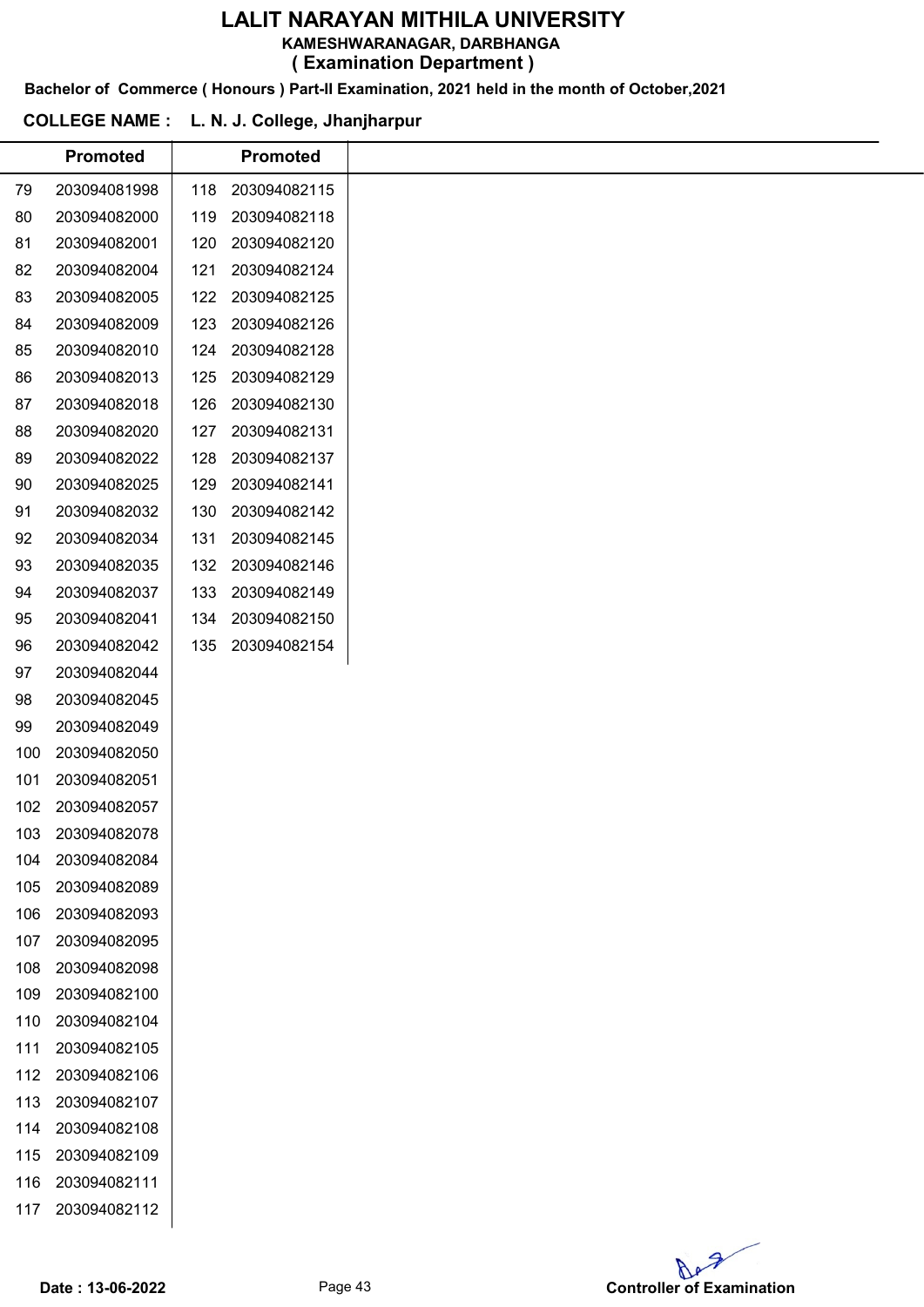# LALIT NARAYAN MITHILA UNIVERSITY

**KAMESHWARANAGAR, DARBHANGA**

**( Examination Department )**

**Bachelor of Commerce ( Honours ) Part-II Examination, 2021 held in the month of October,2021**

**COLLEGE NAME : L. N. J. College, Jhanjharpur**

| Promoted | | Promoted | |
|---|---|---|---|
| 79 | 203094081998 | 118 | 203094082115 |
| 80 | 203094082000 | 119 | 203094082118 |
| 81 | 203094082001 | 120 | 203094082120 |
| 82 | 203094082004 | 121 | 203094082124 |
| 83 | 203094082005 | 122 | 203094082125 |
| 84 | 203094082009 | 123 | 203094082126 |
| 85 | 203094082010 | 124 | 203094082128 |
| 86 | 203094082013 | 125 | 203094082129 |
| 87 | 203094082018 | 126 | 203094082130 |
| 88 | 203094082020 | 127 | 203094082131 |
| 89 | 203094082022 | 128 | 203094082137 |
| 90 | 203094082025 | 129 | 203094082141 |
| 91 | 203094082032 | 130 | 203094082142 |
| 92 | 203094082034 | 131 | 203094082145 |
| 93 | 203094082035 | 132 | 203094082146 |
| 94 | 203094082037 | 133 | 203094082149 |
| 95 | 203094082041 | 134 | 203094082150 |
| 96 | 203094082042 | 135 | 203094082154 |
| 97 | 203094082044 | | |
| 98 | 203094082045 | | |
| 99 | 203094082049 | | |
| 100 | 203094082050 | | |
| 101 | 203094082051 | | |
| 102 | 203094082057 | | |
| 103 | 203094082078 | | |
| 104 | 203094082084 | | |
| 105 | 203094082089 | | |
| 106 | 203094082093 | | |
| 107 | 203094082095 | | |
| 108 | 203094082098 | | |
| 109 | 203094082100 | | |
| 110 | 203094082104 | | |
| 111 | 203094082105 | | |
| 112 | 203094082106 | | |
| 113 | 203094082107 | | |
| 114 | 203094082108 | | |
| 115 | 203094082109 | | |
| 116 | 203094082111 | | |
| 117 | 203094082112 | | |

**Date : 13-06-2022**

**Controller of Examination**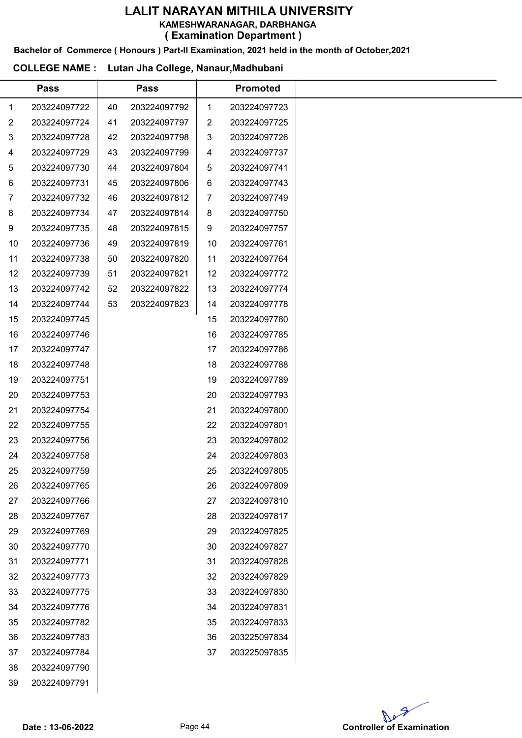# LALIT NARAYAN MITHILA UNIVERSITY

**KAMESHWARANAGAR, DARBHANGA**

**( Examination Department )**

**Bachelor of Commerce ( Honours ) Part-II Examination, 2021 held in the month of October,2021**

**COLLEGE NAME : Lutan Jha College, Nanaur,Madhubani**

| | Pass | | Pass | | Promoted |
|---|---|---|---|---|---|
| 1 | 203224097722 | 40 | 203224097792 | 1 | 203224097723 |
| 2 | 203224097724 | 41 | 203224097797 | 2 | 203224097725 |
| 3 | 203224097728 | 42 | 203224097798 | 3 | 203224097726 |
| 4 | 203224097729 | 43 | 203224097799 | 4 | 203224097737 |
| 5 | 203224097730 | 44 | 203224097804 | 5 | 203224097741 |
| 6 | 203224097731 | 45 | 203224097806 | 6 | 203224097743 |
| 7 | 203224097732 | 46 | 203224097812 | 7 | 203224097749 |
| 8 | 203224097734 | 47 | 203224097814 | 8 | 203224097750 |
| 9 | 203224097735 | 48 | 203224097815 | 9 | 203224097757 |
| 10 | 203224097736 | 49 | 203224097819 | 10 | 203224097761 |
| 11 | 203224097738 | 50 | 203224097820 | 11 | 203224097764 |
| 12 | 203224097739 | 51 | 203224097821 | 12 | 203224097772 |
| 13 | 203224097742 | 52 | 203224097822 | 13 | 203224097774 |
| 14 | 203224097744 | 53 | 203224097823 | 14 | 203224097778 |
| 15 | 203224097745 | | | 15 | 203224097780 |
| 16 | 203224097746 | | | 16 | 203224097785 |
| 17 | 203224097747 | | | 17 | 203224097786 |
| 18 | 203224097748 | | | 18 | 203224097788 |
| 19 | 203224097751 | | | 19 | 203224097789 |
| 20 | 203224097753 | | | 20 | 203224097793 |
| 21 | 203224097754 | | | 21 | 203224097800 |
| 22 | 203224097755 | | | 22 | 203224097801 |
| 23 | 203224097756 | | | 23 | 203224097802 |
| 24 | 203224097758 | | | 24 | 203224097803 |
| 25 | 203224097759 | | | 25 | 203224097805 |
| 26 | 203224097765 | | | 26 | 203224097809 |
| 27 | 203224097766 | | | 27 | 203224097810 |
| 28 | 203224097767 | | | 28 | 203224097817 |
| 29 | 203224097769 | | | 29 | 203224097825 |
| 30 | 203224097770 | | | 30 | 203224097827 |
| 31 | 203224097771 | | | 31 | 203224097828 |
| 32 | 203224097773 | | | 32 | 203224097829 |
| 33 | 203224097775 | | | 33 | 203224097830 |
| 34 | 203224097776 | | | 34 | 203224097831 |
| 35 | 203224097782 | | | 35 | 203224097833 |
| 36 | 203224097783 | | | 36 | 203225097834 |
| 37 | 203224097784 | | | 37 | 203225097835 |
| 38 | 203224097790 | | | | |
| 39 | 203224097791 | | | | |

**Date : 13-06-2022**

**Controller of Examination**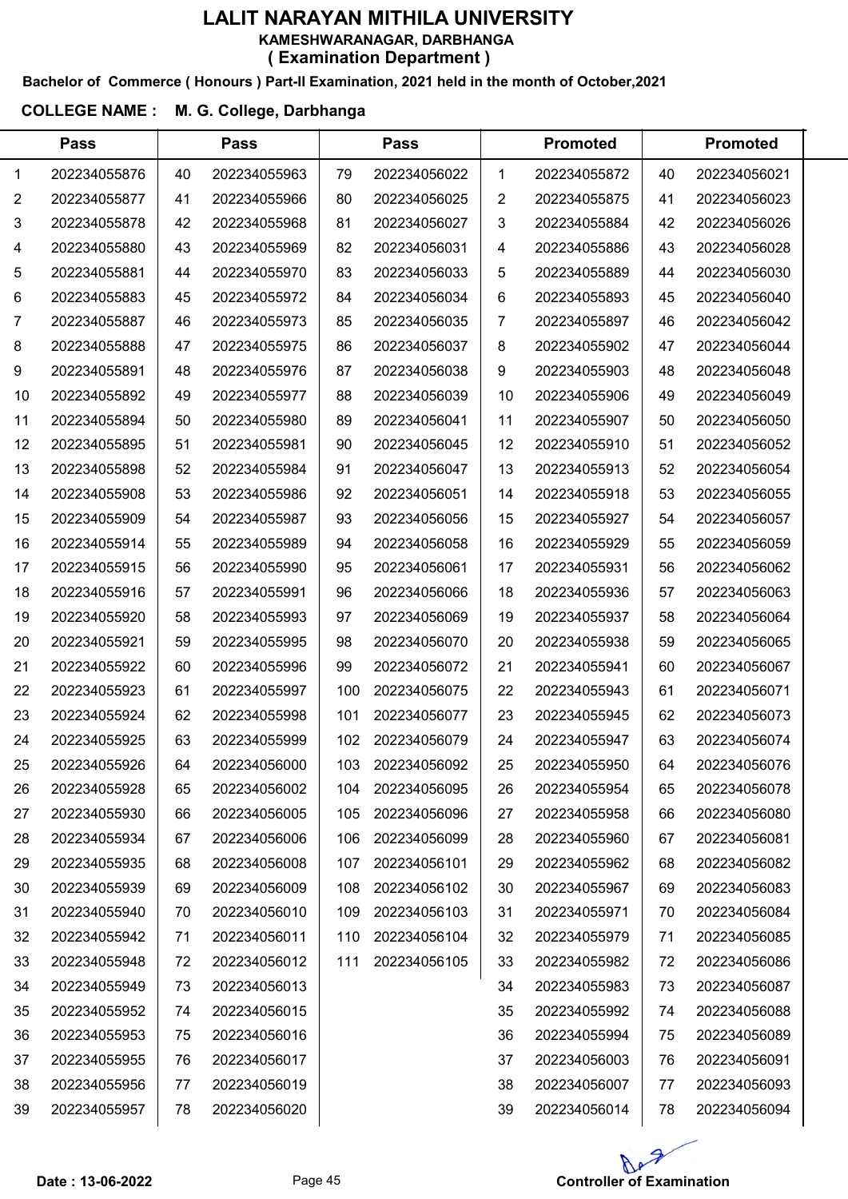# LALIT NARAYAN MITHILA UNIVERSITY

**KAMESHWARANAGAR, DARBHANGA**

**( Examination Department )**

**Bachelor of Commerce ( Honours ) Part-II Examination, 2021 held in the month of October,2021**

**COLLEGE NAME : M. G. College, Darbhanga**

| Pass | | Pass | | Pass | | Promoted | | Promoted | |
|---|---|---|---|---|---|---|---|---|---|
| 1 | 202234055876 | 40 | 202234055963 | 79 | 202234056022 | 1 | 202234055872 | 40 | 202234056021 |
| 2 | 202234055877 | 41 | 202234055966 | 80 | 202234056025 | 2 | 202234055875 | 41 | 202234056023 |
| 3 | 202234055878 | 42 | 202234055968 | 81 | 202234056027 | 3 | 202234055884 | 42 | 202234056026 |
| 4 | 202234055880 | 43 | 202234055969 | 82 | 202234056031 | 4 | 202234055886 | 43 | 202234056028 |
| 5 | 202234055881 | 44 | 202234055970 | 83 | 202234056033 | 5 | 202234055889 | 44 | 202234056030 |
| 6 | 202234055883 | 45 | 202234055972 | 84 | 202234056034 | 6 | 202234055893 | 45 | 202234056040 |
| 7 | 202234055887 | 46 | 202234055973 | 85 | 202234056035 | 7 | 202234055897 | 46 | 202234056042 |
| 8 | 202234055888 | 47 | 202234055975 | 86 | 202234056037 | 8 | 202234055902 | 47 | 202234056044 |
| 9 | 202234055891 | 48 | 202234055976 | 87 | 202234056038 | 9 | 202234055903 | 48 | 202234056048 |
| 10 | 202234055892 | 49 | 202234055977 | 88 | 202234056039 | 10 | 202234055906 | 49 | 202234056049 |
| 11 | 202234055894 | 50 | 202234055980 | 89 | 202234056041 | 11 | 202234055907 | 50 | 202234056050 |
| 12 | 202234055895 | 51 | 202234055981 | 90 | 202234056045 | 12 | 202234055910 | 51 | 202234056052 |
| 13 | 202234055898 | 52 | 202234055984 | 91 | 202234056047 | 13 | 202234055913 | 52 | 202234056054 |
| 14 | 202234055908 | 53 | 202234055986 | 92 | 202234056051 | 14 | 202234055918 | 53 | 202234056055 |
| 15 | 202234055909 | 54 | 202234055987 | 93 | 202234056056 | 15 | 202234055927 | 54 | 202234056057 |
| 16 | 202234055914 | 55 | 202234055989 | 94 | 202234056058 | 16 | 202234055929 | 55 | 202234056059 |
| 17 | 202234055915 | 56 | 202234055990 | 95 | 202234056061 | 17 | 202234055931 | 56 | 202234056062 |
| 18 | 202234055916 | 57 | 202234055991 | 96 | 202234056066 | 18 | 202234055936 | 57 | 202234056063 |
| 19 | 202234055920 | 58 | 202234055993 | 97 | 202234056069 | 19 | 202234055937 | 58 | 202234056064 |
| 20 | 202234055921 | 59 | 202234055995 | 98 | 202234056070 | 20 | 202234055938 | 59 | 202234056065 |
| 21 | 202234055922 | 60 | 202234055996 | 99 | 202234056072 | 21 | 202234055941 | 60 | 202234056067 |
| 22 | 202234055923 | 61 | 202234055997 | 100 | 202234056075 | 22 | 202234055943 | 61 | 202234056071 |
| 23 | 202234055924 | 62 | 202234055998 | 101 | 202234056077 | 23 | 202234055945 | 62 | 202234056073 |
| 24 | 202234055925 | 63 | 202234055999 | 102 | 202234056079 | 24 | 202234055947 | 63 | 202234056074 |
| 25 | 202234055926 | 64 | 202234056000 | 103 | 202234056092 | 25 | 202234055950 | 64 | 202234056076 |
| 26 | 202234055928 | 65 | 202234056002 | 104 | 202234056095 | 26 | 202234055954 | 65 | 202234056078 |
| 27 | 202234055930 | 66 | 202234056005 | 105 | 202234056096 | 27 | 202234055958 | 66 | 202234056080 |
| 28 | 202234055934 | 67 | 202234056006 | 106 | 202234056099 | 28 | 202234055960 | 67 | 202234056081 |
| 29 | 202234055935 | 68 | 202234056008 | 107 | 202234056101 | 29 | 202234055962 | 68 | 202234056082 |
| 30 | 202234055939 | 69 | 202234056009 | 108 | 202234056102 | 30 | 202234055967 | 69 | 202234056083 |
| 31 | 202234055940 | 70 | 202234056010 | 109 | 202234056103 | 31 | 202234055971 | 70 | 202234056084 |
| 32 | 202234055942 | 71 | 202234056011 | 110 | 202234056104 | 32 | 202234055979 | 71 | 202234056085 |
| 33 | 202234055948 | 72 | 202234056012 | 111 | 202234056105 | 33 | 202234055982 | 72 | 202234056086 |
| 34 | 202234055949 | 73 | 202234056013 | | | 34 | 202234055983 | 73 | 202234056087 |
| 35 | 202234055952 | 74 | 202234056015 | | | 35 | 202234055992 | 74 | 202234056088 |
| 36 | 202234055953 | 75 | 202234056016 | | | 36 | 202234055994 | 75 | 202234056089 |
| 37 | 202234055955 | 76 | 202234056017 | | | 37 | 202234056003 | 76 | 202234056091 |
| 38 | 202234055956 | 77 | 202234056019 | | | 38 | 202234056007 | 77 | 202234056093 |
| 39 | 202234055957 | 78 | 202234056020 | | | 39 | 202234056014 | 78 | 202234056094 |

**Date : 13-06-2022**

**Controller of Examination**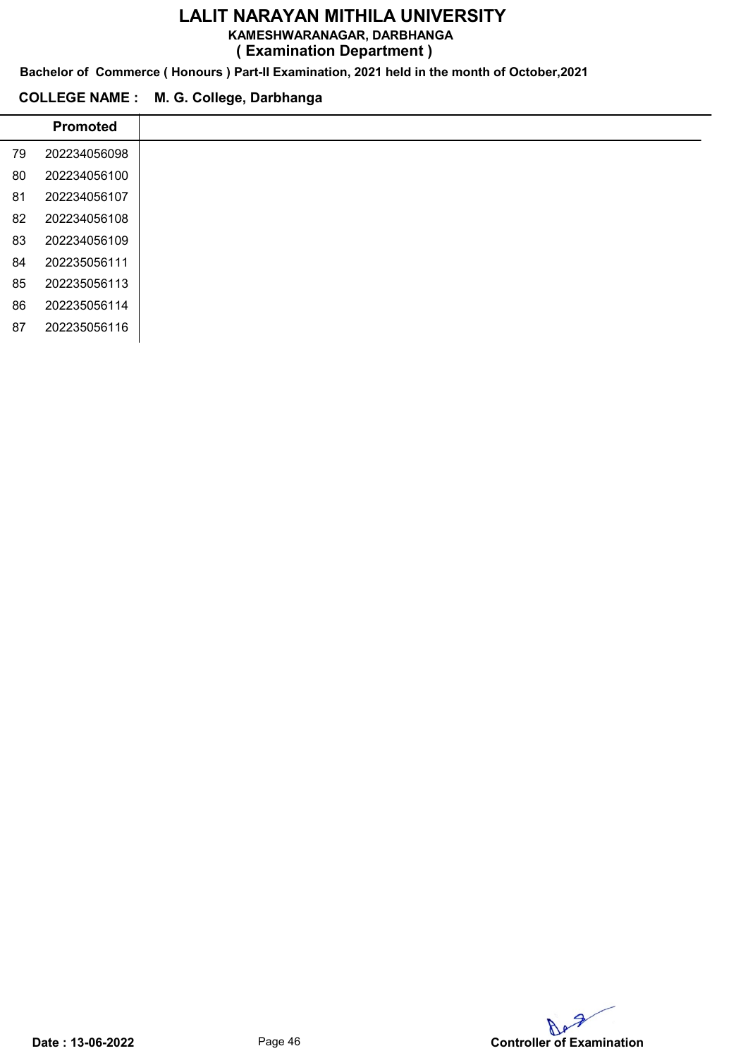# LALIT NARAYAN MITHILA UNIVERSITY

**KAMESHWARANAGAR, DARBHANGA**

**( Examination Department )**

**Bachelor of Commerce ( Honours ) Part-II Examination, 2021 held in the month of October,2021**

**COLLEGE NAME : M. G. College, Darbhanga**

| | Promoted |
|---|---|
| 79 | 202234056098 |
| 80 | 202234056100 |
| 81 | 202234056107 |
| 82 | 202234056108 |
| 83 | 202234056109 |
| 84 | 202235056111 |
| 85 | 202235056113 |
| 86 | 202235056114 |
| 87 | 202235056116 |

**Date : 13-06-2022**

**Controller of Examination**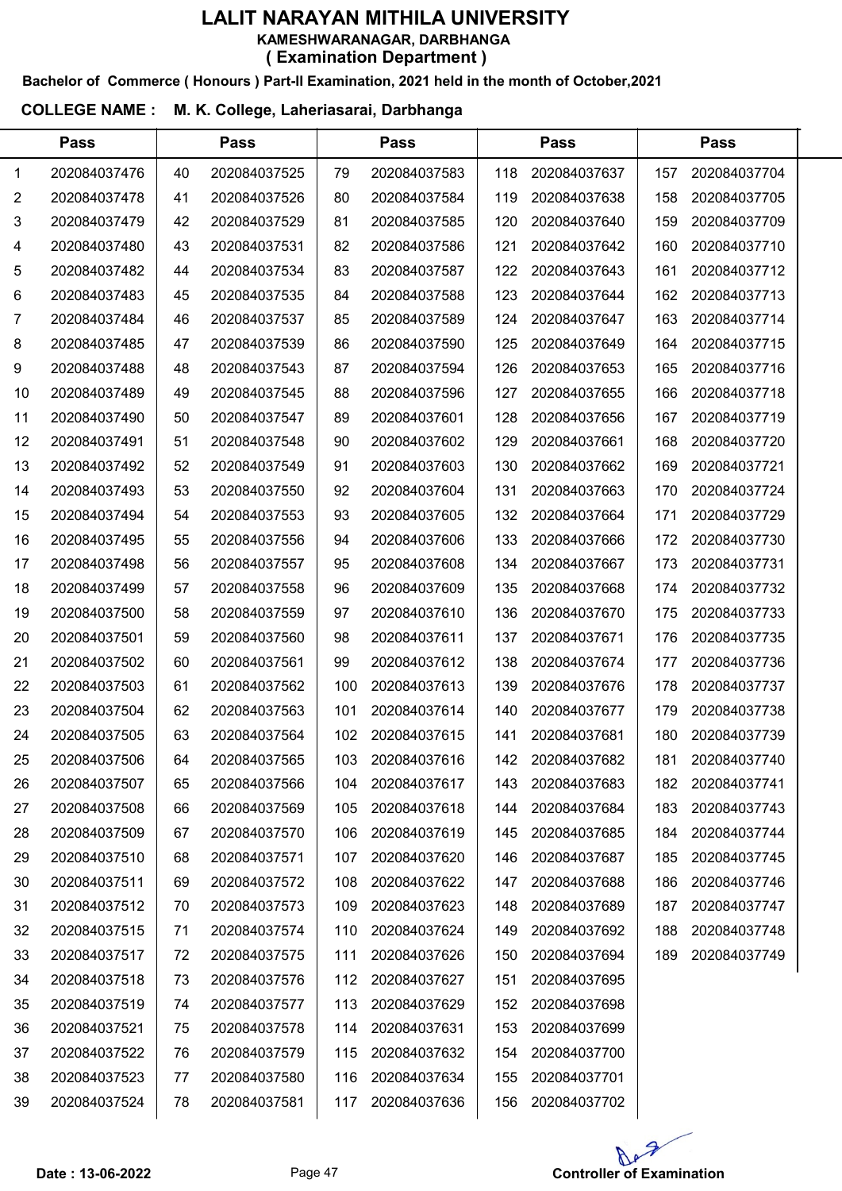# LALIT NARAYAN MITHILA UNIVERSITY

**KAMESHWARANAGAR, DARBHANGA**

**( Examination Department )**

**Bachelor of Commerce ( Honours ) Part-II Examination, 2021 held in the month of October,2021**

**COLLEGE NAME : M. K. College, Laheriasarai, Darbhanga**

| Pass | | Pass | | Pass | | Pass | | Pass | |
|---|---|---|---|---|---|---|---|---|---|
| 1 | 202084037476 | 40 | 202084037525 | 79 | 202084037583 | 118 | 202084037637 | 157 | 202084037704 |
| 2 | 202084037478 | 41 | 202084037526 | 80 | 202084037584 | 119 | 202084037638 | 158 | 202084037705 |
| 3 | 202084037479 | 42 | 202084037529 | 81 | 202084037585 | 120 | 202084037640 | 159 | 202084037709 |
| 4 | 202084037480 | 43 | 202084037531 | 82 | 202084037586 | 121 | 202084037642 | 160 | 202084037710 |
| 5 | 202084037482 | 44 | 202084037534 | 83 | 202084037587 | 122 | 202084037643 | 161 | 202084037712 |
| 6 | 202084037483 | 45 | 202084037535 | 84 | 202084037588 | 123 | 202084037644 | 162 | 202084037713 |
| 7 | 202084037484 | 46 | 202084037537 | 85 | 202084037589 | 124 | 202084037647 | 163 | 202084037714 |
| 8 | 202084037485 | 47 | 202084037539 | 86 | 202084037590 | 125 | 202084037649 | 164 | 202084037715 |
| 9 | 202084037488 | 48 | 202084037543 | 87 | 202084037594 | 126 | 202084037653 | 165 | 202084037716 |
| 10 | 202084037489 | 49 | 202084037545 | 88 | 202084037596 | 127 | 202084037655 | 166 | 202084037718 |
| 11 | 202084037490 | 50 | 202084037547 | 89 | 202084037601 | 128 | 202084037656 | 167 | 202084037719 |
| 12 | 202084037491 | 51 | 202084037548 | 90 | 202084037602 | 129 | 202084037661 | 168 | 202084037720 |
| 13 | 202084037492 | 52 | 202084037549 | 91 | 202084037603 | 130 | 202084037662 | 169 | 202084037721 |
| 14 | 202084037493 | 53 | 202084037550 | 92 | 202084037604 | 131 | 202084037663 | 170 | 202084037724 |
| 15 | 202084037494 | 54 | 202084037553 | 93 | 202084037605 | 132 | 202084037664 | 171 | 202084037729 |
| 16 | 202084037495 | 55 | 202084037556 | 94 | 202084037606 | 133 | 202084037666 | 172 | 202084037730 |
| 17 | 202084037498 | 56 | 202084037557 | 95 | 202084037608 | 134 | 202084037667 | 173 | 202084037731 |
| 18 | 202084037499 | 57 | 202084037558 | 96 | 202084037609 | 135 | 202084037668 | 174 | 202084037732 |
| 19 | 202084037500 | 58 | 202084037559 | 97 | 202084037610 | 136 | 202084037670 | 175 | 202084037733 |
| 20 | 202084037501 | 59 | 202084037560 | 98 | 202084037611 | 137 | 202084037671 | 176 | 202084037735 |
| 21 | 202084037502 | 60 | 202084037561 | 99 | 202084037612 | 138 | 202084037674 | 177 | 202084037736 |
| 22 | 202084037503 | 61 | 202084037562 | 100 | 202084037613 | 139 | 202084037676 | 178 | 202084037737 |
| 23 | 202084037504 | 62 | 202084037563 | 101 | 202084037614 | 140 | 202084037677 | 179 | 202084037738 |
| 24 | 202084037505 | 63 | 202084037564 | 102 | 202084037615 | 141 | 202084037681 | 180 | 202084037739 |
| 25 | 202084037506 | 64 | 202084037565 | 103 | 202084037616 | 142 | 202084037682 | 181 | 202084037740 |
| 26 | 202084037507 | 65 | 202084037566 | 104 | 202084037617 | 143 | 202084037683 | 182 | 202084037741 |
| 27 | 202084037508 | 66 | 202084037569 | 105 | 202084037618 | 144 | 202084037684 | 183 | 202084037743 |
| 28 | 202084037509 | 67 | 202084037570 | 106 | 202084037619 | 145 | 202084037685 | 184 | 202084037744 |
| 29 | 202084037510 | 68 | 202084037571 | 107 | 202084037620 | 146 | 202084037687 | 185 | 202084037745 |
| 30 | 202084037511 | 69 | 202084037572 | 108 | 202084037622 | 147 | 202084037688 | 186 | 202084037746 |
| 31 | 202084037512 | 70 | 202084037573 | 109 | 202084037623 | 148 | 202084037689 | 187 | 202084037747 |
| 32 | 202084037515 | 71 | 202084037574 | 110 | 202084037624 | 149 | 202084037692 | 188 | 202084037748 |
| 33 | 202084037517 | 72 | 202084037575 | 111 | 202084037626 | 150 | 202084037694 | 189 | 202084037749 |
| 34 | 202084037518 | 73 | 202084037576 | 112 | 202084037627 | 151 | 202084037695 | | |
| 35 | 202084037519 | 74 | 202084037577 | 113 | 202084037629 | 152 | 202084037698 | | |
| 36 | 202084037521 | 75 | 202084037578 | 114 | 202084037631 | 153 | 202084037699 | | |
| 37 | 202084037522 | 76 | 202084037579 | 115 | 202084037632 | 154 | 202084037700 | | |
| 38 | 202084037523 | 77 | 202084037580 | 116 | 202084037634 | 155 | 202084037701 | | |
| 39 | 202084037524 | 78 | 202084037581 | 117 | 202084037636 | 156 | 202084037702 | | |

**Date : 13-06-2022**

**Controller of Examination**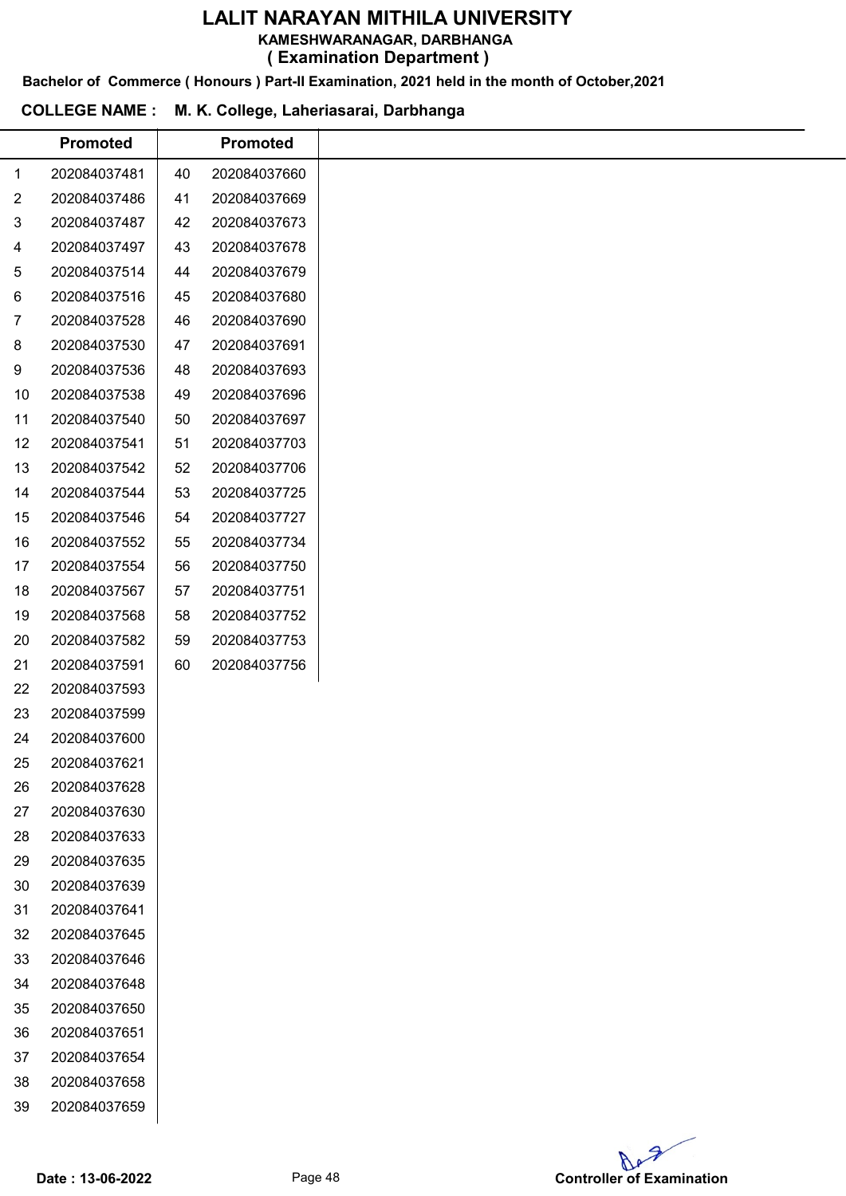# LALIT NARAYAN MITHILA UNIVERSITY

**KAMESHWARANAGAR, DARBHANGA**

**( Examination Department )**

**Bachelor of Commerce ( Honours ) Part-II Examination, 2021 held in the month of October,2021**

**COLLEGE NAME : M. K. College, Laheriasarai, Darbhanga**

| | Promoted | | Promoted |
|---|---|---|---|
| 1 | 202084037481 | 40 | 202084037660 |
| 2 | 202084037486 | 41 | 202084037669 |
| 3 | 202084037487 | 42 | 202084037673 |
| 4 | 202084037497 | 43 | 202084037678 |
| 5 | 202084037514 | 44 | 202084037679 |
| 6 | 202084037516 | 45 | 202084037680 |
| 7 | 202084037528 | 46 | 202084037690 |
| 8 | 202084037530 | 47 | 202084037691 |
| 9 | 202084037536 | 48 | 202084037693 |
| 10 | 202084037538 | 49 | 202084037696 |
| 11 | 202084037540 | 50 | 202084037697 |
| 12 | 202084037541 | 51 | 202084037703 |
| 13 | 202084037542 | 52 | 202084037706 |
| 14 | 202084037544 | 53 | 202084037725 |
| 15 | 202084037546 | 54 | 202084037727 |
| 16 | 202084037552 | 55 | 202084037734 |
| 17 | 202084037554 | 56 | 202084037750 |
| 18 | 202084037567 | 57 | 202084037751 |
| 19 | 202084037568 | 58 | 202084037752 |
| 20 | 202084037582 | 59 | 202084037753 |
| 21 | 202084037591 | 60 | 202084037756 |
| 22 | 202084037593 | | |
| 23 | 202084037599 | | |
| 24 | 202084037600 | | |
| 25 | 202084037621 | | |
| 26 | 202084037628 | | |
| 27 | 202084037630 | | |
| 28 | 202084037633 | | |
| 29 | 202084037635 | | |
| 30 | 202084037639 | | |
| 31 | 202084037641 | | |
| 32 | 202084037645 | | |
| 33 | 202084037646 | | |
| 34 | 202084037648 | | |
| 35 | 202084037650 | | |
| 36 | 202084037651 | | |
| 37 | 202084037654 | | |
| 38 | 202084037658 | | |
| 39 | 202084037659 | | |

**Date : 13-06-2022**

**Controller of Examination**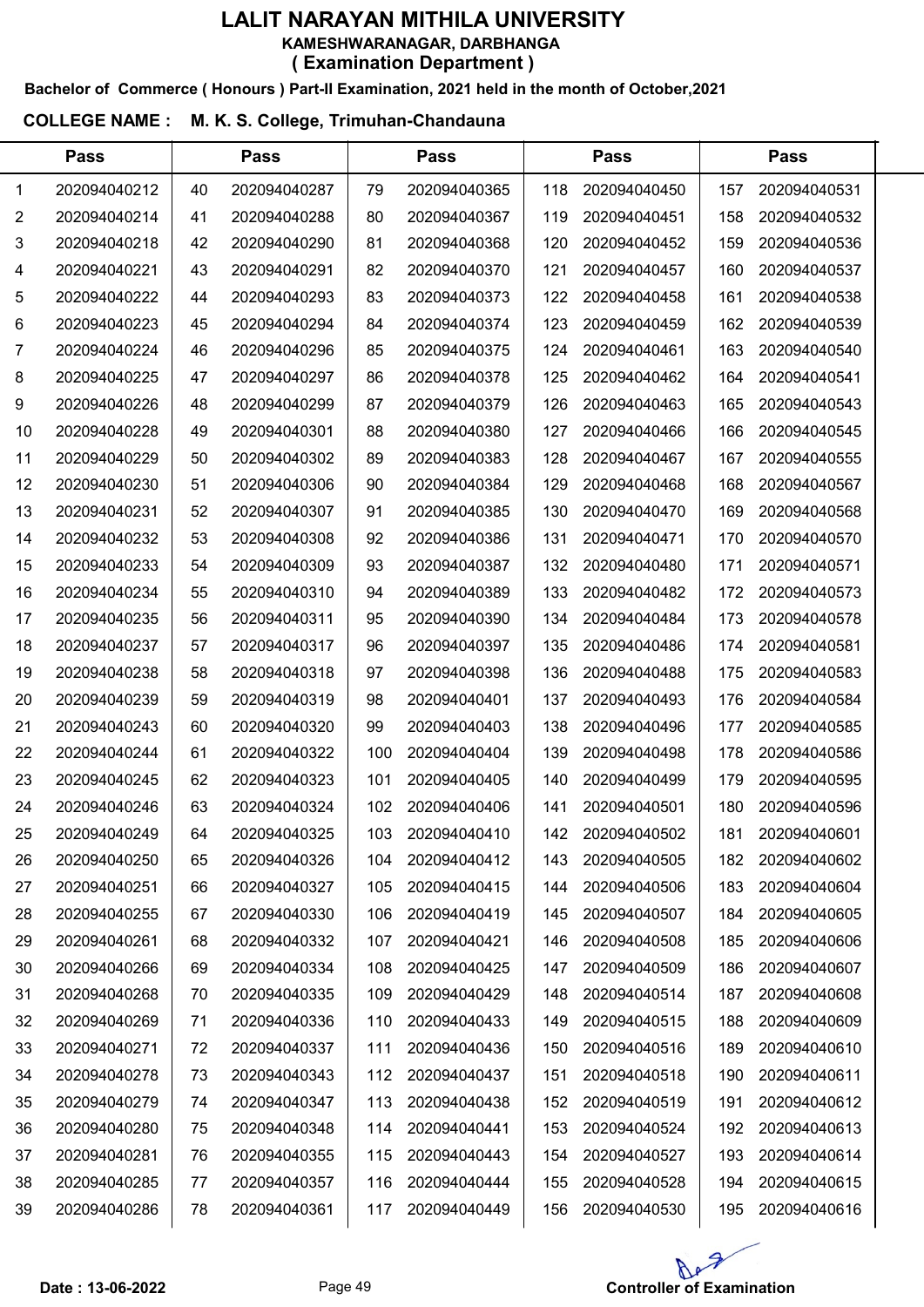# LALIT NARAYAN MITHILA UNIVERSITY

**KAMESHWARANAGAR, DARBHANGA**

**( Examination Department )**

**Bachelor of Commerce ( Honours ) Part-II Examination, 2021 held in the month of October,2021**

**COLLEGE NAME : M. K. S. College, Trimuhan-Chandauna**

| Pass | | Pass | | Pass | | Pass | | Pass | |
|---|---|---|---|---|---|---|---|---|---|
| 1 | 202094040212 | 40 | 202094040287 | 79 | 202094040365 | 118 | 202094040450 | 157 | 202094040531 |
| 2 | 202094040214 | 41 | 202094040288 | 80 | 202094040367 | 119 | 202094040451 | 158 | 202094040532 |
| 3 | 202094040218 | 42 | 202094040290 | 81 | 202094040368 | 120 | 202094040452 | 159 | 202094040536 |
| 4 | 202094040221 | 43 | 202094040291 | 82 | 202094040370 | 121 | 202094040457 | 160 | 202094040537 |
| 5 | 202094040222 | 44 | 202094040293 | 83 | 202094040373 | 122 | 202094040458 | 161 | 202094040538 |
| 6 | 202094040223 | 45 | 202094040294 | 84 | 202094040374 | 123 | 202094040459 | 162 | 202094040539 |
| 7 | 202094040224 | 46 | 202094040296 | 85 | 202094040375 | 124 | 202094040461 | 163 | 202094040540 |
| 8 | 202094040225 | 47 | 202094040297 | 86 | 202094040378 | 125 | 202094040462 | 164 | 202094040541 |
| 9 | 202094040226 | 48 | 202094040299 | 87 | 202094040379 | 126 | 202094040463 | 165 | 202094040543 |
| 10 | 202094040228 | 49 | 202094040301 | 88 | 202094040380 | 127 | 202094040466 | 166 | 202094040545 |
| 11 | 202094040229 | 50 | 202094040302 | 89 | 202094040383 | 128 | 202094040467 | 167 | 202094040555 |
| 12 | 202094040230 | 51 | 202094040306 | 90 | 202094040384 | 129 | 202094040468 | 168 | 202094040567 |
| 13 | 202094040231 | 52 | 202094040307 | 91 | 202094040385 | 130 | 202094040470 | 169 | 202094040568 |
| 14 | 202094040232 | 53 | 202094040308 | 92 | 202094040386 | 131 | 202094040471 | 170 | 202094040570 |
| 15 | 202094040233 | 54 | 202094040309 | 93 | 202094040387 | 132 | 202094040480 | 171 | 202094040571 |
| 16 | 202094040234 | 55 | 202094040310 | 94 | 202094040389 | 133 | 202094040482 | 172 | 202094040573 |
| 17 | 202094040235 | 56 | 202094040311 | 95 | 202094040390 | 134 | 202094040484 | 173 | 202094040578 |
| 18 | 202094040237 | 57 | 202094040317 | 96 | 202094040397 | 135 | 202094040486 | 174 | 202094040581 |
| 19 | 202094040238 | 58 | 202094040318 | 97 | 202094040398 | 136 | 202094040488 | 175 | 202094040583 |
| 20 | 202094040239 | 59 | 202094040319 | 98 | 202094040401 | 137 | 202094040493 | 176 | 202094040584 |
| 21 | 202094040243 | 60 | 202094040320 | 99 | 202094040403 | 138 | 202094040496 | 177 | 202094040585 |
| 22 | 202094040244 | 61 | 202094040322 | 100 | 202094040404 | 139 | 202094040498 | 178 | 202094040586 |
| 23 | 202094040245 | 62 | 202094040323 | 101 | 202094040405 | 140 | 202094040499 | 179 | 202094040595 |
| 24 | 202094040246 | 63 | 202094040324 | 102 | 202094040406 | 141 | 202094040501 | 180 | 202094040596 |
| 25 | 202094040249 | 64 | 202094040325 | 103 | 202094040410 | 142 | 202094040502 | 181 | 202094040601 |
| 26 | 202094040250 | 65 | 202094040326 | 104 | 202094040412 | 143 | 202094040505 | 182 | 202094040602 |
| 27 | 202094040251 | 66 | 202094040327 | 105 | 202094040415 | 144 | 202094040506 | 183 | 202094040604 |
| 28 | 202094040255 | 67 | 202094040330 | 106 | 202094040419 | 145 | 202094040507 | 184 | 202094040605 |
| 29 | 202094040261 | 68 | 202094040332 | 107 | 202094040421 | 146 | 202094040508 | 185 | 202094040606 |
| 30 | 202094040266 | 69 | 202094040334 | 108 | 202094040425 | 147 | 202094040509 | 186 | 202094040607 |
| 31 | 202094040268 | 70 | 202094040335 | 109 | 202094040429 | 148 | 202094040514 | 187 | 202094040608 |
| 32 | 202094040269 | 71 | 202094040336 | 110 | 202094040433 | 149 | 202094040515 | 188 | 202094040609 |
| 33 | 202094040271 | 72 | 202094040337 | 111 | 202094040436 | 150 | 202094040516 | 189 | 202094040610 |
| 34 | 202094040278 | 73 | 202094040343 | 112 | 202094040437 | 151 | 202094040518 | 190 | 202094040611 |
| 35 | 202094040279 | 74 | 202094040347 | 113 | 202094040438 | 152 | 202094040519 | 191 | 202094040612 |
| 36 | 202094040280 | 75 | 202094040348 | 114 | 202094040441 | 153 | 202094040524 | 192 | 202094040613 |
| 37 | 202094040281 | 76 | 202094040355 | 115 | 202094040443 | 154 | 202094040527 | 193 | 202094040614 |
| 38 | 202094040285 | 77 | 202094040357 | 116 | 202094040444 | 155 | 202094040528 | 194 | 202094040615 |
| 39 | 202094040286 | 78 | 202094040361 | 117 | 202094040449 | 156 | 202094040530 | 195 | 202094040616 |

**Date : 13-06-2022**

**Controller of Examination**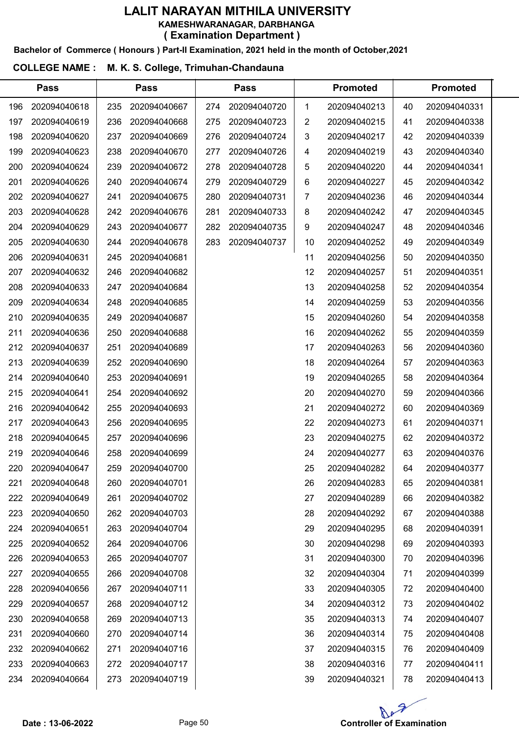# LALIT NARAYAN MITHILA UNIVERSITY

**KAMESHWARANAGAR, DARBHANGA**

**( Examination Department )**

**Bachelor of Commerce ( Honours ) Part-II Examination, 2021 held in the month of October,2021**

**COLLEGE NAME : M. K. S. College, Trimuhan-Chandauna**

| Pass | | Pass | | Pass | | Promoted | | Promoted | |
|---|---|---|---|---|---|---|---|---|---|
| 196 | 202094040618 | 235 | 202094040667 | 274 | 202094040720 | 1 | 202094040213 | 40 | 202094040331 |
| 197 | 202094040619 | 236 | 202094040668 | 275 | 202094040723 | 2 | 202094040215 | 41 | 202094040338 |
| 198 | 202094040620 | 237 | 202094040669 | 276 | 202094040724 | 3 | 202094040217 | 42 | 202094040339 |
| 199 | 202094040623 | 238 | 202094040670 | 277 | 202094040726 | 4 | 202094040219 | 43 | 202094040340 |
| 200 | 202094040624 | 239 | 202094040672 | 278 | 202094040728 | 5 | 202094040220 | 44 | 202094040341 |
| 201 | 202094040626 | 240 | 202094040674 | 279 | 202094040729 | 6 | 202094040227 | 45 | 202094040342 |
| 202 | 202094040627 | 241 | 202094040675 | 280 | 202094040731 | 7 | 202094040236 | 46 | 202094040344 |
| 203 | 202094040628 | 242 | 202094040676 | 281 | 202094040733 | 8 | 202094040242 | 47 | 202094040345 |
| 204 | 202094040629 | 243 | 202094040677 | 282 | 202094040735 | 9 | 202094040247 | 48 | 202094040346 |
| 205 | 202094040630 | 244 | 202094040678 | 283 | 202094040737 | 10 | 202094040252 | 49 | 202094040349 |
| 206 | 202094040631 | 245 | 202094040681 | | | 11 | 202094040256 | 50 | 202094040350 |
| 207 | 202094040632 | 246 | 202094040682 | | | 12 | 202094040257 | 51 | 202094040351 |
| 208 | 202094040633 | 247 | 202094040684 | | | 13 | 202094040258 | 52 | 202094040354 |
| 209 | 202094040634 | 248 | 202094040685 | | | 14 | 202094040259 | 53 | 202094040356 |
| 210 | 202094040635 | 249 | 202094040687 | | | 15 | 202094040260 | 54 | 202094040358 |
| 211 | 202094040636 | 250 | 202094040688 | | | 16 | 202094040262 | 55 | 202094040359 |
| 212 | 202094040637 | 251 | 202094040689 | | | 17 | 202094040263 | 56 | 202094040360 |
| 213 | 202094040639 | 252 | 202094040690 | | | 18 | 202094040264 | 57 | 202094040363 |
| 214 | 202094040640 | 253 | 202094040691 | | | 19 | 202094040265 | 58 | 202094040364 |
| 215 | 202094040641 | 254 | 202094040692 | | | 20 | 202094040270 | 59 | 202094040366 |
| 216 | 202094040642 | 255 | 202094040693 | | | 21 | 202094040272 | 60 | 202094040369 |
| 217 | 202094040643 | 256 | 202094040695 | | | 22 | 202094040273 | 61 | 202094040371 |
| 218 | 202094040645 | 257 | 202094040696 | | | 23 | 202094040275 | 62 | 202094040372 |
| 219 | 202094040646 | 258 | 202094040699 | | | 24 | 202094040277 | 63 | 202094040376 |
| 220 | 202094040647 | 259 | 202094040700 | | | 25 | 202094040282 | 64 | 202094040377 |
| 221 | 202094040648 | 260 | 202094040701 | | | 26 | 202094040283 | 65 | 202094040381 |
| 222 | 202094040649 | 261 | 202094040702 | | | 27 | 202094040289 | 66 | 202094040382 |
| 223 | 202094040650 | 262 | 202094040703 | | | 28 | 202094040292 | 67 | 202094040388 |
| 224 | 202094040651 | 263 | 202094040704 | | | 29 | 202094040295 | 68 | 202094040391 |
| 225 | 202094040652 | 264 | 202094040706 | | | 30 | 202094040298 | 69 | 202094040393 |
| 226 | 202094040653 | 265 | 202094040707 | | | 31 | 202094040300 | 70 | 202094040396 |
| 227 | 202094040655 | 266 | 202094040708 | | | 32 | 202094040304 | 71 | 202094040399 |
| 228 | 202094040656 | 267 | 202094040711 | | | 33 | 202094040305 | 72 | 202094040400 |
| 229 | 202094040657 | 268 | 202094040712 | | | 34 | 202094040312 | 73 | 202094040402 |
| 230 | 202094040658 | 269 | 202094040713 | | | 35 | 202094040313 | 74 | 202094040407 |
| 231 | 202094040660 | 270 | 202094040714 | | | 36 | 202094040314 | 75 | 202094040408 |
| 232 | 202094040662 | 271 | 202094040716 | | | 37 | 202094040315 | 76 | 202094040409 |
| 233 | 202094040663 | 272 | 202094040717 | | | 38 | 202094040316 | 77 | 202094040411 |
| 234 | 202094040664 | 273 | 202094040719 | | | 39 | 202094040321 | 78 | 202094040413 |

**Date : 13-06-2022**

**Controller of Examination**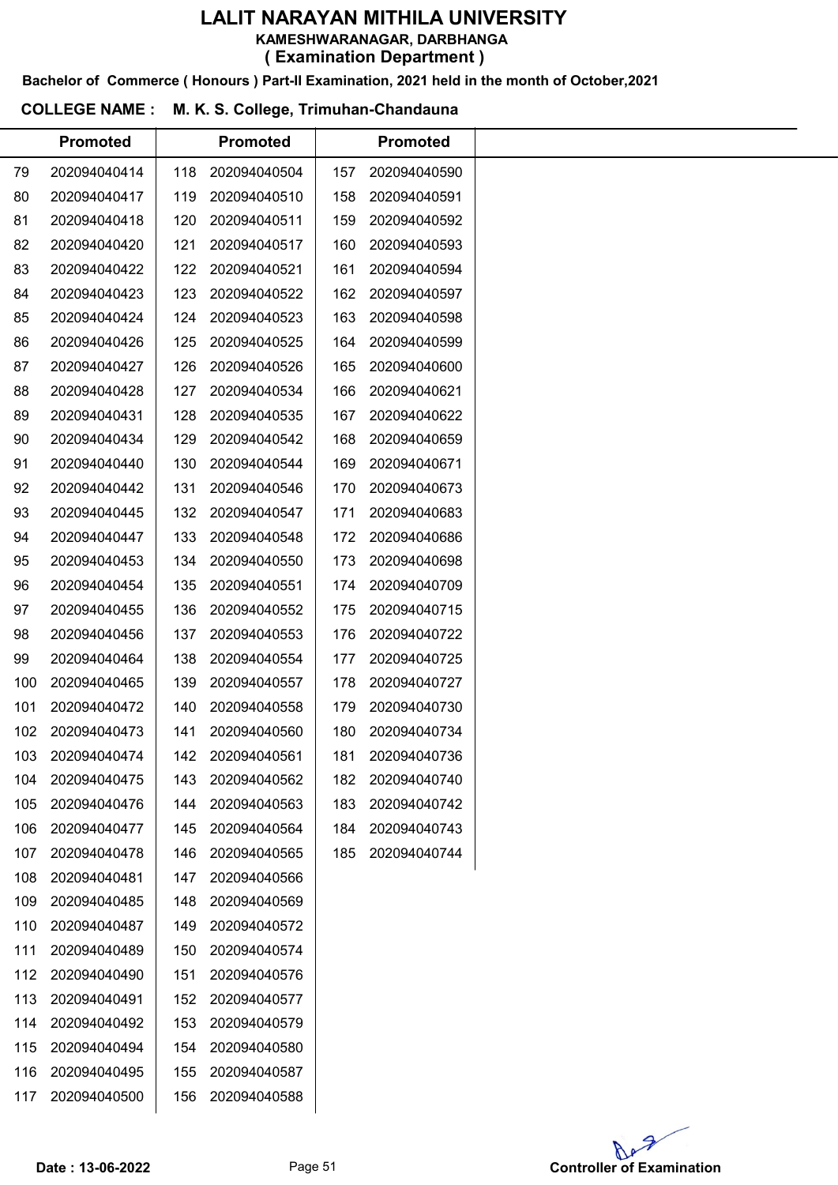# LALIT NARAYAN MITHILA UNIVERSITY

**KAMESHWARANAGAR, DARBHANGA**

**( Examination Department )**

**Bachelor of Commerce ( Honours ) Part-II Examination, 2021 held in the month of October,2021**

**COLLEGE NAME : M. K. S. College, Trimuhan-Chandauna**

| | Promoted | | Promoted | | Promoted |
|---|---|---|---|---|---|
| 79 | 202094040414 | 118 | 202094040504 | 157 | 202094040590 |
| 80 | 202094040417 | 119 | 202094040510 | 158 | 202094040591 |
| 81 | 202094040418 | 120 | 202094040511 | 159 | 202094040592 |
| 82 | 202094040420 | 121 | 202094040517 | 160 | 202094040593 |
| 83 | 202094040422 | 122 | 202094040521 | 161 | 202094040594 |
| 84 | 202094040423 | 123 | 202094040522 | 162 | 202094040597 |
| 85 | 202094040424 | 124 | 202094040523 | 163 | 202094040598 |
| 86 | 202094040426 | 125 | 202094040525 | 164 | 202094040599 |
| 87 | 202094040427 | 126 | 202094040526 | 165 | 202094040600 |
| 88 | 202094040428 | 127 | 202094040534 | 166 | 202094040621 |
| 89 | 202094040431 | 128 | 202094040535 | 167 | 202094040622 |
| 90 | 202094040434 | 129 | 202094040542 | 168 | 202094040659 |
| 91 | 202094040440 | 130 | 202094040544 | 169 | 202094040671 |
| 92 | 202094040442 | 131 | 202094040546 | 170 | 202094040673 |
| 93 | 202094040445 | 132 | 202094040547 | 171 | 202094040683 |
| 94 | 202094040447 | 133 | 202094040548 | 172 | 202094040686 |
| 95 | 202094040453 | 134 | 202094040550 | 173 | 202094040698 |
| 96 | 202094040454 | 135 | 202094040551 | 174 | 202094040709 |
| 97 | 202094040455 | 136 | 202094040552 | 175 | 202094040715 |
| 98 | 202094040456 | 137 | 202094040553 | 176 | 202094040722 |
| 99 | 202094040464 | 138 | 202094040554 | 177 | 202094040725 |
| 100 | 202094040465 | 139 | 202094040557 | 178 | 202094040727 |
| 101 | 202094040472 | 140 | 202094040558 | 179 | 202094040730 |
| 102 | 202094040473 | 141 | 202094040560 | 180 | 202094040734 |
| 103 | 202094040474 | 142 | 202094040561 | 181 | 202094040736 |
| 104 | 202094040475 | 143 | 202094040562 | 182 | 202094040740 |
| 105 | 202094040476 | 144 | 202094040563 | 183 | 202094040742 |
| 106 | 202094040477 | 145 | 202094040564 | 184 | 202094040743 |
| 107 | 202094040478 | 146 | 202094040565 | 185 | 202094040744 |
| 108 | 202094040481 | 147 | 202094040566 | | |
| 109 | 202094040485 | 148 | 202094040569 | | |
| 110 | 202094040487 | 149 | 202094040572 | | |
| 111 | 202094040489 | 150 | 202094040574 | | |
| 112 | 202094040490 | 151 | 202094040576 | | |
| 113 | 202094040491 | 152 | 202094040577 | | |
| 114 | 202094040492 | 153 | 202094040579 | | |
| 115 | 202094040494 | 154 | 202094040580 | | |
| 116 | 202094040495 | 155 | 202094040587 | | |
| 117 | 202094040500 | 156 | 202094040588 | | |

**Date : 13-06-2022**

**Controller of Examination**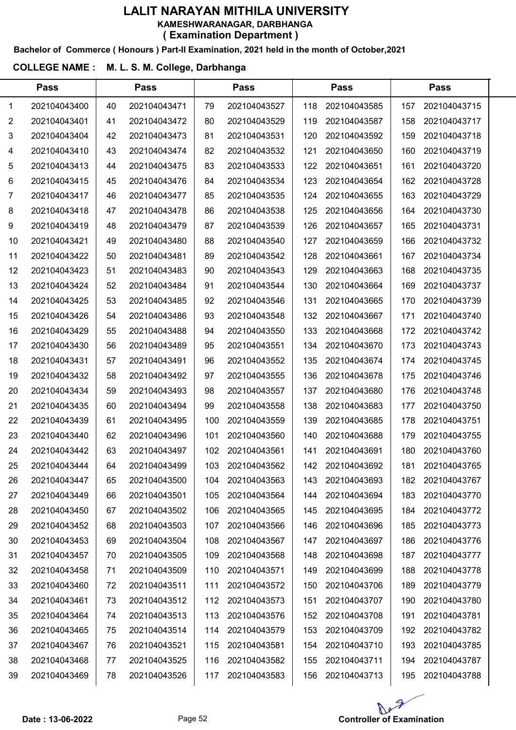# LALIT NARAYAN MITHILA UNIVERSITY

**KAMESHWARANAGAR, DARBHANGA**

**( Examination Department )**

**Bachelor of Commerce ( Honours ) Part-II Examination, 2021 held in the month of October,2021**

**COLLEGE NAME : M. L. S. M. College, Darbhanga**

| Pass | | Pass | | Pass | | Pass | | Pass | |
|---|---|---|---|---|---|---|---|---|---|
| 1 | 202104043400 | 40 | 202104043471 | 79 | 202104043527 | 118 | 202104043585 | 157 | 202104043715 |
| 2 | 202104043401 | 41 | 202104043472 | 80 | 202104043529 | 119 | 202104043587 | 158 | 202104043717 |
| 3 | 202104043404 | 42 | 202104043473 | 81 | 202104043531 | 120 | 202104043592 | 159 | 202104043718 |
| 4 | 202104043410 | 43 | 202104043474 | 82 | 202104043532 | 121 | 202104043650 | 160 | 202104043719 |
| 5 | 202104043413 | 44 | 202104043475 | 83 | 202104043533 | 122 | 202104043651 | 161 | 202104043720 |
| 6 | 202104043415 | 45 | 202104043476 | 84 | 202104043534 | 123 | 202104043654 | 162 | 202104043728 |
| 7 | 202104043417 | 46 | 202104043477 | 85 | 202104043535 | 124 | 202104043655 | 163 | 202104043729 |
| 8 | 202104043418 | 47 | 202104043478 | 86 | 202104043538 | 125 | 202104043656 | 164 | 202104043730 |
| 9 | 202104043419 | 48 | 202104043479 | 87 | 202104043539 | 126 | 202104043657 | 165 | 202104043731 |
| 10 | 202104043421 | 49 | 202104043480 | 88 | 202104043540 | 127 | 202104043659 | 166 | 202104043732 |
| 11 | 202104043422 | 50 | 202104043481 | 89 | 202104043542 | 128 | 202104043661 | 167 | 202104043734 |
| 12 | 202104043423 | 51 | 202104043483 | 90 | 202104043543 | 129 | 202104043663 | 168 | 202104043735 |
| 13 | 202104043424 | 52 | 202104043484 | 91 | 202104043544 | 130 | 202104043664 | 169 | 202104043737 |
| 14 | 202104043425 | 53 | 202104043485 | 92 | 202104043546 | 131 | 202104043665 | 170 | 202104043739 |
| 15 | 202104043426 | 54 | 202104043486 | 93 | 202104043548 | 132 | 202104043667 | 171 | 202104043740 |
| 16 | 202104043429 | 55 | 202104043488 | 94 | 202104043550 | 133 | 202104043668 | 172 | 202104043742 |
| 17 | 202104043430 | 56 | 202104043489 | 95 | 202104043551 | 134 | 202104043670 | 173 | 202104043743 |
| 18 | 202104043431 | 57 | 202104043491 | 96 | 202104043552 | 135 | 202104043674 | 174 | 202104043745 |
| 19 | 202104043432 | 58 | 202104043492 | 97 | 202104043555 | 136 | 202104043678 | 175 | 202104043746 |
| 20 | 202104043434 | 59 | 202104043493 | 98 | 202104043557 | 137 | 202104043680 | 176 | 202104043748 |
| 21 | 202104043435 | 60 | 202104043494 | 99 | 202104043558 | 138 | 202104043683 | 177 | 202104043750 |
| 22 | 202104043439 | 61 | 202104043495 | 100 | 202104043559 | 139 | 202104043685 | 178 | 202104043751 |
| 23 | 202104043440 | 62 | 202104043496 | 101 | 202104043560 | 140 | 202104043688 | 179 | 202104043755 |
| 24 | 202104043442 | 63 | 202104043497 | 102 | 202104043561 | 141 | 202104043691 | 180 | 202104043760 |
| 25 | 202104043444 | 64 | 202104043499 | 103 | 202104043562 | 142 | 202104043692 | 181 | 202104043765 |
| 26 | 202104043447 | 65 | 202104043500 | 104 | 202104043563 | 143 | 202104043693 | 182 | 202104043767 |
| 27 | 202104043449 | 66 | 202104043501 | 105 | 202104043564 | 144 | 202104043694 | 183 | 202104043770 |
| 28 | 202104043450 | 67 | 202104043502 | 106 | 202104043565 | 145 | 202104043695 | 184 | 202104043772 |
| 29 | 202104043452 | 68 | 202104043503 | 107 | 202104043566 | 146 | 202104043696 | 185 | 202104043773 |
| 30 | 202104043453 | 69 | 202104043504 | 108 | 202104043567 | 147 | 202104043697 | 186 | 202104043776 |
| 31 | 202104043457 | 70 | 202104043505 | 109 | 202104043568 | 148 | 202104043698 | 187 | 202104043777 |
| 32 | 202104043458 | 71 | 202104043509 | 110 | 202104043571 | 149 | 202104043699 | 188 | 202104043778 |
| 33 | 202104043460 | 72 | 202104043511 | 111 | 202104043572 | 150 | 202104043706 | 189 | 202104043779 |
| 34 | 202104043461 | 73 | 202104043512 | 112 | 202104043573 | 151 | 202104043707 | 190 | 202104043780 |
| 35 | 202104043464 | 74 | 202104043513 | 113 | 202104043576 | 152 | 202104043708 | 191 | 202104043781 |
| 36 | 202104043465 | 75 | 202104043514 | 114 | 202104043579 | 153 | 202104043709 | 192 | 202104043782 |
| 37 | 202104043467 | 76 | 202104043521 | 115 | 202104043581 | 154 | 202104043710 | 193 | 202104043785 |
| 38 | 202104043468 | 77 | 202104043525 | 116 | 202104043582 | 155 | 202104043711 | 194 | 202104043787 |
| 39 | 202104043469 | 78 | 202104043526 | 117 | 202104043583 | 156 | 202104043713 | 195 | 202104043788 |

**Date : 13-06-2022**

**Controller of Examination**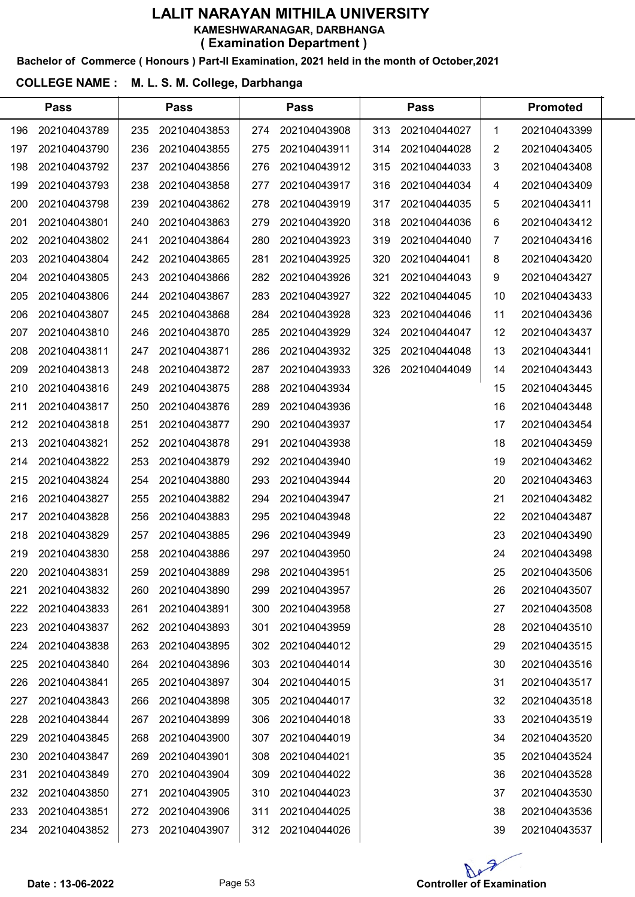# LALIT NARAYAN MITHILA UNIVERSITY

**KAMESHWARANAGAR, DARBHANGA**

**( Examination Department )**

**Bachelor of Commerce ( Honours ) Part-II Examination, 2021 held in the month of October,2021**

**COLLEGE NAME : M. L. S. M. College, Darbhanga**

| Pass | | Pass | | Pass | | Pass | | Promoted | |
|---|---|---|---|---|---|---|---|---|---|
| 196 | 202104043789 | 235 | 202104043853 | 274 | 202104043908 | 313 | 202104044027 | 1 | 202104043399 |
| 197 | 202104043790 | 236 | 202104043855 | 275 | 202104043911 | 314 | 202104044028 | 2 | 202104043405 |
| 198 | 202104043792 | 237 | 202104043856 | 276 | 202104043912 | 315 | 202104044033 | 3 | 202104043408 |
| 199 | 202104043793 | 238 | 202104043858 | 277 | 202104043917 | 316 | 202104044034 | 4 | 202104043409 |
| 200 | 202104043798 | 239 | 202104043862 | 278 | 202104043919 | 317 | 202104044035 | 5 | 202104043411 |
| 201 | 202104043801 | 240 | 202104043863 | 279 | 202104043920 | 318 | 202104044036 | 6 | 202104043412 |
| 202 | 202104043802 | 241 | 202104043864 | 280 | 202104043923 | 319 | 202104044040 | 7 | 202104043416 |
| 203 | 202104043804 | 242 | 202104043865 | 281 | 202104043925 | 320 | 202104044041 | 8 | 202104043420 |
| 204 | 202104043805 | 243 | 202104043866 | 282 | 202104043926 | 321 | 202104044043 | 9 | 202104043427 |
| 205 | 202104043806 | 244 | 202104043867 | 283 | 202104043927 | 322 | 202104044045 | 10 | 202104043433 |
| 206 | 202104043807 | 245 | 202104043868 | 284 | 202104043928 | 323 | 202104044046 | 11 | 202104043436 |
| 207 | 202104043810 | 246 | 202104043870 | 285 | 202104043929 | 324 | 202104044047 | 12 | 202104043437 |
| 208 | 202104043811 | 247 | 202104043871 | 286 | 202104043932 | 325 | 202104044048 | 13 | 202104043441 |
| 209 | 202104043813 | 248 | 202104043872 | 287 | 202104043933 | 326 | 202104044049 | 14 | 202104043443 |
| 210 | 202104043816 | 249 | 202104043875 | 288 | 202104043934 | | | 15 | 202104043445 |
| 211 | 202104043817 | 250 | 202104043876 | 289 | 202104043936 | | | 16 | 202104043448 |
| 212 | 202104043818 | 251 | 202104043877 | 290 | 202104043937 | | | 17 | 202104043454 |
| 213 | 202104043821 | 252 | 202104043878 | 291 | 202104043938 | | | 18 | 202104043459 |
| 214 | 202104043822 | 253 | 202104043879 | 292 | 202104043940 | | | 19 | 202104043462 |
| 215 | 202104043824 | 254 | 202104043880 | 293 | 202104043944 | | | 20 | 202104043463 |
| 216 | 202104043827 | 255 | 202104043882 | 294 | 202104043947 | | | 21 | 202104043482 |
| 217 | 202104043828 | 256 | 202104043883 | 295 | 202104043948 | | | 22 | 202104043487 |
| 218 | 202104043829 | 257 | 202104043885 | 296 | 202104043949 | | | 23 | 202104043490 |
| 219 | 202104043830 | 258 | 202104043886 | 297 | 202104043950 | | | 24 | 202104043498 |
| 220 | 202104043831 | 259 | 202104043889 | 298 | 202104043951 | | | 25 | 202104043506 |
| 221 | 202104043832 | 260 | 202104043890 | 299 | 202104043957 | | | 26 | 202104043507 |
| 222 | 202104043833 | 261 | 202104043891 | 300 | 202104043958 | | | 27 | 202104043508 |
| 223 | 202104043837 | 262 | 202104043893 | 301 | 202104043959 | | | 28 | 202104043510 |
| 224 | 202104043838 | 263 | 202104043895 | 302 | 202104044012 | | | 29 | 202104043515 |
| 225 | 202104043840 | 264 | 202104043896 | 303 | 202104044014 | | | 30 | 202104043516 |
| 226 | 202104043841 | 265 | 202104043897 | 304 | 202104044015 | | | 31 | 202104043517 |
| 227 | 202104043843 | 266 | 202104043898 | 305 | 202104044017 | | | 32 | 202104043518 |
| 228 | 202104043844 | 267 | 202104043899 | 306 | 202104044018 | | | 33 | 202104043519 |
| 229 | 202104043845 | 268 | 202104043900 | 307 | 202104044019 | | | 34 | 202104043520 |
| 230 | 202104043847 | 269 | 202104043901 | 308 | 202104044021 | | | 35 | 202104043524 |
| 231 | 202104043849 | 270 | 202104043904 | 309 | 202104044022 | | | 36 | 202104043528 |
| 232 | 202104043850 | 271 | 202104043905 | 310 | 202104044023 | | | 37 | 202104043530 |
| 233 | 202104043851 | 272 | 202104043906 | 311 | 202104044025 | | | 38 | 202104043536 |
| 234 | 202104043852 | 273 | 202104043907 | 312 | 202104044026 | | | 39 | 202104043537 |

**Date : 13-06-2022**

**Controller of Examination**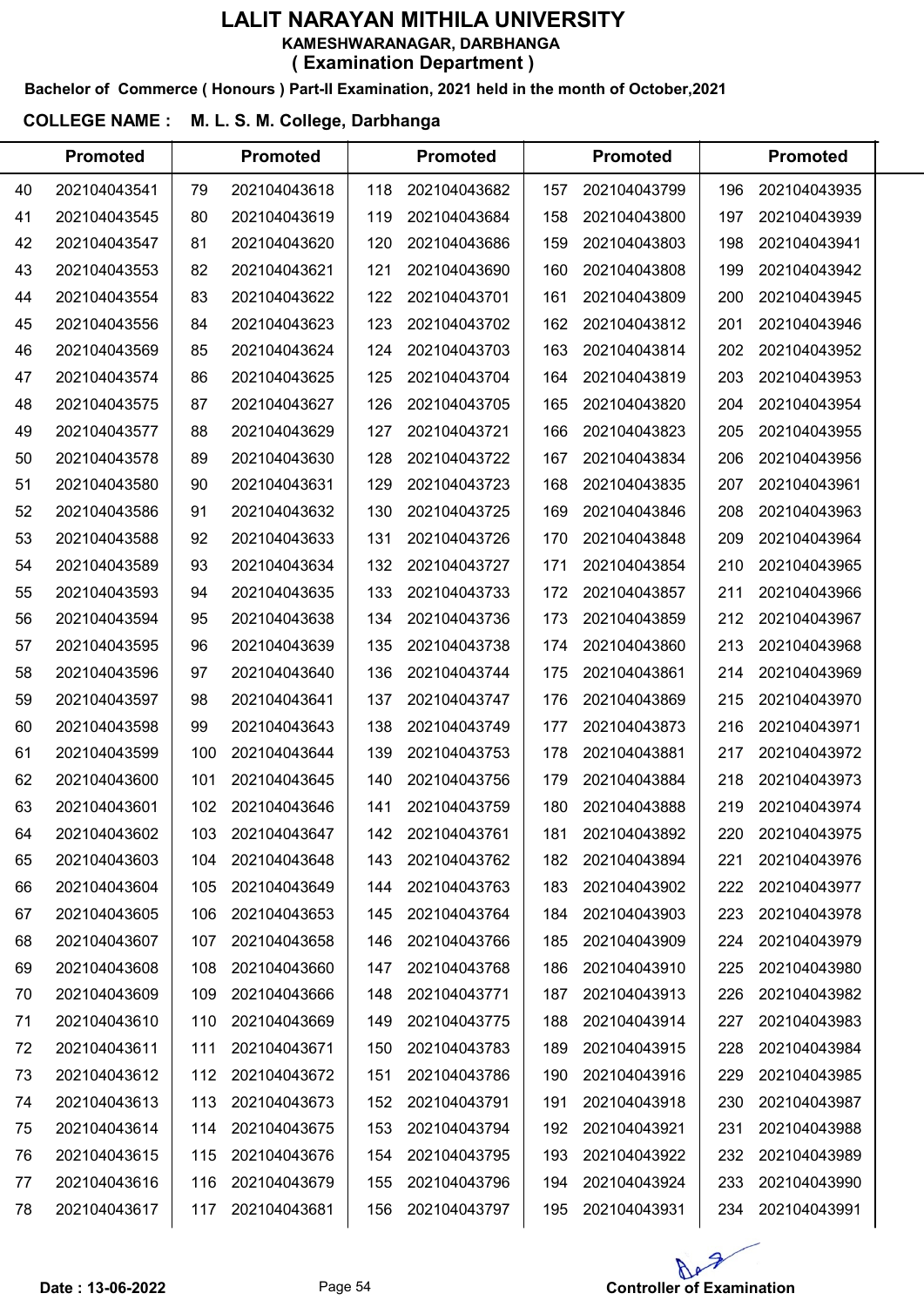# LALIT NARAYAN MITHILA UNIVERSITY

**KAMESHWARANAGAR, DARBHANGA**

**( Examination Department )**

**Bachelor of Commerce ( Honours ) Part-II Examination, 2021 held in the month of October,2021**

**COLLEGE NAME : M. L. S. M. College, Darbhanga**

| | Promoted | | Promoted | | Promoted | | Promoted | | Promoted |
|---|---|---|---|---|---|---|---|---|---|
| 40 | 202104043541 | 79 | 202104043618 | 118 | 202104043682 | 157 | 202104043799 | 196 | 202104043935 |
| 41 | 202104043545 | 80 | 202104043619 | 119 | 202104043684 | 158 | 202104043800 | 197 | 202104043939 |
| 42 | 202104043547 | 81 | 202104043620 | 120 | 202104043686 | 159 | 202104043803 | 198 | 202104043941 |
| 43 | 202104043553 | 82 | 202104043621 | 121 | 202104043690 | 160 | 202104043808 | 199 | 202104043942 |
| 44 | 202104043554 | 83 | 202104043622 | 122 | 202104043701 | 161 | 202104043809 | 200 | 202104043945 |
| 45 | 202104043556 | 84 | 202104043623 | 123 | 202104043702 | 162 | 202104043812 | 201 | 202104043946 |
| 46 | 202104043569 | 85 | 202104043624 | 124 | 202104043703 | 163 | 202104043814 | 202 | 202104043952 |
| 47 | 202104043574 | 86 | 202104043625 | 125 | 202104043704 | 164 | 202104043819 | 203 | 202104043953 |
| 48 | 202104043575 | 87 | 202104043627 | 126 | 202104043705 | 165 | 202104043820 | 204 | 202104043954 |
| 49 | 202104043577 | 88 | 202104043629 | 127 | 202104043721 | 166 | 202104043823 | 205 | 202104043955 |
| 50 | 202104043578 | 89 | 202104043630 | 128 | 202104043722 | 167 | 202104043834 | 206 | 202104043956 |
| 51 | 202104043580 | 90 | 202104043631 | 129 | 202104043723 | 168 | 202104043835 | 207 | 202104043961 |
| 52 | 202104043586 | 91 | 202104043632 | 130 | 202104043725 | 169 | 202104043846 | 208 | 202104043963 |
| 53 | 202104043588 | 92 | 202104043633 | 131 | 202104043726 | 170 | 202104043848 | 209 | 202104043964 |
| 54 | 202104043589 | 93 | 202104043634 | 132 | 202104043727 | 171 | 202104043854 | 210 | 202104043965 |
| 55 | 202104043593 | 94 | 202104043635 | 133 | 202104043733 | 172 | 202104043857 | 211 | 202104043966 |
| 56 | 202104043594 | 95 | 202104043638 | 134 | 202104043736 | 173 | 202104043859 | 212 | 202104043967 |
| 57 | 202104043595 | 96 | 202104043639 | 135 | 202104043738 | 174 | 202104043860 | 213 | 202104043968 |
| 58 | 202104043596 | 97 | 202104043640 | 136 | 202104043744 | 175 | 202104043861 | 214 | 202104043969 |
| 59 | 202104043597 | 98 | 202104043641 | 137 | 202104043747 | 176 | 202104043869 | 215 | 202104043970 |
| 60 | 202104043598 | 99 | 202104043643 | 138 | 202104043749 | 177 | 202104043873 | 216 | 202104043971 |
| 61 | 202104043599 | 100 | 202104043644 | 139 | 202104043753 | 178 | 202104043881 | 217 | 202104043972 |
| 62 | 202104043600 | 101 | 202104043645 | 140 | 202104043756 | 179 | 202104043884 | 218 | 202104043973 |
| 63 | 202104043601 | 102 | 202104043646 | 141 | 202104043759 | 180 | 202104043888 | 219 | 202104043974 |
| 64 | 202104043602 | 103 | 202104043647 | 142 | 202104043761 | 181 | 202104043892 | 220 | 202104043975 |
| 65 | 202104043603 | 104 | 202104043648 | 143 | 202104043762 | 182 | 202104043894 | 221 | 202104043976 |
| 66 | 202104043604 | 105 | 202104043649 | 144 | 202104043763 | 183 | 202104043902 | 222 | 202104043977 |
| 67 | 202104043605 | 106 | 202104043653 | 145 | 202104043764 | 184 | 202104043903 | 223 | 202104043978 |
| 68 | 202104043607 | 107 | 202104043658 | 146 | 202104043766 | 185 | 202104043909 | 224 | 202104043979 |
| 69 | 202104043608 | 108 | 202104043660 | 147 | 202104043768 | 186 | 202104043910 | 225 | 202104043980 |
| 70 | 202104043609 | 109 | 202104043666 | 148 | 202104043771 | 187 | 202104043913 | 226 | 202104043982 |
| 71 | 202104043610 | 110 | 202104043669 | 149 | 202104043775 | 188 | 202104043914 | 227 | 202104043983 |
| 72 | 202104043611 | 111 | 202104043671 | 150 | 202104043783 | 189 | 202104043915 | 228 | 202104043984 |
| 73 | 202104043612 | 112 | 202104043672 | 151 | 202104043786 | 190 | 202104043916 | 229 | 202104043985 |
| 74 | 202104043613 | 113 | 202104043673 | 152 | 202104043791 | 191 | 202104043918 | 230 | 202104043987 |
| 75 | 202104043614 | 114 | 202104043675 | 153 | 202104043794 | 192 | 202104043921 | 231 | 202104043988 |
| 76 | 202104043615 | 115 | 202104043676 | 154 | 202104043795 | 193 | 202104043922 | 232 | 202104043989 |
| 77 | 202104043616 | 116 | 202104043679 | 155 | 202104043796 | 194 | 202104043924 | 233 | 202104043990 |
| 78 | 202104043617 | 117 | 202104043681 | 156 | 202104043797 | 195 | 202104043931 | 234 | 202104043991 |

**Date : 13-06-2022**

**Controller of Examination**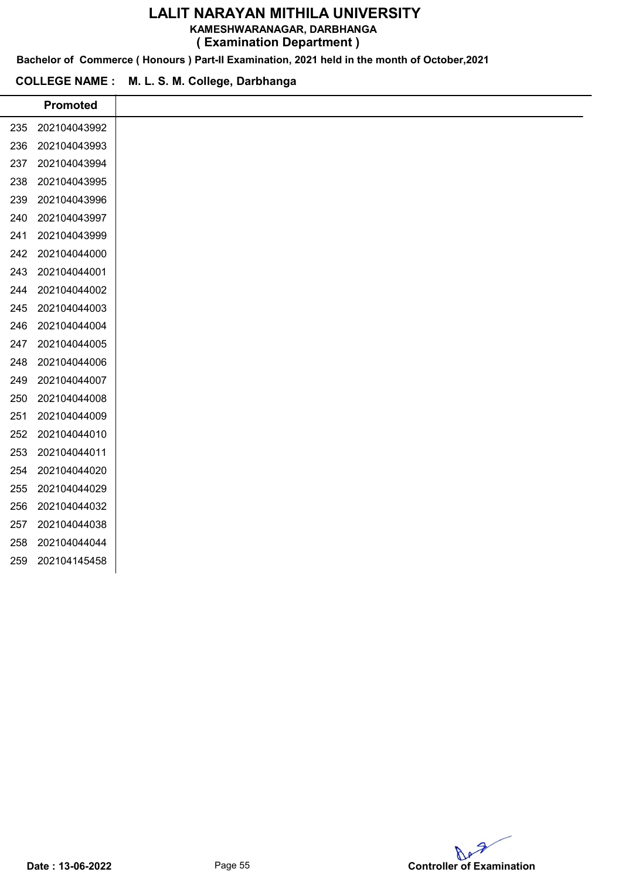# LALIT NARAYAN MITHILA UNIVERSITY

**KAMESHWARANAGAR, DARBHANGA**

**( Examination Department )**

**Bachelor of Commerce ( Honours ) Part-II Examination, 2021 held in the month of October,2021**

**COLLEGE NAME : M. L. S. M. College, Darbhanga**

| | Promoted |
|---|---|
| 235 | 202104043992 |
| 236 | 202104043993 |
| 237 | 202104043994 |
| 238 | 202104043995 |
| 239 | 202104043996 |
| 240 | 202104043997 |
| 241 | 202104043999 |
| 242 | 202104044000 |
| 243 | 202104044001 |
| 244 | 202104044002 |
| 245 | 202104044003 |
| 246 | 202104044004 |
| 247 | 202104044005 |
| 248 | 202104044006 |
| 249 | 202104044007 |
| 250 | 202104044008 |
| 251 | 202104044009 |
| 252 | 202104044010 |
| 253 | 202104044011 |
| 254 | 202104044020 |
| 255 | 202104044029 |
| 256 | 202104044032 |
| 257 | 202104044038 |
| 258 | 202104044044 |
| 259 | 202104145458 |

**Date : 13-06-2022**

**Controller of Examination**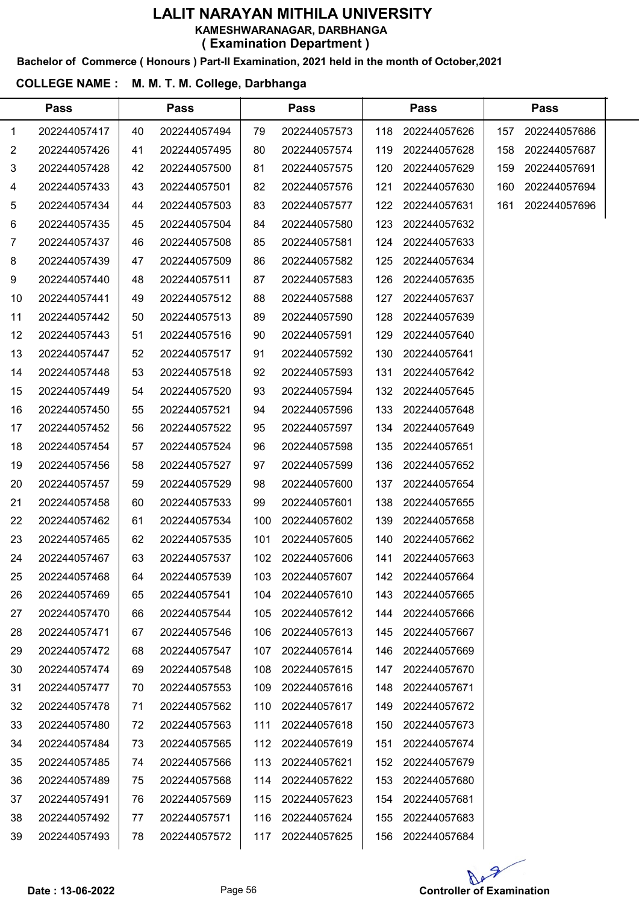# LALIT NARAYAN MITHILA UNIVERSITY

**KAMESHWARANAGAR, DARBHANGA**

**( Examination Department )**

**Bachelor of Commerce ( Honours ) Part-II Examination, 2021 held in the month of October,2021**

**COLLEGE NAME : M. M. T. M. College, Darbhanga**

| Pass | | Pass | | Pass | | Pass | | Pass | |
|---|---|---|---|---|---|---|---|---|---|
| 1 | 202244057417 | 40 | 202244057494 | 79 | 202244057573 | 118 | 202244057626 | 157 | 202244057686 |
| 2 | 202244057426 | 41 | 202244057495 | 80 | 202244057574 | 119 | 202244057628 | 158 | 202244057687 |
| 3 | 202244057428 | 42 | 202244057500 | 81 | 202244057575 | 120 | 202244057629 | 159 | 202244057691 |
| 4 | 202244057433 | 43 | 202244057501 | 82 | 202244057576 | 121 | 202244057630 | 160 | 202244057694 |
| 5 | 202244057434 | 44 | 202244057503 | 83 | 202244057577 | 122 | 202244057631 | 161 | 202244057696 |
| 6 | 202244057435 | 45 | 202244057504 | 84 | 202244057580 | 123 | 202244057632 | | |
| 7 | 202244057437 | 46 | 202244057508 | 85 | 202244057581 | 124 | 202244057633 | | |
| 8 | 202244057439 | 47 | 202244057509 | 86 | 202244057582 | 125 | 202244057634 | | |
| 9 | 202244057440 | 48 | 202244057511 | 87 | 202244057583 | 126 | 202244057635 | | |
| 10 | 202244057441 | 49 | 202244057512 | 88 | 202244057588 | 127 | 202244057637 | | |
| 11 | 202244057442 | 50 | 202244057513 | 89 | 202244057590 | 128 | 202244057639 | | |
| 12 | 202244057443 | 51 | 202244057516 | 90 | 202244057591 | 129 | 202244057640 | | |
| 13 | 202244057447 | 52 | 202244057517 | 91 | 202244057592 | 130 | 202244057641 | | |
| 14 | 202244057448 | 53 | 202244057518 | 92 | 202244057593 | 131 | 202244057642 | | |
| 15 | 202244057449 | 54 | 202244057520 | 93 | 202244057594 | 132 | 202244057645 | | |
| 16 | 202244057450 | 55 | 202244057521 | 94 | 202244057596 | 133 | 202244057648 | | |
| 17 | 202244057452 | 56 | 202244057522 | 95 | 202244057597 | 134 | 202244057649 | | |
| 18 | 202244057454 | 57 | 202244057524 | 96 | 202244057598 | 135 | 202244057651 | | |
| 19 | 202244057456 | 58 | 202244057527 | 97 | 202244057599 | 136 | 202244057652 | | |
| 20 | 202244057457 | 59 | 202244057529 | 98 | 202244057600 | 137 | 202244057654 | | |
| 21 | 202244057458 | 60 | 202244057533 | 99 | 202244057601 | 138 | 202244057655 | | |
| 22 | 202244057462 | 61 | 202244057534 | 100 | 202244057602 | 139 | 202244057658 | | |
| 23 | 202244057465 | 62 | 202244057535 | 101 | 202244057605 | 140 | 202244057662 | | |
| 24 | 202244057467 | 63 | 202244057537 | 102 | 202244057606 | 141 | 202244057663 | | |
| 25 | 202244057468 | 64 | 202244057539 | 103 | 202244057607 | 142 | 202244057664 | | |
| 26 | 202244057469 | 65 | 202244057541 | 104 | 202244057610 | 143 | 202244057665 | | |
| 27 | 202244057470 | 66 | 202244057544 | 105 | 202244057612 | 144 | 202244057666 | | |
| 28 | 202244057471 | 67 | 202244057546 | 106 | 202244057613 | 145 | 202244057667 | | |
| 29 | 202244057472 | 68 | 202244057547 | 107 | 202244057614 | 146 | 202244057669 | | |
| 30 | 202244057474 | 69 | 202244057548 | 108 | 202244057615 | 147 | 202244057670 | | |
| 31 | 202244057477 | 70 | 202244057553 | 109 | 202244057616 | 148 | 202244057671 | | |
| 32 | 202244057478 | 71 | 202244057562 | 110 | 202244057617 | 149 | 202244057672 | | |
| 33 | 202244057480 | 72 | 202244057563 | 111 | 202244057618 | 150 | 202244057673 | | |
| 34 | 202244057484 | 73 | 202244057565 | 112 | 202244057619 | 151 | 202244057674 | | |
| 35 | 202244057485 | 74 | 202244057566 | 113 | 202244057621 | 152 | 202244057679 | | |
| 36 | 202244057489 | 75 | 202244057568 | 114 | 202244057622 | 153 | 202244057680 | | |
| 37 | 202244057491 | 76 | 202244057569 | 115 | 202244057623 | 154 | 202244057681 | | |
| 38 | 202244057492 | 77 | 202244057571 | 116 | 202244057624 | 155 | 202244057683 | | |
| 39 | 202244057493 | 78 | 202244057572 | 117 | 202244057625 | 156 | 202244057684 | | |

**Date : 13-06-2022**

**Controller of Examination**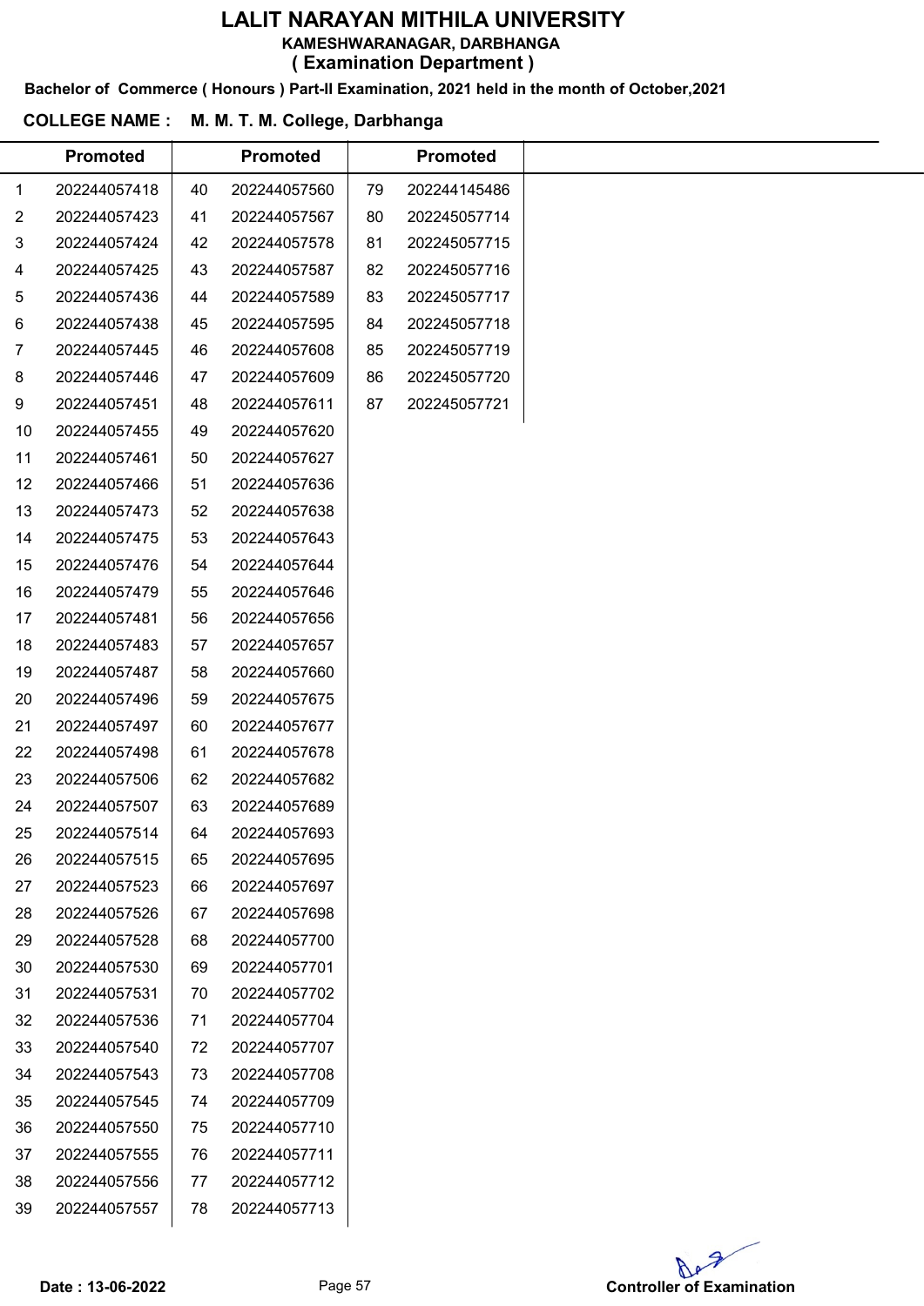# LALIT NARAYAN MITHILA UNIVERSITY

**KAMESHWARANAGAR, DARBHANGA**

**( Examination Department )**

**Bachelor of Commerce ( Honours ) Part-II Examination, 2021 held in the month of October,2021**

**COLLEGE NAME : M. M. T. M. College, Darbhanga**

| | Promoted | | Promoted | | Promoted |
|---|---|---|---|---|---|
| 1 | 202244057418 | 40 | 202244057560 | 79 | 202244145486 |
| 2 | 202244057423 | 41 | 202244057567 | 80 | 202245057714 |
| 3 | 202244057424 | 42 | 202244057578 | 81 | 202245057715 |
| 4 | 202244057425 | 43 | 202244057587 | 82 | 202245057716 |
| 5 | 202244057436 | 44 | 202244057589 | 83 | 202245057717 |
| 6 | 202244057438 | 45 | 202244057595 | 84 | 202245057718 |
| 7 | 202244057445 | 46 | 202244057608 | 85 | 202245057719 |
| 8 | 202244057446 | 47 | 202244057609 | 86 | 202245057720 |
| 9 | 202244057451 | 48 | 202244057611 | 87 | 202245057721 |
| 10 | 202244057455 | 49 | 202244057620 | | |
| 11 | 202244057461 | 50 | 202244057627 | | |
| 12 | 202244057466 | 51 | 202244057636 | | |
| 13 | 202244057473 | 52 | 202244057638 | | |
| 14 | 202244057475 | 53 | 202244057643 | | |
| 15 | 202244057476 | 54 | 202244057644 | | |
| 16 | 202244057479 | 55 | 202244057646 | | |
| 17 | 202244057481 | 56 | 202244057656 | | |
| 18 | 202244057483 | 57 | 202244057657 | | |
| 19 | 202244057487 | 58 | 202244057660 | | |
| 20 | 202244057496 | 59 | 202244057675 | | |
| 21 | 202244057497 | 60 | 202244057677 | | |
| 22 | 202244057498 | 61 | 202244057678 | | |
| 23 | 202244057506 | 62 | 202244057682 | | |
| 24 | 202244057507 | 63 | 202244057689 | | |
| 25 | 202244057514 | 64 | 202244057693 | | |
| 26 | 202244057515 | 65 | 202244057695 | | |
| 27 | 202244057523 | 66 | 202244057697 | | |
| 28 | 202244057526 | 67 | 202244057698 | | |
| 29 | 202244057528 | 68 | 202244057700 | | |
| 30 | 202244057530 | 69 | 202244057701 | | |
| 31 | 202244057531 | 70 | 202244057702 | | |
| 32 | 202244057536 | 71 | 202244057704 | | |
| 33 | 202244057540 | 72 | 202244057707 | | |
| 34 | 202244057543 | 73 | 202244057708 | | |
| 35 | 202244057545 | 74 | 202244057709 | | |
| 36 | 202244057550 | 75 | 202244057710 | | |
| 37 | 202244057555 | 76 | 202244057711 | | |
| 38 | 202244057556 | 77 | 202244057712 | | |
| 39 | 202244057557 | 78 | 202244057713 | | |

**Date : 13-06-2022**

**Controller of Examination**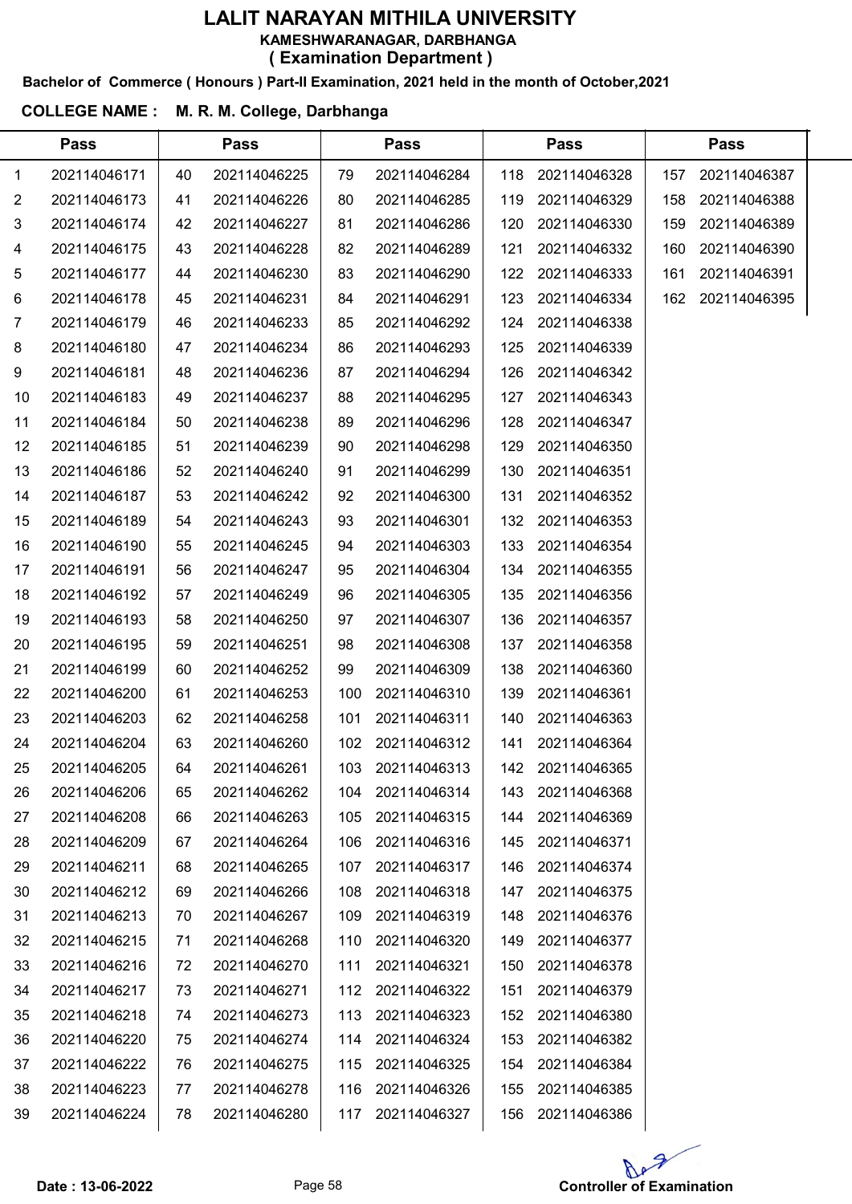# LALIT NARAYAN MITHILA UNIVERSITY

**KAMESHWARANAGAR, DARBHANGA**

**( Examination Department )**

**Bachelor of Commerce ( Honours ) Part-II Examination, 2021 held in the month of October,2021**

**COLLEGE NAME : M. R. M. College, Darbhanga**

| Pass | | Pass | | Pass | | Pass | | Pass | |
|---|---|---|---|---|---|---|---|---|---|
| 1 | 202114046171 | 40 | 202114046225 | 79 | 202114046284 | 118 | 202114046328 | 157 | 202114046387 |
| 2 | 202114046173 | 41 | 202114046226 | 80 | 202114046285 | 119 | 202114046329 | 158 | 202114046388 |
| 3 | 202114046174 | 42 | 202114046227 | 81 | 202114046286 | 120 | 202114046330 | 159 | 202114046389 |
| 4 | 202114046175 | 43 | 202114046228 | 82 | 202114046289 | 121 | 202114046332 | 160 | 202114046390 |
| 5 | 202114046177 | 44 | 202114046230 | 83 | 202114046290 | 122 | 202114046333 | 161 | 202114046391 |
| 6 | 202114046178 | 45 | 202114046231 | 84 | 202114046291 | 123 | 202114046334 | 162 | 202114046395 |
| 7 | 202114046179 | 46 | 202114046233 | 85 | 202114046292 | 124 | 202114046338 | | |
| 8 | 202114046180 | 47 | 202114046234 | 86 | 202114046293 | 125 | 202114046339 | | |
| 9 | 202114046181 | 48 | 202114046236 | 87 | 202114046294 | 126 | 202114046342 | | |
| 10 | 202114046183 | 49 | 202114046237 | 88 | 202114046295 | 127 | 202114046343 | | |
| 11 | 202114046184 | 50 | 202114046238 | 89 | 202114046296 | 128 | 202114046347 | | |
| 12 | 202114046185 | 51 | 202114046239 | 90 | 202114046298 | 129 | 202114046350 | | |
| 13 | 202114046186 | 52 | 202114046240 | 91 | 202114046299 | 130 | 202114046351 | | |
| 14 | 202114046187 | 53 | 202114046242 | 92 | 202114046300 | 131 | 202114046352 | | |
| 15 | 202114046189 | 54 | 202114046243 | 93 | 202114046301 | 132 | 202114046353 | | |
| 16 | 202114046190 | 55 | 202114046245 | 94 | 202114046303 | 133 | 202114046354 | | |
| 17 | 202114046191 | 56 | 202114046247 | 95 | 202114046304 | 134 | 202114046355 | | |
| 18 | 202114046192 | 57 | 202114046249 | 96 | 202114046305 | 135 | 202114046356 | | |
| 19 | 202114046193 | 58 | 202114046250 | 97 | 202114046307 | 136 | 202114046357 | | |
| 20 | 202114046195 | 59 | 202114046251 | 98 | 202114046308 | 137 | 202114046358 | | |
| 21 | 202114046199 | 60 | 202114046252 | 99 | 202114046309 | 138 | 202114046360 | | |
| 22 | 202114046200 | 61 | 202114046253 | 100 | 202114046310 | 139 | 202114046361 | | |
| 23 | 202114046203 | 62 | 202114046258 | 101 | 202114046311 | 140 | 202114046363 | | |
| 24 | 202114046204 | 63 | 202114046260 | 102 | 202114046312 | 141 | 202114046364 | | |
| 25 | 202114046205 | 64 | 202114046261 | 103 | 202114046313 | 142 | 202114046365 | | |
| 26 | 202114046206 | 65 | 202114046262 | 104 | 202114046314 | 143 | 202114046368 | | |
| 27 | 202114046208 | 66 | 202114046263 | 105 | 202114046315 | 144 | 202114046369 | | |
| 28 | 202114046209 | 67 | 202114046264 | 106 | 202114046316 | 145 | 202114046371 | | |
| 29 | 202114046211 | 68 | 202114046265 | 107 | 202114046317 | 146 | 202114046374 | | |
| 30 | 202114046212 | 69 | 202114046266 | 108 | 202114046318 | 147 | 202114046375 | | |
| 31 | 202114046213 | 70 | 202114046267 | 109 | 202114046319 | 148 | 202114046376 | | |
| 32 | 202114046215 | 71 | 202114046268 | 110 | 202114046320 | 149 | 202114046377 | | |
| 33 | 202114046216 | 72 | 202114046270 | 111 | 202114046321 | 150 | 202114046378 | | |
| 34 | 202114046217 | 73 | 202114046271 | 112 | 202114046322 | 151 | 202114046379 | | |
| 35 | 202114046218 | 74 | 202114046273 | 113 | 202114046323 | 152 | 202114046380 | | |
| 36 | 202114046220 | 75 | 202114046274 | 114 | 202114046324 | 153 | 202114046382 | | |
| 37 | 202114046222 | 76 | 202114046275 | 115 | 202114046325 | 154 | 202114046384 | | |
| 38 | 202114046223 | 77 | 202114046278 | 116 | 202114046326 | 155 | 202114046385 | | |
| 39 | 202114046224 | 78 | 202114046280 | 117 | 202114046327 | 156 | 202114046386 | | |

**Date : 13-06-2022**

**Controller of Examination**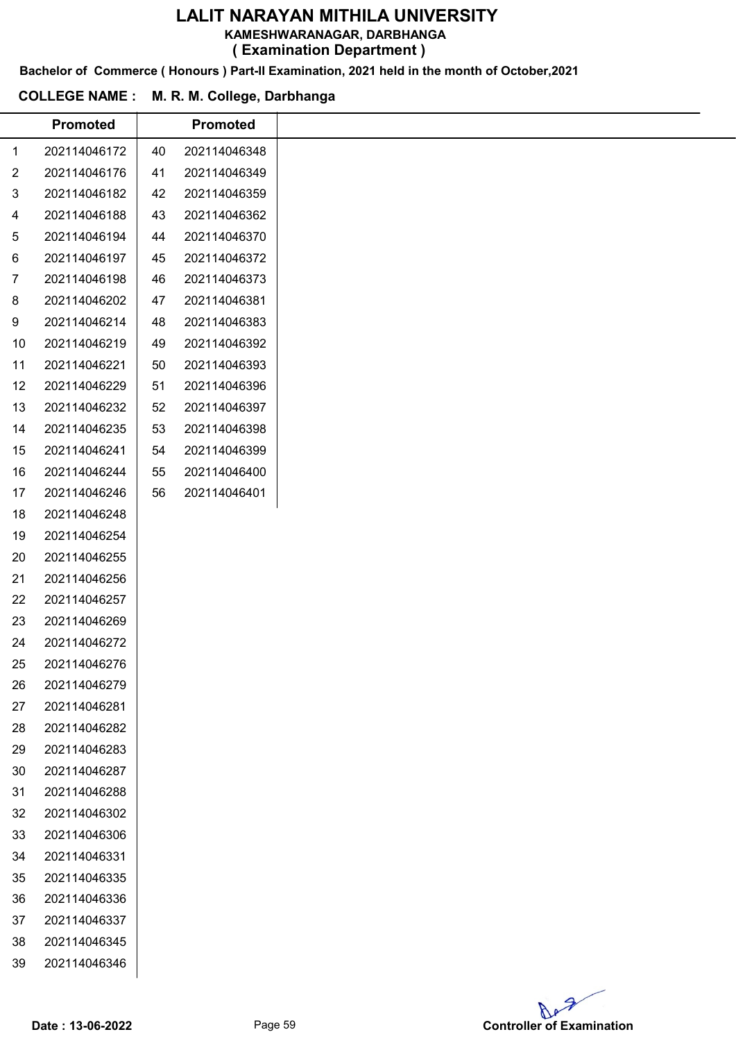# LALIT NARAYAN MITHILA UNIVERSITY

**KAMESHWARANAGAR, DARBHANGA**

**( Examination Department )**

**Bachelor of Commerce ( Honours ) Part-II Examination, 2021 held in the month of October,2021**

**COLLEGE NAME : M. R. M. College, Darbhanga**

| | Promoted | | Promoted |
|---|---|---|---|
| 1 | 202114046172 | 40 | 202114046348 |
| 2 | 202114046176 | 41 | 202114046349 |
| 3 | 202114046182 | 42 | 202114046359 |
| 4 | 202114046188 | 43 | 202114046362 |
| 5 | 202114046194 | 44 | 202114046370 |
| 6 | 202114046197 | 45 | 202114046372 |
| 7 | 202114046198 | 46 | 202114046373 |
| 8 | 202114046202 | 47 | 202114046381 |
| 9 | 202114046214 | 48 | 202114046383 |
| 10 | 202114046219 | 49 | 202114046392 |
| 11 | 202114046221 | 50 | 202114046393 |
| 12 | 202114046229 | 51 | 202114046396 |
| 13 | 202114046232 | 52 | 202114046397 |
| 14 | 202114046235 | 53 | 202114046398 |
| 15 | 202114046241 | 54 | 202114046399 |
| 16 | 202114046244 | 55 | 202114046400 |
| 17 | 202114046246 | 56 | 202114046401 |
| 18 | 202114046248 | | |
| 19 | 202114046254 | | |
| 20 | 202114046255 | | |
| 21 | 202114046256 | | |
| 22 | 202114046257 | | |
| 23 | 202114046269 | | |
| 24 | 202114046272 | | |
| 25 | 202114046276 | | |
| 26 | 202114046279 | | |
| 27 | 202114046281 | | |
| 28 | 202114046282 | | |
| 29 | 202114046283 | | |
| 30 | 202114046287 | | |
| 31 | 202114046288 | | |
| 32 | 202114046302 | | |
| 33 | 202114046306 | | |
| 34 | 202114046331 | | |
| 35 | 202114046335 | | |
| 36 | 202114046336 | | |
| 37 | 202114046337 | | |
| 38 | 202114046345 | | |
| 39 | 202114046346 | | |

**Date : 13-06-2022**

**Controller of Examination**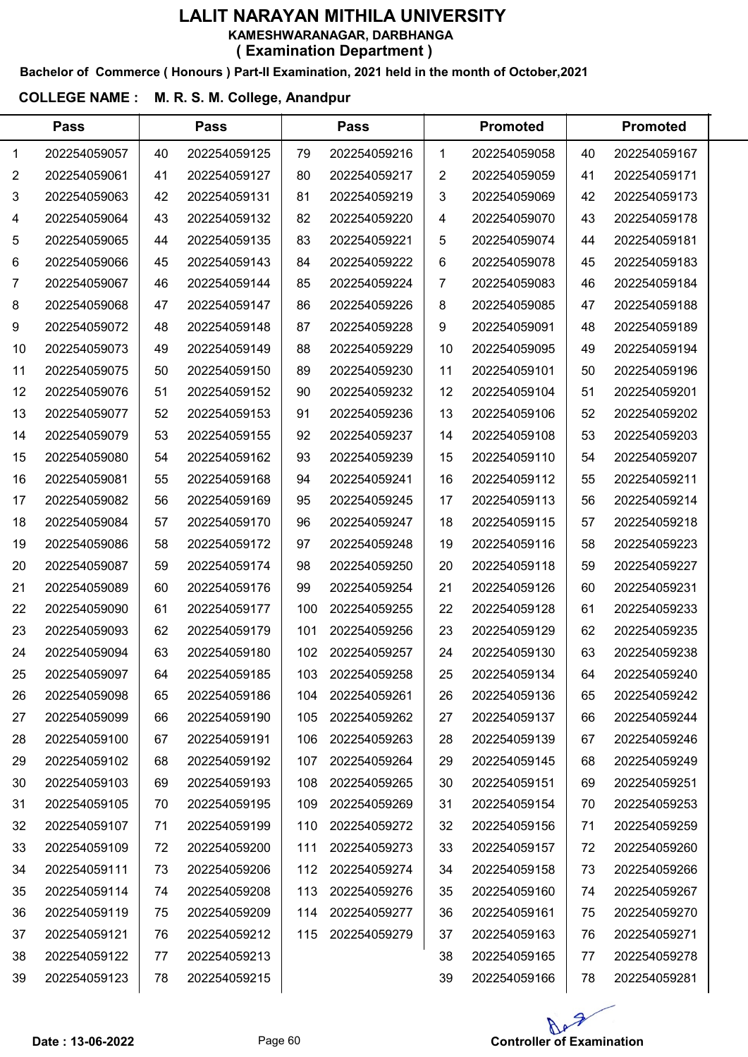# LALIT NARAYAN MITHILA UNIVERSITY

**KAMESHWARANAGAR, DARBHANGA**

**( Examination Department )**

**Bachelor of Commerce ( Honours ) Part-II Examination, 2021 held in the month of October,2021**

**COLLEGE NAME : M. R. S. M. College, Anandpur**

| Pass | | Pass | | Pass | | Promoted | | Promoted | |
|---|---|---|---|---|---|---|---|---|---|
| 1 | 202254059057 | 40 | 202254059125 | 79 | 202254059216 | 1 | 202254059058 | 40 | 202254059167 |
| 2 | 202254059061 | 41 | 202254059127 | 80 | 202254059217 | 2 | 202254059059 | 41 | 202254059171 |
| 3 | 202254059063 | 42 | 202254059131 | 81 | 202254059219 | 3 | 202254059069 | 42 | 202254059173 |
| 4 | 202254059064 | 43 | 202254059132 | 82 | 202254059220 | 4 | 202254059070 | 43 | 202254059178 |
| 5 | 202254059065 | 44 | 202254059135 | 83 | 202254059221 | 5 | 202254059074 | 44 | 202254059181 |
| 6 | 202254059066 | 45 | 202254059143 | 84 | 202254059222 | 6 | 202254059078 | 45 | 202254059183 |
| 7 | 202254059067 | 46 | 202254059144 | 85 | 202254059224 | 7 | 202254059083 | 46 | 202254059184 |
| 8 | 202254059068 | 47 | 202254059147 | 86 | 202254059226 | 8 | 202254059085 | 47 | 202254059188 |
| 9 | 202254059072 | 48 | 202254059148 | 87 | 202254059228 | 9 | 202254059091 | 48 | 202254059189 |
| 10 | 202254059073 | 49 | 202254059149 | 88 | 202254059229 | 10 | 202254059095 | 49 | 202254059194 |
| 11 | 202254059075 | 50 | 202254059150 | 89 | 202254059230 | 11 | 202254059101 | 50 | 202254059196 |
| 12 | 202254059076 | 51 | 202254059152 | 90 | 202254059232 | 12 | 202254059104 | 51 | 202254059201 |
| 13 | 202254059077 | 52 | 202254059153 | 91 | 202254059236 | 13 | 202254059106 | 52 | 202254059202 |
| 14 | 202254059079 | 53 | 202254059155 | 92 | 202254059237 | 14 | 202254059108 | 53 | 202254059203 |
| 15 | 202254059080 | 54 | 202254059162 | 93 | 202254059239 | 15 | 202254059110 | 54 | 202254059207 |
| 16 | 202254059081 | 55 | 202254059168 | 94 | 202254059241 | 16 | 202254059112 | 55 | 202254059211 |
| 17 | 202254059082 | 56 | 202254059169 | 95 | 202254059245 | 17 | 202254059113 | 56 | 202254059214 |
| 18 | 202254059084 | 57 | 202254059170 | 96 | 202254059247 | 18 | 202254059115 | 57 | 202254059218 |
| 19 | 202254059086 | 58 | 202254059172 | 97 | 202254059248 | 19 | 202254059116 | 58 | 202254059223 |
| 20 | 202254059087 | 59 | 202254059174 | 98 | 202254059250 | 20 | 202254059118 | 59 | 202254059227 |
| 21 | 202254059089 | 60 | 202254059176 | 99 | 202254059254 | 21 | 202254059126 | 60 | 202254059231 |
| 22 | 202254059090 | 61 | 202254059177 | 100 | 202254059255 | 22 | 202254059128 | 61 | 202254059233 |
| 23 | 202254059093 | 62 | 202254059179 | 101 | 202254059256 | 23 | 202254059129 | 62 | 202254059235 |
| 24 | 202254059094 | 63 | 202254059180 | 102 | 202254059257 | 24 | 202254059130 | 63 | 202254059238 |
| 25 | 202254059097 | 64 | 202254059185 | 103 | 202254059258 | 25 | 202254059134 | 64 | 202254059240 |
| 26 | 202254059098 | 65 | 202254059186 | 104 | 202254059261 | 26 | 202254059136 | 65 | 202254059242 |
| 27 | 202254059099 | 66 | 202254059190 | 105 | 202254059262 | 27 | 202254059137 | 66 | 202254059244 |
| 28 | 202254059100 | 67 | 202254059191 | 106 | 202254059263 | 28 | 202254059139 | 67 | 202254059246 |
| 29 | 202254059102 | 68 | 202254059192 | 107 | 202254059264 | 29 | 202254059145 | 68 | 202254059249 |
| 30 | 202254059103 | 69 | 202254059193 | 108 | 202254059265 | 30 | 202254059151 | 69 | 202254059251 |
| 31 | 202254059105 | 70 | 202254059195 | 109 | 202254059269 | 31 | 202254059154 | 70 | 202254059253 |
| 32 | 202254059107 | 71 | 202254059199 | 110 | 202254059272 | 32 | 202254059156 | 71 | 202254059259 |
| 33 | 202254059109 | 72 | 202254059200 | 111 | 202254059273 | 33 | 202254059157 | 72 | 202254059260 |
| 34 | 202254059111 | 73 | 202254059206 | 112 | 202254059274 | 34 | 202254059158 | 73 | 202254059266 |
| 35 | 202254059114 | 74 | 202254059208 | 113 | 202254059276 | 35 | 202254059160 | 74 | 202254059267 |
| 36 | 202254059119 | 75 | 202254059209 | 114 | 202254059277 | 36 | 202254059161 | 75 | 202254059270 |
| 37 | 202254059121 | 76 | 202254059212 | 115 | 202254059279 | 37 | 202254059163 | 76 | 202254059271 |
| 38 | 202254059122 | 77 | 202254059213 | | | 38 | 202254059165 | 77 | 202254059278 |
| 39 | 202254059123 | 78 | 202254059215 | | | 39 | 202254059166 | 78 | 202254059281 |

**Date : 13-06-2022**

**Controller of Examination**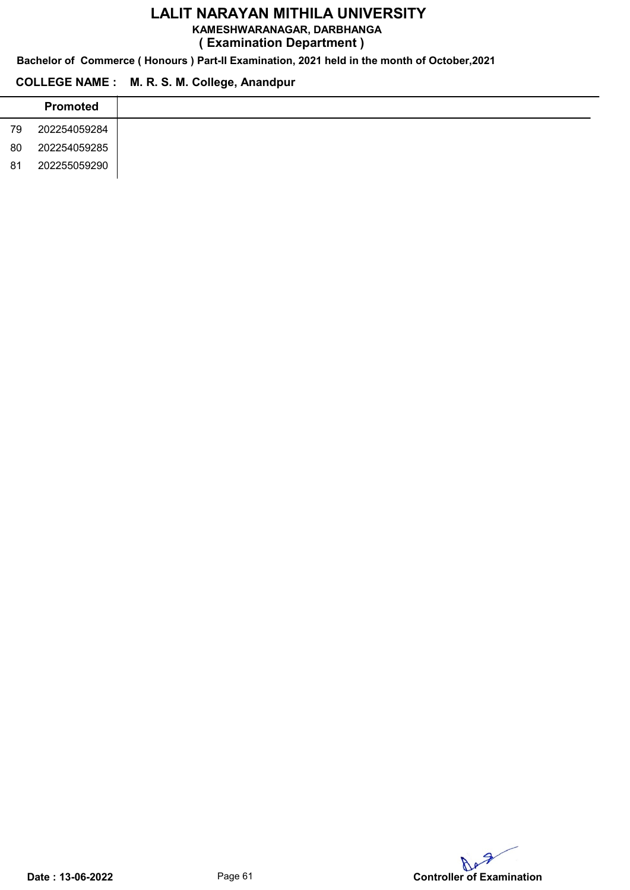# LALIT NARAYAN MITHILA UNIVERSITY

**KAMESHWARANAGAR, DARBHANGA**

**( Examination Department )**

**Bachelor of Commerce ( Honours ) Part-II Examination, 2021 held in the month of October,2021**

**COLLEGE NAME : M. R. S. M. College, Anandpur**

| | Promoted |
|---|---|
| 79 | 202254059284 |
| 80 | 202254059285 |
| 81 | 202255059290 |

**Date : 13-06-2022**

**Controller of Examination**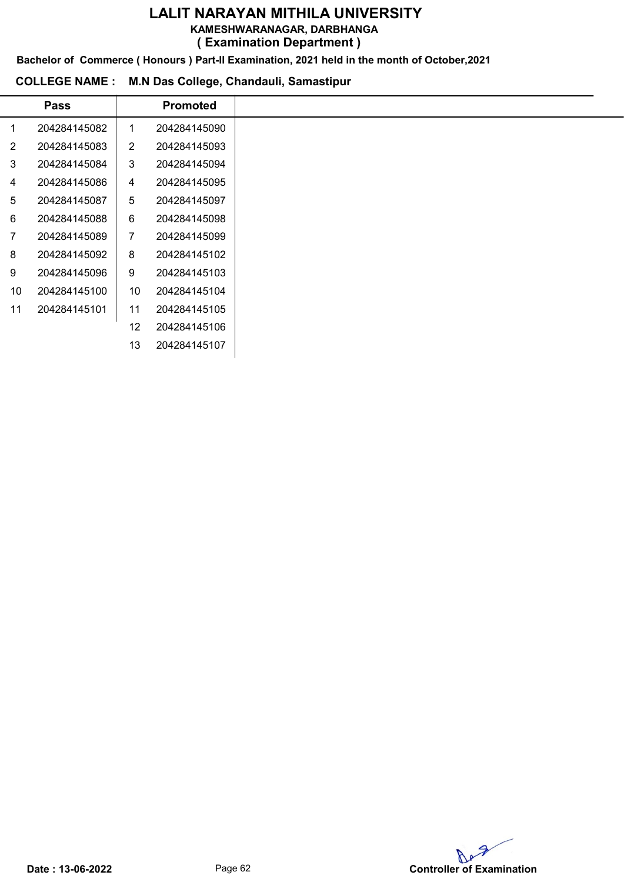# LALIT NARAYAN MITHILA UNIVERSITY

KAMESHWARANAGAR, DARBHANGA

( Examination Department )

**Bachelor of Commerce ( Honours ) Part-II Examination, 2021 held in the month of October,2021**

**COLLEGE NAME : M.N Das College, Chandauli, Samastipur**

| Pass | | Promoted | |
|---|---|---|---|
| 1 | 204284145082 | 1 | 204284145090 |
| 2 | 204284145083 | 2 | 204284145093 |
| 3 | 204284145084 | 3 | 204284145094 |
| 4 | 204284145086 | 4 | 204284145095 |
| 5 | 204284145087 | 5 | 204284145097 |
| 6 | 204284145088 | 6 | 204284145098 |
| 7 | 204284145089 | 7 | 204284145099 |
| 8 | 204284145092 | 8 | 204284145102 |
| 9 | 204284145096 | 9 | 204284145103 |
| 10 | 204284145100 | 10 | 204284145104 |
| 11 | 204284145101 | 11 | 204284145105 |
| | | 12 | 204284145106 |
| | | 13 | 204284145107 |

**Date : 13-06-2022**

**Controller of Examination**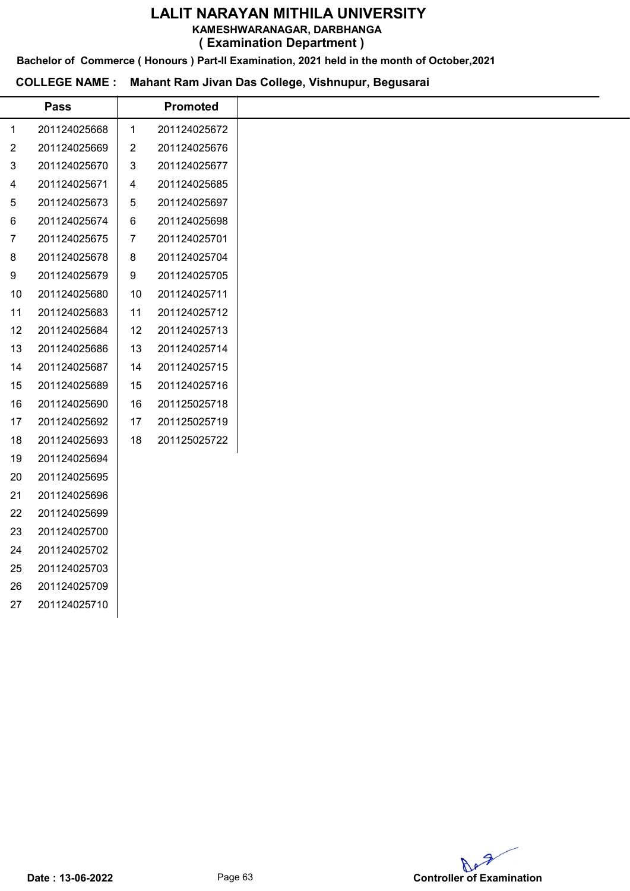# LALIT NARAYAN MITHILA UNIVERSITY

**KAMESHWARANAGAR, DARBHANGA**

**( Examination Department )**

**Bachelor of Commerce ( Honours ) Part-II Examination, 2021 held in the month of October,2021**

**COLLEGE NAME : Mahant Ram Jivan Das College, Vishnupur, Begusarai**

| | Pass | | Promoted |
|---|---|---|---|
| 1 | 201124025668 | 1 | 201124025672 |
| 2 | 201124025669 | 2 | 201124025676 |
| 3 | 201124025670 | 3 | 201124025677 |
| 4 | 201124025671 | 4 | 201124025685 |
| 5 | 201124025673 | 5 | 201124025697 |
| 6 | 201124025674 | 6 | 201124025698 |
| 7 | 201124025675 | 7 | 201124025701 |
| 8 | 201124025678 | 8 | 201124025704 |
| 9 | 201124025679 | 9 | 201124025705 |
| 10 | 201124025680 | 10 | 201124025711 |
| 11 | 201124025683 | 11 | 201124025712 |
| 12 | 201124025684 | 12 | 201124025713 |
| 13 | 201124025686 | 13 | 201124025714 |
| 14 | 201124025687 | 14 | 201124025715 |
| 15 | 201124025689 | 15 | 201124025716 |
| 16 | 201124025690 | 16 | 201125025718 |
| 17 | 201124025692 | 17 | 201125025719 |
| 18 | 201124025693 | 18 | 201125025722 |
| 19 | 201124025694 | | |
| 20 | 201124025695 | | |
| 21 | 201124025696 | | |
| 22 | 201124025699 | | |
| 23 | 201124025700 | | |
| 24 | 201124025702 | | |
| 25 | 201124025703 | | |
| 26 | 201124025709 | | |
| 27 | 201124025710 | | |

**Date : 13-06-2022**

**Controller of Examination**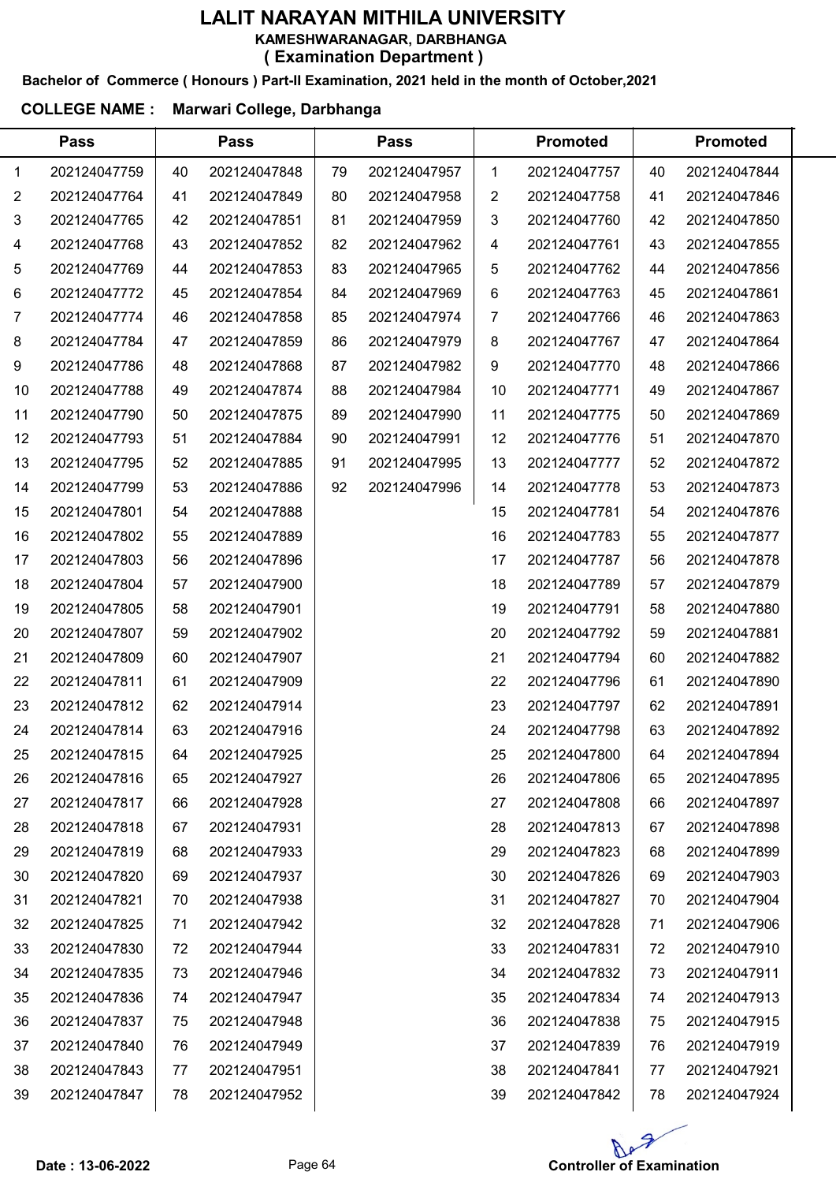# LALIT NARAYAN MITHILA UNIVERSITY

**KAMESHWARANAGAR, DARBHANGA**

**( Examination Department )**

**Bachelor of Commerce ( Honours ) Part-II Examination, 2021 held in the month of October,2021**

**COLLEGE NAME : Marwari College, Darbhanga**

| Pass | | Pass | | Pass | | Promoted | | Promoted | |
|---|---|---|---|---|---|---|---|---|---|
| 1 | 202124047759 | 40 | 202124047848 | 79 | 202124047957 | 1 | 202124047757 | 40 | 202124047844 |
| 2 | 202124047764 | 41 | 202124047849 | 80 | 202124047958 | 2 | 202124047758 | 41 | 202124047846 |
| 3 | 202124047765 | 42 | 202124047851 | 81 | 202124047959 | 3 | 202124047760 | 42 | 202124047850 |
| 4 | 202124047768 | 43 | 202124047852 | 82 | 202124047962 | 4 | 202124047761 | 43 | 202124047855 |
| 5 | 202124047769 | 44 | 202124047853 | 83 | 202124047965 | 5 | 202124047762 | 44 | 202124047856 |
| 6 | 202124047772 | 45 | 202124047854 | 84 | 202124047969 | 6 | 202124047763 | 45 | 202124047861 |
| 7 | 202124047774 | 46 | 202124047858 | 85 | 202124047974 | 7 | 202124047766 | 46 | 202124047863 |
| 8 | 202124047784 | 47 | 202124047859 | 86 | 202124047979 | 8 | 202124047767 | 47 | 202124047864 |
| 9 | 202124047786 | 48 | 202124047868 | 87 | 202124047982 | 9 | 202124047770 | 48 | 202124047866 |
| 10 | 202124047788 | 49 | 202124047874 | 88 | 202124047984 | 10 | 202124047771 | 49 | 202124047867 |
| 11 | 202124047790 | 50 | 202124047875 | 89 | 202124047990 | 11 | 202124047775 | 50 | 202124047869 |
| 12 | 202124047793 | 51 | 202124047884 | 90 | 202124047991 | 12 | 202124047776 | 51 | 202124047870 |
| 13 | 202124047795 | 52 | 202124047885 | 91 | 202124047995 | 13 | 202124047777 | 52 | 202124047872 |
| 14 | 202124047799 | 53 | 202124047886 | 92 | 202124047996 | 14 | 202124047778 | 53 | 202124047873 |
| 15 | 202124047801 | 54 | 202124047888 | | | 15 | 202124047781 | 54 | 202124047876 |
| 16 | 202124047802 | 55 | 202124047889 | | | 16 | 202124047783 | 55 | 202124047877 |
| 17 | 202124047803 | 56 | 202124047896 | | | 17 | 202124047787 | 56 | 202124047878 |
| 18 | 202124047804 | 57 | 202124047900 | | | 18 | 202124047789 | 57 | 202124047879 |
| 19 | 202124047805 | 58 | 202124047901 | | | 19 | 202124047791 | 58 | 202124047880 |
| 20 | 202124047807 | 59 | 202124047902 | | | 20 | 202124047792 | 59 | 202124047881 |
| 21 | 202124047809 | 60 | 202124047907 | | | 21 | 202124047794 | 60 | 202124047882 |
| 22 | 202124047811 | 61 | 202124047909 | | | 22 | 202124047796 | 61 | 202124047890 |
| 23 | 202124047812 | 62 | 202124047914 | | | 23 | 202124047797 | 62 | 202124047891 |
| 24 | 202124047814 | 63 | 202124047916 | | | 24 | 202124047798 | 63 | 202124047892 |
| 25 | 202124047815 | 64 | 202124047925 | | | 25 | 202124047800 | 64 | 202124047894 |
| 26 | 202124047816 | 65 | 202124047927 | | | 26 | 202124047806 | 65 | 202124047895 |
| 27 | 202124047817 | 66 | 202124047928 | | | 27 | 202124047808 | 66 | 202124047897 |
| 28 | 202124047818 | 67 | 202124047931 | | | 28 | 202124047813 | 67 | 202124047898 |
| 29 | 202124047819 | 68 | 202124047933 | | | 29 | 202124047823 | 68 | 202124047899 |
| 30 | 202124047820 | 69 | 202124047937 | | | 30 | 202124047826 | 69 | 202124047903 |
| 31 | 202124047821 | 70 | 202124047938 | | | 31 | 202124047827 | 70 | 202124047904 |
| 32 | 202124047825 | 71 | 202124047942 | | | 32 | 202124047828 | 71 | 202124047906 |
| 33 | 202124047830 | 72 | 202124047944 | | | 33 | 202124047831 | 72 | 202124047910 |
| 34 | 202124047835 | 73 | 202124047946 | | | 34 | 202124047832 | 73 | 202124047911 |
| 35 | 202124047836 | 74 | 202124047947 | | | 35 | 202124047834 | 74 | 202124047913 |
| 36 | 202124047837 | 75 | 202124047948 | | | 36 | 202124047838 | 75 | 202124047915 |
| 37 | 202124047840 | 76 | 202124047949 | | | 37 | 202124047839 | 76 | 202124047919 |
| 38 | 202124047843 | 77 | 202124047951 | | | 38 | 202124047841 | 77 | 202124047921 |
| 39 | 202124047847 | 78 | 202124047952 | | | 39 | 202124047842 | 78 | 202124047924 |

**Date : 13-06-2022**

**Controller of Examination**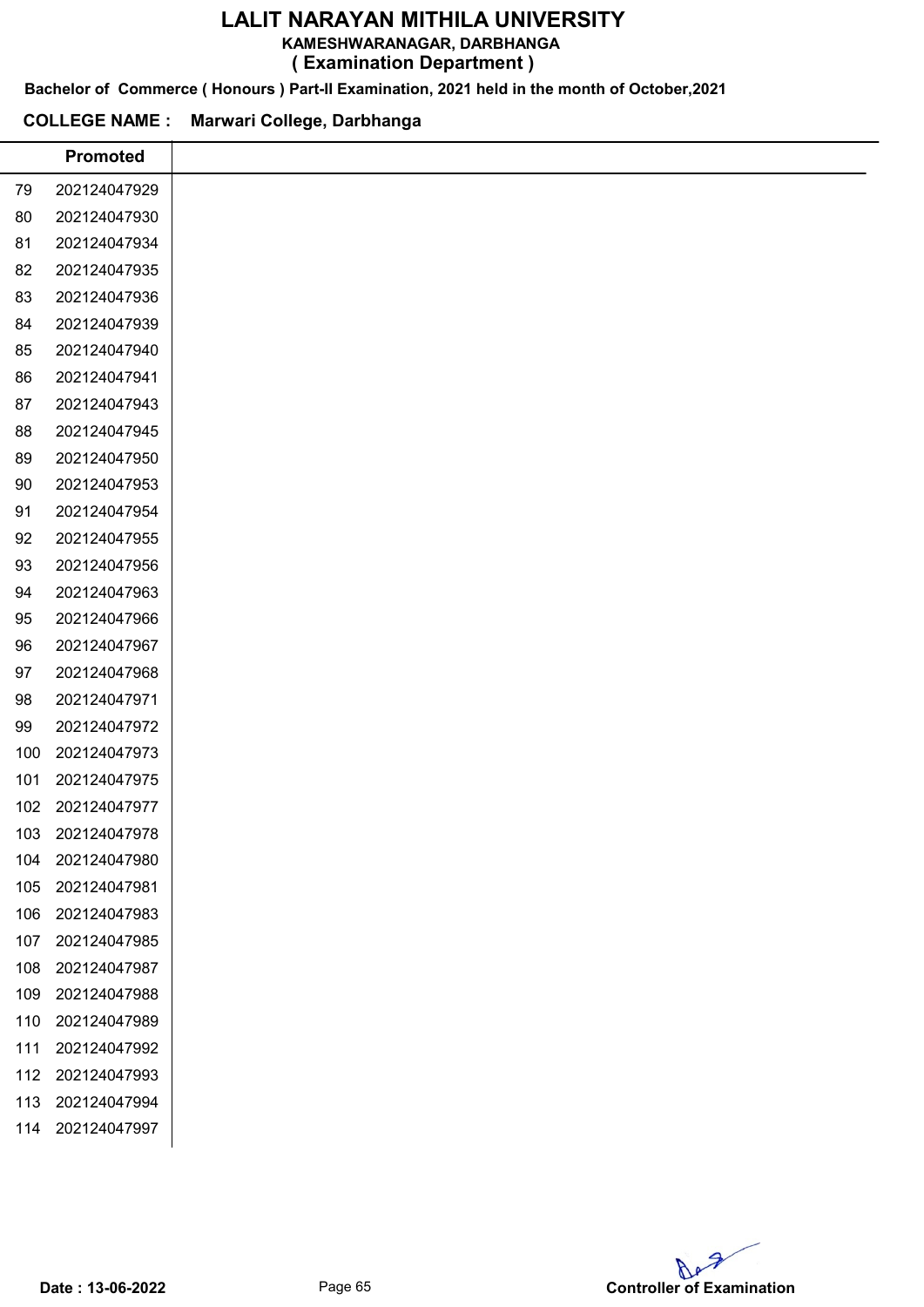# LALIT NARAYAN MITHILA UNIVERSITY

**KAMESHWARANAGAR, DARBHANGA**

**( Examination Department )**

**Bachelor of Commerce ( Honours ) Part-II Examination, 2021 held in the month of October,2021**

**COLLEGE NAME : Marwari College, Darbhanga**

| | Promoted |
|---|---|
| 79 | 202124047929 |
| 80 | 202124047930 |
| 81 | 202124047934 |
| 82 | 202124047935 |
| 83 | 202124047936 |
| 84 | 202124047939 |
| 85 | 202124047940 |
| 86 | 202124047941 |
| 87 | 202124047943 |
| 88 | 202124047945 |
| 89 | 202124047950 |
| 90 | 202124047953 |
| 91 | 202124047954 |
| 92 | 202124047955 |
| 93 | 202124047956 |
| 94 | 202124047963 |
| 95 | 202124047966 |
| 96 | 202124047967 |
| 97 | 202124047968 |
| 98 | 202124047971 |
| 99 | 202124047972 |
| 100 | 202124047973 |
| 101 | 202124047975 |
| 102 | 202124047977 |
| 103 | 202124047978 |
| 104 | 202124047980 |
| 105 | 202124047981 |
| 106 | 202124047983 |
| 107 | 202124047985 |
| 108 | 202124047987 |
| 109 | 202124047988 |
| 110 | 202124047989 |
| 111 | 202124047992 |
| 112 | 202124047993 |
| 113 | 202124047994 |
| 114 | 202124047997 |

**Date : 13-06-2022**

**Controller of Examination**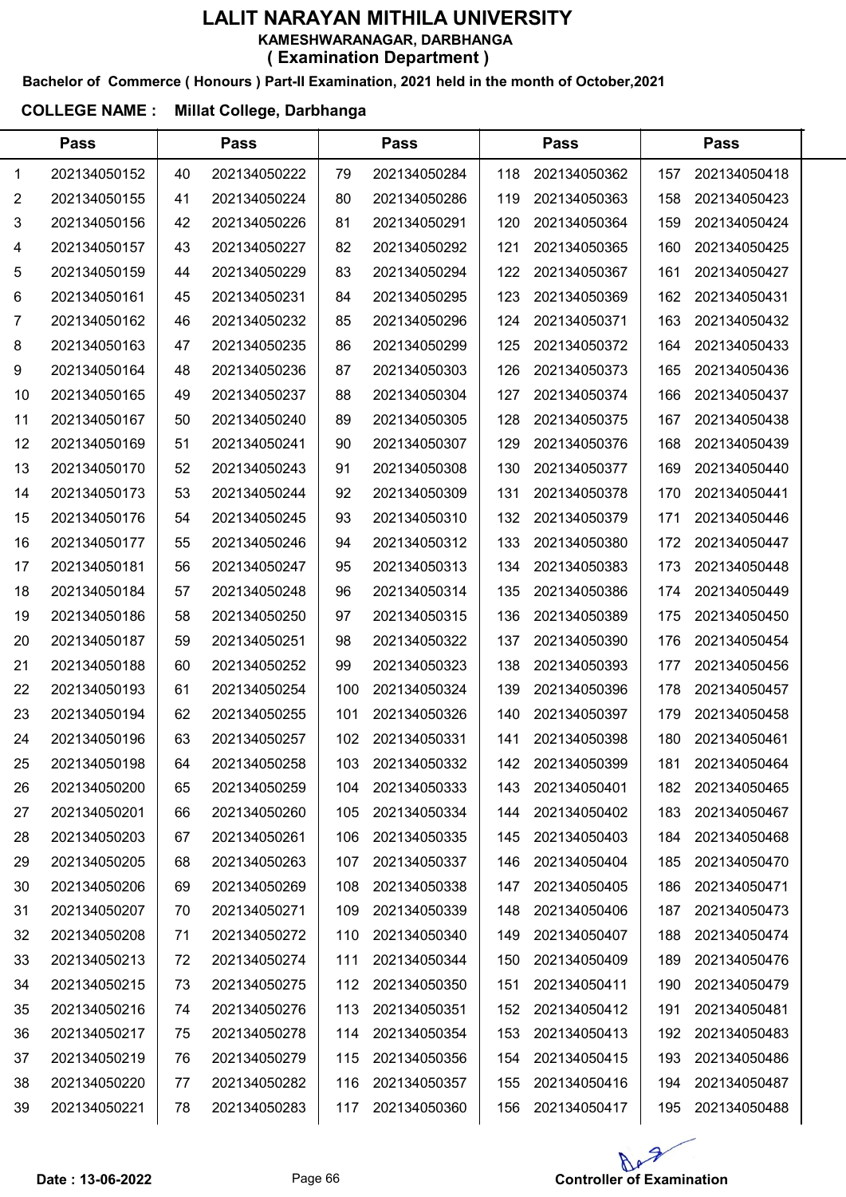# LALIT NARAYAN MITHILA UNIVERSITY

**KAMESHWARANAGAR, DARBHANGA**

**( Examination Department )**

**Bachelor of Commerce ( Honours ) Part-II Examination, 2021 held in the month of October,2021**

**COLLEGE NAME : Millat College, Darbhanga**

| Pass | | Pass | | Pass | | Pass | | Pass | |
|---|---|---|---|---|---|---|---|---|---|
| 1 | 202134050152 | 40 | 202134050222 | 79 | 202134050284 | 118 | 202134050362 | 157 | 202134050418 |
| 2 | 202134050155 | 41 | 202134050224 | 80 | 202134050286 | 119 | 202134050363 | 158 | 202134050423 |
| 3 | 202134050156 | 42 | 202134050226 | 81 | 202134050291 | 120 | 202134050364 | 159 | 202134050424 |
| 4 | 202134050157 | 43 | 202134050227 | 82 | 202134050292 | 121 | 202134050365 | 160 | 202134050425 |
| 5 | 202134050159 | 44 | 202134050229 | 83 | 202134050294 | 122 | 202134050367 | 161 | 202134050427 |
| 6 | 202134050161 | 45 | 202134050231 | 84 | 202134050295 | 123 | 202134050369 | 162 | 202134050431 |
| 7 | 202134050162 | 46 | 202134050232 | 85 | 202134050296 | 124 | 202134050371 | 163 | 202134050432 |
| 8 | 202134050163 | 47 | 202134050235 | 86 | 202134050299 | 125 | 202134050372 | 164 | 202134050433 |
| 9 | 202134050164 | 48 | 202134050236 | 87 | 202134050303 | 126 | 202134050373 | 165 | 202134050436 |
| 10 | 202134050165 | 49 | 202134050237 | 88 | 202134050304 | 127 | 202134050374 | 166 | 202134050437 |
| 11 | 202134050167 | 50 | 202134050240 | 89 | 202134050305 | 128 | 202134050375 | 167 | 202134050438 |
| 12 | 202134050169 | 51 | 202134050241 | 90 | 202134050307 | 129 | 202134050376 | 168 | 202134050439 |
| 13 | 202134050170 | 52 | 202134050243 | 91 | 202134050308 | 130 | 202134050377 | 169 | 202134050440 |
| 14 | 202134050173 | 53 | 202134050244 | 92 | 202134050309 | 131 | 202134050378 | 170 | 202134050441 |
| 15 | 202134050176 | 54 | 202134050245 | 93 | 202134050310 | 132 | 202134050379 | 171 | 202134050446 |
| 16 | 202134050177 | 55 | 202134050246 | 94 | 202134050312 | 133 | 202134050380 | 172 | 202134050447 |
| 17 | 202134050181 | 56 | 202134050247 | 95 | 202134050313 | 134 | 202134050383 | 173 | 202134050448 |
| 18 | 202134050184 | 57 | 202134050248 | 96 | 202134050314 | 135 | 202134050386 | 174 | 202134050449 |
| 19 | 202134050186 | 58 | 202134050250 | 97 | 202134050315 | 136 | 202134050389 | 175 | 202134050450 |
| 20 | 202134050187 | 59 | 202134050251 | 98 | 202134050322 | 137 | 202134050390 | 176 | 202134050454 |
| 21 | 202134050188 | 60 | 202134050252 | 99 | 202134050323 | 138 | 202134050393 | 177 | 202134050456 |
| 22 | 202134050193 | 61 | 202134050254 | 100 | 202134050324 | 139 | 202134050396 | 178 | 202134050457 |
| 23 | 202134050194 | 62 | 202134050255 | 101 | 202134050326 | 140 | 202134050397 | 179 | 202134050458 |
| 24 | 202134050196 | 63 | 202134050257 | 102 | 202134050331 | 141 | 202134050398 | 180 | 202134050461 |
| 25 | 202134050198 | 64 | 202134050258 | 103 | 202134050332 | 142 | 202134050399 | 181 | 202134050464 |
| 26 | 202134050200 | 65 | 202134050259 | 104 | 202134050333 | 143 | 202134050401 | 182 | 202134050465 |
| 27 | 202134050201 | 66 | 202134050260 | 105 | 202134050334 | 144 | 202134050402 | 183 | 202134050467 |
| 28 | 202134050203 | 67 | 202134050261 | 106 | 202134050335 | 145 | 202134050403 | 184 | 202134050468 |
| 29 | 202134050205 | 68 | 202134050263 | 107 | 202134050337 | 146 | 202134050404 | 185 | 202134050470 |
| 30 | 202134050206 | 69 | 202134050269 | 108 | 202134050338 | 147 | 202134050405 | 186 | 202134050471 |
| 31 | 202134050207 | 70 | 202134050271 | 109 | 202134050339 | 148 | 202134050406 | 187 | 202134050473 |
| 32 | 202134050208 | 71 | 202134050272 | 110 | 202134050340 | 149 | 202134050407 | 188 | 202134050474 |
| 33 | 202134050213 | 72 | 202134050274 | 111 | 202134050344 | 150 | 202134050409 | 189 | 202134050476 |
| 34 | 202134050215 | 73 | 202134050275 | 112 | 202134050350 | 151 | 202134050411 | 190 | 202134050479 |
| 35 | 202134050216 | 74 | 202134050276 | 113 | 202134050351 | 152 | 202134050412 | 191 | 202134050481 |
| 36 | 202134050217 | 75 | 202134050278 | 114 | 202134050354 | 153 | 202134050413 | 192 | 202134050483 |
| 37 | 202134050219 | 76 | 202134050279 | 115 | 202134050356 | 154 | 202134050415 | 193 | 202134050486 |
| 38 | 202134050220 | 77 | 202134050282 | 116 | 202134050357 | 155 | 202134050416 | 194 | 202134050487 |
| 39 | 202134050221 | 78 | 202134050283 | 117 | 202134050360 | 156 | 202134050417 | 195 | 202134050488 |

**Date : 13-06-2022**

**Controller of Examination**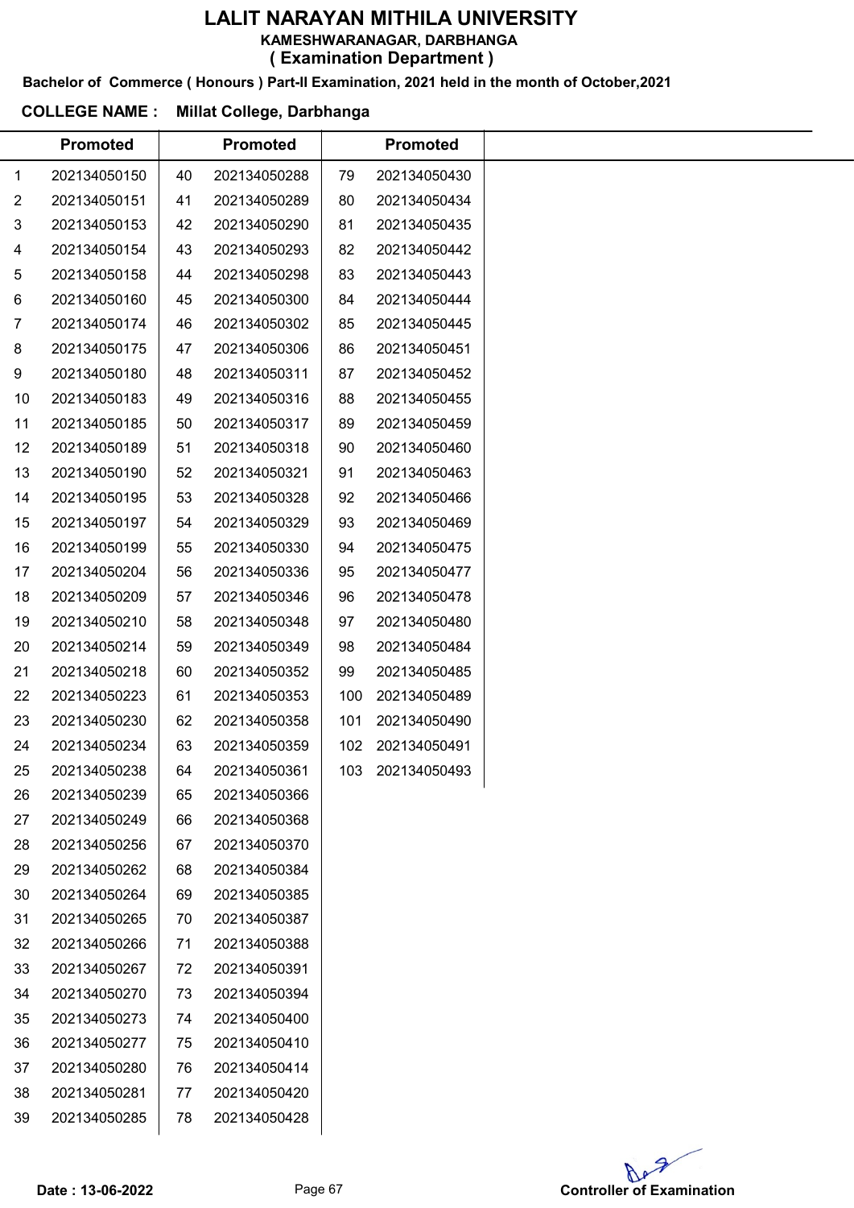# LALIT NARAYAN MITHILA UNIVERSITY

**KAMESHWARANAGAR, DARBHANGA**

**( Examination Department )**

**Bachelor of Commerce ( Honours ) Part-II Examination, 2021 held in the month of October,2021**

**COLLEGE NAME : Millat College, Darbhanga**

| | Promoted | | Promoted | | Promoted |
|---|---|---|---|---|---|
| 1 | 202134050150 | 40 | 202134050288 | 79 | 202134050430 |
| 2 | 202134050151 | 41 | 202134050289 | 80 | 202134050434 |
| 3 | 202134050153 | 42 | 202134050290 | 81 | 202134050435 |
| 4 | 202134050154 | 43 | 202134050293 | 82 | 202134050442 |
| 5 | 202134050158 | 44 | 202134050298 | 83 | 202134050443 |
| 6 | 202134050160 | 45 | 202134050300 | 84 | 202134050444 |
| 7 | 202134050174 | 46 | 202134050302 | 85 | 202134050445 |
| 8 | 202134050175 | 47 | 202134050306 | 86 | 202134050451 |
| 9 | 202134050180 | 48 | 202134050311 | 87 | 202134050452 |
| 10 | 202134050183 | 49 | 202134050316 | 88 | 202134050455 |
| 11 | 202134050185 | 50 | 202134050317 | 89 | 202134050459 |
| 12 | 202134050189 | 51 | 202134050318 | 90 | 202134050460 |
| 13 | 202134050190 | 52 | 202134050321 | 91 | 202134050463 |
| 14 | 202134050195 | 53 | 202134050328 | 92 | 202134050466 |
| 15 | 202134050197 | 54 | 202134050329 | 93 | 202134050469 |
| 16 | 202134050199 | 55 | 202134050330 | 94 | 202134050475 |
| 17 | 202134050204 | 56 | 202134050336 | 95 | 202134050477 |
| 18 | 202134050209 | 57 | 202134050346 | 96 | 202134050478 |
| 19 | 202134050210 | 58 | 202134050348 | 97 | 202134050480 |
| 20 | 202134050214 | 59 | 202134050349 | 98 | 202134050484 |
| 21 | 202134050218 | 60 | 202134050352 | 99 | 202134050485 |
| 22 | 202134050223 | 61 | 202134050353 | 100 | 202134050489 |
| 23 | 202134050230 | 62 | 202134050358 | 101 | 202134050490 |
| 24 | 202134050234 | 63 | 202134050359 | 102 | 202134050491 |
| 25 | 202134050238 | 64 | 202134050361 | 103 | 202134050493 |
| 26 | 202134050239 | 65 | 202134050366 | | |
| 27 | 202134050249 | 66 | 202134050368 | | |
| 28 | 202134050256 | 67 | 202134050370 | | |
| 29 | 202134050262 | 68 | 202134050384 | | |
| 30 | 202134050264 | 69 | 202134050385 | | |
| 31 | 202134050265 | 70 | 202134050387 | | |
| 32 | 202134050266 | 71 | 202134050388 | | |
| 33 | 202134050267 | 72 | 202134050391 | | |
| 34 | 202134050270 | 73 | 202134050394 | | |
| 35 | 202134050273 | 74 | 202134050400 | | |
| 36 | 202134050277 | 75 | 202134050410 | | |
| 37 | 202134050280 | 76 | 202134050414 | | |
| 38 | 202134050281 | 77 | 202134050420 | | |
| 39 | 202134050285 | 78 | 202134050428 | | |

**Date : 13-06-2022**

**Controller of Examination**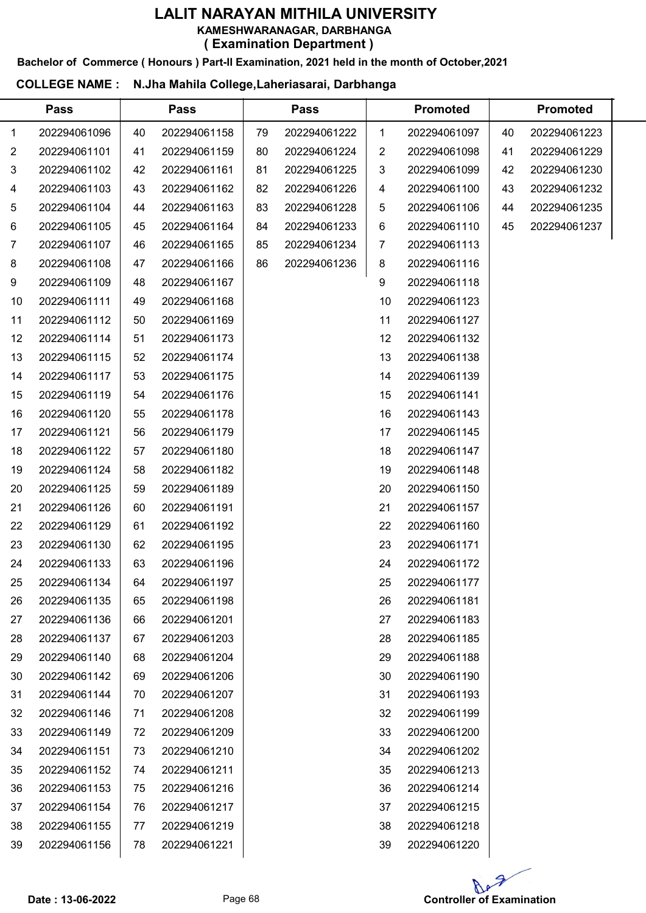# LALIT NARAYAN MITHILA UNIVERSITY

**KAMESHWARANAGAR, DARBHANGA**

**( Examination Department )**

**Bachelor of Commerce ( Honours ) Part-II Examination, 2021 held in the month of October,2021**

**COLLEGE NAME : N.Jha Mahila College,Laheriasarai, Darbhanga**

| Pass | | Pass | | Pass | | Promoted | | Promoted | |
|---|---|---|---|---|---|---|---|---|---|
| 1 | 202294061096 | 40 | 202294061158 | 79 | 202294061222 | 1 | 202294061097 | 40 | 202294061223 |
| 2 | 202294061101 | 41 | 202294061159 | 80 | 202294061224 | 2 | 202294061098 | 41 | 202294061229 |
| 3 | 202294061102 | 42 | 202294061161 | 81 | 202294061225 | 3 | 202294061099 | 42 | 202294061230 |
| 4 | 202294061103 | 43 | 202294061162 | 82 | 202294061226 | 4 | 202294061100 | 43 | 202294061232 |
| 5 | 202294061104 | 44 | 202294061163 | 83 | 202294061228 | 5 | 202294061106 | 44 | 202294061235 |
| 6 | 202294061105 | 45 | 202294061164 | 84 | 202294061233 | 6 | 202294061110 | 45 | 202294061237 |
| 7 | 202294061107 | 46 | 202294061165 | 85 | 202294061234 | 7 | 202294061113 | | |
| 8 | 202294061108 | 47 | 202294061166 | 86 | 202294061236 | 8 | 202294061116 | | |
| 9 | 202294061109 | 48 | 202294061167 | | | 9 | 202294061118 | | |
| 10 | 202294061111 | 49 | 202294061168 | | | 10 | 202294061123 | | |
| 11 | 202294061112 | 50 | 202294061169 | | | 11 | 202294061127 | | |
| 12 | 202294061114 | 51 | 202294061173 | | | 12 | 202294061132 | | |
| 13 | 202294061115 | 52 | 202294061174 | | | 13 | 202294061138 | | |
| 14 | 202294061117 | 53 | 202294061175 | | | 14 | 202294061139 | | |
| 15 | 202294061119 | 54 | 202294061176 | | | 15 | 202294061141 | | |
| 16 | 202294061120 | 55 | 202294061178 | | | 16 | 202294061143 | | |
| 17 | 202294061121 | 56 | 202294061179 | | | 17 | 202294061145 | | |
| 18 | 202294061122 | 57 | 202294061180 | | | 18 | 202294061147 | | |
| 19 | 202294061124 | 58 | 202294061182 | | | 19 | 202294061148 | | |
| 20 | 202294061125 | 59 | 202294061189 | | | 20 | 202294061150 | | |
| 21 | 202294061126 | 60 | 202294061191 | | | 21 | 202294061157 | | |
| 22 | 202294061129 | 61 | 202294061192 | | | 22 | 202294061160 | | |
| 23 | 202294061130 | 62 | 202294061195 | | | 23 | 202294061171 | | |
| 24 | 202294061133 | 63 | 202294061196 | | | 24 | 202294061172 | | |
| 25 | 202294061134 | 64 | 202294061197 | | | 25 | 202294061177 | | |
| 26 | 202294061135 | 65 | 202294061198 | | | 26 | 202294061181 | | |
| 27 | 202294061136 | 66 | 202294061201 | | | 27 | 202294061183 | | |
| 28 | 202294061137 | 67 | 202294061203 | | | 28 | 202294061185 | | |
| 29 | 202294061140 | 68 | 202294061204 | | | 29 | 202294061188 | | |
| 30 | 202294061142 | 69 | 202294061206 | | | 30 | 202294061190 | | |
| 31 | 202294061144 | 70 | 202294061207 | | | 31 | 202294061193 | | |
| 32 | 202294061146 | 71 | 202294061208 | | | 32 | 202294061199 | | |
| 33 | 202294061149 | 72 | 202294061209 | | | 33 | 202294061200 | | |
| 34 | 202294061151 | 73 | 202294061210 | | | 34 | 202294061202 | | |
| 35 | 202294061152 | 74 | 202294061211 | | | 35 | 202294061213 | | |
| 36 | 202294061153 | 75 | 202294061216 | | | 36 | 202294061214 | | |
| 37 | 202294061154 | 76 | 202294061217 | | | 37 | 202294061215 | | |
| 38 | 202294061155 | 77 | 202294061219 | | | 38 | 202294061218 | | |
| 39 | 202294061156 | 78 | 202294061221 | | | 39 | 202294061220 | | |

**Date : 13-06-2022**

**Controller of Examination**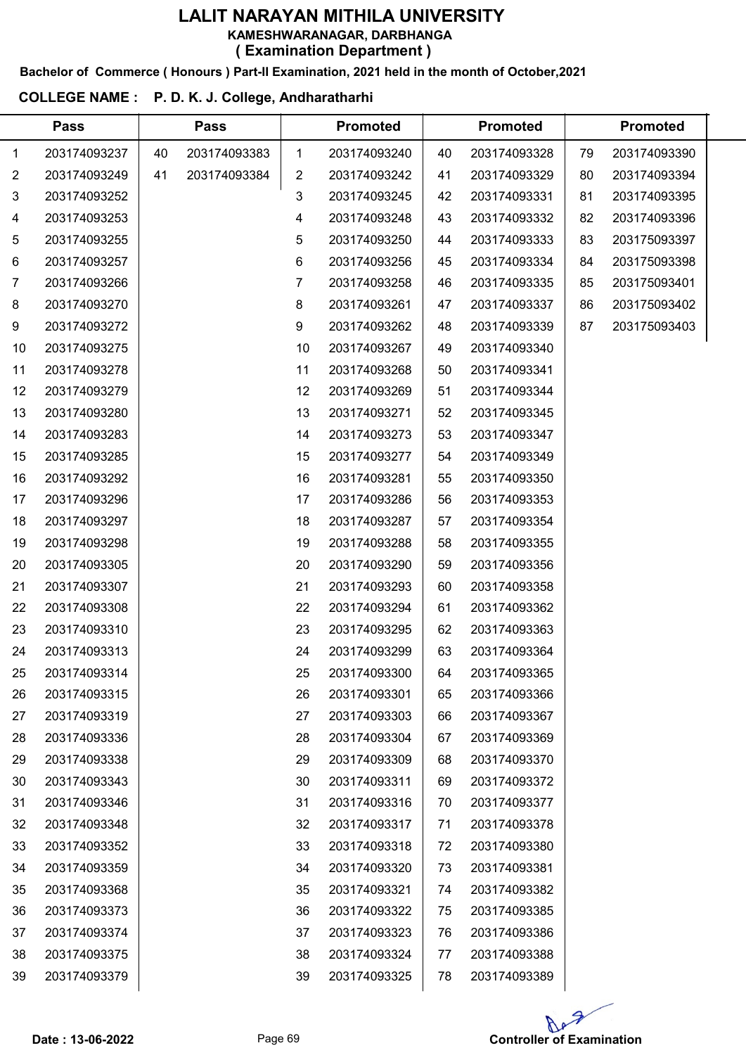# LALIT NARAYAN MITHILA UNIVERSITY

**KAMESHWARANAGAR, DARBHANGA**

**( Examination Department )**

**Bachelor of Commerce ( Honours ) Part-II Examination, 2021 held in the month of October,2021**

**COLLEGE NAME : P. D. K. J. College, Andharatharhi**

| Pass | | Pass | | Promoted | | Promoted | | Promoted | |
|---|---|---|---|---|---|---|---|---|---|
| 1 | 203174093237 | 40 | 203174093383 | 1 | 203174093240 | 40 | 203174093328 | 79 | 203174093390 |
| 2 | 203174093249 | 41 | 203174093384 | 2 | 203174093242 | 41 | 203174093329 | 80 | 203174093394 |
| 3 | 203174093252 | | | 3 | 203174093245 | 42 | 203174093331 | 81 | 203174093395 |
| 4 | 203174093253 | | | 4 | 203174093248 | 43 | 203174093332 | 82 | 203174093396 |
| 5 | 203174093255 | | | 5 | 203174093250 | 44 | 203174093333 | 83 | 203175093397 |
| 6 | 203174093257 | | | 6 | 203174093256 | 45 | 203174093334 | 84 | 203175093398 |
| 7 | 203174093266 | | | 7 | 203174093258 | 46 | 203174093335 | 85 | 203175093401 |
| 8 | 203174093270 | | | 8 | 203174093261 | 47 | 203174093337 | 86 | 203175093402 |
| 9 | 203174093272 | | | 9 | 203174093262 | 48 | 203174093339 | 87 | 203175093403 |
| 10 | 203174093275 | | | 10 | 203174093267 | 49 | 203174093340 | | |
| 11 | 203174093278 | | | 11 | 203174093268 | 50 | 203174093341 | | |
| 12 | 203174093279 | | | 12 | 203174093269 | 51 | 203174093344 | | |
| 13 | 203174093280 | | | 13 | 203174093271 | 52 | 203174093345 | | |
| 14 | 203174093283 | | | 14 | 203174093273 | 53 | 203174093347 | | |
| 15 | 203174093285 | | | 15 | 203174093277 | 54 | 203174093349 | | |
| 16 | 203174093292 | | | 16 | 203174093281 | 55 | 203174093350 | | |
| 17 | 203174093296 | | | 17 | 203174093286 | 56 | 203174093353 | | |
| 18 | 203174093297 | | | 18 | 203174093287 | 57 | 203174093354 | | |
| 19 | 203174093298 | | | 19 | 203174093288 | 58 | 203174093355 | | |
| 20 | 203174093305 | | | 20 | 203174093290 | 59 | 203174093356 | | |
| 21 | 203174093307 | | | 21 | 203174093293 | 60 | 203174093358 | | |
| 22 | 203174093308 | | | 22 | 203174093294 | 61 | 203174093362 | | |
| 23 | 203174093310 | | | 23 | 203174093295 | 62 | 203174093363 | | |
| 24 | 203174093313 | | | 24 | 203174093299 | 63 | 203174093364 | | |
| 25 | 203174093314 | | | 25 | 203174093300 | 64 | 203174093365 | | |
| 26 | 203174093315 | | | 26 | 203174093301 | 65 | 203174093366 | | |
| 27 | 203174093319 | | | 27 | 203174093303 | 66 | 203174093367 | | |
| 28 | 203174093336 | | | 28 | 203174093304 | 67 | 203174093369 | | |
| 29 | 203174093338 | | | 29 | 203174093309 | 68 | 203174093370 | | |
| 30 | 203174093343 | | | 30 | 203174093311 | 69 | 203174093372 | | |
| 31 | 203174093346 | | | 31 | 203174093316 | 70 | 203174093377 | | |
| 32 | 203174093348 | | | 32 | 203174093317 | 71 | 203174093378 | | |
| 33 | 203174093352 | | | 33 | 203174093318 | 72 | 203174093380 | | |
| 34 | 203174093359 | | | 34 | 203174093320 | 73 | 203174093381 | | |
| 35 | 203174093368 | | | 35 | 203174093321 | 74 | 203174093382 | | |
| 36 | 203174093373 | | | 36 | 203174093322 | 75 | 203174093385 | | |
| 37 | 203174093374 | | | 37 | 203174093323 | 76 | 203174093386 | | |
| 38 | 203174093375 | | | 38 | 203174093324 | 77 | 203174093388 | | |
| 39 | 203174093379 | | | 39 | 203174093325 | 78 | 203174093389 | | |

**Date : 13-06-2022**

**Controller of Examination**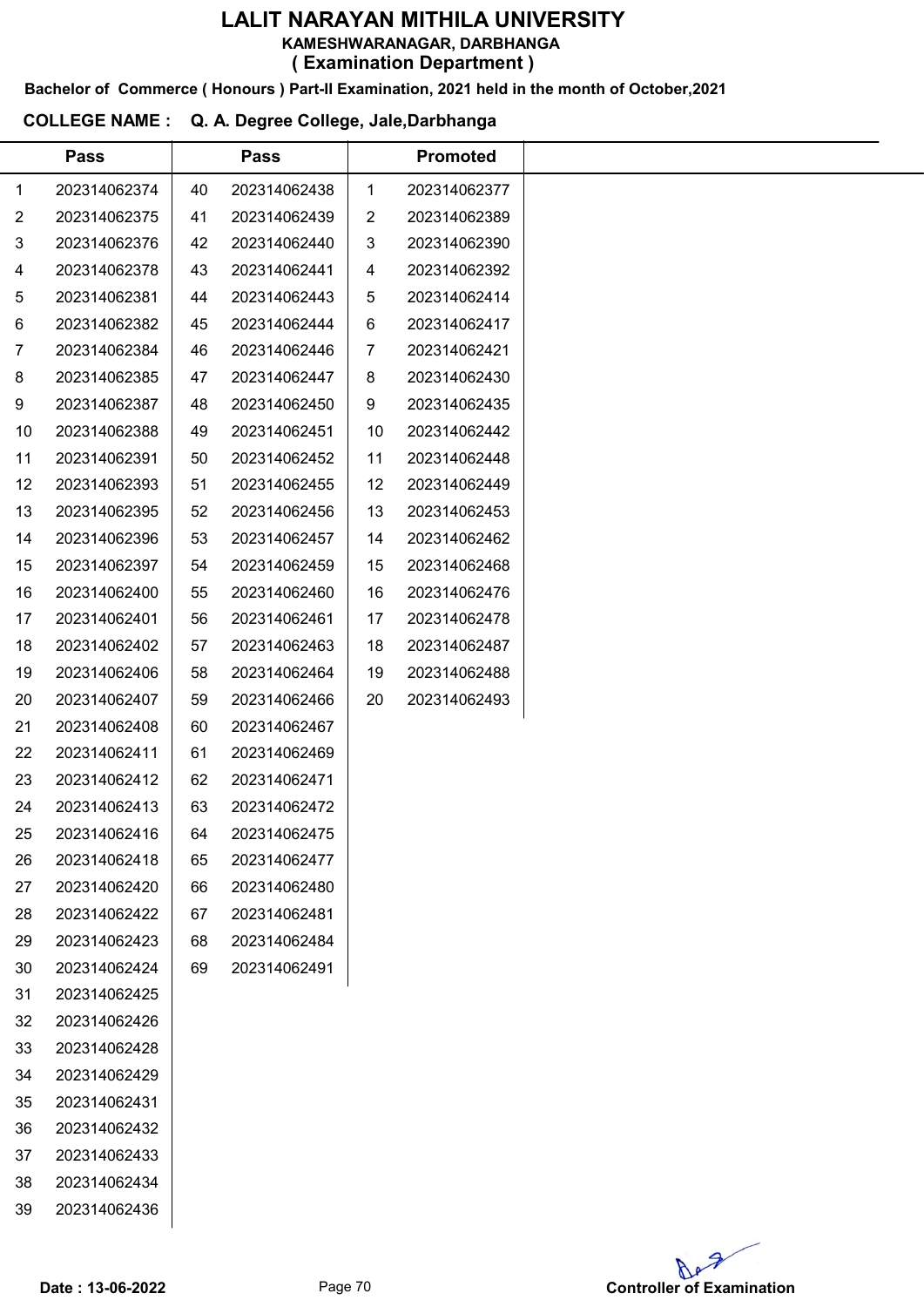# LALIT NARAYAN MITHILA UNIVERSITY

**KAMESHWARANAGAR, DARBHANGA**

**( Examination Department )**

**Bachelor of Commerce ( Honours ) Part-II Examination, 2021 held in the month of October,2021**

**COLLEGE NAME : Q. A. Degree College, Jale,Darbhanga**

| | Pass | | Pass | | Promoted |
|---|---|---|---|---|---|
| 1 | 202314062374 | 40 | 202314062438 | 1 | 202314062377 |
| 2 | 202314062375 | 41 | 202314062439 | 2 | 202314062389 |
| 3 | 202314062376 | 42 | 202314062440 | 3 | 202314062390 |
| 4 | 202314062378 | 43 | 202314062441 | 4 | 202314062392 |
| 5 | 202314062381 | 44 | 202314062443 | 5 | 202314062414 |
| 6 | 202314062382 | 45 | 202314062444 | 6 | 202314062417 |
| 7 | 202314062384 | 46 | 202314062446 | 7 | 202314062421 |
| 8 | 202314062385 | 47 | 202314062447 | 8 | 202314062430 |
| 9 | 202314062387 | 48 | 202314062450 | 9 | 202314062435 |
| 10 | 202314062388 | 49 | 202314062451 | 10 | 202314062442 |
| 11 | 202314062391 | 50 | 202314062452 | 11 | 202314062448 |
| 12 | 202314062393 | 51 | 202314062455 | 12 | 202314062449 |
| 13 | 202314062395 | 52 | 202314062456 | 13 | 202314062453 |
| 14 | 202314062396 | 53 | 202314062457 | 14 | 202314062462 |
| 15 | 202314062397 | 54 | 202314062459 | 15 | 202314062468 |
| 16 | 202314062400 | 55 | 202314062460 | 16 | 202314062476 |
| 17 | 202314062401 | 56 | 202314062461 | 17 | 202314062478 |
| 18 | 202314062402 | 57 | 202314062463 | 18 | 202314062487 |
| 19 | 202314062406 | 58 | 202314062464 | 19 | 202314062488 |
| 20 | 202314062407 | 59 | 202314062466 | 20 | 202314062493 |
| 21 | 202314062408 | 60 | 202314062467 | | |
| 22 | 202314062411 | 61 | 202314062469 | | |
| 23 | 202314062412 | 62 | 202314062471 | | |
| 24 | 202314062413 | 63 | 202314062472 | | |
| 25 | 202314062416 | 64 | 202314062475 | | |
| 26 | 202314062418 | 65 | 202314062477 | | |
| 27 | 202314062420 | 66 | 202314062480 | | |
| 28 | 202314062422 | 67 | 202314062481 | | |
| 29 | 202314062423 | 68 | 202314062484 | | |
| 30 | 202314062424 | 69 | 202314062491 | | |
| 31 | 202314062425 | | | | |
| 32 | 202314062426 | | | | |
| 33 | 202314062428 | | | | |
| 34 | 202314062429 | | | | |
| 35 | 202314062431 | | | | |
| 36 | 202314062432 | | | | |
| 37 | 202314062433 | | | | |
| 38 | 202314062434 | | | | |
| 39 | 202314062436 | | | | |

**Date : 13-06-2022**

**Controller of Examination**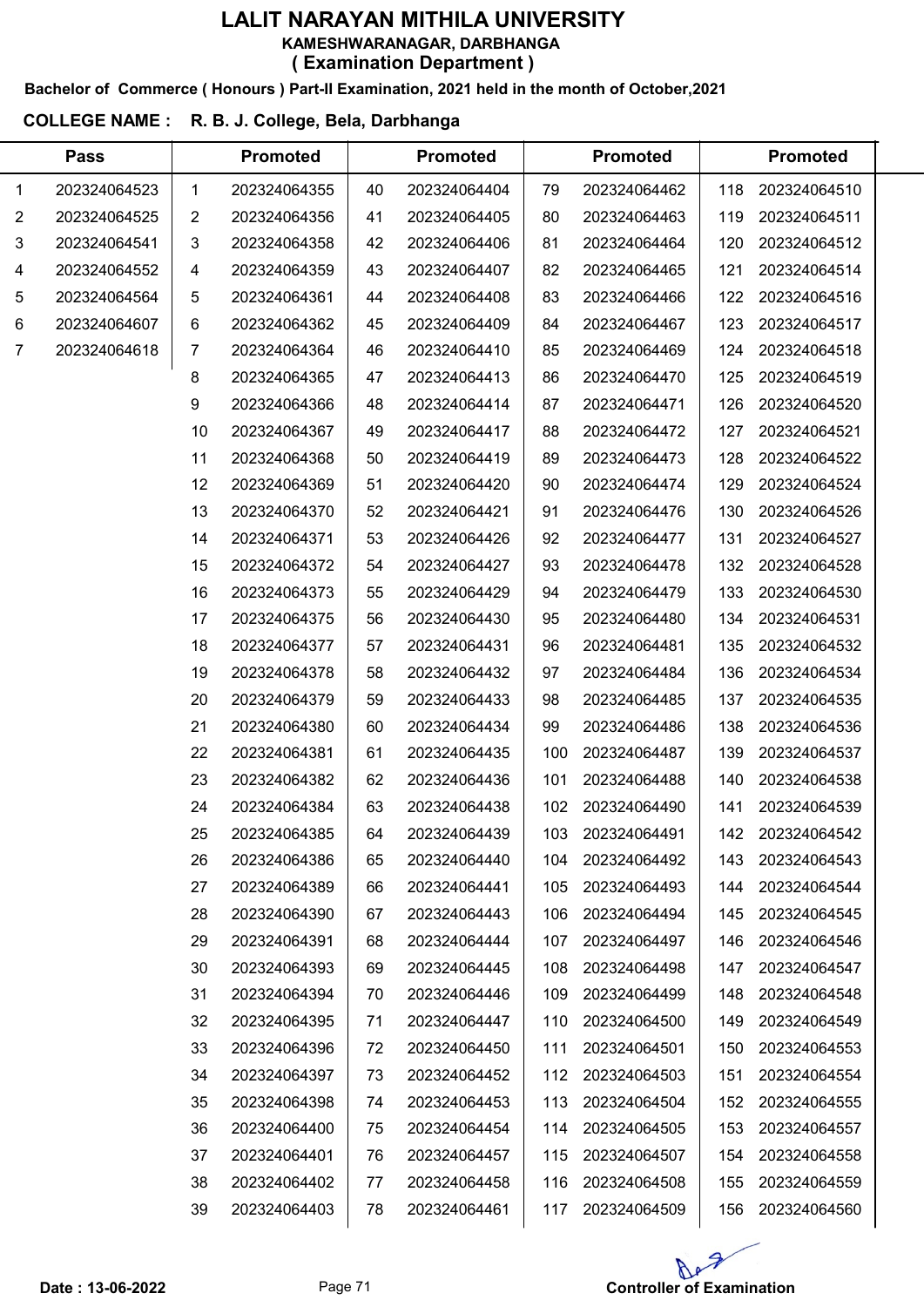# LALIT NARAYAN MITHILA UNIVERSITY

**KAMESHWARANAGAR, DARBHANGA**

**( Examination Department )**

**Bachelor of Commerce ( Honours ) Part-II Examination, 2021 held in the month of October,2021**

**COLLEGE NAME : R. B. J. College, Bela, Darbhanga**

| Pass | | Promoted | | Promoted | | Promoted | | Promoted | |
|---|---|---|---|---|---|---|---|---|---|
| 1 | 202324064523 | 1 | 202324064355 | 40 | 202324064404 | 79 | 202324064462 | 118 | 202324064510 |
| 2 | 202324064525 | 2 | 202324064356 | 41 | 202324064405 | 80 | 202324064463 | 119 | 202324064511 |
| 3 | 202324064541 | 3 | 202324064358 | 42 | 202324064406 | 81 | 202324064464 | 120 | 202324064512 |
| 4 | 202324064552 | 4 | 202324064359 | 43 | 202324064407 | 82 | 202324064465 | 121 | 202324064514 |
| 5 | 202324064564 | 5 | 202324064361 | 44 | 202324064408 | 83 | 202324064466 | 122 | 202324064516 |
| 6 | 202324064607 | 6 | 202324064362 | 45 | 202324064409 | 84 | 202324064467 | 123 | 202324064517 |
| 7 | 202324064618 | 7 | 202324064364 | 46 | 202324064410 | 85 | 202324064469 | 124 | 202324064518 |
| | | 8 | 202324064365 | 47 | 202324064413 | 86 | 202324064470 | 125 | 202324064519 |
| | | 9 | 202324064366 | 48 | 202324064414 | 87 | 202324064471 | 126 | 202324064520 |
| | | 10 | 202324064367 | 49 | 202324064417 | 88 | 202324064472 | 127 | 202324064521 |
| | | 11 | 202324064368 | 50 | 202324064419 | 89 | 202324064473 | 128 | 202324064522 |
| | | 12 | 202324064369 | 51 | 202324064420 | 90 | 202324064474 | 129 | 202324064524 |
| | | 13 | 202324064370 | 52 | 202324064421 | 91 | 202324064476 | 130 | 202324064526 |
| | | 14 | 202324064371 | 53 | 202324064426 | 92 | 202324064477 | 131 | 202324064527 |
| | | 15 | 202324064372 | 54 | 202324064427 | 93 | 202324064478 | 132 | 202324064528 |
| | | 16 | 202324064373 | 55 | 202324064429 | 94 | 202324064479 | 133 | 202324064530 |
| | | 17 | 202324064375 | 56 | 202324064430 | 95 | 202324064480 | 134 | 202324064531 |
| | | 18 | 202324064377 | 57 | 202324064431 | 96 | 202324064481 | 135 | 202324064532 |
| | | 19 | 202324064378 | 58 | 202324064432 | 97 | 202324064484 | 136 | 202324064534 |
| | | 20 | 202324064379 | 59 | 202324064433 | 98 | 202324064485 | 137 | 202324064535 |
| | | 21 | 202324064380 | 60 | 202324064434 | 99 | 202324064486 | 138 | 202324064536 |
| | | 22 | 202324064381 | 61 | 202324064435 | 100 | 202324064487 | 139 | 202324064537 |
| | | 23 | 202324064382 | 62 | 202324064436 | 101 | 202324064488 | 140 | 202324064538 |
| | | 24 | 202324064384 | 63 | 202324064438 | 102 | 202324064490 | 141 | 202324064539 |
| | | 25 | 202324064385 | 64 | 202324064439 | 103 | 202324064491 | 142 | 202324064542 |
| | | 26 | 202324064386 | 65 | 202324064440 | 104 | 202324064492 | 143 | 202324064543 |
| | | 27 | 202324064389 | 66 | 202324064441 | 105 | 202324064493 | 144 | 202324064544 |
| | | 28 | 202324064390 | 67 | 202324064443 | 106 | 202324064494 | 145 | 202324064545 |
| | | 29 | 202324064391 | 68 | 202324064444 | 107 | 202324064497 | 146 | 202324064546 |
| | | 30 | 202324064393 | 69 | 202324064445 | 108 | 202324064498 | 147 | 202324064547 |
| | | 31 | 202324064394 | 70 | 202324064446 | 109 | 202324064499 | 148 | 202324064548 |
| | | 32 | 202324064395 | 71 | 202324064447 | 110 | 202324064500 | 149 | 202324064549 |
| | | 33 | 202324064396 | 72 | 202324064450 | 111 | 202324064501 | 150 | 202324064553 |
| | | 34 | 202324064397 | 73 | 202324064452 | 112 | 202324064503 | 151 | 202324064554 |
| | | 35 | 202324064398 | 74 | 202324064453 | 113 | 202324064504 | 152 | 202324064555 |
| | | 36 | 202324064400 | 75 | 202324064454 | 114 | 202324064505 | 153 | 202324064557 |
| | | 37 | 202324064401 | 76 | 202324064457 | 115 | 202324064507 | 154 | 202324064558 |
| | | 38 | 202324064402 | 77 | 202324064458 | 116 | 202324064508 | 155 | 202324064559 |
| | | 39 | 202324064403 | 78 | 202324064461 | 117 | 202324064509 | 156 | 202324064560 |

**Date : 13-06-2022**

**Controller of Examination**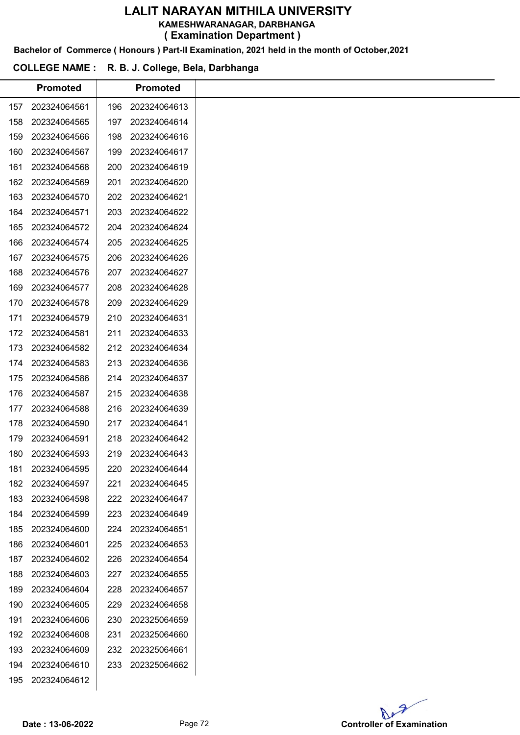# LALIT NARAYAN MITHILA UNIVERSITY

**KAMESHWARANAGAR, DARBHANGA**

**( Examination Department )**

**Bachelor of Commerce ( Honours ) Part-II Examination, 2021 held in the month of October,2021**

**COLLEGE NAME : R. B. J. College, Bela, Darbhanga**

| | Promoted | | Promoted |
|---|---|---|---|
| 157 | 202324064561 | 196 | 202324064613 |
| 158 | 202324064565 | 197 | 202324064614 |
| 159 | 202324064566 | 198 | 202324064616 |
| 160 | 202324064567 | 199 | 202324064617 |
| 161 | 202324064568 | 200 | 202324064619 |
| 162 | 202324064569 | 201 | 202324064620 |
| 163 | 202324064570 | 202 | 202324064621 |
| 164 | 202324064571 | 203 | 202324064622 |
| 165 | 202324064572 | 204 | 202324064624 |
| 166 | 202324064574 | 205 | 202324064625 |
| 167 | 202324064575 | 206 | 202324064626 |
| 168 | 202324064576 | 207 | 202324064627 |
| 169 | 202324064577 | 208 | 202324064628 |
| 170 | 202324064578 | 209 | 202324064629 |
| 171 | 202324064579 | 210 | 202324064631 |
| 172 | 202324064581 | 211 | 202324064633 |
| 173 | 202324064582 | 212 | 202324064634 |
| 174 | 202324064583 | 213 | 202324064636 |
| 175 | 202324064586 | 214 | 202324064637 |
| 176 | 202324064587 | 215 | 202324064638 |
| 177 | 202324064588 | 216 | 202324064639 |
| 178 | 202324064590 | 217 | 202324064641 |
| 179 | 202324064591 | 218 | 202324064642 |
| 180 | 202324064593 | 219 | 202324064643 |
| 181 | 202324064595 | 220 | 202324064644 |
| 182 | 202324064597 | 221 | 202324064645 |
| 183 | 202324064598 | 222 | 202324064647 |
| 184 | 202324064599 | 223 | 202324064649 |
| 185 | 202324064600 | 224 | 202324064651 |
| 186 | 202324064601 | 225 | 202324064653 |
| 187 | 202324064602 | 226 | 202324064654 |
| 188 | 202324064603 | 227 | 202324064655 |
| 189 | 202324064604 | 228 | 202324064657 |
| 190 | 202324064605 | 229 | 202324064658 |
| 191 | 202324064606 | 230 | 202325064659 |
| 192 | 202324064608 | 231 | 202325064660 |
| 193 | 202324064609 | 232 | 202325064661 |
| 194 | 202324064610 | 233 | 202325064662 |
| 195 | 202324064612 | | |

**Date : 13-06-2022**

**Controller of Examination**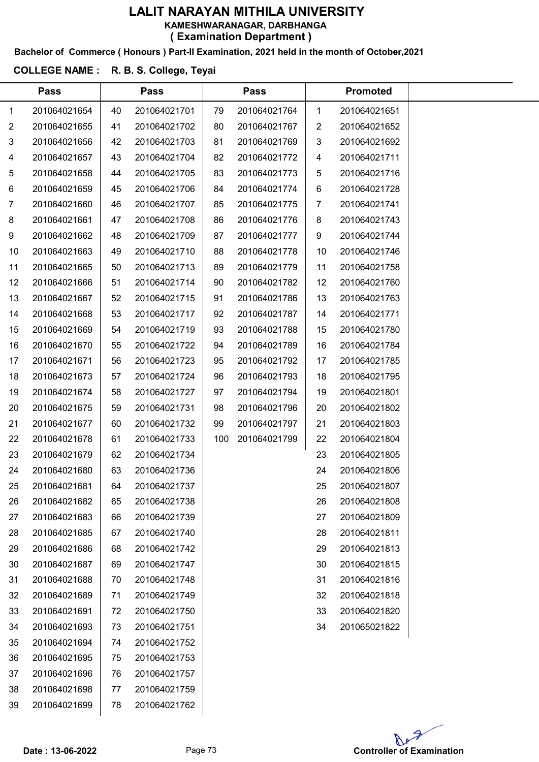# LALIT NARAYAN MITHILA UNIVERSITY

**KAMESHWARANAGAR, DARBHANGA**

**( Examination Department )**

**Bachelor of Commerce ( Honours ) Part-II Examination, 2021 held in the month of October,2021**

**COLLEGE NAME : R. B. S. College, Teyai**

| Pass | | Pass | | Pass | | Promoted | |
|---|---|---|---|---|---|---|---|
| 1 | 201064021654 | 40 | 201064021701 | 79 | 201064021764 | 1 | 201064021651 |
| 2 | 201064021655 | 41 | 201064021702 | 80 | 201064021767 | 2 | 201064021652 |
| 3 | 201064021656 | 42 | 201064021703 | 81 | 201064021769 | 3 | 201064021692 |
| 4 | 201064021657 | 43 | 201064021704 | 82 | 201064021772 | 4 | 201064021711 |
| 5 | 201064021658 | 44 | 201064021705 | 83 | 201064021773 | 5 | 201064021716 |
| 6 | 201064021659 | 45 | 201064021706 | 84 | 201064021774 | 6 | 201064021728 |
| 7 | 201064021660 | 46 | 201064021707 | 85 | 201064021775 | 7 | 201064021741 |
| 8 | 201064021661 | 47 | 201064021708 | 86 | 201064021776 | 8 | 201064021743 |
| 9 | 201064021662 | 48 | 201064021709 | 87 | 201064021777 | 9 | 201064021744 |
| 10 | 201064021663 | 49 | 201064021710 | 88 | 201064021778 | 10 | 201064021746 |
| 11 | 201064021665 | 50 | 201064021713 | 89 | 201064021779 | 11 | 201064021758 |
| 12 | 201064021666 | 51 | 201064021714 | 90 | 201064021782 | 12 | 201064021760 |
| 13 | 201064021667 | 52 | 201064021715 | 91 | 201064021786 | 13 | 201064021763 |
| 14 | 201064021668 | 53 | 201064021717 | 92 | 201064021787 | 14 | 201064021771 |
| 15 | 201064021669 | 54 | 201064021719 | 93 | 201064021788 | 15 | 201064021780 |
| 16 | 201064021670 | 55 | 201064021722 | 94 | 201064021789 | 16 | 201064021784 |
| 17 | 201064021671 | 56 | 201064021723 | 95 | 201064021792 | 17 | 201064021785 |
| 18 | 201064021673 | 57 | 201064021724 | 96 | 201064021793 | 18 | 201064021795 |
| 19 | 201064021674 | 58 | 201064021727 | 97 | 201064021794 | 19 | 201064021801 |
| 20 | 201064021675 | 59 | 201064021731 | 98 | 201064021796 | 20 | 201064021802 |
| 21 | 201064021677 | 60 | 201064021732 | 99 | 201064021797 | 21 | 201064021803 |
| 22 | 201064021678 | 61 | 201064021733 | 100 | 201064021799 | 22 | 201064021804 |
| 23 | 201064021679 | 62 | 201064021734 | | | 23 | 201064021805 |
| 24 | 201064021680 | 63 | 201064021736 | | | 24 | 201064021806 |
| 25 | 201064021681 | 64 | 201064021737 | | | 25 | 201064021807 |
| 26 | 201064021682 | 65 | 201064021738 | | | 26 | 201064021808 |
| 27 | 201064021683 | 66 | 201064021739 | | | 27 | 201064021809 |
| 28 | 201064021685 | 67 | 201064021740 | | | 28 | 201064021811 |
| 29 | 201064021686 | 68 | 201064021742 | | | 29 | 201064021813 |
| 30 | 201064021687 | 69 | 201064021747 | | | 30 | 201064021815 |
| 31 | 201064021688 | 70 | 201064021748 | | | 31 | 201064021816 |
| 32 | 201064021689 | 71 | 201064021749 | | | 32 | 201064021818 |
| 33 | 201064021691 | 72 | 201064021750 | | | 33 | 201064021820 |
| 34 | 201064021693 | 73 | 201064021751 | | | 34 | 201065021822 |
| 35 | 201064021694 | 74 | 201064021752 | | | | |
| 36 | 201064021695 | 75 | 201064021753 | | | | |
| 37 | 201064021696 | 76 | 201064021757 | | | | |
| 38 | 201064021698 | 77 | 201064021759 | | | | |
| 39 | 201064021699 | 78 | 201064021762 | | | | |

**Date : 13-06-2022**

**Controller of Examination**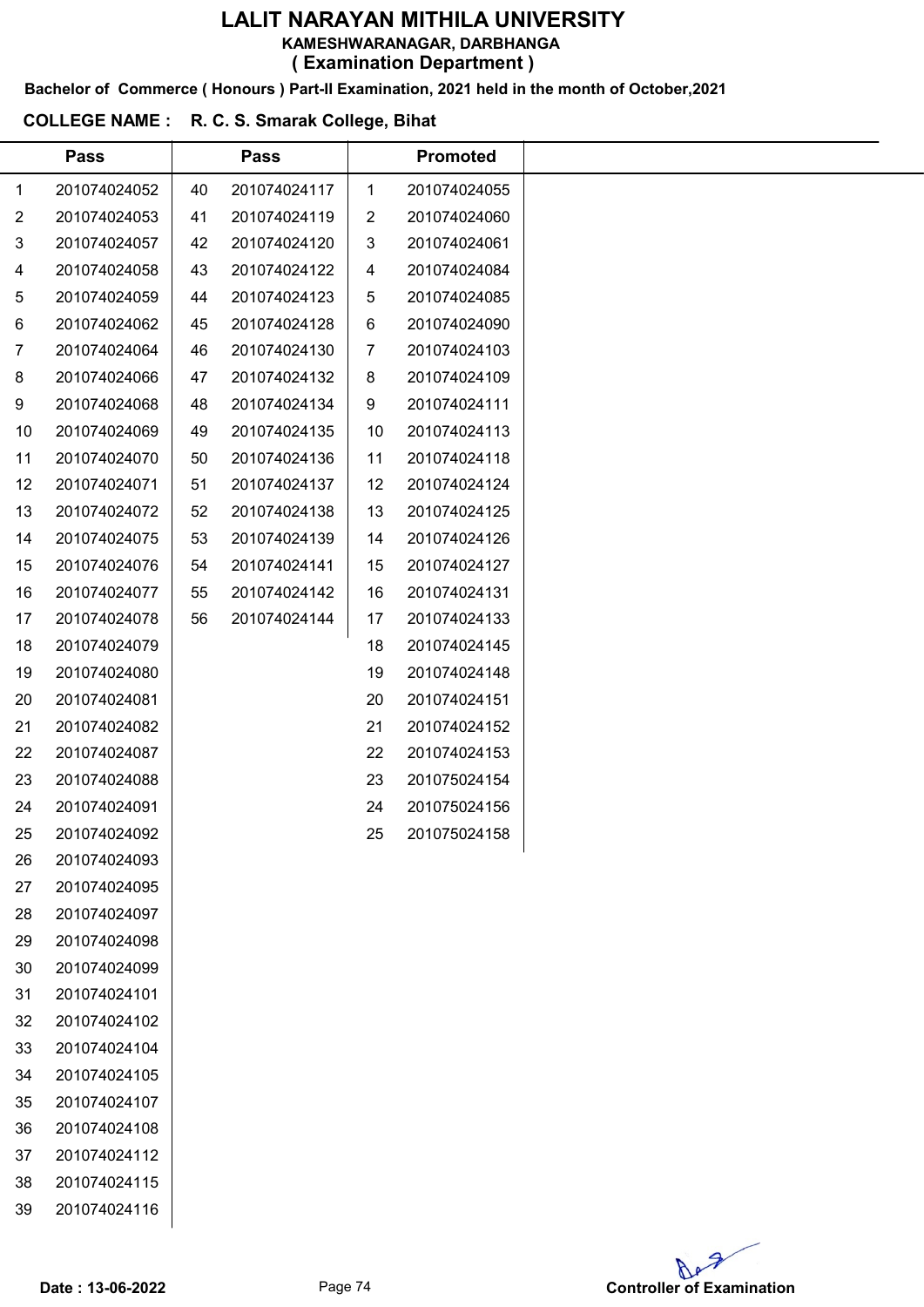# LALIT NARAYAN MITHILA UNIVERSITY

**KAMESHWARANAGAR, DARBHANGA**

**( Examination Department )**

**Bachelor of Commerce ( Honours ) Part-II Examination, 2021 held in the month of October,2021**

**COLLEGE NAME : R. C. S. Smarak College, Bihat**

| Pass | | Pass | | Promoted | |
|---|---|---|---|---|---|
| 1 | 201074024052 | 40 | 201074024117 | 1 | 201074024055 |
| 2 | 201074024053 | 41 | 201074024119 | 2 | 201074024060 |
| 3 | 201074024057 | 42 | 201074024120 | 3 | 201074024061 |
| 4 | 201074024058 | 43 | 201074024122 | 4 | 201074024084 |
| 5 | 201074024059 | 44 | 201074024123 | 5 | 201074024085 |
| 6 | 201074024062 | 45 | 201074024128 | 6 | 201074024090 |
| 7 | 201074024064 | 46 | 201074024130 | 7 | 201074024103 |
| 8 | 201074024066 | 47 | 201074024132 | 8 | 201074024109 |
| 9 | 201074024068 | 48 | 201074024134 | 9 | 201074024111 |
| 10 | 201074024069 | 49 | 201074024135 | 10 | 201074024113 |
| 11 | 201074024070 | 50 | 201074024136 | 11 | 201074024118 |
| 12 | 201074024071 | 51 | 201074024137 | 12 | 201074024124 |
| 13 | 201074024072 | 52 | 201074024138 | 13 | 201074024125 |
| 14 | 201074024075 | 53 | 201074024139 | 14 | 201074024126 |
| 15 | 201074024076 | 54 | 201074024141 | 15 | 201074024127 |
| 16 | 201074024077 | 55 | 201074024142 | 16 | 201074024131 |
| 17 | 201074024078 | 56 | 201074024144 | 17 | 201074024133 |
| 18 | 201074024079 | | | 18 | 201074024145 |
| 19 | 201074024080 | | | 19 | 201074024148 |
| 20 | 201074024081 | | | 20 | 201074024151 |
| 21 | 201074024082 | | | 21 | 201074024152 |
| 22 | 201074024087 | | | 22 | 201074024153 |
| 23 | 201074024088 | | | 23 | 201075024154 |
| 24 | 201074024091 | | | 24 | 201075024156 |
| 25 | 201074024092 | | | 25 | 201075024158 |
| 26 | 201074024093 | | | | |
| 27 | 201074024095 | | | | |
| 28 | 201074024097 | | | | |
| 29 | 201074024098 | | | | |
| 30 | 201074024099 | | | | |
| 31 | 201074024101 | | | | |
| 32 | 201074024102 | | | | |
| 33 | 201074024104 | | | | |
| 34 | 201074024105 | | | | |
| 35 | 201074024107 | | | | |
| 36 | 201074024108 | | | | |
| 37 | 201074024112 | | | | |
| 38 | 201074024115 | | | | |
| 39 | 201074024116 | | | | |

**Date : 13-06-2022**

**Controller of Examination**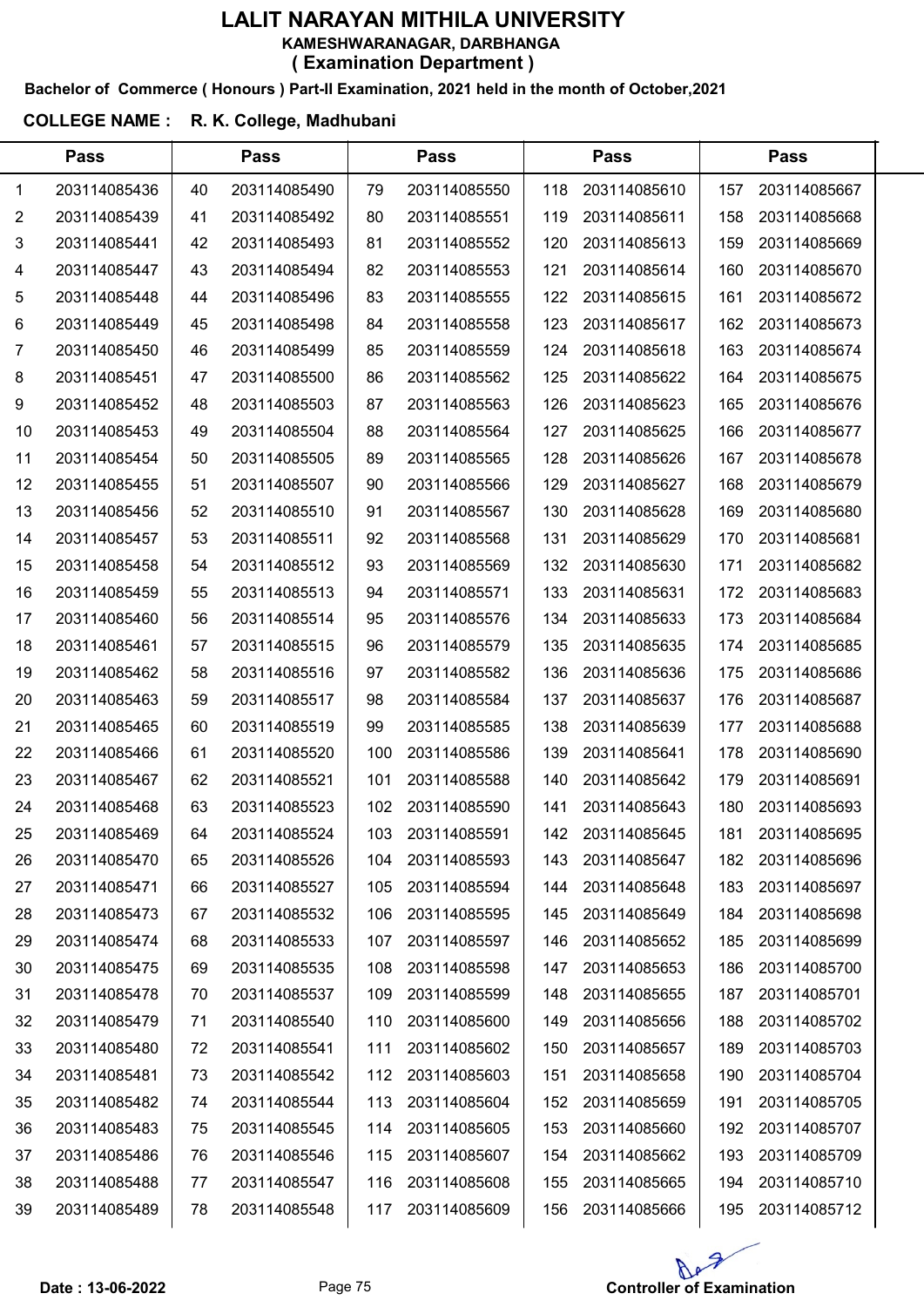# LALIT NARAYAN MITHILA UNIVERSITY

**KAMESHWARANAGAR, DARBHANGA**

**( Examination Department )**

**Bachelor of Commerce ( Honours ) Part-II Examination, 2021 held in the month of October,2021**

**COLLEGE NAME : R. K. College, Madhubani**

| Pass | | Pass | | Pass | | Pass | | Pass | |
|---|---|---|---|---|---|---|---|---|---|
| 1 | 203114085436 | 40 | 203114085490 | 79 | 203114085550 | 118 | 203114085610 | 157 | 203114085667 |
| 2 | 203114085439 | 41 | 203114085492 | 80 | 203114085551 | 119 | 203114085611 | 158 | 203114085668 |
| 3 | 203114085441 | 42 | 203114085493 | 81 | 203114085552 | 120 | 203114085613 | 159 | 203114085669 |
| 4 | 203114085447 | 43 | 203114085494 | 82 | 203114085553 | 121 | 203114085614 | 160 | 203114085670 |
| 5 | 203114085448 | 44 | 203114085496 | 83 | 203114085555 | 122 | 203114085615 | 161 | 203114085672 |
| 6 | 203114085449 | 45 | 203114085498 | 84 | 203114085558 | 123 | 203114085617 | 162 | 203114085673 |
| 7 | 203114085450 | 46 | 203114085499 | 85 | 203114085559 | 124 | 203114085618 | 163 | 203114085674 |
| 8 | 203114085451 | 47 | 203114085500 | 86 | 203114085562 | 125 | 203114085622 | 164 | 203114085675 |
| 9 | 203114085452 | 48 | 203114085503 | 87 | 203114085563 | 126 | 203114085623 | 165 | 203114085676 |
| 10 | 203114085453 | 49 | 203114085504 | 88 | 203114085564 | 127 | 203114085625 | 166 | 203114085677 |
| 11 | 203114085454 | 50 | 203114085505 | 89 | 203114085565 | 128 | 203114085626 | 167 | 203114085678 |
| 12 | 203114085455 | 51 | 203114085507 | 90 | 203114085566 | 129 | 203114085627 | 168 | 203114085679 |
| 13 | 203114085456 | 52 | 203114085510 | 91 | 203114085567 | 130 | 203114085628 | 169 | 203114085680 |
| 14 | 203114085457 | 53 | 203114085511 | 92 | 203114085568 | 131 | 203114085629 | 170 | 203114085681 |
| 15 | 203114085458 | 54 | 203114085512 | 93 | 203114085569 | 132 | 203114085630 | 171 | 203114085682 |
| 16 | 203114085459 | 55 | 203114085513 | 94 | 203114085571 | 133 | 203114085631 | 172 | 203114085683 |
| 17 | 203114085460 | 56 | 203114085514 | 95 | 203114085576 | 134 | 203114085633 | 173 | 203114085684 |
| 18 | 203114085461 | 57 | 203114085515 | 96 | 203114085579 | 135 | 203114085635 | 174 | 203114085685 |
| 19 | 203114085462 | 58 | 203114085516 | 97 | 203114085582 | 136 | 203114085636 | 175 | 203114085686 |
| 20 | 203114085463 | 59 | 203114085517 | 98 | 203114085584 | 137 | 203114085637 | 176 | 203114085687 |
| 21 | 203114085465 | 60 | 203114085519 | 99 | 203114085585 | 138 | 203114085639 | 177 | 203114085688 |
| 22 | 203114085466 | 61 | 203114085520 | 100 | 203114085586 | 139 | 203114085641 | 178 | 203114085690 |
| 23 | 203114085467 | 62 | 203114085521 | 101 | 203114085588 | 140 | 203114085642 | 179 | 203114085691 |
| 24 | 203114085468 | 63 | 203114085523 | 102 | 203114085590 | 141 | 203114085643 | 180 | 203114085693 |
| 25 | 203114085469 | 64 | 203114085524 | 103 | 203114085591 | 142 | 203114085645 | 181 | 203114085695 |
| 26 | 203114085470 | 65 | 203114085526 | 104 | 203114085593 | 143 | 203114085647 | 182 | 203114085696 |
| 27 | 203114085471 | 66 | 203114085527 | 105 | 203114085594 | 144 | 203114085648 | 183 | 203114085697 |
| 28 | 203114085473 | 67 | 203114085532 | 106 | 203114085595 | 145 | 203114085649 | 184 | 203114085698 |
| 29 | 203114085474 | 68 | 203114085533 | 107 | 203114085597 | 146 | 203114085652 | 185 | 203114085699 |
| 30 | 203114085475 | 69 | 203114085535 | 108 | 203114085598 | 147 | 203114085653 | 186 | 203114085700 |
| 31 | 203114085478 | 70 | 203114085537 | 109 | 203114085599 | 148 | 203114085655 | 187 | 203114085701 |
| 32 | 203114085479 | 71 | 203114085540 | 110 | 203114085600 | 149 | 203114085656 | 188 | 203114085702 |
| 33 | 203114085480 | 72 | 203114085541 | 111 | 203114085602 | 150 | 203114085657 | 189 | 203114085703 |
| 34 | 203114085481 | 73 | 203114085542 | 112 | 203114085603 | 151 | 203114085658 | 190 | 203114085704 |
| 35 | 203114085482 | 74 | 203114085544 | 113 | 203114085604 | 152 | 203114085659 | 191 | 203114085705 |
| 36 | 203114085483 | 75 | 203114085545 | 114 | 203114085605 | 153 | 203114085660 | 192 | 203114085707 |
| 37 | 203114085486 | 76 | 203114085546 | 115 | 203114085607 | 154 | 203114085662 | 193 | 203114085709 |
| 38 | 203114085488 | 77 | 203114085547 | 116 | 203114085608 | 155 | 203114085665 | 194 | 203114085710 |
| 39 | 203114085489 | 78 | 203114085548 | 117 | 203114085609 | 156 | 203114085666 | 195 | 203114085712 |

**Date : 13-06-2022**

**Controller of Examination**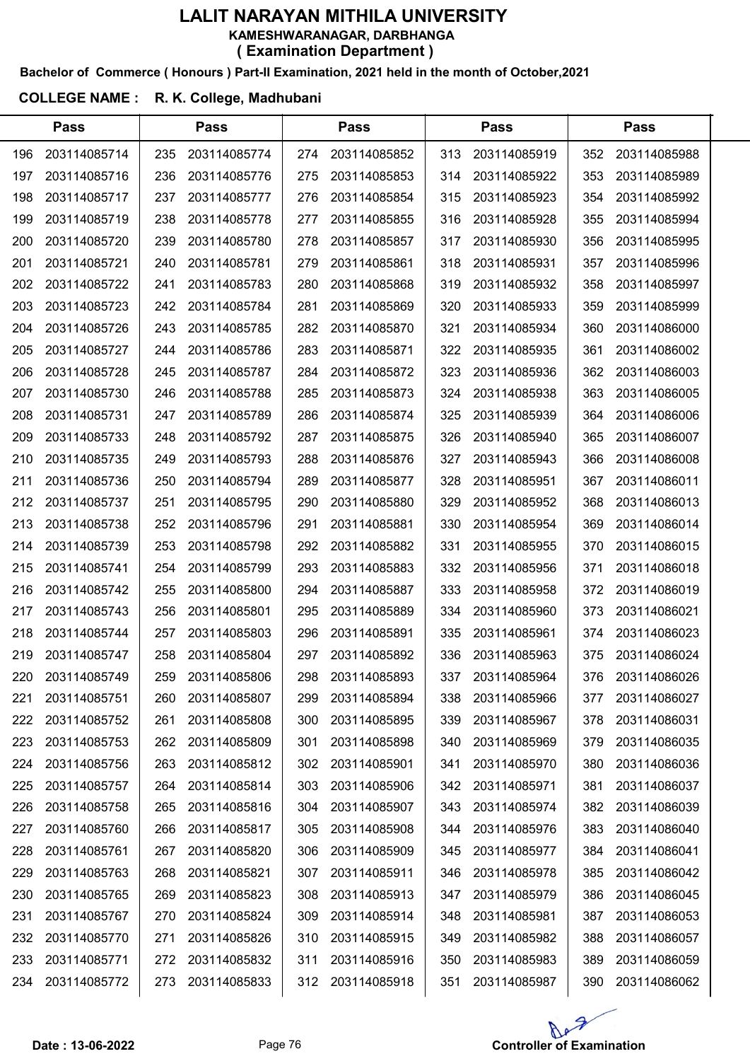# LALIT NARAYAN MITHILA UNIVERSITY

**KAMESHWARANAGAR, DARBHANGA**

**( Examination Department )**

**Bachelor of Commerce ( Honours ) Part-II Examination, 2021 held in the month of October,2021**

**COLLEGE NAME : R. K. College, Madhubani**

| Pass | | Pass | | Pass | | Pass | | Pass | |
|---|---|---|---|---|---|---|---|---|---|
| 196 | 203114085714 | 235 | 203114085774 | 274 | 203114085852 | 313 | 203114085919 | 352 | 203114085988 |
| 197 | 203114085716 | 236 | 203114085776 | 275 | 203114085853 | 314 | 203114085922 | 353 | 203114085989 |
| 198 | 203114085717 | 237 | 203114085777 | 276 | 203114085854 | 315 | 203114085923 | 354 | 203114085992 |
| 199 | 203114085719 | 238 | 203114085778 | 277 | 203114085855 | 316 | 203114085928 | 355 | 203114085994 |
| 200 | 203114085720 | 239 | 203114085780 | 278 | 203114085857 | 317 | 203114085930 | 356 | 203114085995 |
| 201 | 203114085721 | 240 | 203114085781 | 279 | 203114085861 | 318 | 203114085931 | 357 | 203114085996 |
| 202 | 203114085722 | 241 | 203114085783 | 280 | 203114085868 | 319 | 203114085932 | 358 | 203114085997 |
| 203 | 203114085723 | 242 | 203114085784 | 281 | 203114085869 | 320 | 203114085933 | 359 | 203114085999 |
| 204 | 203114085726 | 243 | 203114085785 | 282 | 203114085870 | 321 | 203114085934 | 360 | 203114086000 |
| 205 | 203114085727 | 244 | 203114085786 | 283 | 203114085871 | 322 | 203114085935 | 361 | 203114086002 |
| 206 | 203114085728 | 245 | 203114085787 | 284 | 203114085872 | 323 | 203114085936 | 362 | 203114086003 |
| 207 | 203114085730 | 246 | 203114085788 | 285 | 203114085873 | 324 | 203114085938 | 363 | 203114086005 |
| 208 | 203114085731 | 247 | 203114085789 | 286 | 203114085874 | 325 | 203114085939 | 364 | 203114086006 |
| 209 | 203114085733 | 248 | 203114085792 | 287 | 203114085875 | 326 | 203114085940 | 365 | 203114086007 |
| 210 | 203114085735 | 249 | 203114085793 | 288 | 203114085876 | 327 | 203114085943 | 366 | 203114086008 |
| 211 | 203114085736 | 250 | 203114085794 | 289 | 203114085877 | 328 | 203114085951 | 367 | 203114086011 |
| 212 | 203114085737 | 251 | 203114085795 | 290 | 203114085880 | 329 | 203114085952 | 368 | 203114086013 |
| 213 | 203114085738 | 252 | 203114085796 | 291 | 203114085881 | 330 | 203114085954 | 369 | 203114086014 |
| 214 | 203114085739 | 253 | 203114085798 | 292 | 203114085882 | 331 | 203114085955 | 370 | 203114086015 |
| 215 | 203114085741 | 254 | 203114085799 | 293 | 203114085883 | 332 | 203114085956 | 371 | 203114086018 |
| 216 | 203114085742 | 255 | 203114085800 | 294 | 203114085887 | 333 | 203114085958 | 372 | 203114086019 |
| 217 | 203114085743 | 256 | 203114085801 | 295 | 203114085889 | 334 | 203114085960 | 373 | 203114086021 |
| 218 | 203114085744 | 257 | 203114085803 | 296 | 203114085891 | 335 | 203114085961 | 374 | 203114086023 |
| 219 | 203114085747 | 258 | 203114085804 | 297 | 203114085892 | 336 | 203114085963 | 375 | 203114086024 |
| 220 | 203114085749 | 259 | 203114085806 | 298 | 203114085893 | 337 | 203114085964 | 376 | 203114086026 |
| 221 | 203114085751 | 260 | 203114085807 | 299 | 203114085894 | 338 | 203114085966 | 377 | 203114086027 |
| 222 | 203114085752 | 261 | 203114085808 | 300 | 203114085895 | 339 | 203114085967 | 378 | 203114086031 |
| 223 | 203114085753 | 262 | 203114085809 | 301 | 203114085898 | 340 | 203114085969 | 379 | 203114086035 |
| 224 | 203114085756 | 263 | 203114085812 | 302 | 203114085901 | 341 | 203114085970 | 380 | 203114086036 |
| 225 | 203114085757 | 264 | 203114085814 | 303 | 203114085906 | 342 | 203114085971 | 381 | 203114086037 |
| 226 | 203114085758 | 265 | 203114085816 | 304 | 203114085907 | 343 | 203114085974 | 382 | 203114086039 |
| 227 | 203114085760 | 266 | 203114085817 | 305 | 203114085908 | 344 | 203114085976 | 383 | 203114086040 |
| 228 | 203114085761 | 267 | 203114085820 | 306 | 203114085909 | 345 | 203114085977 | 384 | 203114086041 |
| 229 | 203114085763 | 268 | 203114085821 | 307 | 203114085911 | 346 | 203114085978 | 385 | 203114086042 |
| 230 | 203114085765 | 269 | 203114085823 | 308 | 203114085913 | 347 | 203114085979 | 386 | 203114086045 |
| 231 | 203114085767 | 270 | 203114085824 | 309 | 203114085914 | 348 | 203114085981 | 387 | 203114086053 |
| 232 | 203114085770 | 271 | 203114085826 | 310 | 203114085915 | 349 | 203114085982 | 388 | 203114086057 |
| 233 | 203114085771 | 272 | 203114085832 | 311 | 203114085916 | 350 | 203114085983 | 389 | 203114086059 |
| 234 | 203114085772 | 273 | 203114085833 | 312 | 203114085918 | 351 | 203114085987 | 390 | 203114086062 |

**Date : 13-06-2022**

**Controller of Examination**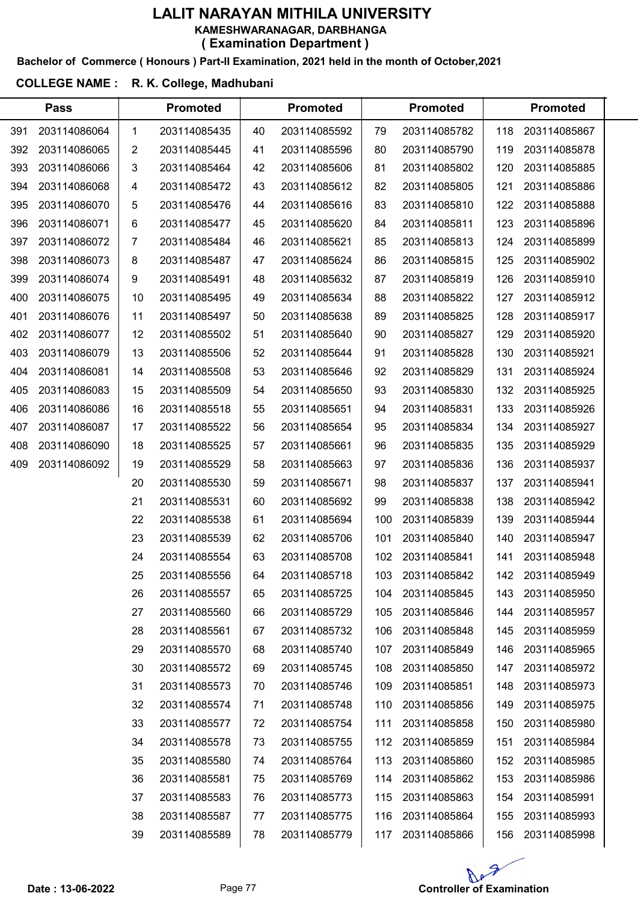# LALIT NARAYAN MITHILA UNIVERSITY

**KAMESHWARANAGAR, DARBHANGA**

**( Examination Department )**

**Bachelor of Commerce ( Honours ) Part-II Examination, 2021 held in the month of October,2021**

**COLLEGE NAME : R. K. College, Madhubani**

| Pass | | Promoted | | Promoted | | Promoted | | Promoted | |
|---|---|---|---|---|---|---|---|---|---|
| 391 | 203114086064 | 1 | 203114085435 | 40 | 203114085592 | 79 | 203114085782 | 118 | 203114085867 |
| 392 | 203114086065 | 2 | 203114085445 | 41 | 203114085596 | 80 | 203114085790 | 119 | 203114085878 |
| 393 | 203114086066 | 3 | 203114085464 | 42 | 203114085606 | 81 | 203114085802 | 120 | 203114085885 |
| 394 | 203114086068 | 4 | 203114085472 | 43 | 203114085612 | 82 | 203114085805 | 121 | 203114085886 |
| 395 | 203114086070 | 5 | 203114085476 | 44 | 203114085616 | 83 | 203114085810 | 122 | 203114085888 |
| 396 | 203114086071 | 6 | 203114085477 | 45 | 203114085620 | 84 | 203114085811 | 123 | 203114085896 |
| 397 | 203114086072 | 7 | 203114085484 | 46 | 203114085621 | 85 | 203114085813 | 124 | 203114085899 |
| 398 | 203114086073 | 8 | 203114085487 | 47 | 203114085624 | 86 | 203114085815 | 125 | 203114085902 |
| 399 | 203114086074 | 9 | 203114085491 | 48 | 203114085632 | 87 | 203114085819 | 126 | 203114085910 |
| 400 | 203114086075 | 10 | 203114085495 | 49 | 203114085634 | 88 | 203114085822 | 127 | 203114085912 |
| 401 | 203114086076 | 11 | 203114085497 | 50 | 203114085638 | 89 | 203114085825 | 128 | 203114085917 |
| 402 | 203114086077 | 12 | 203114085502 | 51 | 203114085640 | 90 | 203114085827 | 129 | 203114085920 |
| 403 | 203114086079 | 13 | 203114085506 | 52 | 203114085644 | 91 | 203114085828 | 130 | 203114085921 |
| 404 | 203114086081 | 14 | 203114085508 | 53 | 203114085646 | 92 | 203114085829 | 131 | 203114085924 |
| 405 | 203114086083 | 15 | 203114085509 | 54 | 203114085650 | 93 | 203114085830 | 132 | 203114085925 |
| 406 | 203114086086 | 16 | 203114085518 | 55 | 203114085651 | 94 | 203114085831 | 133 | 203114085926 |
| 407 | 203114086087 | 17 | 203114085522 | 56 | 203114085654 | 95 | 203114085834 | 134 | 203114085927 |
| 408 | 203114086090 | 18 | 203114085525 | 57 | 203114085661 | 96 | 203114085835 | 135 | 203114085929 |
| 409 | 203114086092 | 19 | 203114085529 | 58 | 203114085663 | 97 | 203114085836 | 136 | 203114085937 |
| | | 20 | 203114085530 | 59 | 203114085671 | 98 | 203114085837 | 137 | 203114085941 |
| | | 21 | 203114085531 | 60 | 203114085692 | 99 | 203114085838 | 138 | 203114085942 |
| | | 22 | 203114085538 | 61 | 203114085694 | 100 | 203114085839 | 139 | 203114085944 |
| | | 23 | 203114085539 | 62 | 203114085706 | 101 | 203114085840 | 140 | 203114085947 |
| | | 24 | 203114085554 | 63 | 203114085708 | 102 | 203114085841 | 141 | 203114085948 |
| | | 25 | 203114085556 | 64 | 203114085718 | 103 | 203114085842 | 142 | 203114085949 |
| | | 26 | 203114085557 | 65 | 203114085725 | 104 | 203114085845 | 143 | 203114085950 |
| | | 27 | 203114085560 | 66 | 203114085729 | 105 | 203114085846 | 144 | 203114085957 |
| | | 28 | 203114085561 | 67 | 203114085732 | 106 | 203114085848 | 145 | 203114085959 |
| | | 29 | 203114085570 | 68 | 203114085740 | 107 | 203114085849 | 146 | 203114085965 |
| | | 30 | 203114085572 | 69 | 203114085745 | 108 | 203114085850 | 147 | 203114085972 |
| | | 31 | 203114085573 | 70 | 203114085746 | 109 | 203114085851 | 148 | 203114085973 |
| | | 32 | 203114085574 | 71 | 203114085748 | 110 | 203114085856 | 149 | 203114085975 |
| | | 33 | 203114085577 | 72 | 203114085754 | 111 | 203114085858 | 150 | 203114085980 |
| | | 34 | 203114085578 | 73 | 203114085755 | 112 | 203114085859 | 151 | 203114085984 |
| | | 35 | 203114085580 | 74 | 203114085764 | 113 | 203114085860 | 152 | 203114085985 |
| | | 36 | 203114085581 | 75 | 203114085769 | 114 | 203114085862 | 153 | 203114085986 |
| | | 37 | 203114085583 | 76 | 203114085773 | 115 | 203114085863 | 154 | 203114085991 |
| | | 38 | 203114085587 | 77 | 203114085775 | 116 | 203114085864 | 155 | 203114085993 |
| | | 39 | 203114085589 | 78 | 203114085779 | 117 | 203114085866 | 156 | 203114085998 |

**Date : 13-06-2022**

**Controller of Examination**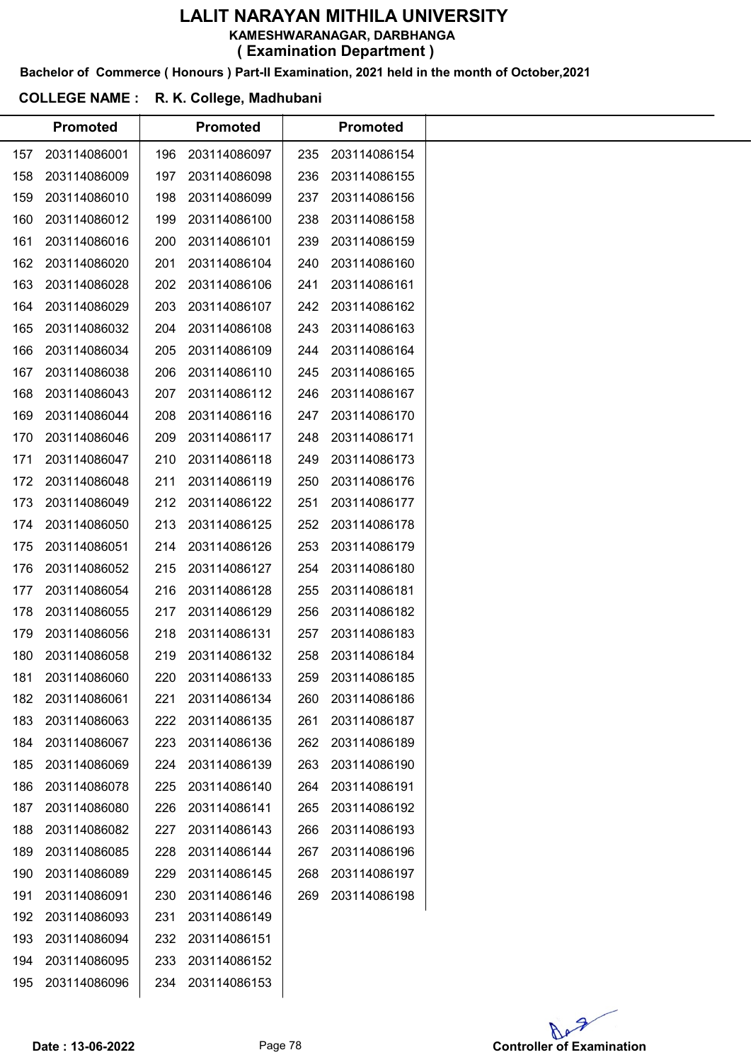# LALIT NARAYAN MITHILA UNIVERSITY

**KAMESHWARANAGAR, DARBHANGA**

**( Examination Department )**

**Bachelor of Commerce ( Honours ) Part-II Examination, 2021 held in the month of October,2021**

**COLLEGE NAME : R. K. College, Madhubani**

| | Promoted | | Promoted | | Promoted |
|---|---|---|---|---|---|
| 157 | 203114086001 | 196 | 203114086097 | 235 | 203114086154 |
| 158 | 203114086009 | 197 | 203114086098 | 236 | 203114086155 |
| 159 | 203114086010 | 198 | 203114086099 | 237 | 203114086156 |
| 160 | 203114086012 | 199 | 203114086100 | 238 | 203114086158 |
| 161 | 203114086016 | 200 | 203114086101 | 239 | 203114086159 |
| 162 | 203114086020 | 201 | 203114086104 | 240 | 203114086160 |
| 163 | 203114086028 | 202 | 203114086106 | 241 | 203114086161 |
| 164 | 203114086029 | 203 | 203114086107 | 242 | 203114086162 |
| 165 | 203114086032 | 204 | 203114086108 | 243 | 203114086163 |
| 166 | 203114086034 | 205 | 203114086109 | 244 | 203114086164 |
| 167 | 203114086038 | 206 | 203114086110 | 245 | 203114086165 |
| 168 | 203114086043 | 207 | 203114086112 | 246 | 203114086167 |
| 169 | 203114086044 | 208 | 203114086116 | 247 | 203114086170 |
| 170 | 203114086046 | 209 | 203114086117 | 248 | 203114086171 |
| 171 | 203114086047 | 210 | 203114086118 | 249 | 203114086173 |
| 172 | 203114086048 | 211 | 203114086119 | 250 | 203114086176 |
| 173 | 203114086049 | 212 | 203114086122 | 251 | 203114086177 |
| 174 | 203114086050 | 213 | 203114086125 | 252 | 203114086178 |
| 175 | 203114086051 | 214 | 203114086126 | 253 | 203114086179 |
| 176 | 203114086052 | 215 | 203114086127 | 254 | 203114086180 |
| 177 | 203114086054 | 216 | 203114086128 | 255 | 203114086181 |
| 178 | 203114086055 | 217 | 203114086129 | 256 | 203114086182 |
| 179 | 203114086056 | 218 | 203114086131 | 257 | 203114086183 |
| 180 | 203114086058 | 219 | 203114086132 | 258 | 203114086184 |
| 181 | 203114086060 | 220 | 203114086133 | 259 | 203114086185 |
| 182 | 203114086061 | 221 | 203114086134 | 260 | 203114086186 |
| 183 | 203114086063 | 222 | 203114086135 | 261 | 203114086187 |
| 184 | 203114086067 | 223 | 203114086136 | 262 | 203114086189 |
| 185 | 203114086069 | 224 | 203114086139 | 263 | 203114086190 |
| 186 | 203114086078 | 225 | 203114086140 | 264 | 203114086191 |
| 187 | 203114086080 | 226 | 203114086141 | 265 | 203114086192 |
| 188 | 203114086082 | 227 | 203114086143 | 266 | 203114086193 |
| 189 | 203114086085 | 228 | 203114086144 | 267 | 203114086196 |
| 190 | 203114086089 | 229 | 203114086145 | 268 | 203114086197 |
| 191 | 203114086091 | 230 | 203114086146 | 269 | 203114086198 |
| 192 | 203114086093 | 231 | 203114086149 | | |
| 193 | 203114086094 | 232 | 203114086151 | | |
| 194 | 203114086095 | 233 | 203114086152 | | |
| 195 | 203114086096 | 234 | 203114086153 | | |

**Date : 13-06-2022**

**Controller of Examination**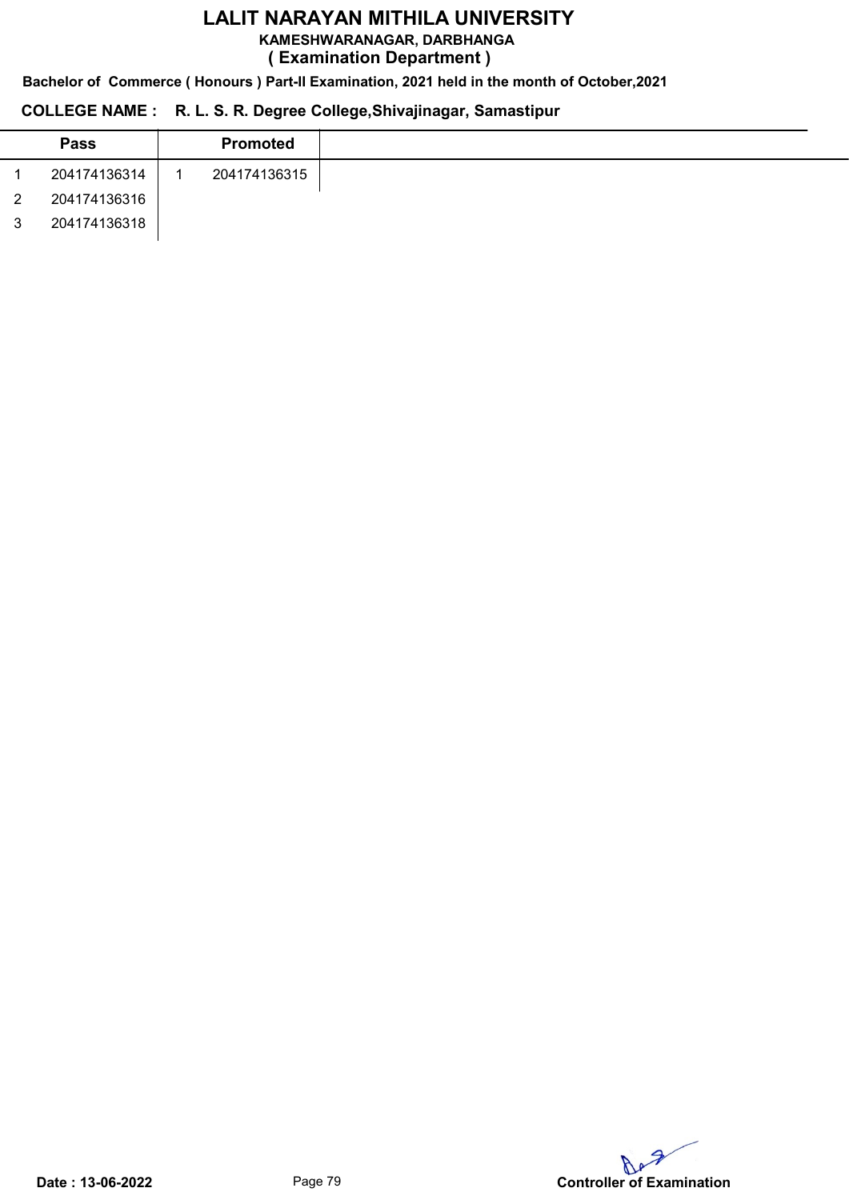# LALIT NARAYAN MITHILA UNIVERSITY

**KAMESHWARANAGAR, DARBHANGA**

**( Examination Department )**

**Bachelor of Commerce ( Honours ) Part-II Examination, 2021 held in the month of October,2021**

**COLLEGE NAME : R. L. S. R. Degree College,Shivajinagar, Samastipur**

| | Pass | | Promoted |
|---|---|---|---|
| 1 | 204174136314 | 1 | 204174136315 |
| 2 | 204174136316 | | |
| 3 | 204174136318 | | |

Date : 13-06-2022

Controller of Examination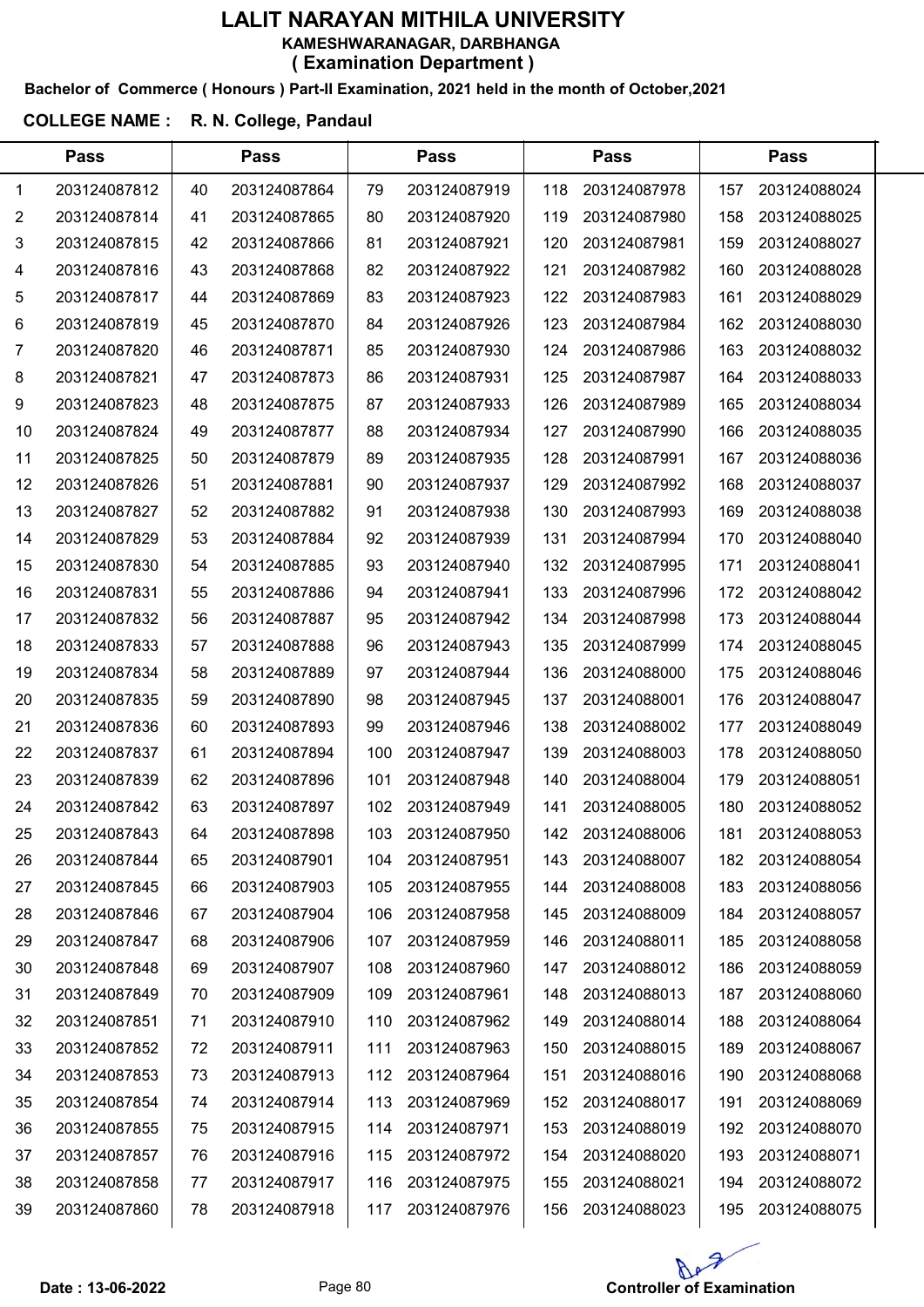# LALIT NARAYAN MITHILA UNIVERSITY

**KAMESHWARANAGAR, DARBHANGA**

**( Examination Department )**

**Bachelor of Commerce ( Honours ) Part-II Examination, 2021 held in the month of October,2021**

**COLLEGE NAME : R. N. College, Pandaul**

| Pass | | Pass | | Pass | | Pass | | Pass | |
|---|---|---|---|---|---|---|---|---|---|
| 1 | 203124087812 | 40 | 203124087864 | 79 | 203124087919 | 118 | 203124087978 | 157 | 203124088024 |
| 2 | 203124087814 | 41 | 203124087865 | 80 | 203124087920 | 119 | 203124087980 | 158 | 203124088025 |
| 3 | 203124087815 | 42 | 203124087866 | 81 | 203124087921 | 120 | 203124087981 | 159 | 203124088027 |
| 4 | 203124087816 | 43 | 203124087868 | 82 | 203124087922 | 121 | 203124087982 | 160 | 203124088028 |
| 5 | 203124087817 | 44 | 203124087869 | 83 | 203124087923 | 122 | 203124087983 | 161 | 203124088029 |
| 6 | 203124087819 | 45 | 203124087870 | 84 | 203124087926 | 123 | 203124087984 | 162 | 203124088030 |
| 7 | 203124087820 | 46 | 203124087871 | 85 | 203124087930 | 124 | 203124087986 | 163 | 203124088032 |
| 8 | 203124087821 | 47 | 203124087873 | 86 | 203124087931 | 125 | 203124087987 | 164 | 203124088033 |
| 9 | 203124087823 | 48 | 203124087875 | 87 | 203124087933 | 126 | 203124087989 | 165 | 203124088034 |
| 10 | 203124087824 | 49 | 203124087877 | 88 | 203124087934 | 127 | 203124087990 | 166 | 203124088035 |
| 11 | 203124087825 | 50 | 203124087879 | 89 | 203124087935 | 128 | 203124087991 | 167 | 203124088036 |
| 12 | 203124087826 | 51 | 203124087881 | 90 | 203124087937 | 129 | 203124087992 | 168 | 203124088037 |
| 13 | 203124087827 | 52 | 203124087882 | 91 | 203124087938 | 130 | 203124087993 | 169 | 203124088038 |
| 14 | 203124087829 | 53 | 203124087884 | 92 | 203124087939 | 131 | 203124087994 | 170 | 203124088040 |
| 15 | 203124087830 | 54 | 203124087885 | 93 | 203124087940 | 132 | 203124087995 | 171 | 203124088041 |
| 16 | 203124087831 | 55 | 203124087886 | 94 | 203124087941 | 133 | 203124087996 | 172 | 203124088042 |
| 17 | 203124087832 | 56 | 203124087887 | 95 | 203124087942 | 134 | 203124087998 | 173 | 203124088044 |
| 18 | 203124087833 | 57 | 203124087888 | 96 | 203124087943 | 135 | 203124087999 | 174 | 203124088045 |
| 19 | 203124087834 | 58 | 203124087889 | 97 | 203124087944 | 136 | 203124088000 | 175 | 203124088046 |
| 20 | 203124087835 | 59 | 203124087890 | 98 | 203124087945 | 137 | 203124088001 | 176 | 203124088047 |
| 21 | 203124087836 | 60 | 203124087893 | 99 | 203124087946 | 138 | 203124088002 | 177 | 203124088049 |
| 22 | 203124087837 | 61 | 203124087894 | 100 | 203124087947 | 139 | 203124088003 | 178 | 203124088050 |
| 23 | 203124087839 | 62 | 203124087896 | 101 | 203124087948 | 140 | 203124088004 | 179 | 203124088051 |
| 24 | 203124087842 | 63 | 203124087897 | 102 | 203124087949 | 141 | 203124088005 | 180 | 203124088052 |
| 25 | 203124087843 | 64 | 203124087898 | 103 | 203124087950 | 142 | 203124088006 | 181 | 203124088053 |
| 26 | 203124087844 | 65 | 203124087901 | 104 | 203124087951 | 143 | 203124088007 | 182 | 203124088054 |
| 27 | 203124087845 | 66 | 203124087903 | 105 | 203124087955 | 144 | 203124088008 | 183 | 203124088056 |
| 28 | 203124087846 | 67 | 203124087904 | 106 | 203124087958 | 145 | 203124088009 | 184 | 203124088057 |
| 29 | 203124087847 | 68 | 203124087906 | 107 | 203124087959 | 146 | 203124088011 | 185 | 203124088058 |
| 30 | 203124087848 | 69 | 203124087907 | 108 | 203124087960 | 147 | 203124088012 | 186 | 203124088059 |
| 31 | 203124087849 | 70 | 203124087909 | 109 | 203124087961 | 148 | 203124088013 | 187 | 203124088060 |
| 32 | 203124087851 | 71 | 203124087910 | 110 | 203124087962 | 149 | 203124088014 | 188 | 203124088064 |
| 33 | 203124087852 | 72 | 203124087911 | 111 | 203124087963 | 150 | 203124088015 | 189 | 203124088067 |
| 34 | 203124087853 | 73 | 203124087913 | 112 | 203124087964 | 151 | 203124088016 | 190 | 203124088068 |
| 35 | 203124087854 | 74 | 203124087914 | 113 | 203124087969 | 152 | 203124088017 | 191 | 203124088069 |
| 36 | 203124087855 | 75 | 203124087915 | 114 | 203124087971 | 153 | 203124088019 | 192 | 203124088070 |
| 37 | 203124087857 | 76 | 203124087916 | 115 | 203124087972 | 154 | 203124088020 | 193 | 203124088071 |
| 38 | 203124087858 | 77 | 203124087917 | 116 | 203124087975 | 155 | 203124088021 | 194 | 203124088072 |
| 39 | 203124087860 | 78 | 203124087918 | 117 | 203124087976 | 156 | 203124088023 | 195 | 203124088075 |

**Date : 13-06-2022**

**Controller of Examination**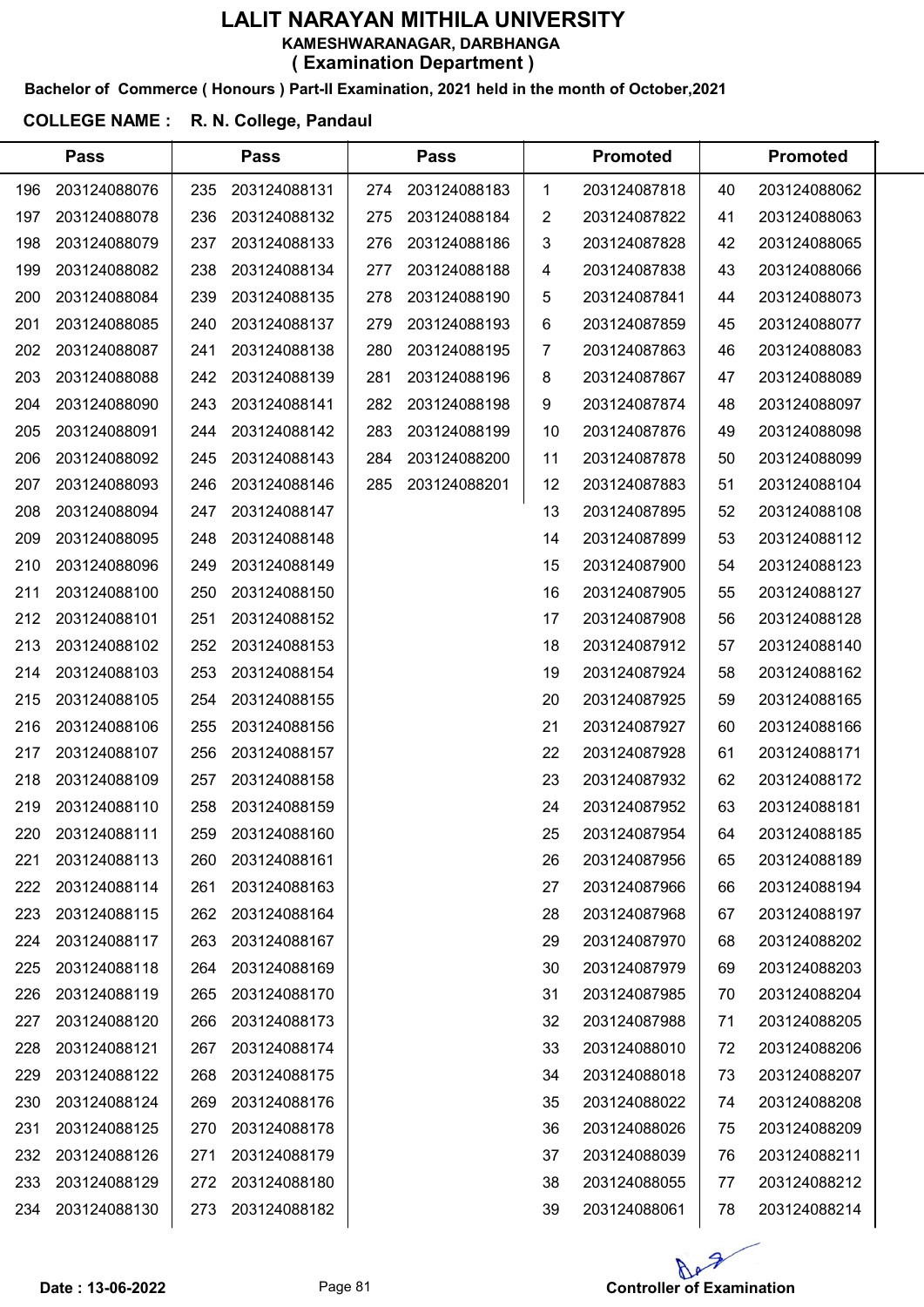# LALIT NARAYAN MITHILA UNIVERSITY

**KAMESHWARANAGAR, DARBHANGA**

**( Examination Department )**

**Bachelor of Commerce ( Honours ) Part-II Examination, 2021 held in the month of October,2021**

**COLLEGE NAME : R. N. College, Pandaul**

| Pass | | Pass | | Pass | | Promoted | | Promoted | |
|---|---|---|---|---|---|---|---|---|---|
| 196 | 203124088076 | 235 | 203124088131 | 274 | 203124088183 | 1 | 203124087818 | 40 | 203124088062 |
| 197 | 203124088078 | 236 | 203124088132 | 275 | 203124088184 | 2 | 203124087822 | 41 | 203124088063 |
| 198 | 203124088079 | 237 | 203124088133 | 276 | 203124088186 | 3 | 203124087828 | 42 | 203124088065 |
| 199 | 203124088082 | 238 | 203124088134 | 277 | 203124088188 | 4 | 203124087838 | 43 | 203124088066 |
| 200 | 203124088084 | 239 | 203124088135 | 278 | 203124088190 | 5 | 203124087841 | 44 | 203124088073 |
| 201 | 203124088085 | 240 | 203124088137 | 279 | 203124088193 | 6 | 203124087859 | 45 | 203124088077 |
| 202 | 203124088087 | 241 | 203124088138 | 280 | 203124088195 | 7 | 203124087863 | 46 | 203124088083 |
| 203 | 203124088088 | 242 | 203124088139 | 281 | 203124088196 | 8 | 203124087867 | 47 | 203124088089 |
| 204 | 203124088090 | 243 | 203124088141 | 282 | 203124088198 | 9 | 203124087874 | 48 | 203124088097 |
| 205 | 203124088091 | 244 | 203124088142 | 283 | 203124088199 | 10 | 203124087876 | 49 | 203124088098 |
| 206 | 203124088092 | 245 | 203124088143 | 284 | 203124088200 | 11 | 203124087878 | 50 | 203124088099 |
| 207 | 203124088093 | 246 | 203124088146 | 285 | 203124088201 | 12 | 203124087883 | 51 | 203124088104 |
| 208 | 203124088094 | 247 | 203124088147 | | | 13 | 203124087895 | 52 | 203124088108 |
| 209 | 203124088095 | 248 | 203124088148 | | | 14 | 203124087899 | 53 | 203124088112 |
| 210 | 203124088096 | 249 | 203124088149 | | | 15 | 203124087900 | 54 | 203124088123 |
| 211 | 203124088100 | 250 | 203124088150 | | | 16 | 203124087905 | 55 | 203124088127 |
| 212 | 203124088101 | 251 | 203124088152 | | | 17 | 203124087908 | 56 | 203124088128 |
| 213 | 203124088102 | 252 | 203124088153 | | | 18 | 203124087912 | 57 | 203124088140 |
| 214 | 203124088103 | 253 | 203124088154 | | | 19 | 203124087924 | 58 | 203124088162 |
| 215 | 203124088105 | 254 | 203124088155 | | | 20 | 203124087925 | 59 | 203124088165 |
| 216 | 203124088106 | 255 | 203124088156 | | | 21 | 203124087927 | 60 | 203124088166 |
| 217 | 203124088107 | 256 | 203124088157 | | | 22 | 203124087928 | 61 | 203124088171 |
| 218 | 203124088109 | 257 | 203124088158 | | | 23 | 203124087932 | 62 | 203124088172 |
| 219 | 203124088110 | 258 | 203124088159 | | | 24 | 203124087952 | 63 | 203124088181 |
| 220 | 203124088111 | 259 | 203124088160 | | | 25 | 203124087954 | 64 | 203124088185 |
| 221 | 203124088113 | 260 | 203124088161 | | | 26 | 203124087956 | 65 | 203124088189 |
| 222 | 203124088114 | 261 | 203124088163 | | | 27 | 203124087966 | 66 | 203124088194 |
| 223 | 203124088115 | 262 | 203124088164 | | | 28 | 203124087968 | 67 | 203124088197 |
| 224 | 203124088117 | 263 | 203124088167 | | | 29 | 203124087970 | 68 | 203124088202 |
| 225 | 203124088118 | 264 | 203124088169 | | | 30 | 203124087979 | 69 | 203124088203 |
| 226 | 203124088119 | 265 | 203124088170 | | | 31 | 203124087985 | 70 | 203124088204 |
| 227 | 203124088120 | 266 | 203124088173 | | | 32 | 203124087988 | 71 | 203124088205 |
| 228 | 203124088121 | 267 | 203124088174 | | | 33 | 203124088010 | 72 | 203124088206 |
| 229 | 203124088122 | 268 | 203124088175 | | | 34 | 203124088018 | 73 | 203124088207 |
| 230 | 203124088124 | 269 | 203124088176 | | | 35 | 203124088022 | 74 | 203124088208 |
| 231 | 203124088125 | 270 | 203124088178 | | | 36 | 203124088026 | 75 | 203124088209 |
| 232 | 203124088126 | 271 | 203124088179 | | | 37 | 203124088039 | 76 | 203124088211 |
| 233 | 203124088129 | 272 | 203124088180 | | | 38 | 203124088055 | 77 | 203124088212 |
| 234 | 203124088130 | 273 | 203124088182 | | | 39 | 203124088061 | 78 | 203124088214 |

**Date : 13-06-2022**

**Controller of Examination**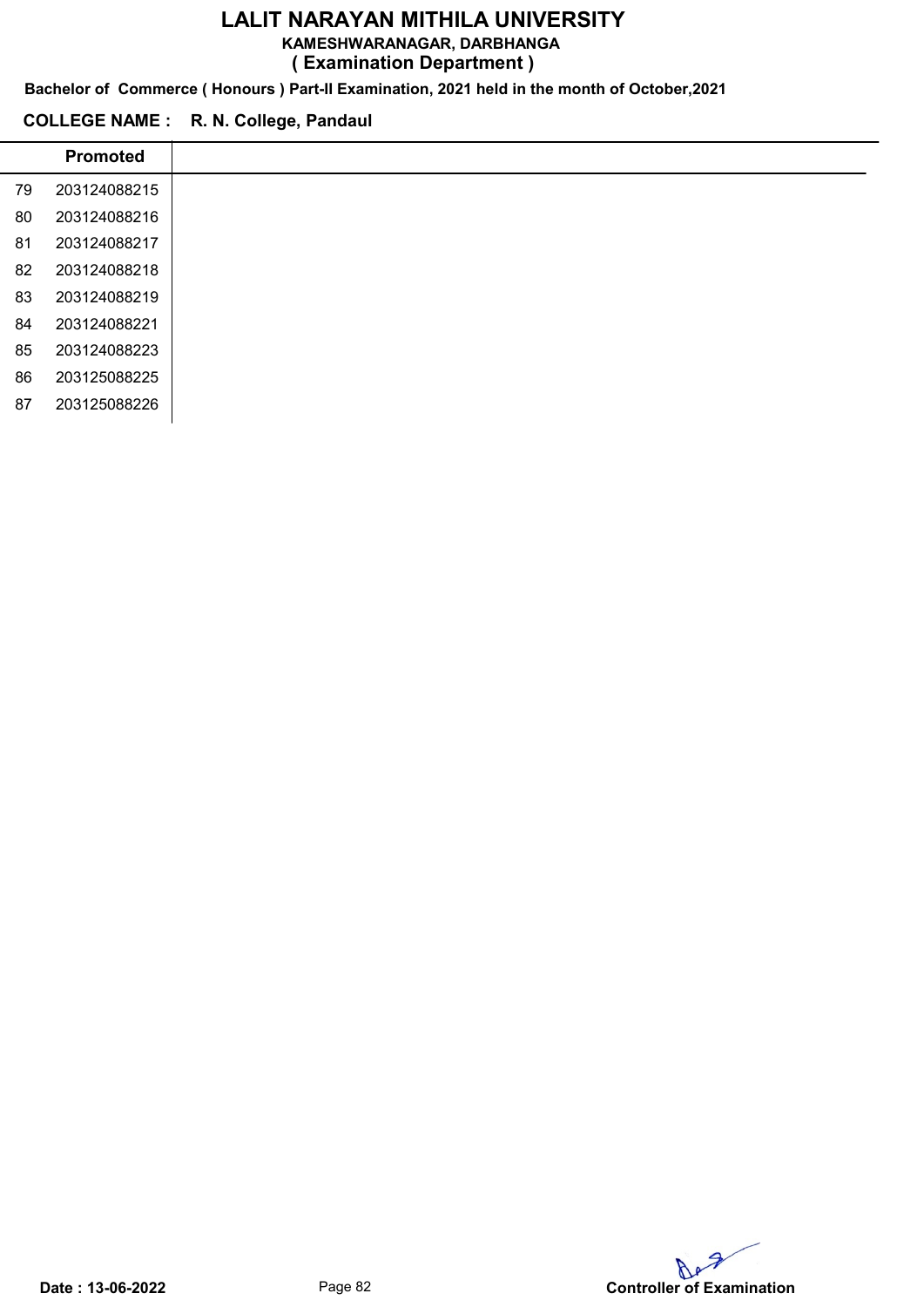# LALIT NARAYAN MITHILA UNIVERSITY

**KAMESHWARANAGAR, DARBHANGA**

**( Examination Department )**

**Bachelor of Commerce ( Honours ) Part-II Examination, 2021 held in the month of October,2021**

**COLLEGE NAME : R. N. College, Pandaul**

| | Promoted |
|---|---|
| 79 | 203124088215 |
| 80 | 203124088216 |
| 81 | 203124088217 |
| 82 | 203124088218 |
| 83 | 203124088219 |
| 84 | 203124088221 |
| 85 | 203124088223 |
| 86 | 203125088225 |
| 87 | 203125088226 |

**Date : 13-06-2022**

**Controller of Examination**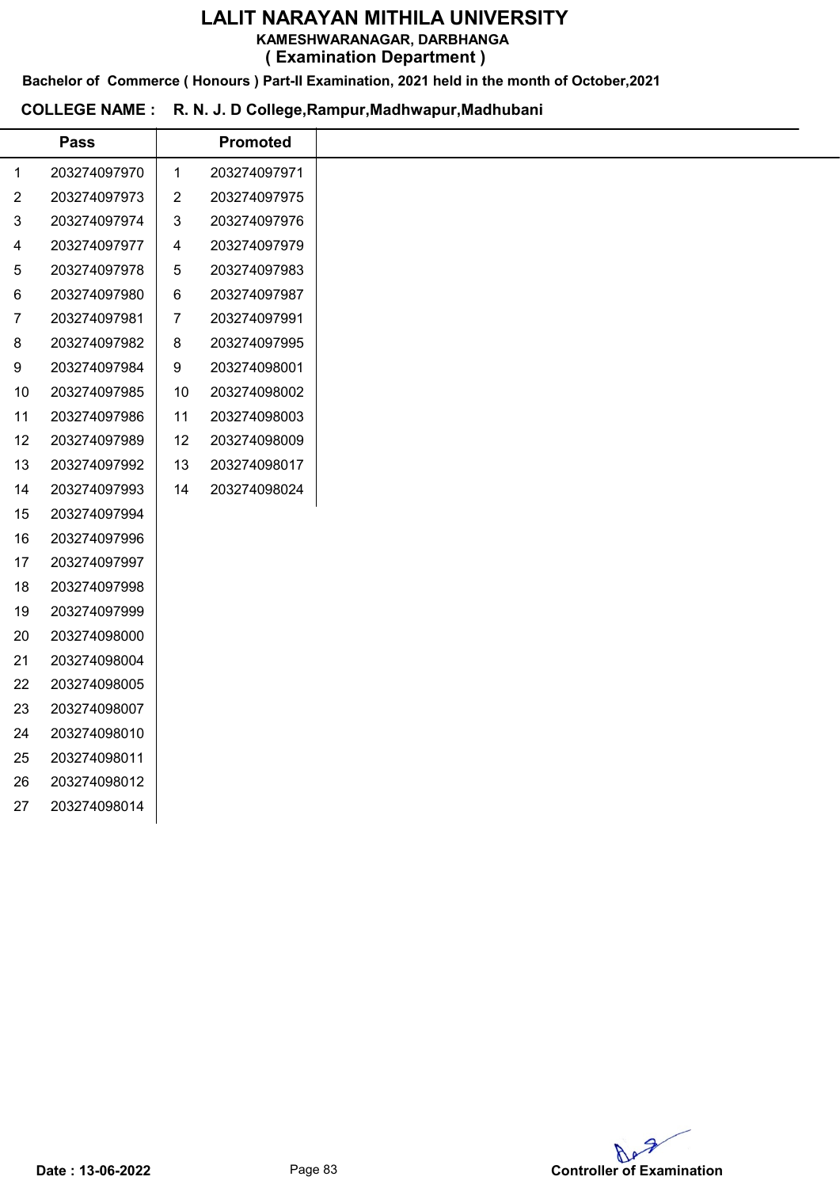# LALIT NARAYAN MITHILA UNIVERSITY

**KAMESHWARANAGAR, DARBHANGA**

**( Examination Department )**

**Bachelor of Commerce ( Honours ) Part-II Examination, 2021 held in the month of October,2021**

**COLLEGE NAME : R. N. J. D College,Rampur,Madhwapur,Madhubani**

| | Pass | | Promoted |
|---|---|---|---|
| 1 | 203274097970 | 1 | 203274097971 |
| 2 | 203274097973 | 2 | 203274097975 |
| 3 | 203274097974 | 3 | 203274097976 |
| 4 | 203274097977 | 4 | 203274097979 |
| 5 | 203274097978 | 5 | 203274097983 |
| 6 | 203274097980 | 6 | 203274097987 |
| 7 | 203274097981 | 7 | 203274097991 |
| 8 | 203274097982 | 8 | 203274097995 |
| 9 | 203274097984 | 9 | 203274098001 |
| 10 | 203274097985 | 10 | 203274098002 |
| 11 | 203274097986 | 11 | 203274098003 |
| 12 | 203274097989 | 12 | 203274098009 |
| 13 | 203274097992 | 13 | 203274098017 |
| 14 | 203274097993 | 14 | 203274098024 |
| 15 | 203274097994 | | |
| 16 | 203274097996 | | |
| 17 | 203274097997 | | |
| 18 | 203274097998 | | |
| 19 | 203274097999 | | |
| 20 | 203274098000 | | |
| 21 | 203274098004 | | |
| 22 | 203274098005 | | |
| 23 | 203274098007 | | |
| 24 | 203274098010 | | |
| 25 | 203274098011 | | |
| 26 | 203274098012 | | |
| 27 | 203274098014 | | |

**Date : 13-06-2022**

**Controller of Examination**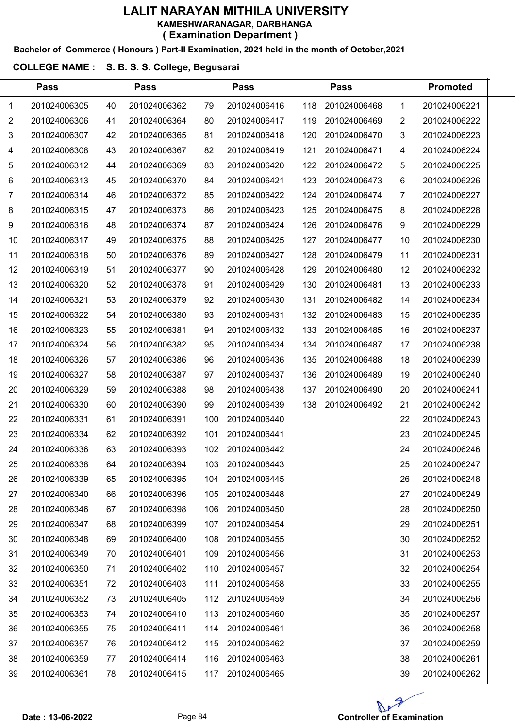# LALIT NARAYAN MITHILA UNIVERSITY

**KAMESHWARANAGAR, DARBHANGA**

**( Examination Department )**

**Bachelor of Commerce ( Honours ) Part-II Examination, 2021 held in the month of October,2021**

**COLLEGE NAME : S. B. S. S. College, Begusarai**

| Pass | | Pass | | Pass | | Pass | | Promoted | |
|---|---|---|---|---|---|---|---|---|---|
| 1 | 201024006305 | 40 | 201024006362 | 79 | 201024006416 | 118 | 201024006468 | 1 | 201024006221 |
| 2 | 201024006306 | 41 | 201024006364 | 80 | 201024006417 | 119 | 201024006469 | 2 | 201024006222 |
| 3 | 201024006307 | 42 | 201024006365 | 81 | 201024006418 | 120 | 201024006470 | 3 | 201024006223 |
| 4 | 201024006308 | 43 | 201024006367 | 82 | 201024006419 | 121 | 201024006471 | 4 | 201024006224 |
| 5 | 201024006312 | 44 | 201024006369 | 83 | 201024006420 | 122 | 201024006472 | 5 | 201024006225 |
| 6 | 201024006313 | 45 | 201024006370 | 84 | 201024006421 | 123 | 201024006473 | 6 | 201024006226 |
| 7 | 201024006314 | 46 | 201024006372 | 85 | 201024006422 | 124 | 201024006474 | 7 | 201024006227 |
| 8 | 201024006315 | 47 | 201024006373 | 86 | 201024006423 | 125 | 201024006475 | 8 | 201024006228 |
| 9 | 201024006316 | 48 | 201024006374 | 87 | 201024006424 | 126 | 201024006476 | 9 | 201024006229 |
| 10 | 201024006317 | 49 | 201024006375 | 88 | 201024006425 | 127 | 201024006477 | 10 | 201024006230 |
| 11 | 201024006318 | 50 | 201024006376 | 89 | 201024006427 | 128 | 201024006479 | 11 | 201024006231 |
| 12 | 201024006319 | 51 | 201024006377 | 90 | 201024006428 | 129 | 201024006480 | 12 | 201024006232 |
| 13 | 201024006320 | 52 | 201024006378 | 91 | 201024006429 | 130 | 201024006481 | 13 | 201024006233 |
| 14 | 201024006321 | 53 | 201024006379 | 92 | 201024006430 | 131 | 201024006482 | 14 | 201024006234 |
| 15 | 201024006322 | 54 | 201024006380 | 93 | 201024006431 | 132 | 201024006483 | 15 | 201024006235 |
| 16 | 201024006323 | 55 | 201024006381 | 94 | 201024006432 | 133 | 201024006485 | 16 | 201024006237 |
| 17 | 201024006324 | 56 | 201024006382 | 95 | 201024006434 | 134 | 201024006487 | 17 | 201024006238 |
| 18 | 201024006326 | 57 | 201024006386 | 96 | 201024006436 | 135 | 201024006488 | 18 | 201024006239 |
| 19 | 201024006327 | 58 | 201024006387 | 97 | 201024006437 | 136 | 201024006489 | 19 | 201024006240 |
| 20 | 201024006329 | 59 | 201024006388 | 98 | 201024006438 | 137 | 201024006490 | 20 | 201024006241 |
| 21 | 201024006330 | 60 | 201024006390 | 99 | 201024006439 | 138 | 201024006492 | 21 | 201024006242 |
| 22 | 201024006331 | 61 | 201024006391 | 100 | 201024006440 | | | 22 | 201024006243 |
| 23 | 201024006334 | 62 | 201024006392 | 101 | 201024006441 | | | 23 | 201024006245 |
| 24 | 201024006336 | 63 | 201024006393 | 102 | 201024006442 | | | 24 | 201024006246 |
| 25 | 201024006338 | 64 | 201024006394 | 103 | 201024006443 | | | 25 | 201024006247 |
| 26 | 201024006339 | 65 | 201024006395 | 104 | 201024006445 | | | 26 | 201024006248 |
| 27 | 201024006340 | 66 | 201024006396 | 105 | 201024006448 | | | 27 | 201024006249 |
| 28 | 201024006346 | 67 | 201024006398 | 106 | 201024006450 | | | 28 | 201024006250 |
| 29 | 201024006347 | 68 | 201024006399 | 107 | 201024006454 | | | 29 | 201024006251 |
| 30 | 201024006348 | 69 | 201024006400 | 108 | 201024006455 | | | 30 | 201024006252 |
| 31 | 201024006349 | 70 | 201024006401 | 109 | 201024006456 | | | 31 | 201024006253 |
| 32 | 201024006350 | 71 | 201024006402 | 110 | 201024006457 | | | 32 | 201024006254 |
| 33 | 201024006351 | 72 | 201024006403 | 111 | 201024006458 | | | 33 | 201024006255 |
| 34 | 201024006352 | 73 | 201024006405 | 112 | 201024006459 | | | 34 | 201024006256 |
| 35 | 201024006353 | 74 | 201024006410 | 113 | 201024006460 | | | 35 | 201024006257 |
| 36 | 201024006355 | 75 | 201024006411 | 114 | 201024006461 | | | 36 | 201024006258 |
| 37 | 201024006357 | 76 | 201024006412 | 115 | 201024006462 | | | 37 | 201024006259 |
| 38 | 201024006359 | 77 | 201024006414 | 116 | 201024006463 | | | 38 | 201024006261 |
| 39 | 201024006361 | 78 | 201024006415 | 117 | 201024006465 | | | 39 | 201024006262 |

**Date : 13-06-2022**

**Controller of Examination**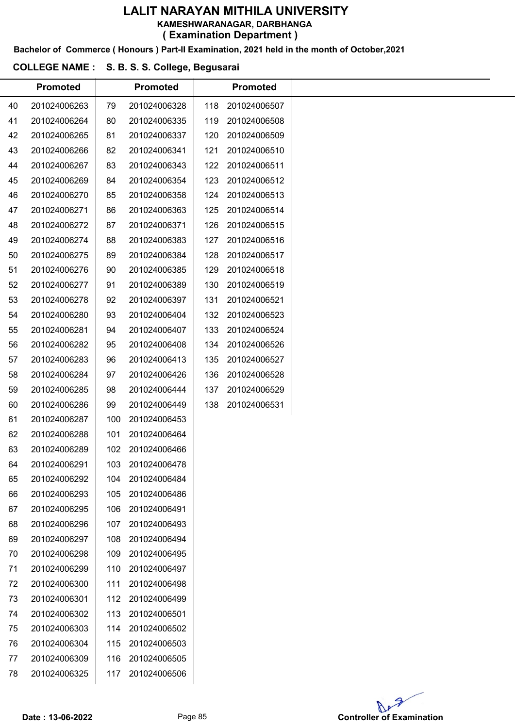# LALIT NARAYAN MITHILA UNIVERSITY

**KAMESHWARANAGAR, DARBHANGA**

**( Examination Department )**

**Bachelor of Commerce ( Honours ) Part-II Examination, 2021 held in the month of October,2021**

**COLLEGE NAME : S. B. S. S. College, Begusarai**

| | Promoted | | Promoted | | Promoted |
|---|---|---|---|---|---|
| 40 | 201024006263 | 79 | 201024006328 | 118 | 201024006507 |
| 41 | 201024006264 | 80 | 201024006335 | 119 | 201024006508 |
| 42 | 201024006265 | 81 | 201024006337 | 120 | 201024006509 |
| 43 | 201024006266 | 82 | 201024006341 | 121 | 201024006510 |
| 44 | 201024006267 | 83 | 201024006343 | 122 | 201024006511 |
| 45 | 201024006269 | 84 | 201024006354 | 123 | 201024006512 |
| 46 | 201024006270 | 85 | 201024006358 | 124 | 201024006513 |
| 47 | 201024006271 | 86 | 201024006363 | 125 | 201024006514 |
| 48 | 201024006272 | 87 | 201024006371 | 126 | 201024006515 |
| 49 | 201024006274 | 88 | 201024006383 | 127 | 201024006516 |
| 50 | 201024006275 | 89 | 201024006384 | 128 | 201024006517 |
| 51 | 201024006276 | 90 | 201024006385 | 129 | 201024006518 |
| 52 | 201024006277 | 91 | 201024006389 | 130 | 201024006519 |
| 53 | 201024006278 | 92 | 201024006397 | 131 | 201024006521 |
| 54 | 201024006280 | 93 | 201024006404 | 132 | 201024006523 |
| 55 | 201024006281 | 94 | 201024006407 | 133 | 201024006524 |
| 56 | 201024006282 | 95 | 201024006408 | 134 | 201024006526 |
| 57 | 201024006283 | 96 | 201024006413 | 135 | 201024006527 |
| 58 | 201024006284 | 97 | 201024006426 | 136 | 201024006528 |
| 59 | 201024006285 | 98 | 201024006444 | 137 | 201024006529 |
| 60 | 201024006286 | 99 | 201024006449 | 138 | 201024006531 |
| 61 | 201024006287 | 100 | 201024006453 | | |
| 62 | 201024006288 | 101 | 201024006464 | | |
| 63 | 201024006289 | 102 | 201024006466 | | |
| 64 | 201024006291 | 103 | 201024006478 | | |
| 65 | 201024006292 | 104 | 201024006484 | | |
| 66 | 201024006293 | 105 | 201024006486 | | |
| 67 | 201024006295 | 106 | 201024006491 | | |
| 68 | 201024006296 | 107 | 201024006493 | | |
| 69 | 201024006297 | 108 | 201024006494 | | |
| 70 | 201024006298 | 109 | 201024006495 | | |
| 71 | 201024006299 | 110 | 201024006497 | | |
| 72 | 201024006300 | 111 | 201024006498 | | |
| 73 | 201024006301 | 112 | 201024006499 | | |
| 74 | 201024006302 | 113 | 201024006501 | | |
| 75 | 201024006303 | 114 | 201024006502 | | |
| 76 | 201024006304 | 115 | 201024006503 | | |
| 77 | 201024006309 | 116 | 201024006505 | | |
| 78 | 201024006325 | 117 | 201024006506 | | |

**Date : 13-06-2022**

**Controller of Examination**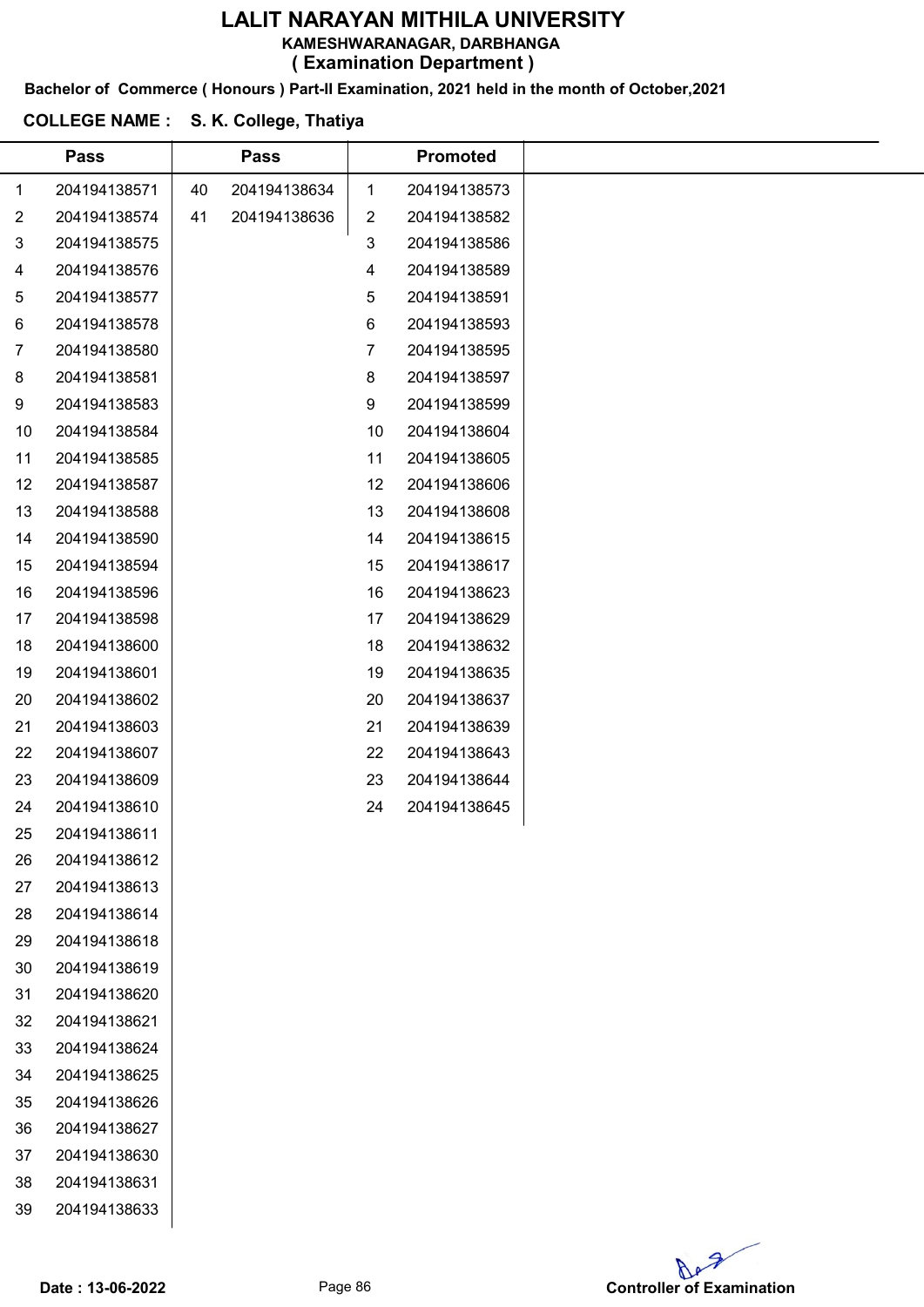# LALIT NARAYAN MITHILA UNIVERSITY

KAMESHWARANAGAR, DARBHANGA

( Examination Department )

**Bachelor of Commerce ( Honours ) Part-II Examination, 2021 held in the month of October,2021**

**COLLEGE NAME : S. K. College, Thatiya**

| Pass | | Pass | | Promoted | |
|---|---|---|---|---|---|
| 1 | 204194138571 | 40 | 204194138634 | 1 | 204194138573 |
| 2 | 204194138574 | 41 | 204194138636 | 2 | 204194138582 |
| 3 | 204194138575 | | | 3 | 204194138586 |
| 4 | 204194138576 | | | 4 | 204194138589 |
| 5 | 204194138577 | | | 5 | 204194138591 |
| 6 | 204194138578 | | | 6 | 204194138593 |
| 7 | 204194138580 | | | 7 | 204194138595 |
| 8 | 204194138581 | | | 8 | 204194138597 |
| 9 | 204194138583 | | | 9 | 204194138599 |
| 10 | 204194138584 | | | 10 | 204194138604 |
| 11 | 204194138585 | | | 11 | 204194138605 |
| 12 | 204194138587 | | | 12 | 204194138606 |
| 13 | 204194138588 | | | 13 | 204194138608 |
| 14 | 204194138590 | | | 14 | 204194138615 |
| 15 | 204194138594 | | | 15 | 204194138617 |
| 16 | 204194138596 | | | 16 | 204194138623 |
| 17 | 204194138598 | | | 17 | 204194138629 |
| 18 | 204194138600 | | | 18 | 204194138632 |
| 19 | 204194138601 | | | 19 | 204194138635 |
| 20 | 204194138602 | | | 20 | 204194138637 |
| 21 | 204194138603 | | | 21 | 204194138639 |
| 22 | 204194138607 | | | 22 | 204194138643 |
| 23 | 204194138609 | | | 23 | 204194138644 |
| 24 | 204194138610 | | | 24 | 204194138645 |
| 25 | 204194138611 | | | | |
| 26 | 204194138612 | | | | |
| 27 | 204194138613 | | | | |
| 28 | 204194138614 | | | | |
| 29 | 204194138618 | | | | |
| 30 | 204194138619 | | | | |
| 31 | 204194138620 | | | | |
| 32 | 204194138621 | | | | |
| 33 | 204194138624 | | | | |
| 34 | 204194138625 | | | | |
| 35 | 204194138626 | | | | |
| 36 | 204194138627 | | | | |
| 37 | 204194138630 | | | | |
| 38 | 204194138631 | | | | |
| 39 | 204194138633 | | | | |

**Date : 13-06-2022**

**Controller of Examination**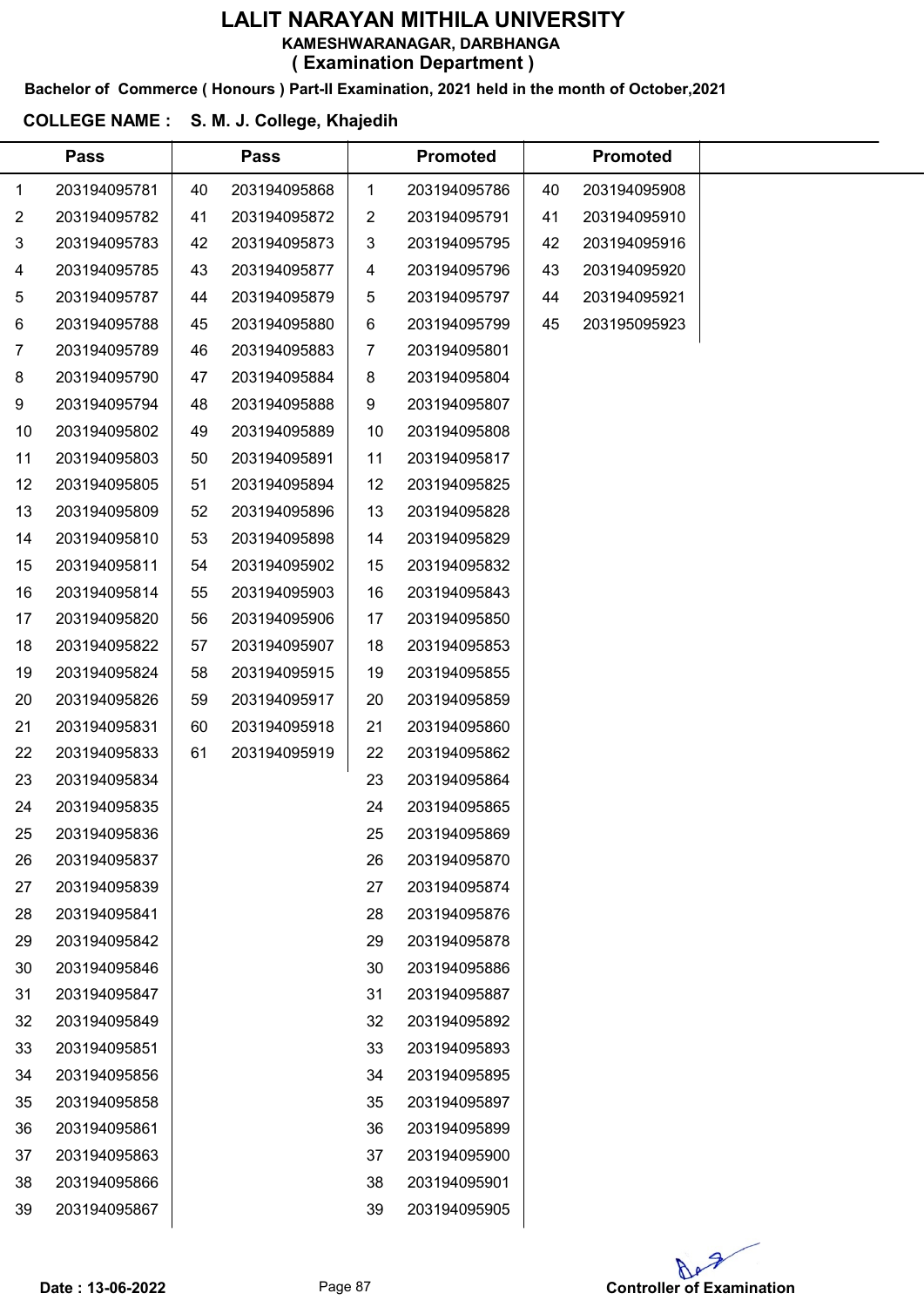# LALIT NARAYAN MITHILA UNIVERSITY

**KAMESHWARANAGAR, DARBHANGA**

**( Examination Department )**

**Bachelor of Commerce ( Honours ) Part-II Examination, 2021 held in the month of October,2021**

**COLLEGE NAME : S. M. J. College, Khajedih**

| | Pass | | Pass | | Promoted | | Promoted |
|---|---|---|---|---|---|---|---|
| 1 | 203194095781 | 40 | 203194095868 | 1 | 203194095786 | 40 | 203194095908 |
| 2 | 203194095782 | 41 | 203194095872 | 2 | 203194095791 | 41 | 203194095910 |
| 3 | 203194095783 | 42 | 203194095873 | 3 | 203194095795 | 42 | 203194095916 |
| 4 | 203194095785 | 43 | 203194095877 | 4 | 203194095796 | 43 | 203194095920 |
| 5 | 203194095787 | 44 | 203194095879 | 5 | 203194095797 | 44 | 203194095921 |
| 6 | 203194095788 | 45 | 203194095880 | 6 | 203194095799 | 45 | 203195095923 |
| 7 | 203194095789 | 46 | 203194095883 | 7 | 203194095801 | | |
| 8 | 203194095790 | 47 | 203194095884 | 8 | 203194095804 | | |
| 9 | 203194095794 | 48 | 203194095888 | 9 | 203194095807 | | |
| 10 | 203194095802 | 49 | 203194095889 | 10 | 203194095808 | | |
| 11 | 203194095803 | 50 | 203194095891 | 11 | 203194095817 | | |
| 12 | 203194095805 | 51 | 203194095894 | 12 | 203194095825 | | |
| 13 | 203194095809 | 52 | 203194095896 | 13 | 203194095828 | | |
| 14 | 203194095810 | 53 | 203194095898 | 14 | 203194095829 | | |
| 15 | 203194095811 | 54 | 203194095902 | 15 | 203194095832 | | |
| 16 | 203194095814 | 55 | 203194095903 | 16 | 203194095843 | | |
| 17 | 203194095820 | 56 | 203194095906 | 17 | 203194095850 | | |
| 18 | 203194095822 | 57 | 203194095907 | 18 | 203194095853 | | |
| 19 | 203194095824 | 58 | 203194095915 | 19 | 203194095855 | | |
| 20 | 203194095826 | 59 | 203194095917 | 20 | 203194095859 | | |
| 21 | 203194095831 | 60 | 203194095918 | 21 | 203194095860 | | |
| 22 | 203194095833 | 61 | 203194095919 | 22 | 203194095862 | | |
| 23 | 203194095834 | | | 23 | 203194095864 | | |
| 24 | 203194095835 | | | 24 | 203194095865 | | |
| 25 | 203194095836 | | | 25 | 203194095869 | | |
| 26 | 203194095837 | | | 26 | 203194095870 | | |
| 27 | 203194095839 | | | 27 | 203194095874 | | |
| 28 | 203194095841 | | | 28 | 203194095876 | | |
| 29 | 203194095842 | | | 29 | 203194095878 | | |
| 30 | 203194095846 | | | 30 | 203194095886 | | |
| 31 | 203194095847 | | | 31 | 203194095887 | | |
| 32 | 203194095849 | | | 32 | 203194095892 | | |
| 33 | 203194095851 | | | 33 | 203194095893 | | |
| 34 | 203194095856 | | | 34 | 203194095895 | | |
| 35 | 203194095858 | | | 35 | 203194095897 | | |
| 36 | 203194095861 | | | 36 | 203194095899 | | |
| 37 | 203194095863 | | | 37 | 203194095900 | | |
| 38 | 203194095866 | | | 38 | 203194095901 | | |
| 39 | 203194095867 | | | 39 | 203194095905 | | |

**Date : 13-06-2022**

**Controller of Examination**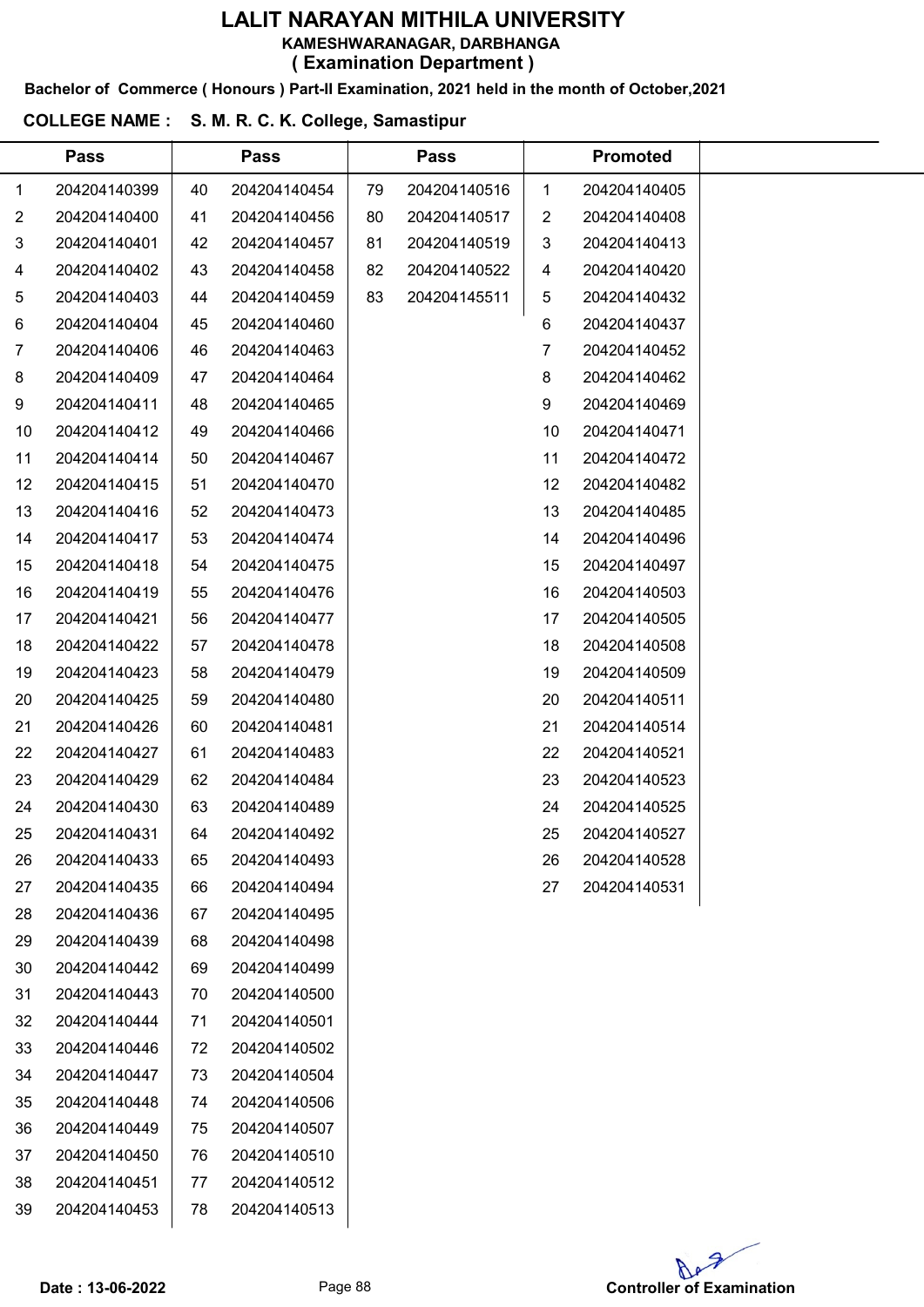# LALIT NARAYAN MITHILA UNIVERSITY

**KAMESHWARANAGAR, DARBHANGA**

**( Examination Department )**

**Bachelor of Commerce ( Honours ) Part-II Examination, 2021 held in the month of October,2021**

**COLLEGE NAME : S. M. R. C. K. College, Samastipur**

| | Pass | | Pass | | Pass | | Promoted |
|---|---|---|---|---|---|---|---|
| 1 | 204204140399 | 40 | 204204140454 | 79 | 204204140516 | 1 | 204204140405 |
| 2 | 204204140400 | 41 | 204204140456 | 80 | 204204140517 | 2 | 204204140408 |
| 3 | 204204140401 | 42 | 204204140457 | 81 | 204204140519 | 3 | 204204140413 |
| 4 | 204204140402 | 43 | 204204140458 | 82 | 204204140522 | 4 | 204204140420 |
| 5 | 204204140403 | 44 | 204204140459 | 83 | 204204145511 | 5 | 204204140432 |
| 6 | 204204140404 | 45 | 204204140460 | | | 6 | 204204140437 |
| 7 | 204204140406 | 46 | 204204140463 | | | 7 | 204204140452 |
| 8 | 204204140409 | 47 | 204204140464 | | | 8 | 204204140462 |
| 9 | 204204140411 | 48 | 204204140465 | | | 9 | 204204140469 |
| 10 | 204204140412 | 49 | 204204140466 | | | 10 | 204204140471 |
| 11 | 204204140414 | 50 | 204204140467 | | | 11 | 204204140472 |
| 12 | 204204140415 | 51 | 204204140470 | | | 12 | 204204140482 |
| 13 | 204204140416 | 52 | 204204140473 | | | 13 | 204204140485 |
| 14 | 204204140417 | 53 | 204204140474 | | | 14 | 204204140496 |
| 15 | 204204140418 | 54 | 204204140475 | | | 15 | 204204140497 |
| 16 | 204204140419 | 55 | 204204140476 | | | 16 | 204204140503 |
| 17 | 204204140421 | 56 | 204204140477 | | | 17 | 204204140505 |
| 18 | 204204140422 | 57 | 204204140478 | | | 18 | 204204140508 |
| 19 | 204204140423 | 58 | 204204140479 | | | 19 | 204204140509 |
| 20 | 204204140425 | 59 | 204204140480 | | | 20 | 204204140511 |
| 21 | 204204140426 | 60 | 204204140481 | | | 21 | 204204140514 |
| 22 | 204204140427 | 61 | 204204140483 | | | 22 | 204204140521 |
| 23 | 204204140429 | 62 | 204204140484 | | | 23 | 204204140523 |
| 24 | 204204140430 | 63 | 204204140489 | | | 24 | 204204140525 |
| 25 | 204204140431 | 64 | 204204140492 | | | 25 | 204204140527 |
| 26 | 204204140433 | 65 | 204204140493 | | | 26 | 204204140528 |
| 27 | 204204140435 | 66 | 204204140494 | | | 27 | 204204140531 |
| 28 | 204204140436 | 67 | 204204140495 | | | | |
| 29 | 204204140439 | 68 | 204204140498 | | | | |
| 30 | 204204140442 | 69 | 204204140499 | | | | |
| 31 | 204204140443 | 70 | 204204140500 | | | | |
| 32 | 204204140444 | 71 | 204204140501 | | | | |
| 33 | 204204140446 | 72 | 204204140502 | | | | |
| 34 | 204204140447 | 73 | 204204140504 | | | | |
| 35 | 204204140448 | 74 | 204204140506 | | | | |
| 36 | 204204140449 | 75 | 204204140507 | | | | |
| 37 | 204204140450 | 76 | 204204140510 | | | | |
| 38 | 204204140451 | 77 | 204204140512 | | | | |
| 39 | 204204140453 | 78 | 204204140513 | | | | |

**Date : 13-06-2022**

**Controller of Examination**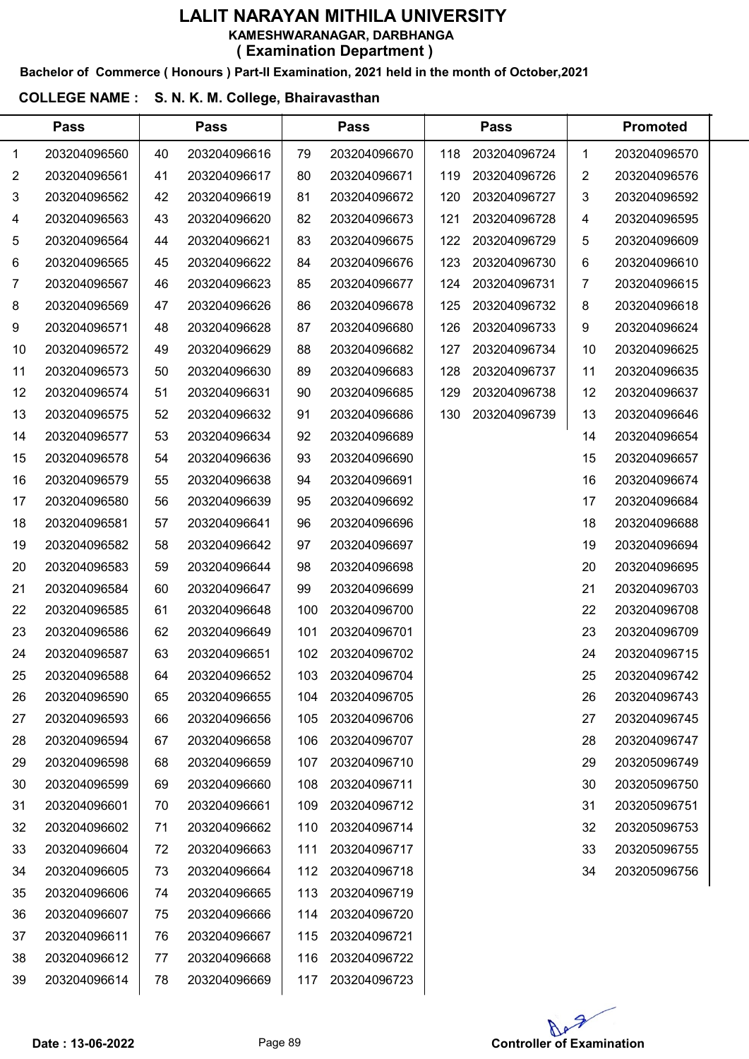# LALIT NARAYAN MITHILA UNIVERSITY

**KAMESHWARANAGAR, DARBHANGA**

**( Examination Department )**

**Bachelor of Commerce ( Honours ) Part-II Examination, 2021 held in the month of October,2021**

**COLLEGE NAME : S. N. K. M. College, Bhairavasthan**

| Pass | | Pass | | Pass | | Pass | | Promoted | |
|---|---|---|---|---|---|---|---|---|---|
| 1 | 203204096560 | 40 | 203204096616 | 79 | 203204096670 | 118 | 203204096724 | 1 | 203204096570 |
| 2 | 203204096561 | 41 | 203204096617 | 80 | 203204096671 | 119 | 203204096726 | 2 | 203204096576 |
| 3 | 203204096562 | 42 | 203204096619 | 81 | 203204096672 | 120 | 203204096727 | 3 | 203204096592 |
| 4 | 203204096563 | 43 | 203204096620 | 82 | 203204096673 | 121 | 203204096728 | 4 | 203204096595 |
| 5 | 203204096564 | 44 | 203204096621 | 83 | 203204096675 | 122 | 203204096729 | 5 | 203204096609 |
| 6 | 203204096565 | 45 | 203204096622 | 84 | 203204096676 | 123 | 203204096730 | 6 | 203204096610 |
| 7 | 203204096567 | 46 | 203204096623 | 85 | 203204096677 | 124 | 203204096731 | 7 | 203204096615 |
| 8 | 203204096569 | 47 | 203204096626 | 86 | 203204096678 | 125 | 203204096732 | 8 | 203204096618 |
| 9 | 203204096571 | 48 | 203204096628 | 87 | 203204096680 | 126 | 203204096733 | 9 | 203204096624 |
| 10 | 203204096572 | 49 | 203204096629 | 88 | 203204096682 | 127 | 203204096734 | 10 | 203204096625 |
| 11 | 203204096573 | 50 | 203204096630 | 89 | 203204096683 | 128 | 203204096737 | 11 | 203204096635 |
| 12 | 203204096574 | 51 | 203204096631 | 90 | 203204096685 | 129 | 203204096738 | 12 | 203204096637 |
| 13 | 203204096575 | 52 | 203204096632 | 91 | 203204096686 | 130 | 203204096739 | 13 | 203204096646 |
| 14 | 203204096577 | 53 | 203204096634 | 92 | 203204096689 | | | 14 | 203204096654 |
| 15 | 203204096578 | 54 | 203204096636 | 93 | 203204096690 | | | 15 | 203204096657 |
| 16 | 203204096579 | 55 | 203204096638 | 94 | 203204096691 | | | 16 | 203204096674 |
| 17 | 203204096580 | 56 | 203204096639 | 95 | 203204096692 | | | 17 | 203204096684 |
| 18 | 203204096581 | 57 | 203204096641 | 96 | 203204096696 | | | 18 | 203204096688 |
| 19 | 203204096582 | 58 | 203204096642 | 97 | 203204096697 | | | 19 | 203204096694 |
| 20 | 203204096583 | 59 | 203204096644 | 98 | 203204096698 | | | 20 | 203204096695 |
| 21 | 203204096584 | 60 | 203204096647 | 99 | 203204096699 | | | 21 | 203204096703 |
| 22 | 203204096585 | 61 | 203204096648 | 100 | 203204096700 | | | 22 | 203204096708 |
| 23 | 203204096586 | 62 | 203204096649 | 101 | 203204096701 | | | 23 | 203204096709 |
| 24 | 203204096587 | 63 | 203204096651 | 102 | 203204096702 | | | 24 | 203204096715 |
| 25 | 203204096588 | 64 | 203204096652 | 103 | 203204096704 | | | 25 | 203204096742 |
| 26 | 203204096590 | 65 | 203204096655 | 104 | 203204096705 | | | 26 | 203204096743 |
| 27 | 203204096593 | 66 | 203204096656 | 105 | 203204096706 | | | 27 | 203204096745 |
| 28 | 203204096594 | 67 | 203204096658 | 106 | 203204096707 | | | 28 | 203204096747 |
| 29 | 203204096598 | 68 | 203204096659 | 107 | 203204096710 | | | 29 | 203205096749 |
| 30 | 203204096599 | 69 | 203204096660 | 108 | 203204096711 | | | 30 | 203205096750 |
| 31 | 203204096601 | 70 | 203204096661 | 109 | 203204096712 | | | 31 | 203205096751 |
| 32 | 203204096602 | 71 | 203204096662 | 110 | 203204096714 | | | 32 | 203205096753 |
| 33 | 203204096604 | 72 | 203204096663 | 111 | 203204096717 | | | 33 | 203205096755 |
| 34 | 203204096605 | 73 | 203204096664 | 112 | 203204096718 | | | 34 | 203205096756 |
| 35 | 203204096606 | 74 | 203204096665 | 113 | 203204096719 | | | | |
| 36 | 203204096607 | 75 | 203204096666 | 114 | 203204096720 | | | | |
| 37 | 203204096611 | 76 | 203204096667 | 115 | 203204096721 | | | | |
| 38 | 203204096612 | 77 | 203204096668 | 116 | 203204096722 | | | | |
| 39 | 203204096614 | 78 | 203204096669 | 117 | 203204096723 | | | | |

**Date : 13-06-2022**

**Controller of Examination**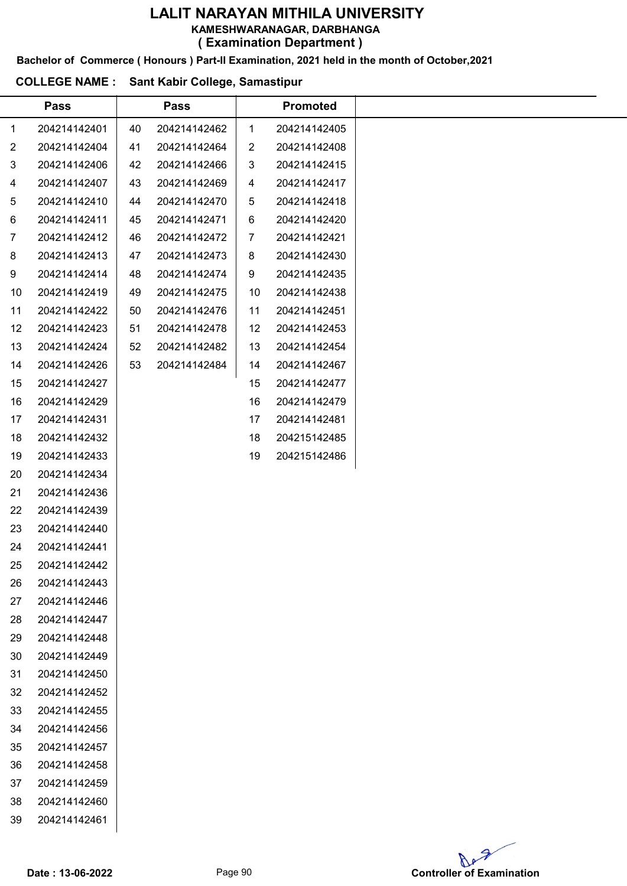# LALIT NARAYAN MITHILA UNIVERSITY

## KAMESHWARANAGAR, DARBHANGA

### ( Examination Department )

**Bachelor of Commerce ( Honours ) Part-II Examination, 2021 held in the month of October,2021**

**COLLEGE NAME : Sant Kabir College, Samastipur**

| | Pass | | Pass | | Promoted |
|---|---|---|---|---|---|
| 1 | 204214142401 | 40 | 204214142462 | 1 | 204214142405 |
| 2 | 204214142404 | 41 | 204214142464 | 2 | 204214142408 |
| 3 | 204214142406 | 42 | 204214142466 | 3 | 204214142415 |
| 4 | 204214142407 | 43 | 204214142469 | 4 | 204214142417 |
| 5 | 204214142410 | 44 | 204214142470 | 5 | 204214142418 |
| 6 | 204214142411 | 45 | 204214142471 | 6 | 204214142420 |
| 7 | 204214142412 | 46 | 204214142472 | 7 | 204214142421 |
| 8 | 204214142413 | 47 | 204214142473 | 8 | 204214142430 |
| 9 | 204214142414 | 48 | 204214142474 | 9 | 204214142435 |
| 10 | 204214142419 | 49 | 204214142475 | 10 | 204214142438 |
| 11 | 204214142422 | 50 | 204214142476 | 11 | 204214142451 |
| 12 | 204214142423 | 51 | 204214142478 | 12 | 204214142453 |
| 13 | 204214142424 | 52 | 204214142482 | 13 | 204214142454 |
| 14 | 204214142426 | 53 | 204214142484 | 14 | 204214142467 |
| 15 | 204214142427 | | | 15 | 204214142477 |
| 16 | 204214142429 | | | 16 | 204214142479 |
| 17 | 204214142431 | | | 17 | 204214142481 |
| 18 | 204214142432 | | | 18 | 204215142485 |
| 19 | 204214142433 | | | 19 | 204215142486 |
| 20 | 204214142434 | | | | |
| 21 | 204214142436 | | | | |
| 22 | 204214142439 | | | | |
| 23 | 204214142440 | | | | |
| 24 | 204214142441 | | | | |
| 25 | 204214142442 | | | | |
| 26 | 204214142443 | | | | |
| 27 | 204214142446 | | | | |
| 28 | 204214142447 | | | | |
| 29 | 204214142448 | | | | |
| 30 | 204214142449 | | | | |
| 31 | 204214142450 | | | | |
| 32 | 204214142452 | | | | |
| 33 | 204214142455 | | | | |
| 34 | 204214142456 | | | | |
| 35 | 204214142457 | | | | |
| 36 | 204214142458 | | | | |
| 37 | 204214142459 | | | | |
| 38 | 204214142460 | | | | |
| 39 | 204214142461 | | | | |

**Date : 13-06-2022**

**Controller of Examination**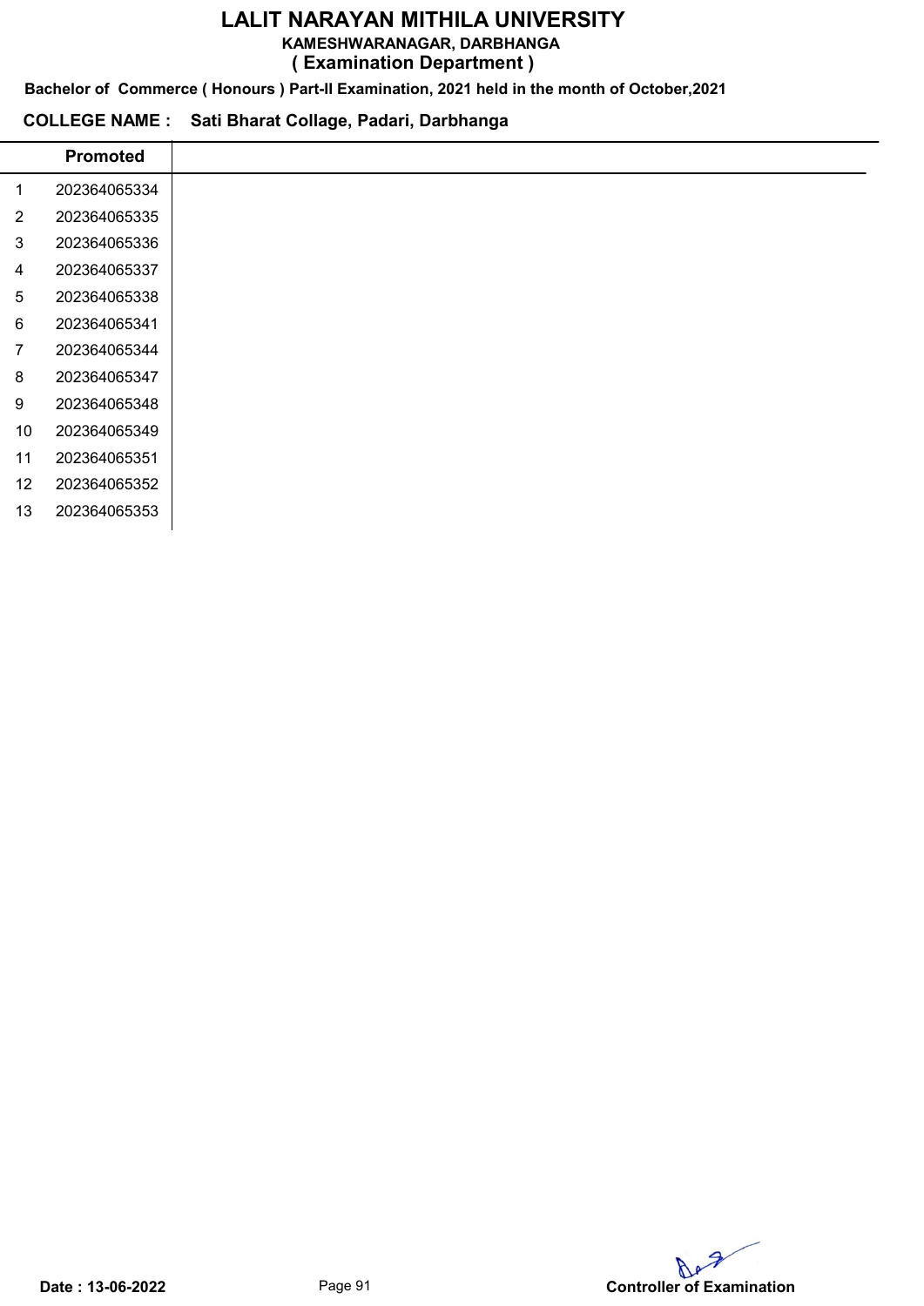# LALIT NARAYAN MITHILA UNIVERSITY

**KAMESHWARANAGAR, DARBHANGA**

**( Examination Department )**

**Bachelor of Commerce ( Honours ) Part-II Examination, 2021 held in the month of October,2021**

**COLLEGE NAME : Sati Bharat Collage, Padari, Darbhanga**

| | Promoted |
|---|---|
| 1 | 202364065334 |
| 2 | 202364065335 |
| 3 | 202364065336 |
| 4 | 202364065337 |
| 5 | 202364065338 |
| 6 | 202364065341 |
| 7 | 202364065344 |
| 8 | 202364065347 |
| 9 | 202364065348 |
| 10 | 202364065349 |
| 11 | 202364065351 |
| 12 | 202364065352 |
| 13 | 202364065353 |

**Date : 13-06-2022**

**Controller of Examination**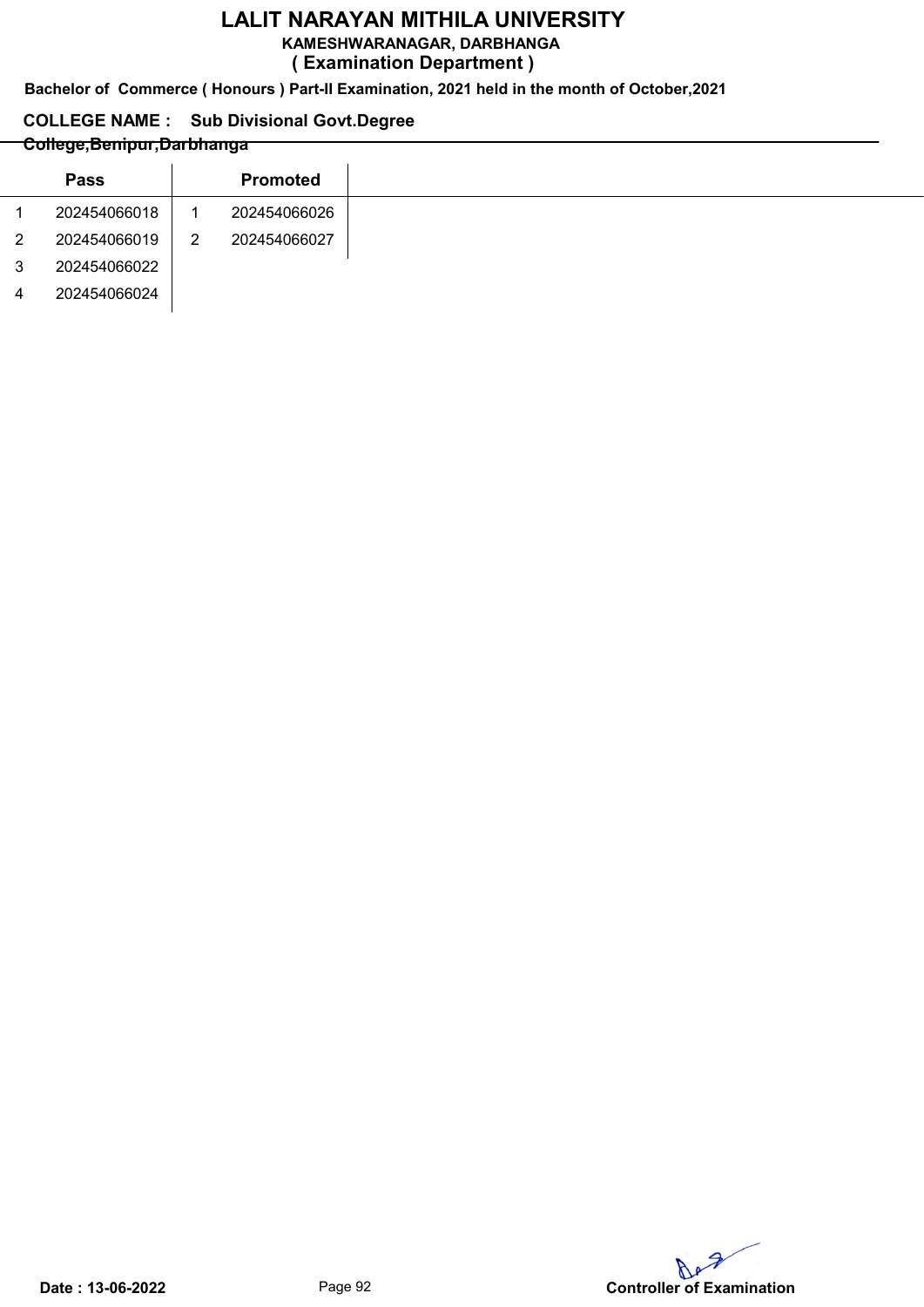# LALIT NARAYAN MITHILA UNIVERSITY

**KAMESHWARANAGAR, DARBHANGA**

**( Examination Department )**

**Bachelor of Commerce ( Honours ) Part-II Examination, 2021 held in the month of October,2021**

**COLLEGE NAME : Sub Divisional Govt.Degree College,Benipur,Darbhanga**

| | Pass | | Promoted |
|---|---|---|---|
| 1 | 202454066018 | 1 | 202454066026 |
| 2 | 202454066019 | 2 | 202454066027 |
| 3 | 202454066022 | | |
| 4 | 202454066024 | | |

**Date : 13-06-2022**

**Controller of Examination**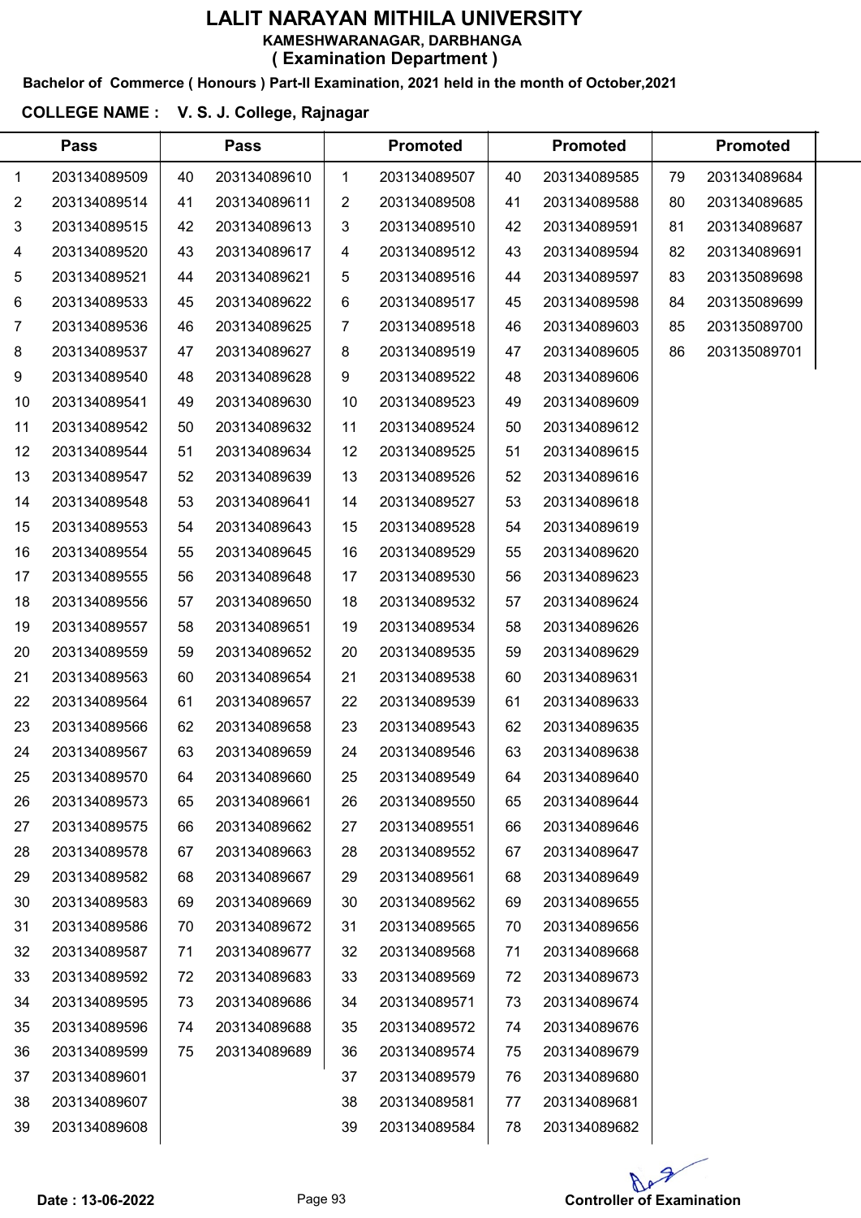# LALIT NARAYAN MITHILA UNIVERSITY

**KAMESHWARANAGAR, DARBHANGA**

**( Examination Department )**

**Bachelor of Commerce ( Honours ) Part-II Examination, 2021 held in the month of October,2021**

**COLLEGE NAME : V. S. J. College, Rajnagar**

| Pass | | Pass | | Promoted | | Promoted | | Promoted | |
|---|---|---|---|---|---|---|---|---|---|
| 1 | 203134089509 | 40 | 203134089610 | 1 | 203134089507 | 40 | 203134089585 | 79 | 203134089684 |
| 2 | 203134089514 | 41 | 203134089611 | 2 | 203134089508 | 41 | 203134089588 | 80 | 203134089685 |
| 3 | 203134089515 | 42 | 203134089613 | 3 | 203134089510 | 42 | 203134089591 | 81 | 203134089687 |
| 4 | 203134089520 | 43 | 203134089617 | 4 | 203134089512 | 43 | 203134089594 | 82 | 203134089691 |
| 5 | 203134089521 | 44 | 203134089621 | 5 | 203134089516 | 44 | 203134089597 | 83 | 203135089698 |
| 6 | 203134089533 | 45 | 203134089622 | 6 | 203134089517 | 45 | 203134089598 | 84 | 203135089699 |
| 7 | 203134089536 | 46 | 203134089625 | 7 | 203134089518 | 46 | 203134089603 | 85 | 203135089700 |
| 8 | 203134089537 | 47 | 203134089627 | 8 | 203134089519 | 47 | 203134089605 | 86 | 203135089701 |
| 9 | 203134089540 | 48 | 203134089628 | 9 | 203134089522 | 48 | 203134089606 | | |
| 10 | 203134089541 | 49 | 203134089630 | 10 | 203134089523 | 49 | 203134089609 | | |
| 11 | 203134089542 | 50 | 203134089632 | 11 | 203134089524 | 50 | 203134089612 | | |
| 12 | 203134089544 | 51 | 203134089634 | 12 | 203134089525 | 51 | 203134089615 | | |
| 13 | 203134089547 | 52 | 203134089639 | 13 | 203134089526 | 52 | 203134089616 | | |
| 14 | 203134089548 | 53 | 203134089641 | 14 | 203134089527 | 53 | 203134089618 | | |
| 15 | 203134089553 | 54 | 203134089643 | 15 | 203134089528 | 54 | 203134089619 | | |
| 16 | 203134089554 | 55 | 203134089645 | 16 | 203134089529 | 55 | 203134089620 | | |
| 17 | 203134089555 | 56 | 203134089648 | 17 | 203134089530 | 56 | 203134089623 | | |
| 18 | 203134089556 | 57 | 203134089650 | 18 | 203134089532 | 57 | 203134089624 | | |
| 19 | 203134089557 | 58 | 203134089651 | 19 | 203134089534 | 58 | 203134089626 | | |
| 20 | 203134089559 | 59 | 203134089652 | 20 | 203134089535 | 59 | 203134089629 | | |
| 21 | 203134089563 | 60 | 203134089654 | 21 | 203134089538 | 60 | 203134089631 | | |
| 22 | 203134089564 | 61 | 203134089657 | 22 | 203134089539 | 61 | 203134089633 | | |
| 23 | 203134089566 | 62 | 203134089658 | 23 | 203134089543 | 62 | 203134089635 | | |
| 24 | 203134089567 | 63 | 203134089659 | 24 | 203134089546 | 63 | 203134089638 | | |
| 25 | 203134089570 | 64 | 203134089660 | 25 | 203134089549 | 64 | 203134089640 | | |
| 26 | 203134089573 | 65 | 203134089661 | 26 | 203134089550 | 65 | 203134089644 | | |
| 27 | 203134089575 | 66 | 203134089662 | 27 | 203134089551 | 66 | 203134089646 | | |
| 28 | 203134089578 | 67 | 203134089663 | 28 | 203134089552 | 67 | 203134089647 | | |
| 29 | 203134089582 | 68 | 203134089667 | 29 | 203134089561 | 68 | 203134089649 | | |
| 30 | 203134089583 | 69 | 203134089669 | 30 | 203134089562 | 69 | 203134089655 | | |
| 31 | 203134089586 | 70 | 203134089672 | 31 | 203134089565 | 70 | 203134089656 | | |
| 32 | 203134089587 | 71 | 203134089677 | 32 | 203134089568 | 71 | 203134089668 | | |
| 33 | 203134089592 | 72 | 203134089683 | 33 | 203134089569 | 72 | 203134089673 | | |
| 34 | 203134089595 | 73 | 203134089686 | 34 | 203134089571 | 73 | 203134089674 | | |
| 35 | 203134089596 | 74 | 203134089688 | 35 | 203134089572 | 74 | 203134089676 | | |
| 36 | 203134089599 | 75 | 203134089689 | 36 | 203134089574 | 75 | 203134089679 | | |
| 37 | 203134089601 | | | 37 | 203134089579 | 76 | 203134089680 | | |
| 38 | 203134089607 | | | 38 | 203134089581 | 77 | 203134089681 | | |
| 39 | 203134089608 | | | 39 | 203134089584 | 78 | 203134089682 | | |

**Date : 13-06-2022**

**Controller of Examination**